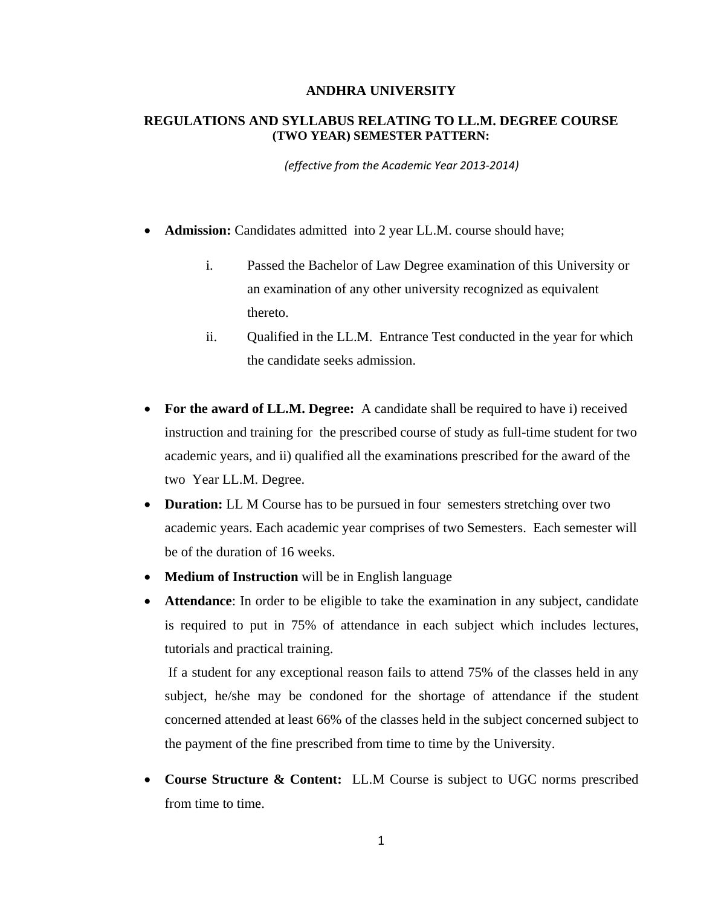# ANDHRA UNIVERSITY

## REGULATIONS AND SYLLABUS RELATING TO LL.M. DEGREE COURSE (TWO YEAR) SEMESTER PATTERN:

*(effective from the Academic Year 2013-2014)*

- **Admission:** Candidates admitted into 2 year LL.M. course should have;

    i. Passed the Bachelor of Law Degree examination of this University or an examination of any other university recognized as equivalent thereto.

    ii. Qualified in the LL.M. Entrance Test conducted in the year for which the candidate seeks admission.

- **For the award of LL.M. Degree:** A candidate shall be required to have i) received instruction and training for the prescribed course of study as full-time student for two academic years, and ii) qualified all the examinations prescribed for the award of the two Year LL.M. Degree.
- **Duration:** LL M Course has to be pursued in four semesters stretching over two academic years. Each academic year comprises of two Semesters. Each semester will be of the duration of 16 weeks.
- **Medium of Instruction** will be in English language
- **Attendance**: In order to be eligible to take the examination in any subject, candidate is required to put in 75% of attendance in each subject which includes lectures, tutorials and practical training.

    If a student for any exceptional reason fails to attend 75% of the classes held in any subject, he/she may be condoned for the shortage of attendance if the student concerned attended at least 66% of the classes held in the subject concerned subject to the payment of the fine prescribed from time to time by the University.

- **Course Structure & Content:** LL.M Course is subject to UGC norms prescribed from time to time.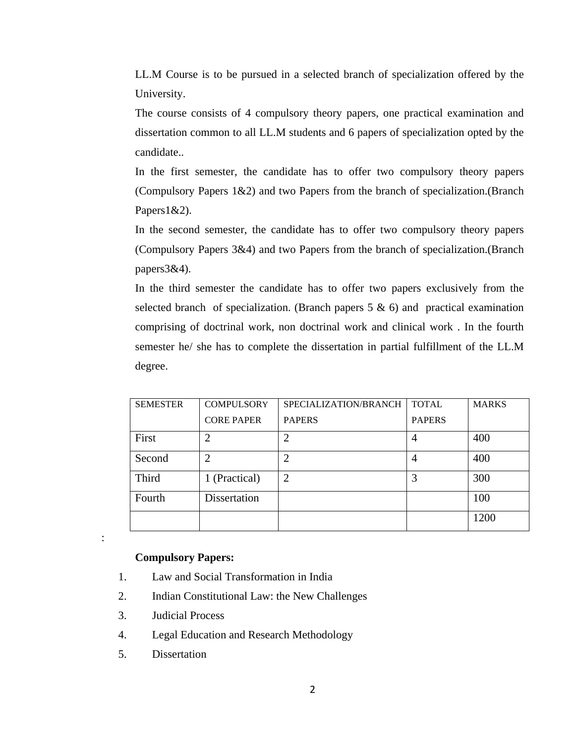LL.M Course is to be pursued in a selected branch of specialization offered by the University.

The course consists of 4 compulsory theory papers, one practical examination and dissertation common to all LL.M students and 6 papers of specialization opted by the candidate..

In the first semester, the candidate has to offer two compulsory theory papers (Compulsory Papers 1&2) and two Papers from the branch of specialization.(Branch Papers1&2).

In the second semester, the candidate has to offer two compulsory theory papers (Compulsory Papers 3&4) and two Papers from the branch of specialization.(Branch papers3&4).

In the third semester the candidate has to offer two papers exclusively from the selected branch of specialization. (Branch papers 5 & 6) and practical examination comprising of doctrinal work, non doctrinal work and clinical work . In the fourth semester he/ she has to complete the dissertation in partial fulfillment of the LL.M degree.

| SEMESTER | COMPULSORY CORE PAPER | SPECIALIZATION/BRANCH PAPERS | TOTAL PAPERS | MARKS |
|---|---|---|---|---|
| First | 2 | 2 | 4 | 400 |
| Second | 2 | 2 | 4 | 400 |
| Third | 1 (Practical) | 2 | 3 | 300 |
| Fourth | Dissertation | | | 100 |
| | | | | 1200 |

:

**Compulsory Papers:**

1. Law and Social Transformation in India
2. Indian Constitutional Law: the New Challenges
3. Judicial Process
4. Legal Education and Research Methodology
5. Dissertation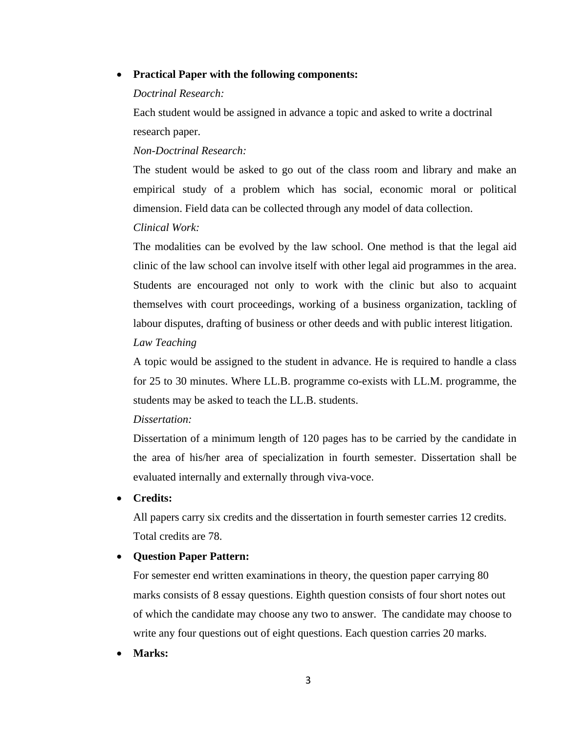- **Practical Paper with the following components:**

  *Doctrinal Research:*

  Each student would be assigned in advance a topic and asked to write a doctrinal research paper.

  *Non-Doctrinal Research:*

  The student would be asked to go out of the class room and library and make an empirical study of a problem which has social, economic moral or political dimension. Field data can be collected through any model of data collection.

  *Clinical Work:*

  The modalities can be evolved by the law school. One method is that the legal aid clinic of the law school can involve itself with other legal aid programmes in the area. Students are encouraged not only to work with the clinic but also to acquaint themselves with court proceedings, working of a business organization, tackling of labour disputes, drafting of business or other deeds and with public interest litigation.

  *Law Teaching*

  A topic would be assigned to the student in advance. He is required to handle a class for 25 to 30 minutes. Where LL.B. programme co-exists with LL.M. programme, the students may be asked to teach the LL.B. students.

  *Dissertation:*

  Dissertation of a minimum length of 120 pages has to be carried by the candidate in the area of his/her area of specialization in fourth semester. Dissertation shall be evaluated internally and externally through viva-voce.

- **Credits:**

  All papers carry six credits and the dissertation in fourth semester carries 12 credits. Total credits are 78.

- **Question Paper Pattern:**

  For semester end written examinations in theory, the question paper carrying 80 marks consists of 8 essay questions. Eighth question consists of four short notes out of which the candidate may choose any two to answer. The candidate may choose to write any four questions out of eight questions. Each question carries 20 marks.

- **Marks:**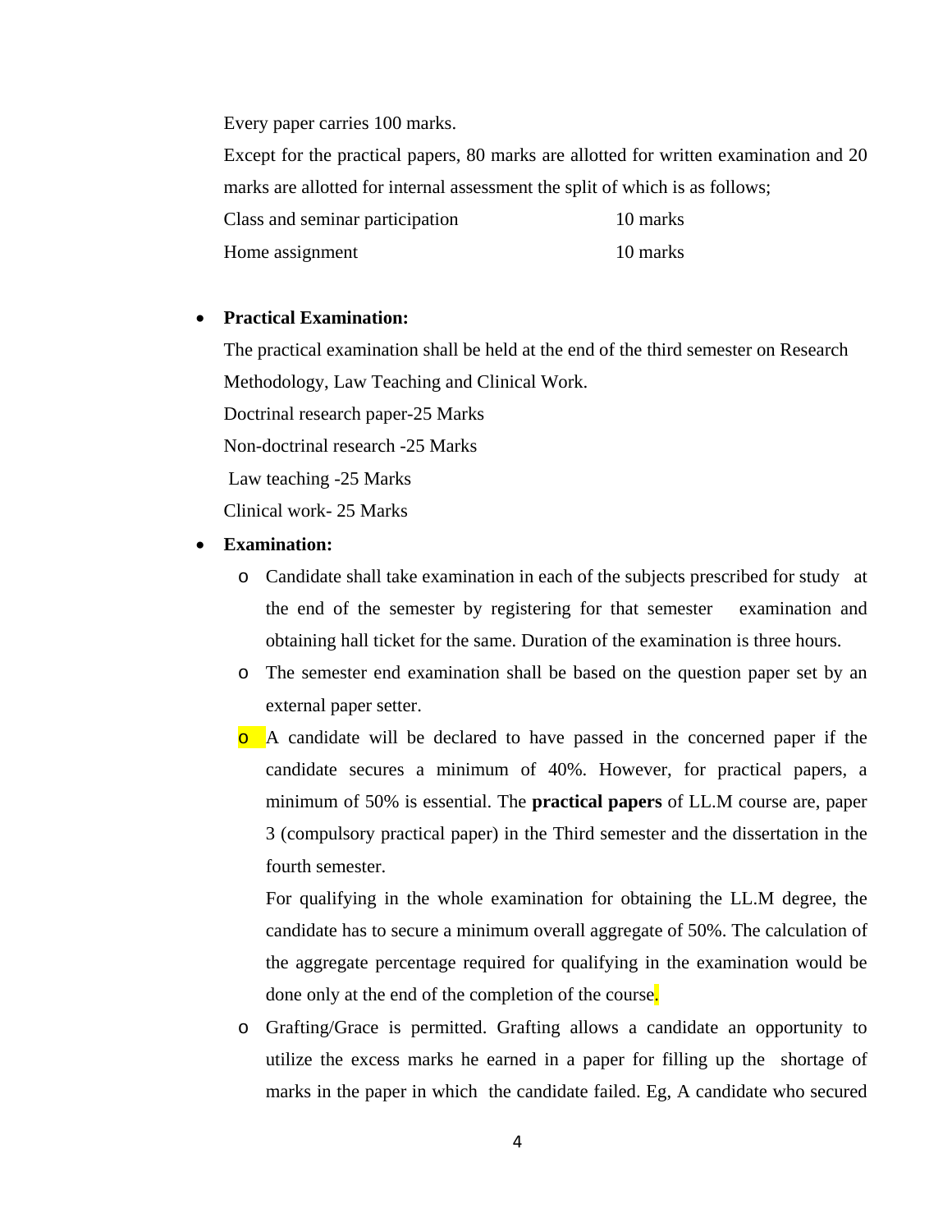Every paper carries 100 marks.

Except for the practical papers, 80 marks are allotted for written examination and 20 marks are allotted for internal assessment the split of which is as follows;

| | |
|---|---|
| Class and seminar participation | 10 marks |
| Home assignment | 10 marks |

- **Practical Examination:**

  The practical examination shall be held at the end of the third semester on Research Methodology, Law Teaching and Clinical Work.

  Doctrinal research paper-25 Marks

  Non-doctrinal research -25 Marks

  Law teaching -25 Marks

  Clinical work- 25 Marks

- **Examination:**
  - Candidate shall take examination in each of the subjects prescribed for study at the end of the semester by registering for that semester examination and obtaining hall ticket for the same. Duration of the examination is three hours.
  - The semester end examination shall be based on the question paper set by an external paper setter.
  - A candidate will be declared to have passed in the concerned paper if the candidate secures a minimum of 40%. However, for practical papers, a minimum of 50% is essential. The **practical papers** of LL.M course are, paper 3 (compulsory practical paper) in the Third semester and the dissertation in the fourth semester.

    For qualifying in the whole examination for obtaining the LL.M degree, the candidate has to secure a minimum overall aggregate of 50%. The calculation of the aggregate percentage required for qualifying in the examination would be done only at the end of the completion of the course.
  - Grafting/Grace is permitted. Grafting allows a candidate an opportunity to utilize the excess marks he earned in a paper for filling up the shortage of marks in the paper in which the candidate failed. Eg, A candidate who secured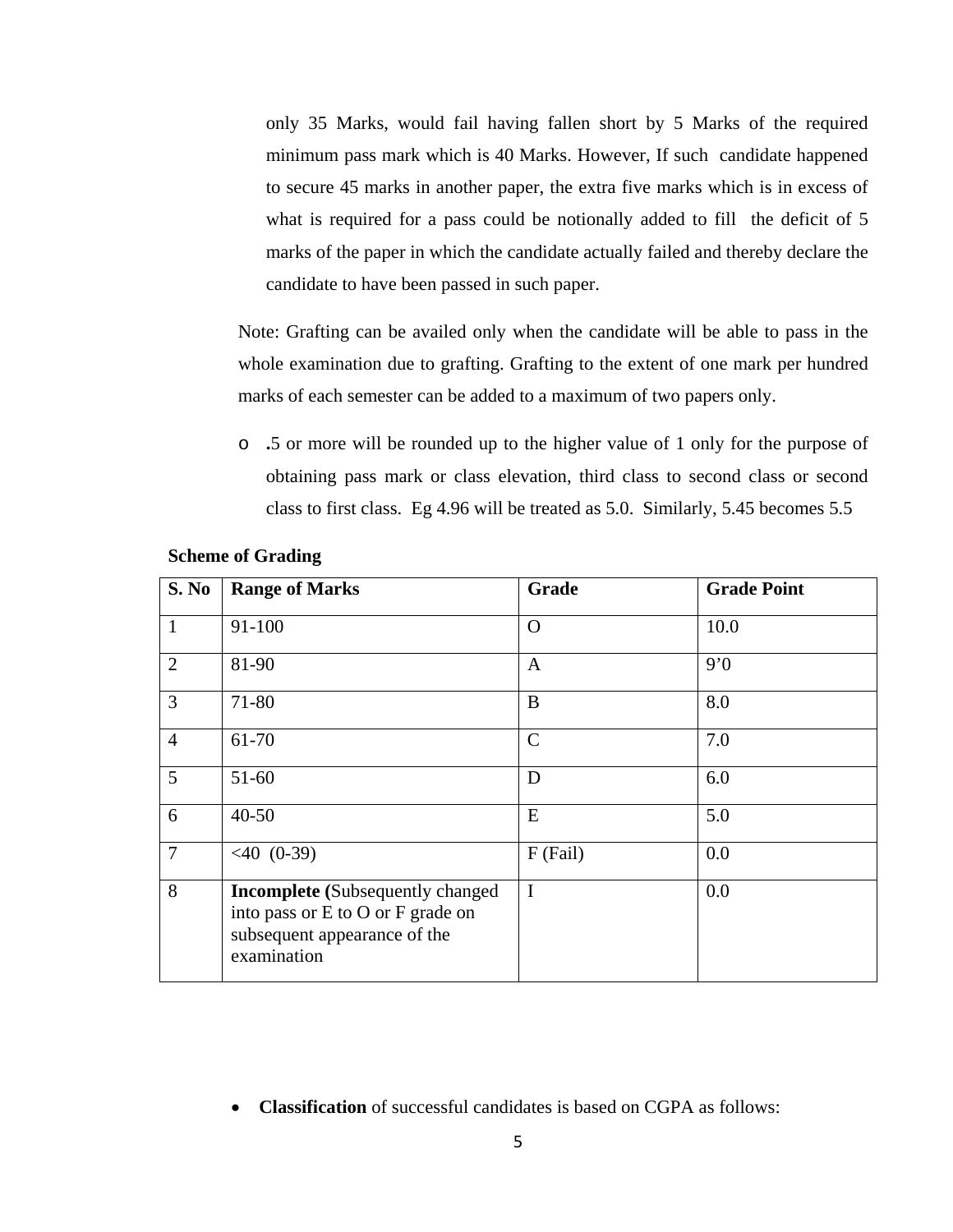only 35 Marks, would fail having fallen short by 5 Marks of the required minimum pass mark which is 40 Marks. However, If such candidate happened to secure 45 marks in another paper, the extra five marks which is in excess of what is required for a pass could be notionally added to fill the deficit of 5 marks of the paper in which the candidate actually failed and thereby declare the candidate to have been passed in such paper.

Note: Grafting can be availed only when the candidate will be able to pass in the whole examination due to grafting. Grafting to the extent of one mark per hundred marks of each semester can be added to a maximum of two papers only.

- **.**5 or more will be rounded up to the higher value of 1 only for the purpose of obtaining pass mark or class elevation, third class to second class or second class to first class. Eg 4.96 will be treated as 5.0. Similarly, 5.45 becomes 5.5

**Scheme of Grading**

| S. No | Range of Marks | Grade | Grade Point |
|---|---|---|---|
| 1 | 91-100 | O | 10.0 |
| 2 | 81-90 | A | 9'0 |
| 3 | 71-80 | B | 8.0 |
| 4 | 61-70 | C | 7.0 |
| 5 | 51-60 | D | 6.0 |
| 6 | 40-50 | E | 5.0 |
| 7 | <40 (0-39) | F (Fail) | 0.0 |
| 8 | **Incomplete (**Subsequently changed into pass or E to O or F grade on subsequent appearance of the examination | I | 0.0 |

- **Classification** of successful candidates is based on CGPA as follows: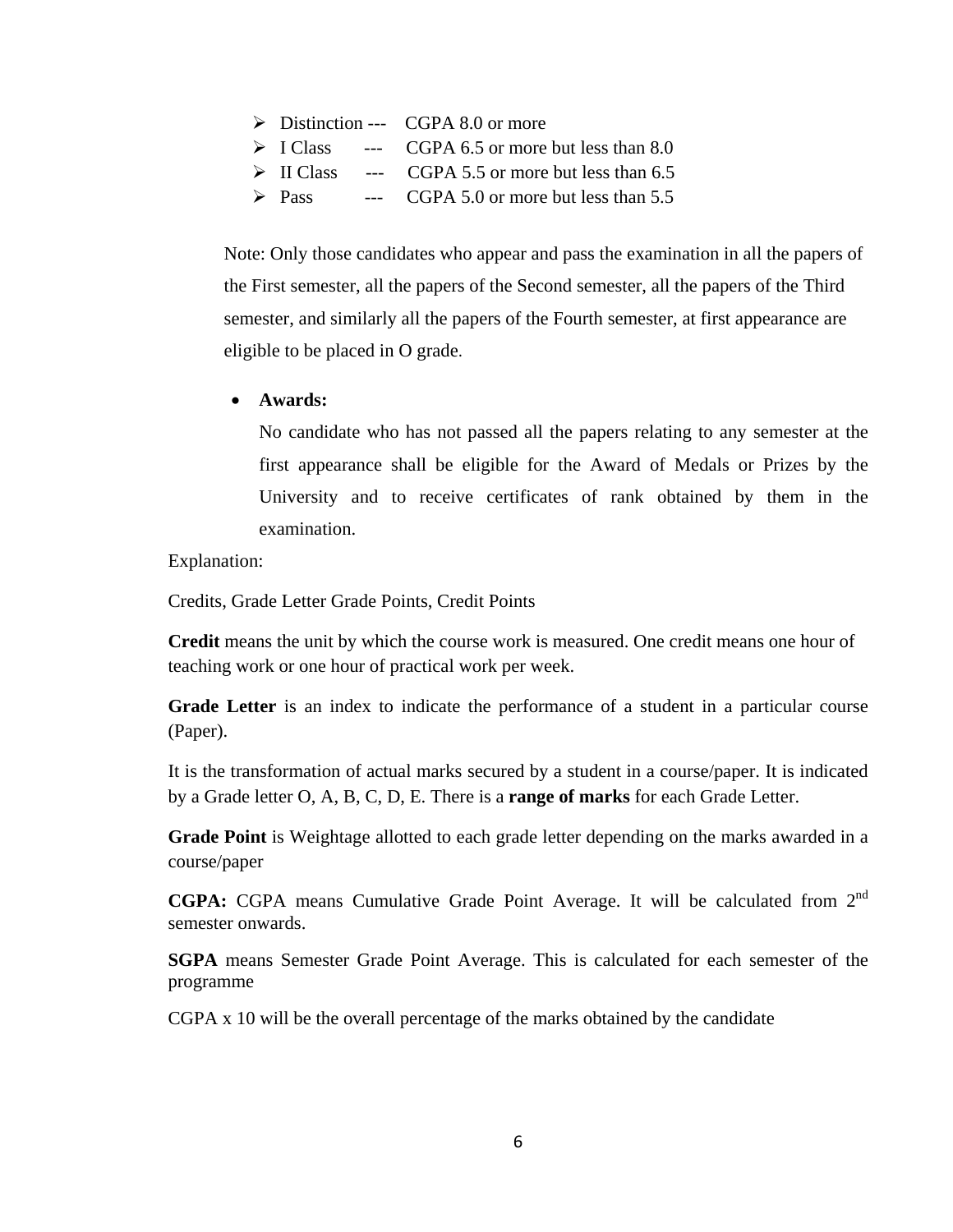- Distinction --- CGPA 8.0 or more
- I Class --- CGPA 6.5 or more but less than 8.0
- II Class --- CGPA 5.5 or more but less than 6.5
- Pass --- CGPA 5.0 or more but less than 5.5

Note: Only those candidates who appear and pass the examination in all the papers of the First semester, all the papers of the Second semester, all the papers of the Third semester, and similarly all the papers of the Fourth semester, at first appearance are eligible to be placed in O grade.

- **Awards:**

  No candidate who has not passed all the papers relating to any semester at the first appearance shall be eligible for the Award of Medals or Prizes by the University and to receive certificates of rank obtained by them in the examination.

Explanation:

Credits, Grade Letter Grade Points, Credit Points

**Credit** means the unit by which the course work is measured. One credit means one hour of teaching work or one hour of practical work per week.

**Grade Letter** is an index to indicate the performance of a student in a particular course (Paper).

It is the transformation of actual marks secured by a student in a course/paper. It is indicated by a Grade letter O, A, B, C, D, E. There is a **range of marks** for each Grade Letter.

**Grade Point** is Weightage allotted to each grade letter depending on the marks awarded in a course/paper

**CGPA:** CGPA means Cumulative Grade Point Average. It will be calculated from 2nd semester onwards.

**SGPA** means Semester Grade Point Average. This is calculated for each semester of the programme

CGPA x 10 will be the overall percentage of the marks obtained by the candidate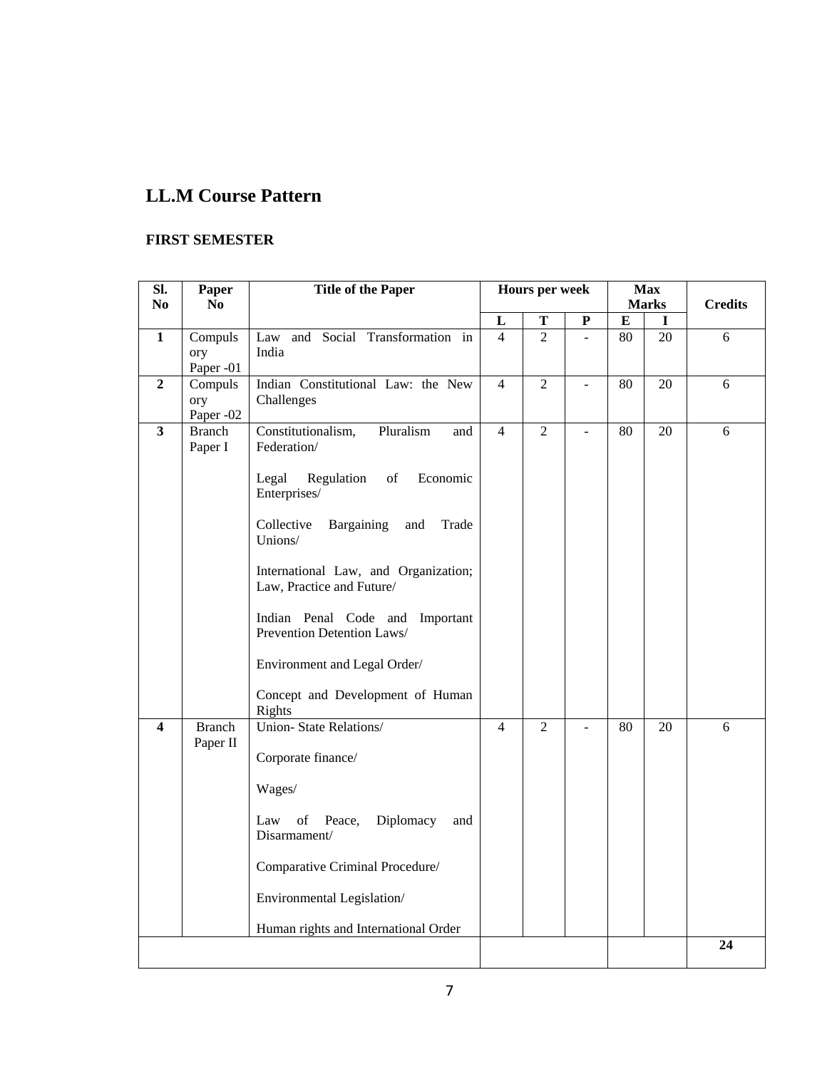# LL.M Course Pattern

## FIRST SEMESTER

| Sl. No | Paper No | Title of the Paper | Hours per week | | | Max Marks | | Credits |
|---|---|---|---|---|---|---|---|---|
| | | | L | T | P | E | I | |
| **1** | Compulsory Paper -01 | Law and Social Transformation in India | 4 | 2 | - | 80 | 20 | 6 |
| **2** | Compulsory Paper -02 | Indian Constitutional Law: the New Challenges | 4 | 2 | - | 80 | 20 | 6 |
| **3** | Branch Paper I | Constitutionalism, Pluralism and Federation/<br><br>Legal Regulation of Economic Enterprises/<br><br>Collective Bargaining and Trade Unions/<br><br>International Law, and Organization; Law, Practice and Future/<br><br>Indian Penal Code and Important Prevention Detention Laws/<br><br>Environment and Legal Order/<br><br>Concept and Development of Human Rights | 4 | 2 | - | 80 | 20 | 6 |
| **4** | Branch Paper II | Union- State Relations/<br><br>Corporate finance/<br><br>Wages/<br><br>Law of Peace, Diplomacy and Disarmament/<br><br>Comparative Criminal Procedure/<br><br>Environmental Legislation/<br><br>Human rights and International Order | 4 | 2 | - | 80 | 20 | 6 |
| | | | | | | | | **24** |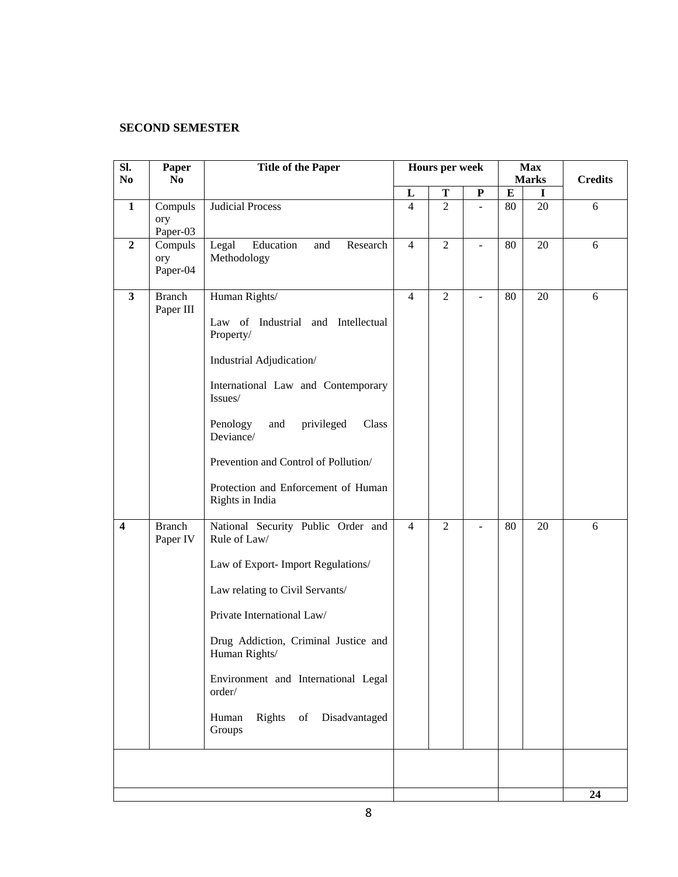**SECOND SEMESTER**

| Sl. No | Paper No | Title of the Paper | Hours per week | | | Max Marks | | Credits |
|---|---|---|---|---|---|---|---|---|
| | | | L | T | P | E | I | |
| **1** | Compulsory Paper-03 | Judicial Process | 4 | 2 | - | 80 | 20 | 6 |
| **2** | Compulsory Paper-04 | Legal Education and Research Methodology | 4 | 2 | - | 80 | 20 | 6 |
| **3** | Branch Paper III | Human Rights/<br><br>Law of Industrial and Intellectual Property/<br><br>Industrial Adjudication/<br><br>International Law and Contemporary Issues/<br><br>Penology and privileged Class Deviance/<br><br>Prevention and Control of Pollution/<br><br>Protection and Enforcement of Human Rights in India | 4 | 2 | - | 80 | 20 | 6 |
| **4** | Branch Paper IV | National Security Public Order and Rule of Law/<br><br>Law of Export- Import Regulations/<br><br>Law relating to Civil Servants/<br><br>Private International Law/<br><br>Drug Addiction, Criminal Justice and Human Rights/<br><br>Environment and International Legal order/<br><br>Human Rights of Disadvantaged Groups | 4 | 2 | - | 80 | 20 | 6 |
| | | | | | | | | |
| | | | | | | | | **24** |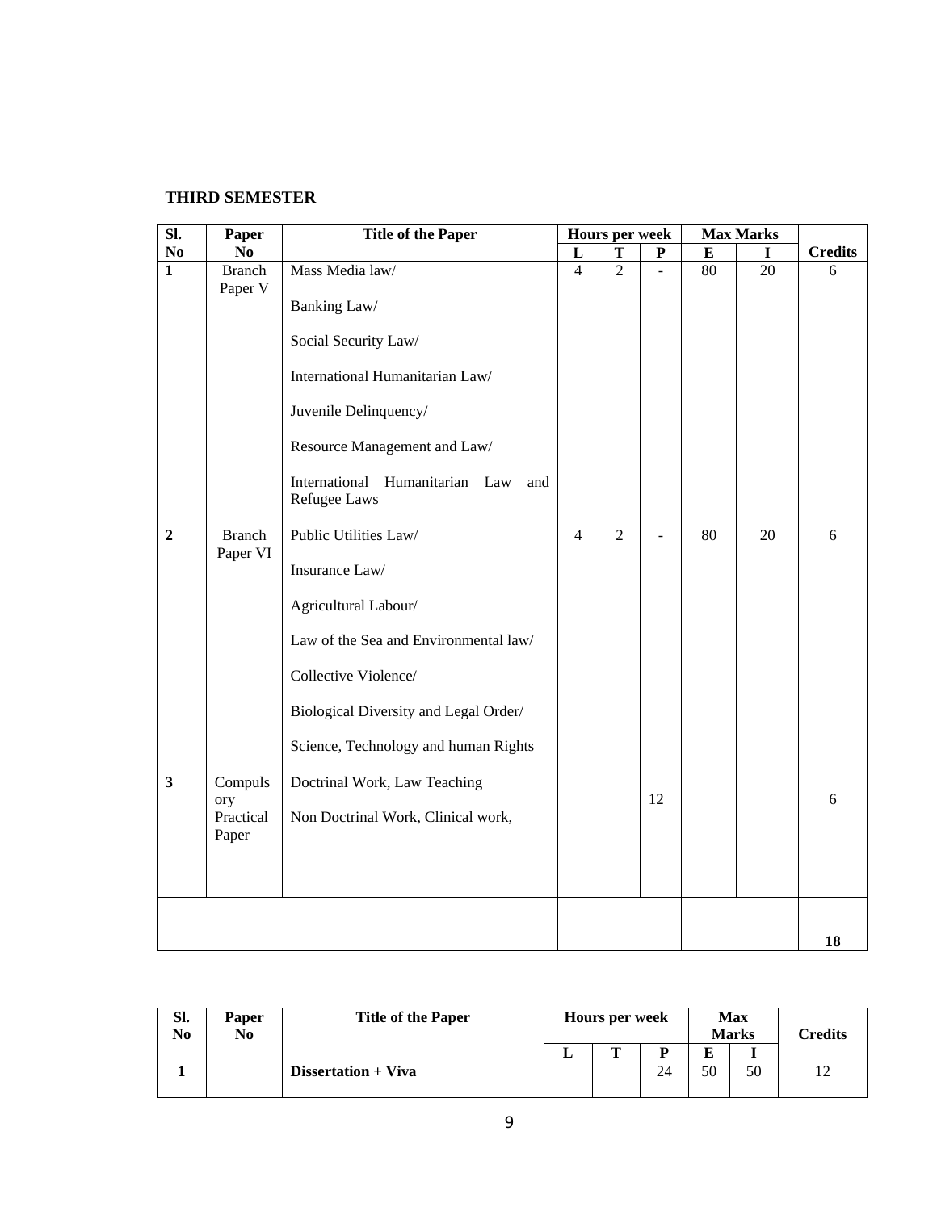**THIRD SEMESTER**

| Sl. No | Paper No | Title of the Paper | Hours per week | | | Max Marks | | Credits |
|---|---|---|---|---|---|---|---|---|
| | | | L | T | P | E | I | |
| **1** | Branch Paper V | Mass Media law/ Banking Law/ Social Security Law/ International Humanitarian Law/ Juvenile Delinquency/ Resource Management and Law/ International Humanitarian Law and Refugee Laws | 4 | 2 | - | 80 | 20 | 6 |
| **2** | Branch Paper VI | Public Utilities Law/ Insurance Law/ Agricultural Labour/ Law of the Sea and Environmental law/ Collective Violence/ Biological Diversity and Legal Order/ Science, Technology and human Rights | 4 | 2 | - | 80 | 20 | 6 |
| **3** | Compulsory Practical Paper | Doctrinal Work, Law Teaching Non Doctrinal Work, Clinical work, | | | 12 | | | 6 |
| | | | | | | | | **18** |

| Sl. No | Paper No | Title of the Paper | Hours per week | | | Max Marks | | Credits |
|---|---|---|---|---|---|---|---|---|
| | | | L | T | P | E | I | |
| **1** | | **Dissertation + Viva** | | | 24 | 50 | 50 | 12 |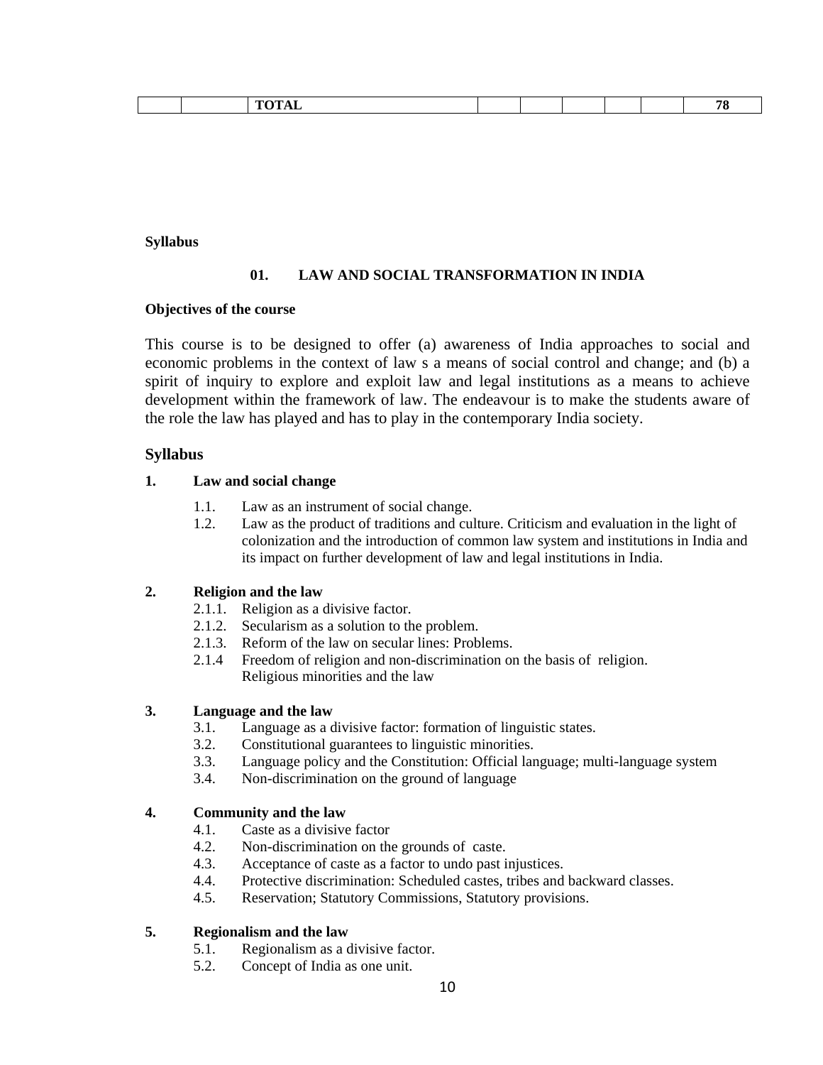|  |  | TOTAL |  |  |  |  |  | 78 |
|---|---|---|---|---|---|---|---|---|

**Syllabus**

### 01. LAW AND SOCIAL TRANSFORMATION IN INDIA

**Objectives of the course**

This course is to be designed to offer (a) awareness of India approaches to social and economic problems in the context of law s a means of social control and change; and (b) a spirit of inquiry to explore and exploit law and legal institutions as a means to achieve development within the framework of law. The endeavour is to make the students aware of the role the law has played and has to play in the contemporary India society.

## Syllabus

**1. Law and social change**

- 1.1. Law as an instrument of social change.
- 1.2. Law as the product of traditions and culture. Criticism and evaluation in the light of colonization and the introduction of common law system and institutions in India and its impact on further development of law and legal institutions in India.

**2. Religion and the law**

- 2.1.1. Religion as a divisive factor.
- 2.1.2. Secularism as a solution to the problem.
- 2.1.3. Reform of the law on secular lines: Problems.
- 2.1.4 Freedom of religion and non-discrimination on the basis of religion. Religious minorities and the law

**3. Language and the law**

- 3.1. Language as a divisive factor: formation of linguistic states.
- 3.2. Constitutional guarantees to linguistic minorities.
- 3.3. Language policy and the Constitution: Official language; multi-language system
- 3.4. Non-discrimination on the ground of language

**4. Community and the law**

- 4.1. Caste as a divisive factor
- 4.2. Non-discrimination on the grounds of caste.
- 4.3. Acceptance of caste as a factor to undo past injustices.
- 4.4. Protective discrimination: Scheduled castes, tribes and backward classes.
- 4.5. Reservation; Statutory Commissions, Statutory provisions.

**5. Regionalism and the law**

- 5.1. Regionalism as a divisive factor.
- 5.2. Concept of India as one unit.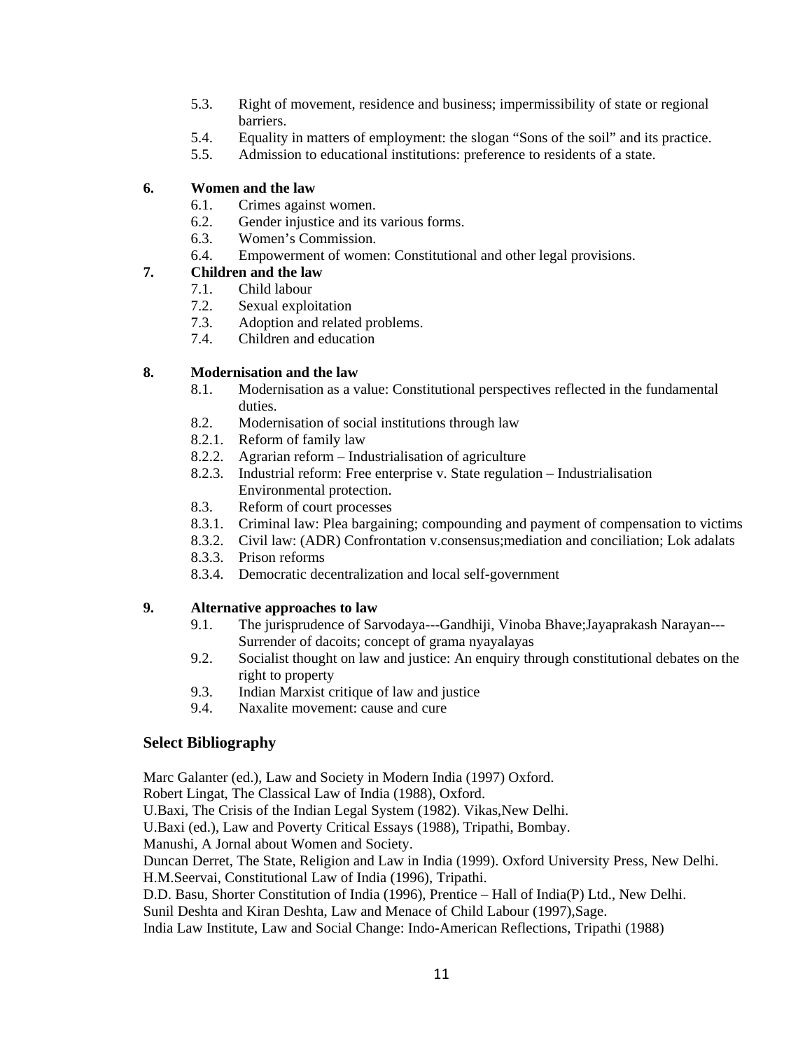5.3. Right of movement, residence and business; impermissibility of state or regional barriers.
5.4. Equality in matters of employment: the slogan "Sons of the soil" and its practice.
5.5. Admission to educational institutions: preference to residents of a state.

**6. Women and the law**

6.1. Crimes against women.
6.2. Gender injustice and its various forms.
6.3. Women's Commission.
6.4. Empowerment of women: Constitutional and other legal provisions.

**7. Children and the law**

7.1. Child labour
7.2. Sexual exploitation
7.3. Adoption and related problems.
7.4. Children and education

**8. Modernisation and the law**

8.1. Modernisation as a value: Constitutional perspectives reflected in the fundamental duties.
8.2. Modernisation of social institutions through law
8.2.1. Reform of family law
8.2.2. Agrarian reform – Industrialisation of agriculture
8.2.3. Industrial reform: Free enterprise v. State regulation – Industrialisation Environmental protection.
8.3. Reform of court processes
8.3.1. Criminal law: Plea bargaining; compounding and payment of compensation to victims
8.3.2. Civil law: (ADR) Confrontation v.consensus;mediation and conciliation; Lok adalats
8.3.3. Prison reforms
8.3.4. Democratic decentralization and local self-government

**9. Alternative approaches to law**

9.1. The jurisprudence of Sarvodaya---Gandhiji, Vinoba Bhave;Jayaprakash Narayan---Surrender of dacoits; concept of grama nyayalayas
9.2. Socialist thought on law and justice: An enquiry through constitutional debates on the right to property
9.3. Indian Marxist critique of law and justice
9.4. Naxalite movement: cause and cure

## Select Bibliography

Marc Galanter (ed.), Law and Society in Modern India (1997) Oxford.
Robert Lingat, The Classical Law of India (1988), Oxford.
U.Baxi, The Crisis of the Indian Legal System (1982). Vikas,New Delhi.
U.Baxi (ed.), Law and Poverty Critical Essays (1988), Tripathi, Bombay.
Manushi, A Jornal about Women and Society.
Duncan Derret, The State, Religion and Law in India (1999). Oxford University Press, New Delhi.
H.M.Seervai, Constitutional Law of India (1996), Tripathi.
D.D. Basu, Shorter Constitution of India (1996), Prentice – Hall of India(P) Ltd., New Delhi.
Sunil Deshta and Kiran Deshta, Law and Menace of Child Labour (1997),Sage.
India Law Institute, Law and Social Change: Indo-American Reflections, Tripathi (1988)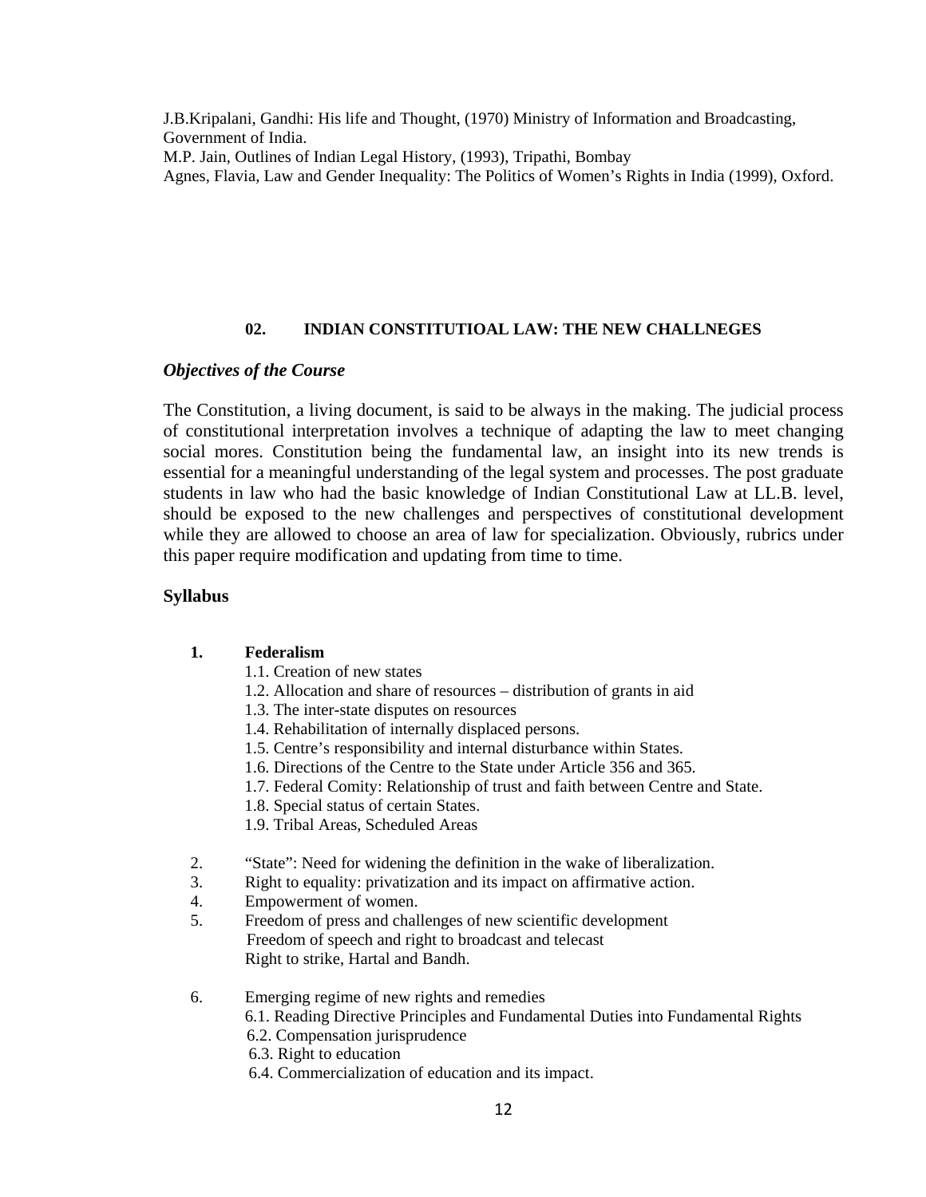J.B.Kripalani, Gandhi: His life and Thought, (1970) Ministry of Information and Broadcasting, Government of India.

M.P. Jain, Outlines of Indian Legal History, (1993), Tripathi, Bombay

Agnes, Flavia, Law and Gender Inequality: The Politics of Women's Rights in India (1999), Oxford.

## 02. INDIAN CONSTITUTIOAL LAW: THE NEW CHALLNEGES

### *Objectives of the Course*

The Constitution, a living document, is said to be always in the making. The judicial process of constitutional interpretation involves a technique of adapting the law to meet changing social mores. Constitution being the fundamental law, an insight into its new trends is essential for a meaningful understanding of the legal system and processes. The post graduate students in law who had the basic knowledge of Indian Constitutional Law at LL.B. level, should be exposed to the new challenges and perspectives of constitutional development while they are allowed to choose an area of law for specialization. Obviously, rubrics under this paper require modification and updating from time to time.

### Syllabus

1. **Federalism**
   - 1.1. Creation of new states
   - 1.2. Allocation and share of resources – distribution of grants in aid
   - 1.3. The inter-state disputes on resources
   - 1.4. Rehabilitation of internally displaced persons.
   - 1.5. Centre's responsibility and internal disturbance within States.
   - 1.6. Directions of the Centre to the State under Article 356 and 365.
   - 1.7. Federal Comity: Relationship of trust and faith between Centre and State.
   - 1.8. Special status of certain States.
   - 1.9. Tribal Areas, Scheduled Areas

2. "State": Need for widening the definition in the wake of liberalization.
3. Right to equality: privatization and its impact on affirmative action.
4. Empowerment of women.
5. Freedom of press and challenges of new scientific development
   Freedom of speech and right to broadcast and telecast
   Right to strike, Hartal and Bandh.

6. Emerging regime of new rights and remedies
   - 6.1. Reading Directive Principles and Fundamental Duties into Fundamental Rights
   - 6.2. Compensation jurisprudence
   - 6.3. Right to education
   - 6.4. Commercialization of education and its impact.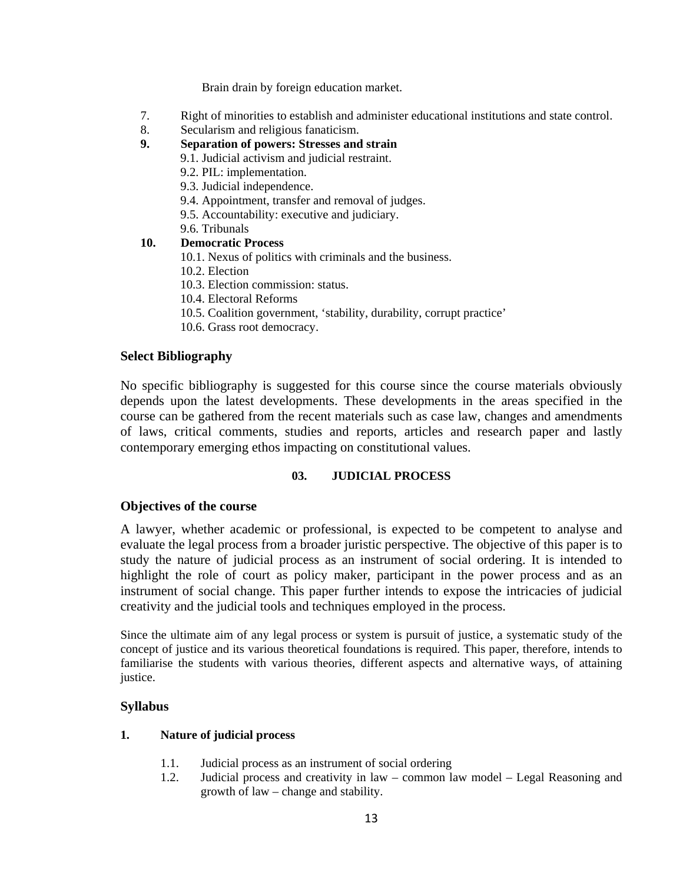Brain drain by foreign education market.

7. Right of minorities to establish and administer educational institutions and state control.
8. Secularism and religious fanaticism.
9. **Separation of powers: Stresses and strain**
   - 9.1. Judicial activism and judicial restraint.
   - 9.2. PIL: implementation.
   - 9.3. Judicial independence.
   - 9.4. Appointment, transfer and removal of judges.
   - 9.5. Accountability: executive and judiciary.
   - 9.6. Tribunals
10. **Democratic Process**
    - 10.1. Nexus of politics with criminals and the business.
    - 10.2. Election
    - 10.3. Election commission: status.
    - 10.4. Electoral Reforms
    - 10.5. Coalition government, 'stability, durability, corrupt practice'
    - 10.6. Grass root democracy.

### Select Bibliography

No specific bibliography is suggested for this course since the course materials obviously depends upon the latest developments. These developments in the areas specified in the course can be gathered from the recent materials such as case law, changes and amendments of laws, critical comments, studies and reports, articles and research paper and lastly contemporary emerging ethos impacting on constitutional values.

## 03. JUDICIAL PROCESS

### Objectives of the course

A lawyer, whether academic or professional, is expected to be competent to analyse and evaluate the legal process from a broader juristic perspective. The objective of this paper is to study the nature of judicial process as an instrument of social ordering. It is intended to highlight the role of court as policy maker, participant in the power process and as an instrument of social change. This paper further intends to expose the intricacies of judicial creativity and the judicial tools and techniques employed in the process.

Since the ultimate aim of any legal process or system is pursuit of justice, a systematic study of the concept of justice and its various theoretical foundations is required. This paper, therefore, intends to familiarise the students with various theories, different aspects and alternative ways, of attaining justice.

### Syllabus

1. **Nature of judicial process**
   - 1.1. Judicial process as an instrument of social ordering
   - 1.2. Judicial process and creativity in law – common law model – Legal Reasoning and growth of law – change and stability.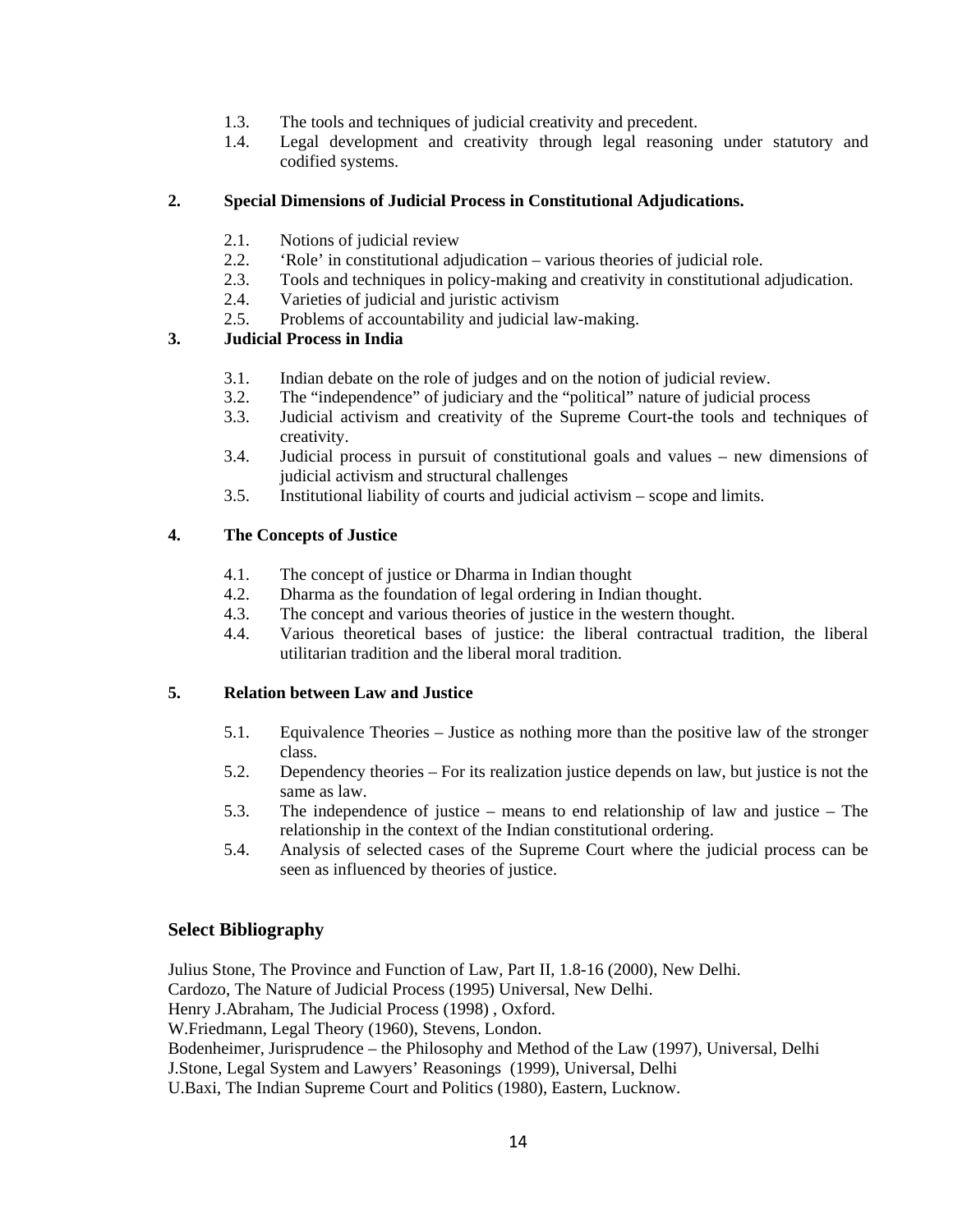1.3. The tools and techniques of judicial creativity and precedent.
1.4. Legal development and creativity through legal reasoning under statutory and codified systems.

**2. Special Dimensions of Judicial Process in Constitutional Adjudications.**

2.1. Notions of judicial review
2.2. 'Role' in constitutional adjudication – various theories of judicial role.
2.3. Tools and techniques in policy-making and creativity in constitutional adjudication.
2.4. Varieties of judicial and juristic activism
2.5. Problems of accountability and judicial law-making.

**3. Judicial Process in India**

3.1. Indian debate on the role of judges and on the notion of judicial review.
3.2. The "independence" of judiciary and the "political" nature of judicial process
3.3. Judicial activism and creativity of the Supreme Court-the tools and techniques of creativity.
3.4. Judicial process in pursuit of constitutional goals and values – new dimensions of judicial activism and structural challenges
3.5. Institutional liability of courts and judicial activism – scope and limits.

**4. The Concepts of Justice**

4.1. The concept of justice or Dharma in Indian thought
4.2. Dharma as the foundation of legal ordering in Indian thought.
4.3. The concept and various theories of justice in the western thought.
4.4. Various theoretical bases of justice: the liberal contractual tradition, the liberal utilitarian tradition and the liberal moral tradition.

**5. Relation between Law and Justice**

5.1. Equivalence Theories – Justice as nothing more than the positive law of the stronger class.
5.2. Dependency theories – For its realization justice depends on law, but justice is not the same as law.
5.3. The independence of justice – means to end relationship of law and justice – The relationship in the context of the Indian constitutional ordering.
5.4. Analysis of selected cases of the Supreme Court where the judicial process can be seen as influenced by theories of justice.

## Select Bibliography

Julius Stone, The Province and Function of Law, Part II, 1.8-16 (2000), New Delhi.
Cardozo, The Nature of Judicial Process (1995) Universal, New Delhi.
Henry J.Abraham, The Judicial Process (1998) , Oxford.
W.Friedmann, Legal Theory (1960), Stevens, London.
Bodenheimer, Jurisprudence – the Philosophy and Method of the Law (1997), Universal, Delhi
J.Stone, Legal System and Lawyers' Reasonings (1999), Universal, Delhi
U.Baxi, The Indian Supreme Court and Politics (1980), Eastern, Lucknow.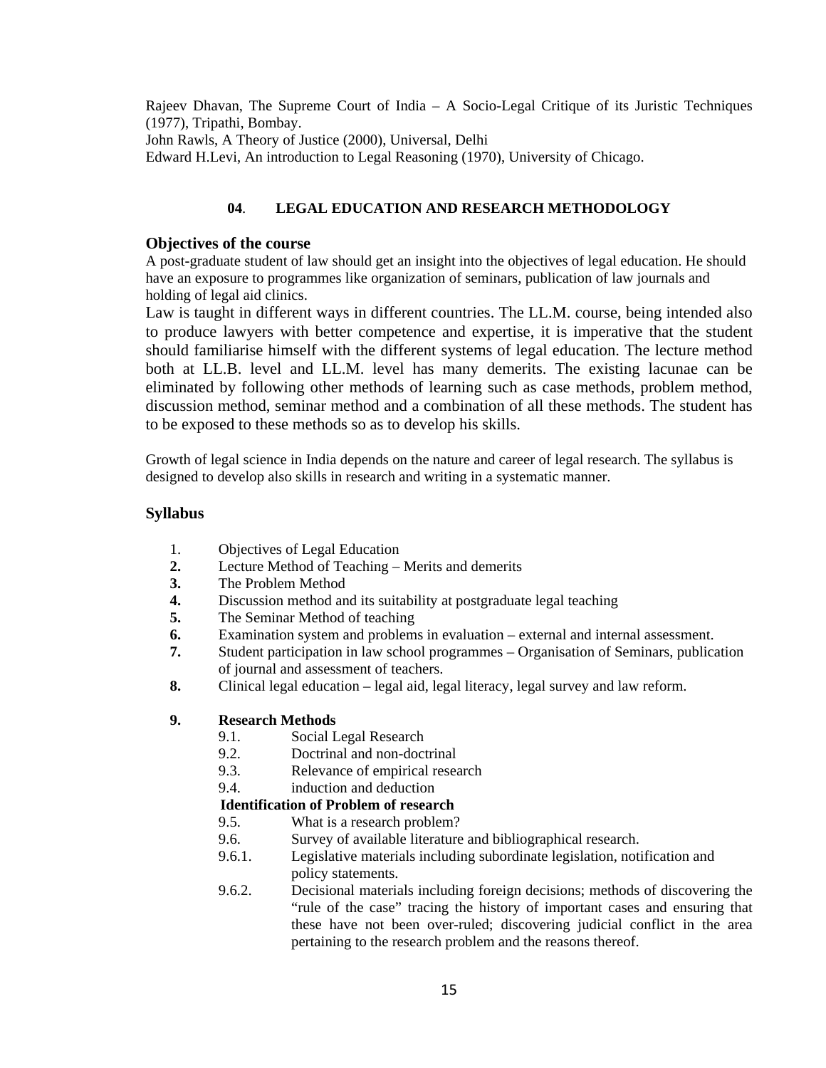Rajeev Dhavan, The Supreme Court of India – A Socio-Legal Critique of its Juristic Techniques (1977), Tripathi, Bombay.
John Rawls, A Theory of Justice (2000), Universal, Delhi
Edward H.Levi, An introduction to Legal Reasoning (1970), University of Chicago.

## 04. LEGAL EDUCATION AND RESEARCH METHODOLOGY

### Objectives of the course

A post-graduate student of law should get an insight into the objectives of legal education. He should have an exposure to programmes like organization of seminars, publication of law journals and holding of legal aid clinics.

Law is taught in different ways in different countries. The LL.M. course, being intended also to produce lawyers with better competence and expertise, it is imperative that the student should familiarise himself with the different systems of legal education. The lecture method both at LL.B. level and LL.M. level has many demerits. The existing lacunae can be eliminated by following other methods of learning such as case methods, problem method, discussion method, seminar method and a combination of all these methods. The student has to be exposed to these methods so as to develop his skills.

Growth of legal science in India depends on the nature and career of legal research. The syllabus is designed to develop also skills in research and writing in a systematic manner.

### Syllabus

1. Objectives of Legal Education
2. Lecture Method of Teaching – Merits and demerits
3. The Problem Method
4. Discussion method and its suitability at postgraduate legal teaching
5. The Seminar Method of teaching
6. Examination system and problems in evaluation – external and internal assessment.
7. Student participation in law school programmes – Organisation of Seminars, publication of journal and assessment of teachers.
8. Clinical legal education – legal aid, legal literacy, legal survey and law reform.

**9. Research Methods**

- 9.1. Social Legal Research
- 9.2. Doctrinal and non-doctrinal
- 9.3. Relevance of empirical research
- 9.4. induction and deduction

**Identification of Problem of research**

- 9.5. What is a research problem?
- 9.6. Survey of available literature and bibliographical research.
- 9.6.1. Legislative materials including subordinate legislation, notification and policy statements.
- 9.6.2. Decisional materials including foreign decisions; methods of discovering the "rule of the case" tracing the history of important cases and ensuring that these have not been over-ruled; discovering judicial conflict in the area pertaining to the research problem and the reasons thereof.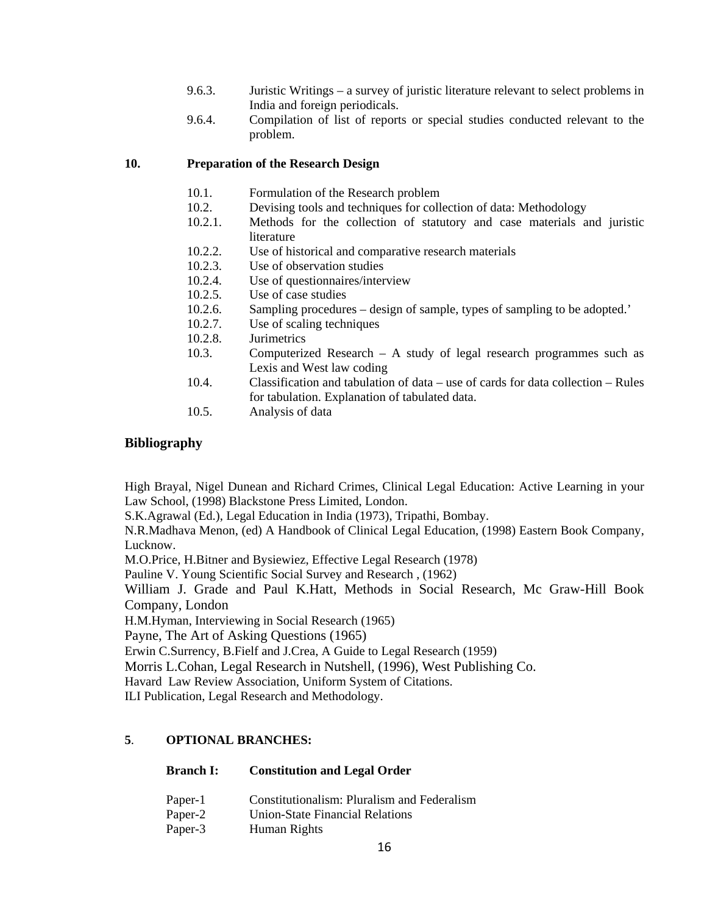9.6.3. Juristic Writings – a survey of juristic literature relevant to select problems in India and foreign periodicals.

9.6.4. Compilation of list of reports or special studies conducted relevant to the problem.

**10. Preparation of the Research Design**

10.1. Formulation of the Research problem

10.2. Devising tools and techniques for collection of data: Methodology

10.2.1. Methods for the collection of statutory and case materials and juristic literature

10.2.2. Use of historical and comparative research materials

10.2.3. Use of observation studies

10.2.4. Use of questionnaires/interview

10.2.5. Use of case studies

10.2.6. Sampling procedures – design of sample, types of sampling to be adopted.'

10.2.7. Use of scaling techniques

10.2.8. Jurimetrics

10.3. Computerized Research – A study of legal research programmes such as Lexis and West law coding

10.4. Classification and tabulation of data – use of cards for data collection – Rules for tabulation. Explanation of tabulated data.

10.5. Analysis of data

## Bibliography

High Brayal, Nigel Dunean and Richard Crimes, Clinical Legal Education: Active Learning in your Law School, (1998) Blackstone Press Limited, London.

S.K.Agrawal (Ed.), Legal Education in India (1973), Tripathi, Bombay.

N.R.Madhava Menon, (ed) A Handbook of Clinical Legal Education, (1998) Eastern Book Company, Lucknow.

M.O.Price, H.Bitner and Bysiewiez, Effective Legal Research (1978)

Pauline V. Young Scientific Social Survey and Research , (1962)

William J. Grade and Paul K.Hatt, Methods in Social Research, Mc Graw-Hill Book Company, London

H.M.Hyman, Interviewing in Social Research (1965)

Payne, The Art of Asking Questions (1965)

Erwin C.Surrency, B.Fielf and J.Crea, A Guide to Legal Research (1959)

Morris L.Cohan, Legal Research in Nutshell, (1996), West Publishing Co.

Havard Law Review Association, Uniform System of Citations.

ILI Publication, Legal Research and Methodology.

**5. OPTIONAL BRANCHES:**

**Branch I: Constitution and Legal Order**

Paper-1 Constitutionalism: Pluralism and Federalism

Paper-2 Union-State Financial Relations

Paper-3 Human Rights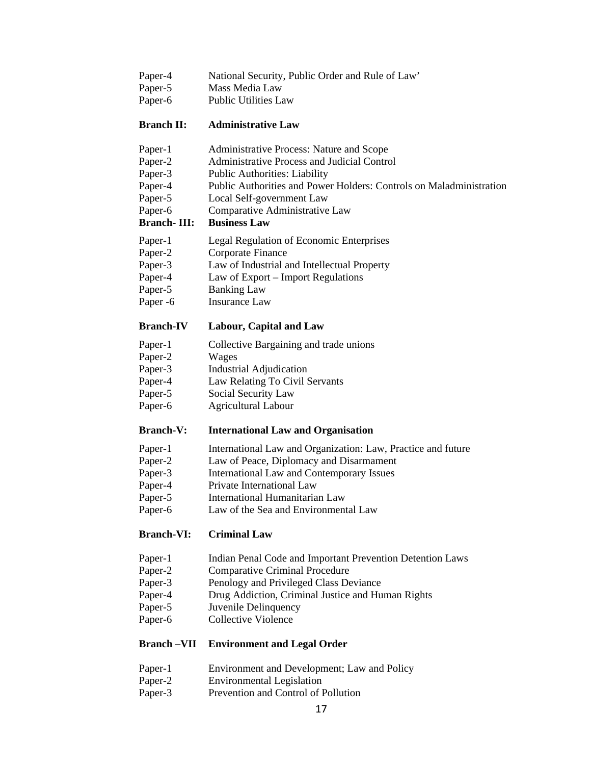| | |
|---|---|
| Paper-4 | National Security, Public Order and Rule of Law' |
| Paper-5 | Mass Media Law |
| Paper-6 | Public Utilities Law |

**Branch II: Administrative Law**

| | |
|---|---|
| Paper-1 | Administrative Process: Nature and Scope |
| Paper-2 | Administrative Process and Judicial Control |
| Paper-3 | Public Authorities: Liability |
| Paper-4 | Public Authorities and Power Holders: Controls on Maladministration |
| Paper-5 | Local Self-government Law |
| Paper-6 | Comparative Administrative Law |

**Branch- III: Business Law**

| | |
|---|---|
| Paper-1 | Legal Regulation of Economic Enterprises |
| Paper-2 | Corporate Finance |
| Paper-3 | Law of Industrial and Intellectual Property |
| Paper-4 | Law of Export – Import Regulations |
| Paper-5 | Banking Law |
| Paper -6 | Insurance Law |

**Branch-IV Labour, Capital and Law**

| | |
|---|---|
| Paper-1 | Collective Bargaining and trade unions |
| Paper-2 | Wages |
| Paper-3 | Industrial Adjudication |
| Paper-4 | Law Relating To Civil Servants |
| Paper-5 | Social Security Law |
| Paper-6 | Agricultural Labour |

**Branch-V: International Law and Organisation**

| | |
|---|---|
| Paper-1 | International Law and Organization: Law, Practice and future |
| Paper-2 | Law of Peace, Diplomacy and Disarmament |
| Paper-3 | International Law and Contemporary Issues |
| Paper-4 | Private International Law |
| Paper-5 | International Humanitarian Law |
| Paper-6 | Law of the Sea and Environmental Law |

**Branch-VI: Criminal Law**

| | |
|---|---|
| Paper-1 | Indian Penal Code and Important Prevention Detention Laws |
| Paper-2 | Comparative Criminal Procedure |
| Paper-3 | Penology and Privileged Class Deviance |
| Paper-4 | Drug Addiction, Criminal Justice and Human Rights |
| Paper-5 | Juvenile Delinquency |
| Paper-6 | Collective Violence |

**Branch –VII Environment and Legal Order**

| | |
|---|---|
| Paper-1 | Environment and Development; Law and Policy |
| Paper-2 | Environmental Legislation |
| Paper-3 | Prevention and Control of Pollution |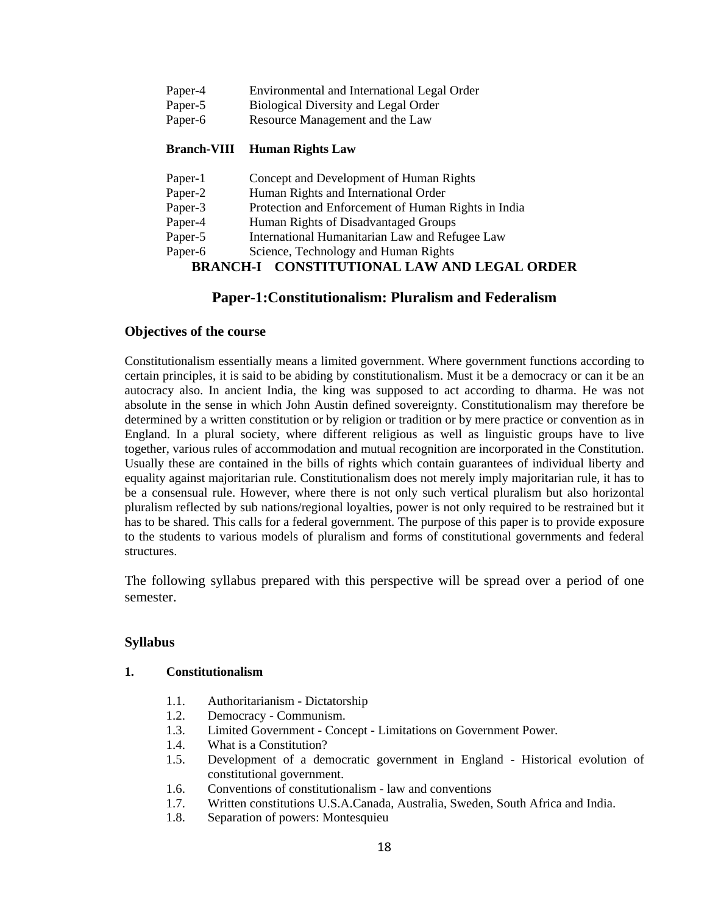| | |
|---|---|
| Paper-4 | Environmental and International Legal Order |
| Paper-5 | Biological Diversity and Legal Order |
| Paper-6 | Resource Management and the Law |

**Branch-VIII Human Rights Law**

| | |
|---|---|
| Paper-1 | Concept and Development of Human Rights |
| Paper-2 | Human Rights and International Order |
| Paper-3 | Protection and Enforcement of Human Rights in India |
| Paper-4 | Human Rights of Disadvantaged Groups |
| Paper-5 | International Humanitarian Law and Refugee Law |
| Paper-6 | Science, Technology and Human Rights |

# BRANCH-I CONSTITUTIONAL LAW AND LEGAL ORDER

## Paper-1:Constitutionalism: Pluralism and Federalism

### Objectives of the course

Constitutionalism essentially means a limited government. Where government functions according to certain principles, it is said to be abiding by constitutionalism. Must it be a democracy or can it be an autocracy also. In ancient India, the king was supposed to act according to dharma. He was not absolute in the sense in which John Austin defined sovereignty. Constitutionalism may therefore be determined by a written constitution or by religion or tradition or by mere practice or convention as in England. In a plural society, where different religious as well as linguistic groups have to live together, various rules of accommodation and mutual recognition are incorporated in the Constitution. Usually these are contained in the bills of rights which contain guarantees of individual liberty and equality against majoritarian rule. Constitutionalism does not merely imply majoritarian rule, it has to be a consensual rule. However, where there is not only such vertical pluralism but also horizontal pluralism reflected by sub nations/regional loyalties, power is not only required to be restrained but it has to be shared. This calls for a federal government. The purpose of this paper is to provide exposure to the students to various models of pluralism and forms of constitutional governments and federal structures.

The following syllabus prepared with this perspective will be spread over a period of one semester.

### Syllabus

**1. Constitutionalism**

- 1.1. Authoritarianism - Dictatorship
- 1.2. Democracy - Communism.
- 1.3. Limited Government - Concept - Limitations on Government Power.
- 1.4. What is a Constitution?
- 1.5. Development of a democratic government in England - Historical evolution of constitutional government.
- 1.6. Conventions of constitutionalism - law and conventions
- 1.7. Written constitutions U.S.A.Canada, Australia, Sweden, South Africa and India.
- 1.8. Separation of powers: Montesquieu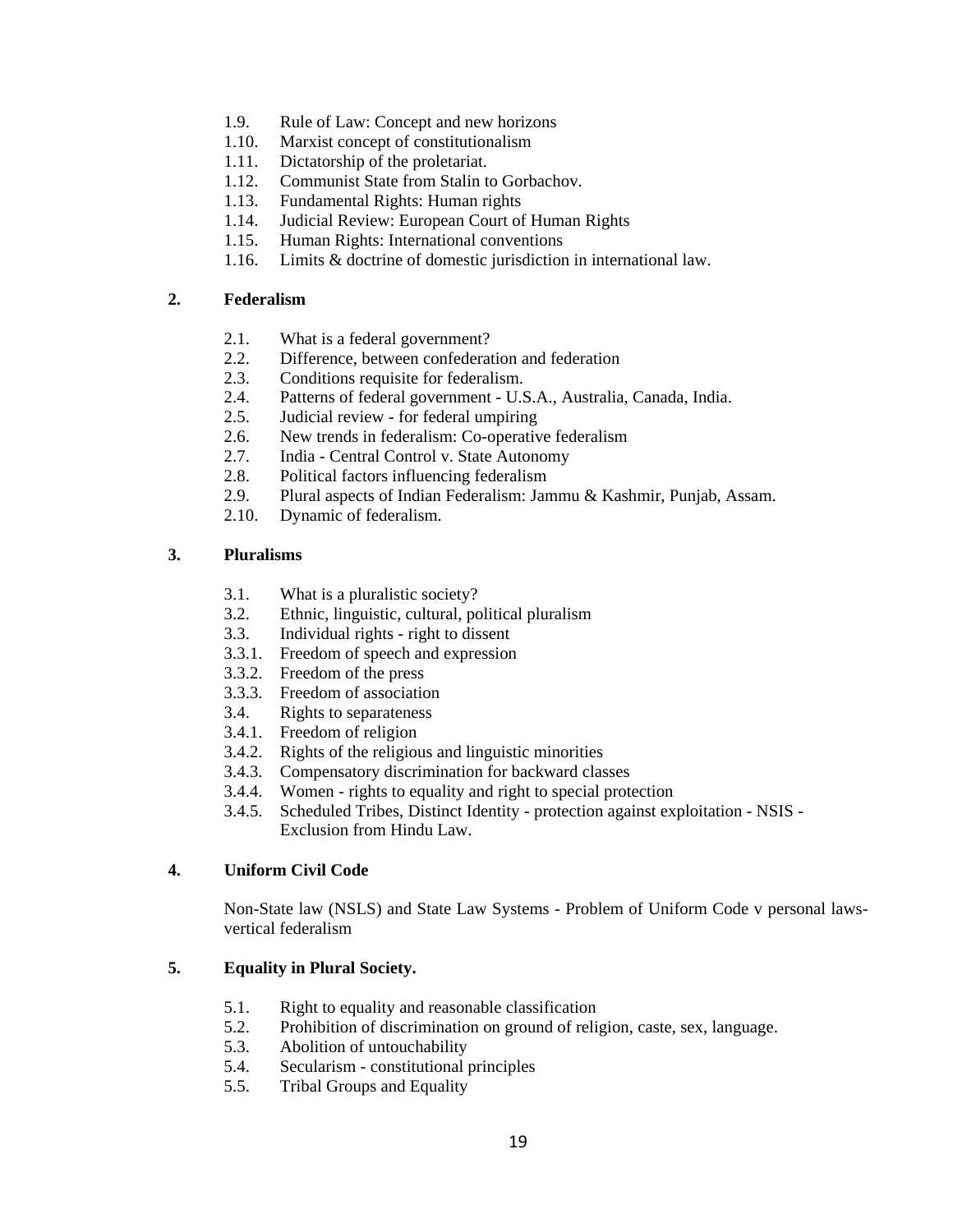1.9. Rule of Law: Concept and new horizons
1.10. Marxist concept of constitutionalism
1.11. Dictatorship of the proletariat.
1.12. Communist State from Stalin to Gorbachov.
1.13. Fundamental Rights: Human rights
1.14. Judicial Review: European Court of Human Rights
1.15. Human Rights: International conventions
1.16. Limits & doctrine of domestic jurisdiction in international law.

**2. Federalism**

2.1. What is a federal government?
2.2. Difference, between confederation and federation
2.3. Conditions requisite for federalism.
2.4. Patterns of federal government - U.S.A., Australia, Canada, India.
2.5. Judicial review - for federal umpiring
2.6. New trends in federalism: Co-operative federalism
2.7. India - Central Control v. State Autonomy
2.8. Political factors influencing federalism
2.9. Plural aspects of Indian Federalism: Jammu & Kashmir, Punjab, Assam.
2.10. Dynamic of federalism.

**3. Pluralisms**

3.1. What is a pluralistic society?
3.2. Ethnic, linguistic, cultural, political pluralism
3.3. Individual rights - right to dissent
3.3.1. Freedom of speech and expression
3.3.2. Freedom of the press
3.3.3. Freedom of association
3.4. Rights to separateness
3.4.1. Freedom of religion
3.4.2. Rights of the religious and linguistic minorities
3.4.3. Compensatory discrimination for backward classes
3.4.4. Women - rights to equality and right to special protection
3.4.5. Scheduled Tribes, Distinct Identity - protection against exploitation - NSIS - Exclusion from Hindu Law.

**4. Uniform Civil Code**

Non-State law (NSLS) and State Law Systems - Problem of Uniform Code v personal laws- vertical federalism

**5. Equality in Plural Society.**

5.1. Right to equality and reasonable classification
5.2. Prohibition of discrimination on ground of religion, caste, sex, language.
5.3. Abolition of untouchability
5.4. Secularism - constitutional principles
5.5. Tribal Groups and Equality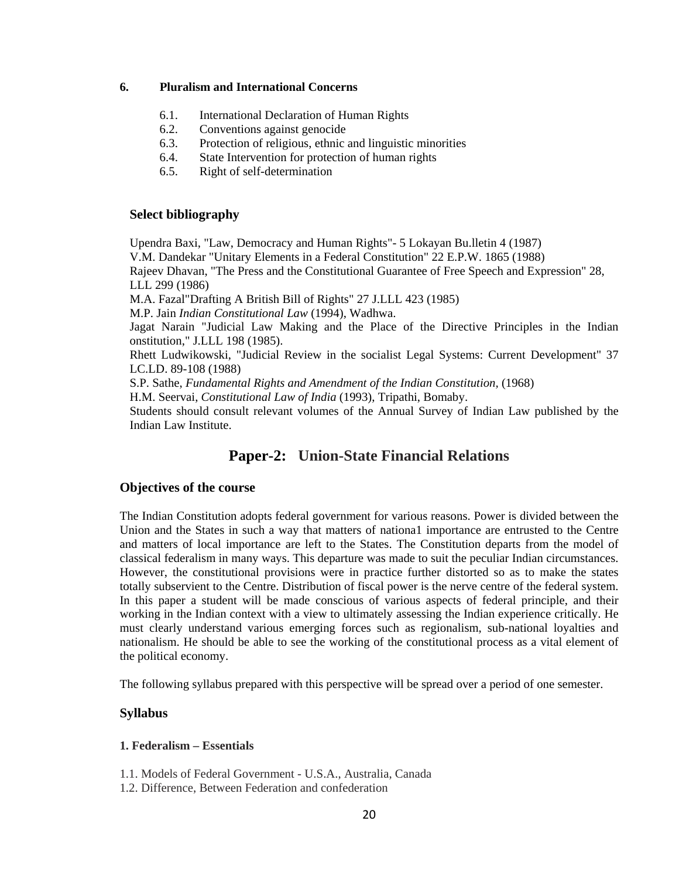**6. Pluralism and International Concerns**

- 6.1. International Declaration of Human Rights
- 6.2. Conventions against genocide
- 6.3. Protection of religious, ethnic and linguistic minorities
- 6.4. State Intervention for protection of human rights
- 6.5. Right of self-determination

### Select bibliography

Upendra Baxi, "Law, Democracy and Human Rights"- 5 Lokayan Bu.lletin 4 (1987)
V.M. Dandekar "Unitary Elements in a Federal Constitution" 22 E.P.W. 1865 (1988)
Rajeev Dhavan, "The Press and the Constitutional Guarantee of Free Speech and Expression" 28, LLL 299 (1986)
M.A. Fazal"Drafting A British Bill of Rights" 27 J.LLL 423 (1985)
M.P. Jain *Indian Constitutional Law* (1994), Wadhwa.
Jagat Narain "Judicial Law Making and the Place of the Directive Principles in the Indian onstitution," J.LLL 198 (1985).
Rhett Ludwikowski, "Judicial Review in the socialist Legal Systems: Current Development" 37 LC.LD. 89-108 (1988)
S.P. Sathe, *Fundamental Rights and Amendment of the Indian Constitution,* (1968)
H.M. Seervai, *Constitutional Law of India* (1993), Tripathi, Bomaby.
Students should consult relevant volumes of the Annual Survey of Indian Law published by the Indian Law Institute.

## Paper-2: Union-State Financial Relations

### Objectives of the course

The Indian Constitution adopts federal government for various reasons. Power is divided between the Union and the States in such a way that matters of nationa1 importance are entrusted to the Centre and matters of local importance are left to the States. The Constitution departs from the model of classical federalism in many ways. This departure was made to suit the peculiar Indian circumstances. However, the constitutional provisions were in practice further distorted so as to make the states totally subservient to the Centre. Distribution of fiscal power is the nerve centre of the federal system. In this paper a student will be made conscious of various aspects of federal principle, and their working in the Indian context with a view to ultimately assessing the Indian experience critically. He must clearly understand various emerging forces such as regionalism, sub-national loyalties and nationalism. He should be able to see the working of the constitutional process as a vital element of the political economy.

The following syllabus prepared with this perspective will be spread over a period of one semester.

### Syllabus

**1. Federalism – Essentials**

1.1. Models of Federal Government - U.S.A., Australia, Canada
1.2. Difference, Between Federation and confederation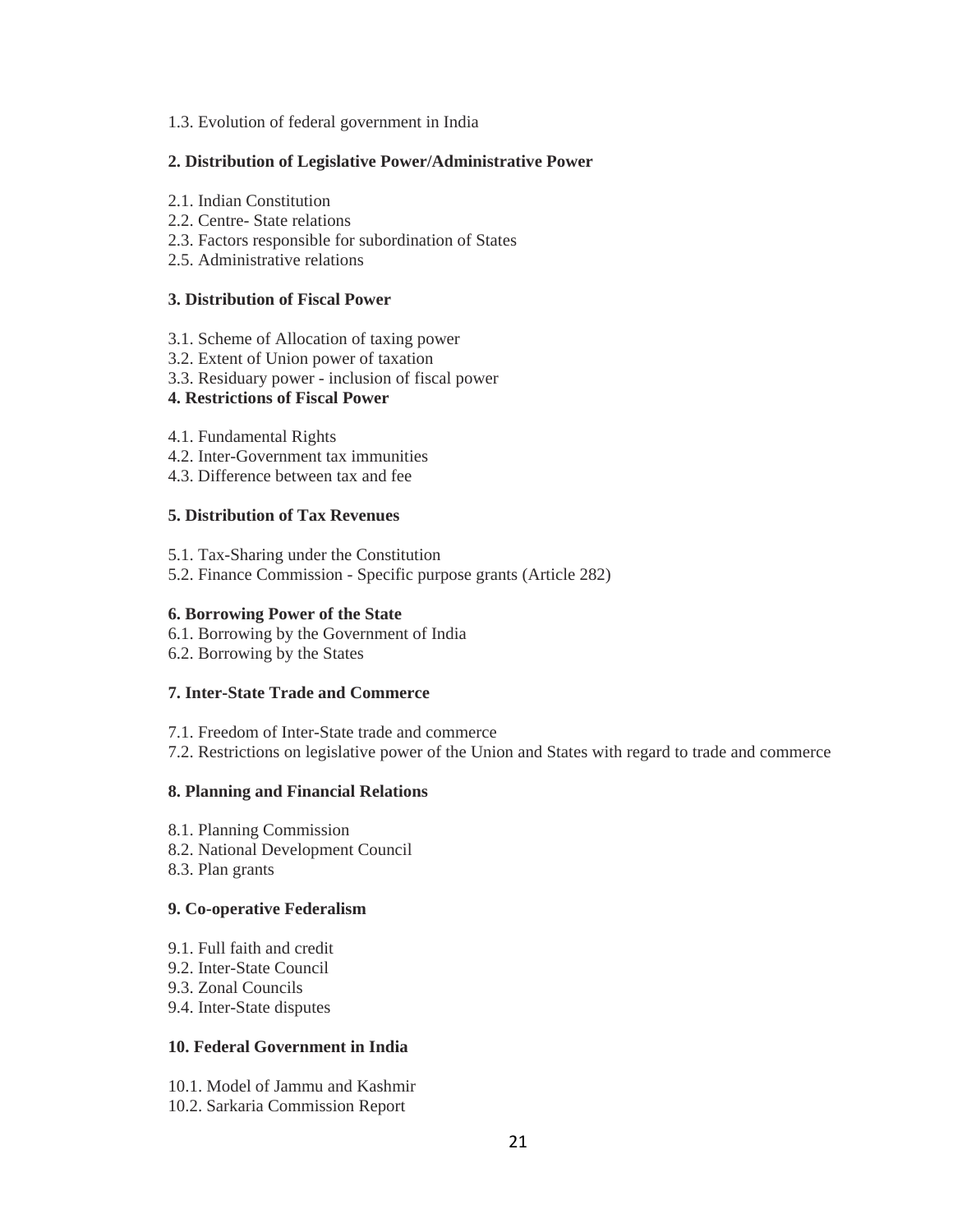1.3. Evolution of federal government in India

**2. Distribution of Legislative Power/Administrative Power**

2.1. Indian Constitution
2.2. Centre- State relations
2.3. Factors responsible for subordination of States
2.5. Administrative relations

**3. Distribution of Fiscal Power**

3.1. Scheme of Allocation of taxing power
3.2. Extent of Union power of taxation
3.3. Residuary power - inclusion of fiscal power

**4. Restrictions of Fiscal Power**

4.1. Fundamental Rights
4.2. Inter-Government tax immunities
4.3. Difference between tax and fee

**5. Distribution of Tax Revenues**

5.1. Tax-Sharing under the Constitution
5.2. Finance Commission - Specific purpose grants (Article 282)

**6. Borrowing Power of the State**

6.1. Borrowing by the Government of India
6.2. Borrowing by the States

**7. Inter-State Trade and Commerce**

7.1. Freedom of Inter-State trade and commerce
7.2. Restrictions on legislative power of the Union and States with regard to trade and commerce

**8. Planning and Financial Relations**

8.1. Planning Commission
8.2. National Development Council
8.3. Plan grants

**9. Co-operative Federalism**

9.1. Full faith and credit
9.2. Inter-State Council
9.3. Zonal Councils
9.4. Inter-State disputes

**10. Federal Government in India**

10.1. Model of Jammu and Kashmir
10.2. Sarkaria Commission Report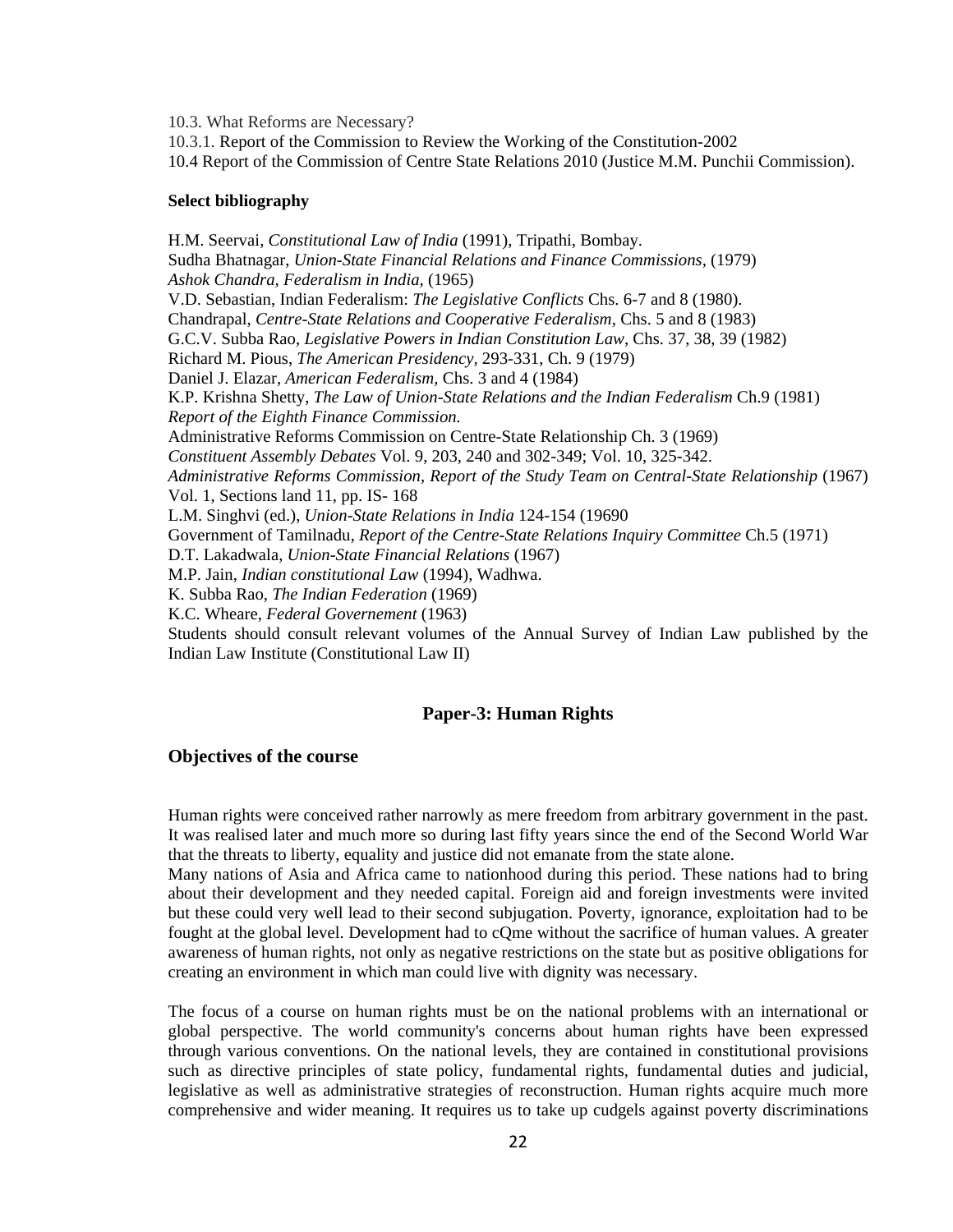10.3. What Reforms are Necessary?

10.3.1. Report of the Commission to Review the Working of the Constitution-2002

10.4 Report of the Commission of Centre State Relations 2010 (Justice M.M. Punchii Commission).

**Select bibliography**

H.M. Seervai, *Constitutional Law of India* (1991), Tripathi, Bombay.
Sudha Bhatnagar, *Union-State Financial Relations and Finance Commissions,* (1979)
*Ashok Chandra, Federalism in India,* (1965)
V.D. Sebastian, Indian Federalism: *The Legislative Conflicts* Chs. 6-7 and 8 (1980).
Chandrapal, *Centre-State Relations and Cooperative Federalism,* Chs. 5 and 8 (1983)
G.C.V. Subba Rao, *Legislative Powers in Indian Constitution Law,* Chs. 37, 38, 39 (1982)
Richard M. Pious, *The American Presidency,* 293-331, Ch. 9 (1979)
Daniel J. Elazar, *American Federalism,* Chs. 3 and 4 (1984)
K.P. Krishna Shetty, *The Law of Union-State Relations and the Indian Federalism* Ch.9 (1981)
*Report of the Eighth Finance Commission.*
Administrative Reforms Commission on Centre-State Relationship Ch. 3 (1969)
*Constituent Assembly Debates* Vol. 9, 203, 240 and 302-349; Vol. 10, 325-342.
*Administrative Reforms Commission, Report of the Study Team on Central-State Relationship* (1967) Vol. 1, Sections land 11, pp. IS- 168
L.M. Singhvi (ed.), *Union-State Relations in India* 124-154 (19690
Government of Tamilnadu, *Report of the Centre-State Relations Inquiry Committee* Ch.5 (1971)
D.T. Lakadwala, *Union-State Financial Relations* (1967)
M.P. Jain, *Indian constitutional Law* (1994), Wadhwa.
K. Subba Rao, *The Indian Federation* (1969)
K.C. Wheare, *Federal Governement* (1963)
Students should consult relevant volumes of the Annual Survey of Indian Law published by the Indian Law Institute (Constitutional Law II)

## Paper-3: Human Rights

### Objectives of the course

Human rights were conceived rather narrowly as mere freedom from arbitrary government in the past. It was realised later and much more so during last fifty years since the end of the Second World War that the threats to liberty, equality and justice did not emanate from the state alone.
Many nations of Asia and Africa came to nationhood during this period. These nations had to bring about their development and they needed capital. Foreign aid and foreign investments were invited but these could very well lead to their second subjugation. Poverty, ignorance, exploitation had to be fought at the global level. Development had to cQme without the sacrifice of human values. A greater awareness of human rights, not only as negative restrictions on the state but as positive obligations for creating an environment in which man could live with dignity was necessary.

The focus of a course on human rights must be on the national problems with an international or global perspective. The world community's concerns about human rights have been expressed through various conventions. On the national levels, they are contained in constitutional provisions such as directive principles of state policy, fundamental rights, fundamental duties and judicial, legislative as well as administrative strategies of reconstruction. Human rights acquire much more comprehensive and wider meaning. It requires us to take up cudgels against poverty discriminations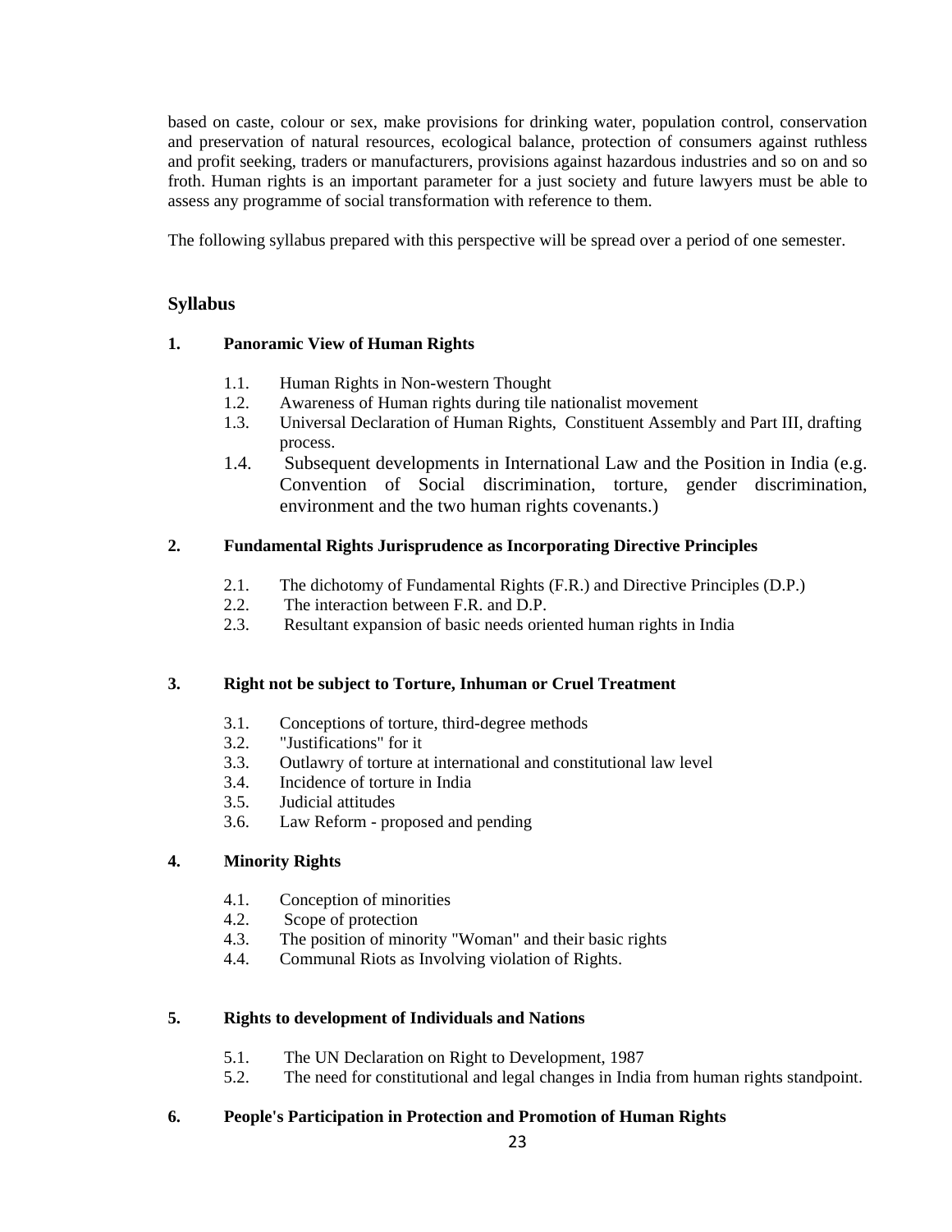based on caste, colour or sex, make provisions for drinking water, population control, conservation and preservation of natural resources, ecological balance, protection of consumers against ruthless and profit seeking, traders or manufacturers, provisions against hazardous industries and so on and so froth. Human rights is an important parameter for a just society and future lawyers must be able to assess any programme of social transformation with reference to them.

The following syllabus prepared with this perspective will be spread over a period of one semester.

## Syllabus

**1. Panoramic View of Human Rights**

- 1.1. Human Rights in Non-western Thought
- 1.2. Awareness of Human rights during tile nationalist movement
- 1.3. Universal Declaration of Human Rights, Constituent Assembly and Part III, drafting process.
- 1.4. Subsequent developments in International Law and the Position in India (e.g. Convention of Social discrimination, torture, gender discrimination, environment and the two human rights covenants.)

**2. Fundamental Rights Jurisprudence as Incorporating Directive Principles**

- 2.1. The dichotomy of Fundamental Rights (F.R.) and Directive Principles (D.P.)
- 2.2. The interaction between F.R. and D.P.
- 2.3. Resultant expansion of basic needs oriented human rights in India

**3. Right not be subject to Torture, Inhuman or Cruel Treatment**

- 3.1. Conceptions of torture, third-degree methods
- 3.2. "Justifications" for it
- 3.3. Outlawry of torture at international and constitutional law level
- 3.4. Incidence of torture in India
- 3.5. Judicial attitudes
- 3.6. Law Reform - proposed and pending

**4. Minority Rights**

- 4.1. Conception of minorities
- 4.2. Scope of protection
- 4.3. The position of minority "Woman" and their basic rights
- 4.4. Communal Riots as Involving violation of Rights.

**5. Rights to development of Individuals and Nations**

- 5.1. The UN Declaration on Right to Development, 1987
- 5.2. The need for constitutional and legal changes in India from human rights standpoint.

**6. People's Participation in Protection and Promotion of Human Rights**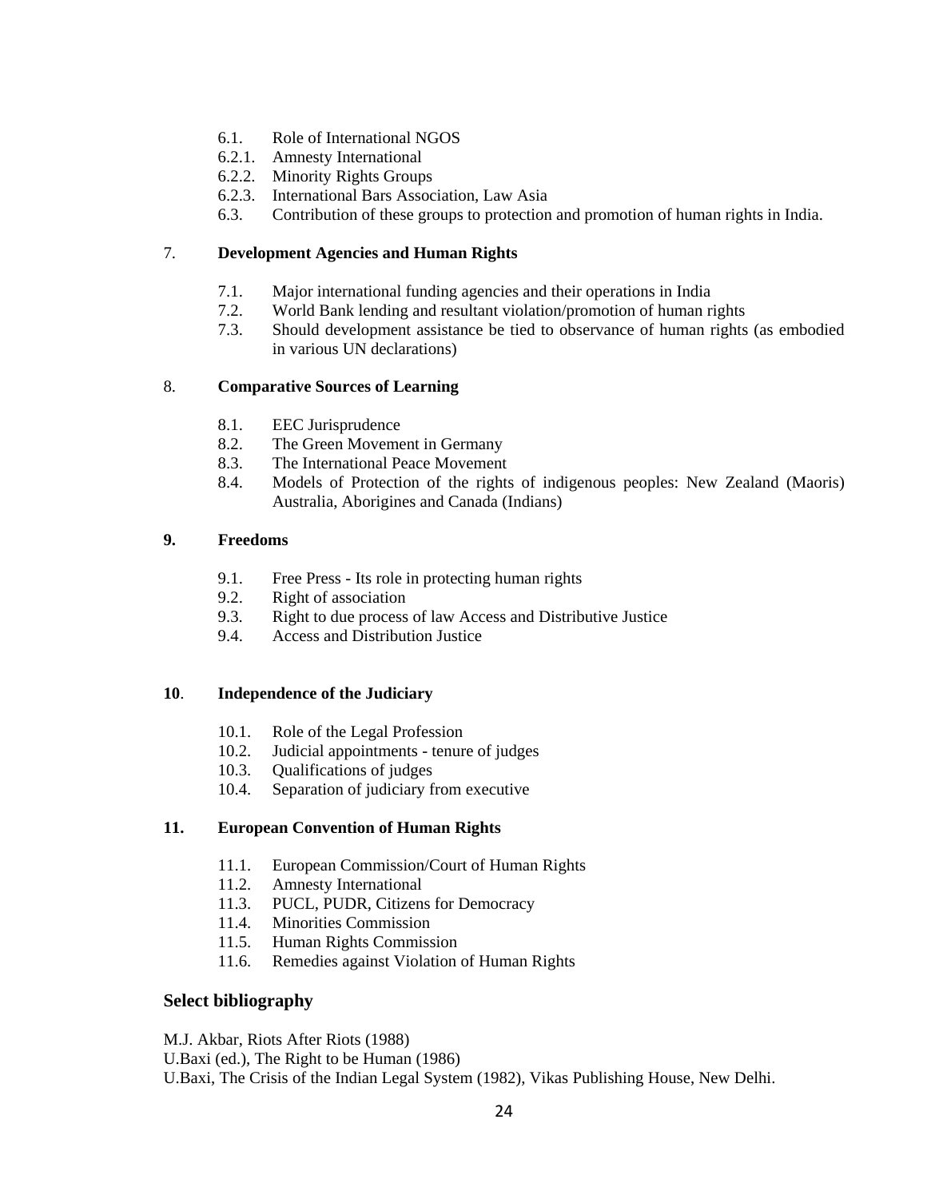6.1. Role of International NGOS
6.2.1. Amnesty International
6.2.2. Minority Rights Groups
6.2.3. International Bars Association, Law Asia
6.3. Contribution of these groups to protection and promotion of human rights in India.

7. **Development Agencies and Human Rights**

7.1. Major international funding agencies and their operations in India
7.2. World Bank lending and resultant violation/promotion of human rights
7.3. Should development assistance be tied to observance of human rights (as embodied in various UN declarations)

8. **Comparative Sources of Learning**

8.1. EEC Jurisprudence
8.2. The Green Movement in Germany
8.3. The International Peace Movement
8.4. Models of Protection of the rights of indigenous peoples: New Zealand (Maoris) Australia, Aborigines and Canada (Indians)

**9. Freedoms**

9.1. Free Press - Its role in protecting human rights
9.2. Right of association
9.3. Right to due process of law Access and Distributive Justice
9.4. Access and Distribution Justice

**10**. **Independence of the Judiciary**

10.1. Role of the Legal Profession
10.2. Judicial appointments - tenure of judges
10.3. Qualifications of judges
10.4. Separation of judiciary from executive

**11. European Convention of Human Rights**

11.1. European Commission/Court of Human Rights
11.2. Amnesty International
11.3. PUCL, PUDR, Citizens for Democracy
11.4. Minorities Commission
11.5. Human Rights Commission
11.6. Remedies against Violation of Human Rights

## Select bibliography

M.J. Akbar, Riots After Riots (1988)
U.Baxi (ed.), The Right to be Human (1986)
U.Baxi, The Crisis of the Indian Legal System (1982), Vikas Publishing House, New Delhi.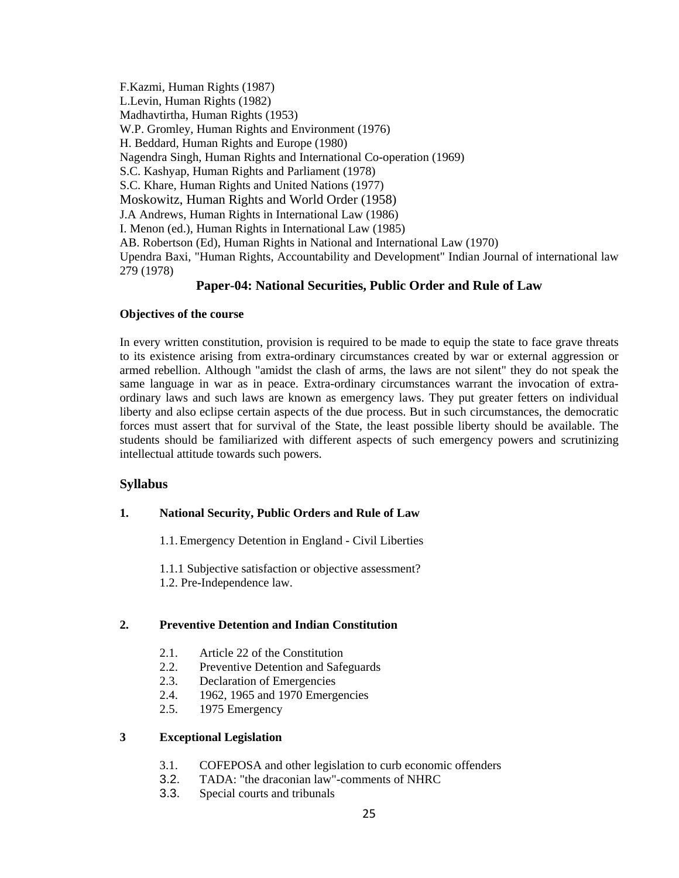F.Kazmi, Human Rights (1987)
L.Levin, Human Rights (1982)
Madhavtirtha, Human Rights (1953)
W.P. Gromley, Human Rights and Environment (1976)
H. Beddard, Human Rights and Europe (1980)
Nagendra Singh, Human Rights and International Co-operation (1969)
S.C. Kashyap, Human Rights and Parliament (1978)
S.C. Khare, Human Rights and United Nations (1977)
Moskowitz, Human Rights and World Order (1958)
J.A Andrews, Human Rights in International Law (1986)
I. Menon (ed.), Human Rights in International Law (1985)
AB. Robertson (Ed), Human Rights in National and International Law (1970)
Upendra Baxi, "Human Rights, Accountability and Development" Indian Journal of international law 279 (1978)

## Paper-04: National Securities, Public Order and Rule of Law

**Objectives of the course**

In every written constitution, provision is required to be made to equip the state to face grave threats to its existence arising from extra-ordinary circumstances created by war or external aggression or armed rebellion. Although "amidst the clash of arms, the laws are not silent" they do not speak the same language in war as in peace. Extra-ordinary circumstances warrant the invocation of extra-ordinary laws and such laws are known as emergency laws. They put greater fetters on individual liberty and also eclipse certain aspects of the due process. But in such circumstances, the democratic forces must assert that for survival of the State, the least possible liberty should be available. The students should be familiarized with different aspects of such emergency powers and scrutinizing intellectual attitude towards such powers.

### Syllabus

**1. National Security, Public Orders and Rule of Law**

1.1. Emergency Detention in England - Civil Liberties

1.1.1 Subjective satisfaction or objective assessment?
1.2. Pre-Independence law.

**2. Preventive Detention and Indian Constitution**

- 2.1. Article 22 of the Constitution
- 2.2. Preventive Detention and Safeguards
- 2.3. Declaration of Emergencies
- 2.4. 1962, 1965 and 1970 Emergencies
- 2.5. 1975 Emergency

**3 Exceptional Legislation**

- 3.1. COFEPOSA and other legislation to curb economic offenders
- 3.2. TADA: "the draconian law"-comments of NHRC
- 3.3. Special courts and tribunals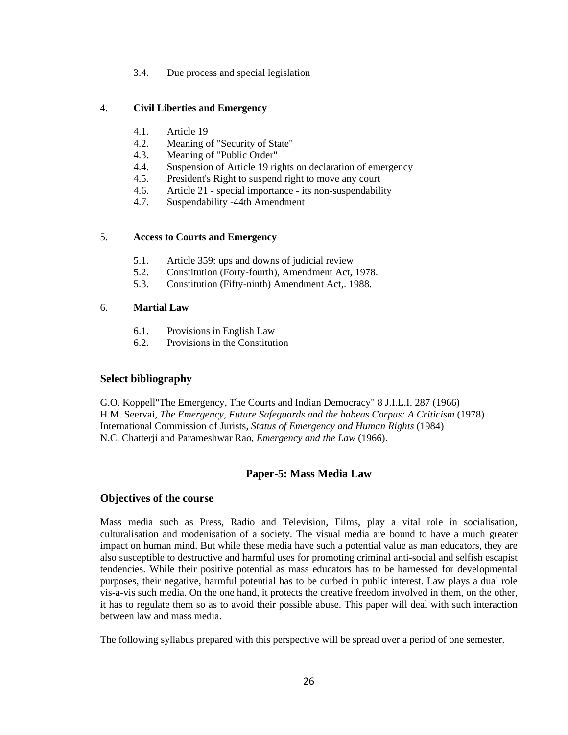3.4. Due process and special legislation

4. **Civil Liberties and Emergency**

    4.1. Article 19
    4.2. Meaning of "Security of State"
    4.3. Meaning of "Public Order"
    4.4. Suspension of Article 19 rights on declaration of emergency
    4.5. President's Right to suspend right to move any court
    4.6. Article 21 - special importance - its non-suspendability
    4.7. Suspendability -44th Amendment

5. **Access to Courts and Emergency**

    5.1. Article 359: ups and downs of judicial review
    5.2. Constitution (Forty-fourth), Amendment Act, 1978.
    5.3. Constitution (Fifty-ninth) Amendment Act,. 1988.

6. **Martial Law**

    6.1. Provisions in English Law
    6.2. Provisions in the Constitution

### Select bibliography

G.O. Koppell"The Emergency, The Courts and Indian Democracy" 8 J.I.L.I. 287 (1966)
H.M. Seervai, *The Emergency, Future Safeguards and the habeas Corpus: A Criticism* (1978)
International Commission of Jurists, *Status of Emergency and Human Rights* (1984)
N.C. Chatterji and Parameshwar Rao, *Emergency and the Law* (1966).

## Paper-5: Mass Media Law

### Objectives of the course

Mass media such as Press, Radio and Television, Films, play a vital role in socialisation, culturalisation and modenisation of a society. The visual media are bound to have a much greater impact on human mind. But while these media have such a potential value as man educators, they are also susceptible to destructive and harmful uses for promoting criminal anti-social and selfish escapist tendencies. While their positive potential as mass educators has to be harnessed for developmental purposes, their negative, harmful potential has to be curbed in public interest. Law plays a dual role vis-a-vis such media. On the one hand, it protects the creative freedom involved in them, on the other, it has to regulate them so as to avoid their possible abuse. This paper will deal with such interaction between law and mass media.

The following syllabus prepared with this perspective will be spread over a period of one semester.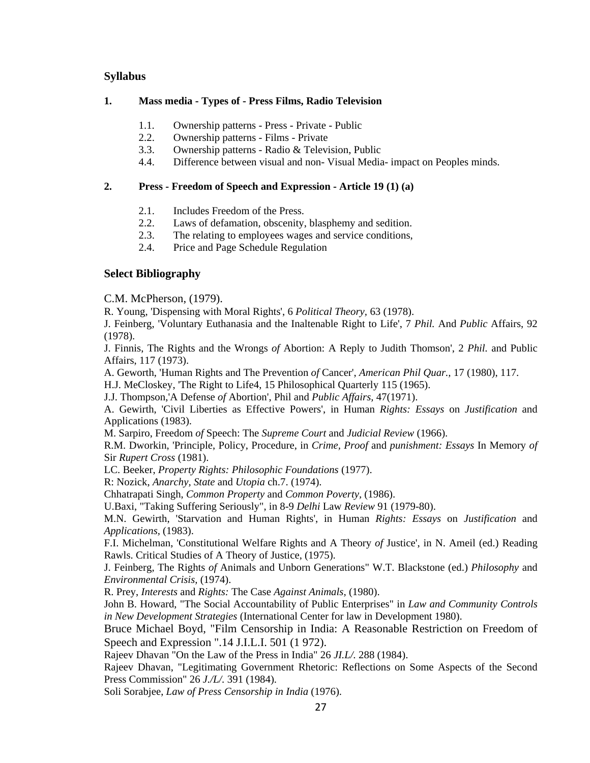## Syllabus

**1. Mass media - Types of - Press Films, Radio Television**

1.1. Ownership patterns - Press - Private - Public
2.2. Ownership patterns - Films - Private
3.3. Ownership patterns - Radio & Television, Public
4.4. Difference between visual and non- Visual Media- impact on Peoples minds.

**2. Press - Freedom of Speech and Expression - Article 19 (1) (a)**

2.1. Includes Freedom of the Press.
2.2. Laws of defamation, obscenity, blasphemy and sedition.
2.3. The relating to employees wages and service conditions,
2.4. Price and Page Schedule Regulation

## Select Bibliography

C.M. McPherson, (1979).

R. Young, 'Dispensing with Moral Rights', 6 *Political Theory,* 63 (1978).

J. Feinberg, 'Voluntary Euthanasia and the Inaltenable Right to Life', 7 *Phil.* And *Public* Affairs, 92 (1978).

J. Finnis, The Rights and the Wrongs *of* Abortion: A Reply to Judith Thomson', 2 *Phil.* and Public Affairs, 117 (1973).

A. Geworth, 'Human Rights and The Prevention *of* Cancer', *American Phil Quar.,* 17 (1980), 117.

H.J. MeCloskey, 'The Right to Life4, 15 Philosophical Quarterly 115 (1965).

J.J. Thompson,'A Defense *of* Abortion', Phil and *Public Affairs,* 47(1971).

A. Gewirth, 'Civil Liberties as Effective Powers', in Human *Rights: Essays* on *Justification* and Applications (1983).

M. Sarpiro, Freedom *of* Speech: The *Supreme Court* and *Judicial Review* (1966).

R.M. Dworkin, 'Principle, Policy, Procedure, in *Crime, Proof* and *punishment: Essays* In Memory *of* Sir *Rupert Cross* (1981).

LC. Beeker, *Property Rights: Philosophic Foundations* (1977).

R: Nozick, *Anarchy, State* and *Utopia* ch.7. (1974).

Chhatrapati Singh, *Common Property* and *Common Poverty,* (1986).

U.Baxi, "Taking Suffering Seriously", in 8-9 *Delhi* Law *Review* 91 (1979-80).

M.N. Gewirth, 'Starvation and Human Rights', in Human *Rights: Essays* on *Justification* and *Applications,* (1983).

F.I. Michelman, 'Constitutional Welfare Rights and A Theory *of* Justice', in N. Ameil (ed.) Reading Rawls. Critical Studies of A Theory of Justice, (1975).

J. Feinberg, The Rights *of* Animals and Unborn Generations" W.T. Blackstone (ed.) *Philosophy* and *Environmental Crisis,* (1974).

R. Prey, *Interests* and *Rights:* The Case *Against Animals,* (1980).

John B. Howard, "The Social Accountability of Public Enterprises" in *Law and Community Controls in New Development Strategies* (International Center for law in Development 1980).

Bruce Michael Boyd, "Film Censorship in India: A Reasonable Restriction on Freedom of Speech and Expression ".14 J.I.L.I. 501 (1 972).

Rajeev Dhavan "On the Law of the Press in India" 26 *JI.L/.* 288 (1984).

Rajeev Dhavan, "Legitimating Government Rhetoric: Reflections on Some Aspects of the Second Press Commission" 26 *J./L/.* 391 (1984).

Soli Sorabjee, *Law of Press Censorship in India* (1976).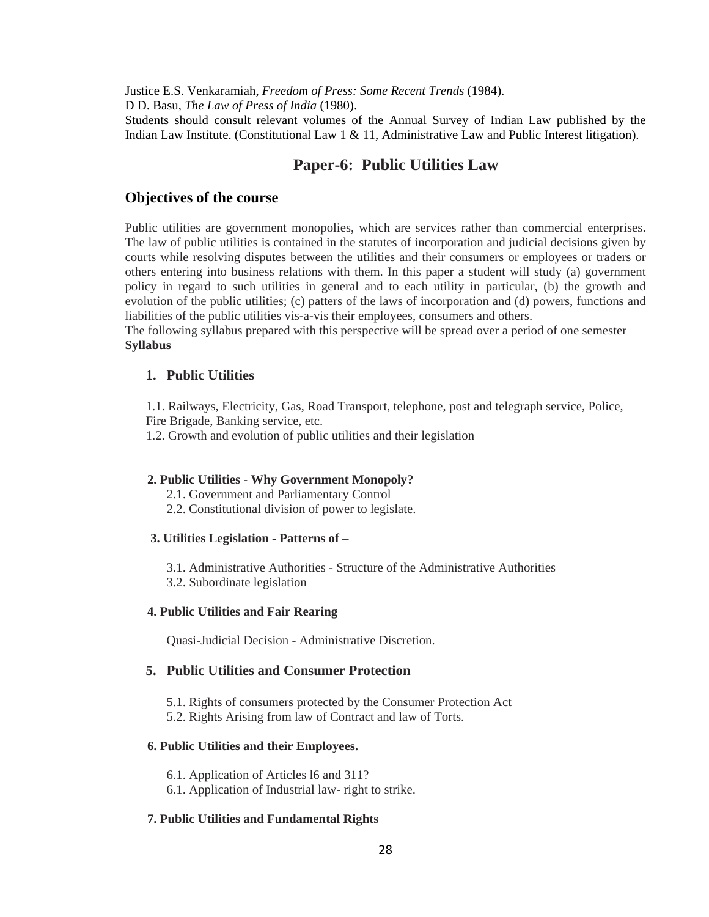Justice E.S. Venkaramiah, *Freedom of Press: Some Recent Trends* (1984).
D D. Basu, *The Law of Press of India* (1980).
Students should consult relevant volumes of the Annual Survey of Indian Law published by the Indian Law Institute. (Constitutional Law 1 & 11, Administrative Law and Public Interest litigation).

# Paper-6: Public Utilities Law

## Objectives of the course

Public utilities are government monopolies, which are services rather than commercial enterprises. The law of public utilities is contained in the statutes of incorporation and judicial decisions given by courts while resolving disputes between the utilities and their consumers or employees or traders or others entering into business relations with them. In this paper a student will study (a) government policy in regard to such utilities in general and to each utility in particular, (b) the growth and evolution of the public utilities; (c) patters of the laws of incorporation and (d) powers, functions and liabilities of the public utilities vis-a-vis their employees, consumers and others.
The following syllabus prepared with this perspective will be spread over a period of one semester
**Syllabus**

### 1. Public Utilities

1.1. Railways, Electricity, Gas, Road Transport, telephone, post and telegraph service, Police, Fire Brigade, Banking service, etc.
1.2. Growth and evolution of public utilities and their legislation

**2. Public Utilities - Why Government Monopoly?**

2.1. Government and Parliamentary Control
2.2. Constitutional division of power to legislate.

**3. Utilities Legislation - Patterns of –**

3.1. Administrative Authorities - Structure of the Administrative Authorities
3.2. Subordinate legislation

**4. Public Utilities and Fair Rearing**

Quasi-Judicial Decision - Administrative Discretion.

### 5. Public Utilities and Consumer Protection

5.1. Rights of consumers protected by the Consumer Protection Act
5.2. Rights Arising from law of Contract and law of Torts.

**6. Public Utilities and their Employees.**

6.1. Application of Articles l6 and 311?
6.1. Application of Industrial law- right to strike.

**7. Public Utilities and Fundamental Rights**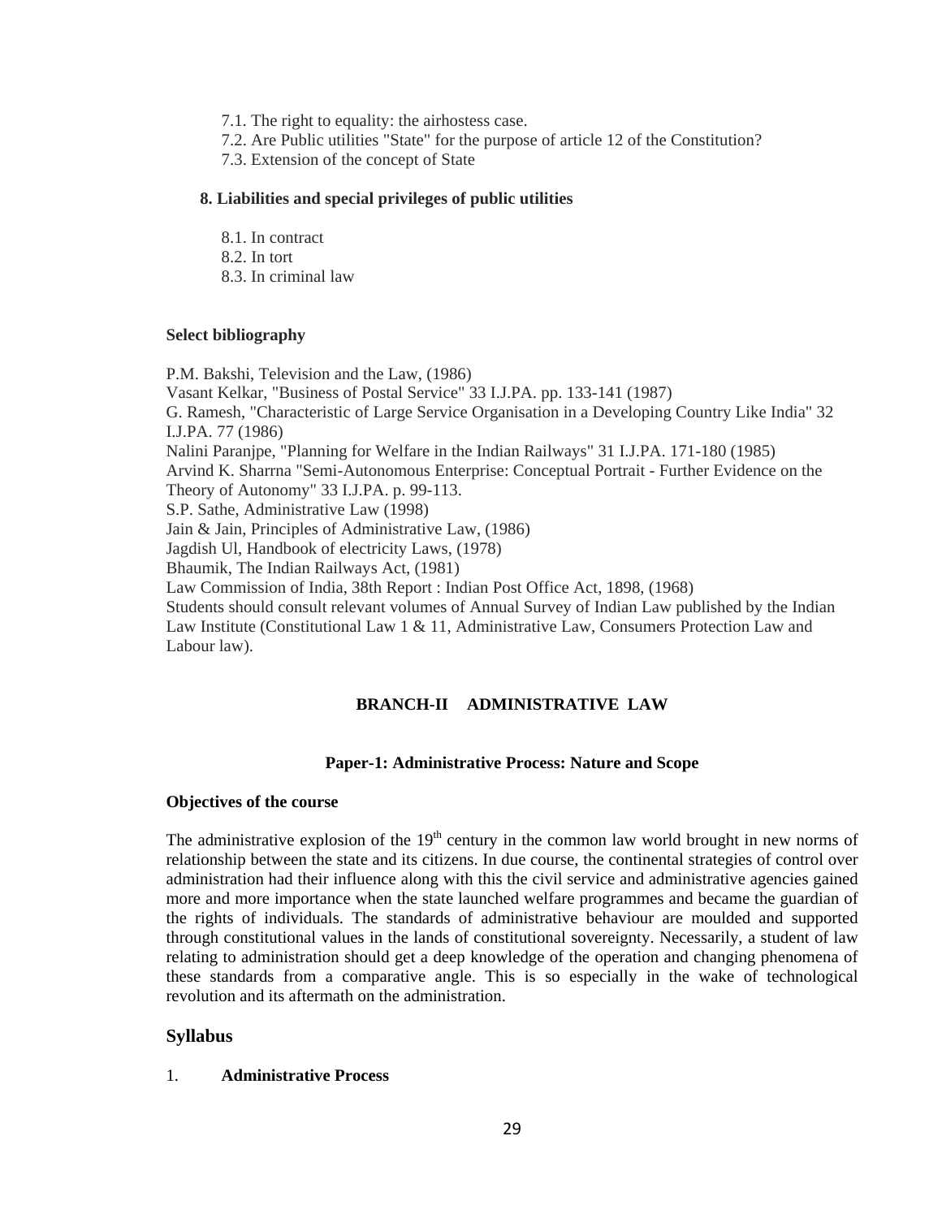7.1. The right to equality: the airhostess case.
7.2. Are Public utilities "State" for the purpose of article 12 of the Constitution?
7.3. Extension of the concept of State

**8. Liabilities and special privileges of public utilities**

8.1. In contract
8.2. In tort
8.3. In criminal law

**Select bibliography**

P.M. Bakshi, Television and the Law, (1986)
Vasant Kelkar, "Business of Postal Service" 33 I.J.PA. pp. 133-141 (1987)
G. Ramesh, "Characteristic of Large Service Organisation in a Developing Country Like India" 32 I.J.PA. 77 (1986)
Nalini Paranjpe, "Planning for Welfare in the Indian Railways" 31 I.J.PA. 171-180 (1985)
Arvind K. Sharrna "Semi-Autonomous Enterprise: Conceptual Portrait - Further Evidence on the Theory of Autonomy" 33 I.J.PA. p. 99-113.
S.P. Sathe, Administrative Law (1998)
Jain & Jain, Principles of Administrative Law, (1986)
Jagdish Ul, Handbook of electricity Laws, (1978)
Bhaumik, The Indian Railways Act, (1981)
Law Commission of India, 38th Report : Indian Post Office Act, 1898, (1968)
Students should consult relevant volumes of Annual Survey of Indian Law published by the Indian Law Institute (Constitutional Law 1 & 11, Administrative Law, Consumers Protection Law and Labour law).

## BRANCH-II ADMINISTRATIVE LAW

### Paper-1: Administrative Process: Nature and Scope

**Objectives of the course**

The administrative explosion of the 19th century in the common law world brought in new norms of relationship between the state and its citizens. In due course, the continental strategies of control over administration had their influence along with this the civil service and administrative agencies gained more and more importance when the state launched welfare programmes and became the guardian of the rights of individuals. The standards of administrative behaviour are moulded and supported through constitutional values in the lands of constitutional sovereignty. Necessarily, a student of law relating to administration should get a deep knowledge of the operation and changing phenomena of these standards from a comparative angle. This is so especially in the wake of technological revolution and its aftermath on the administration.

### Syllabus

1. **Administrative Process**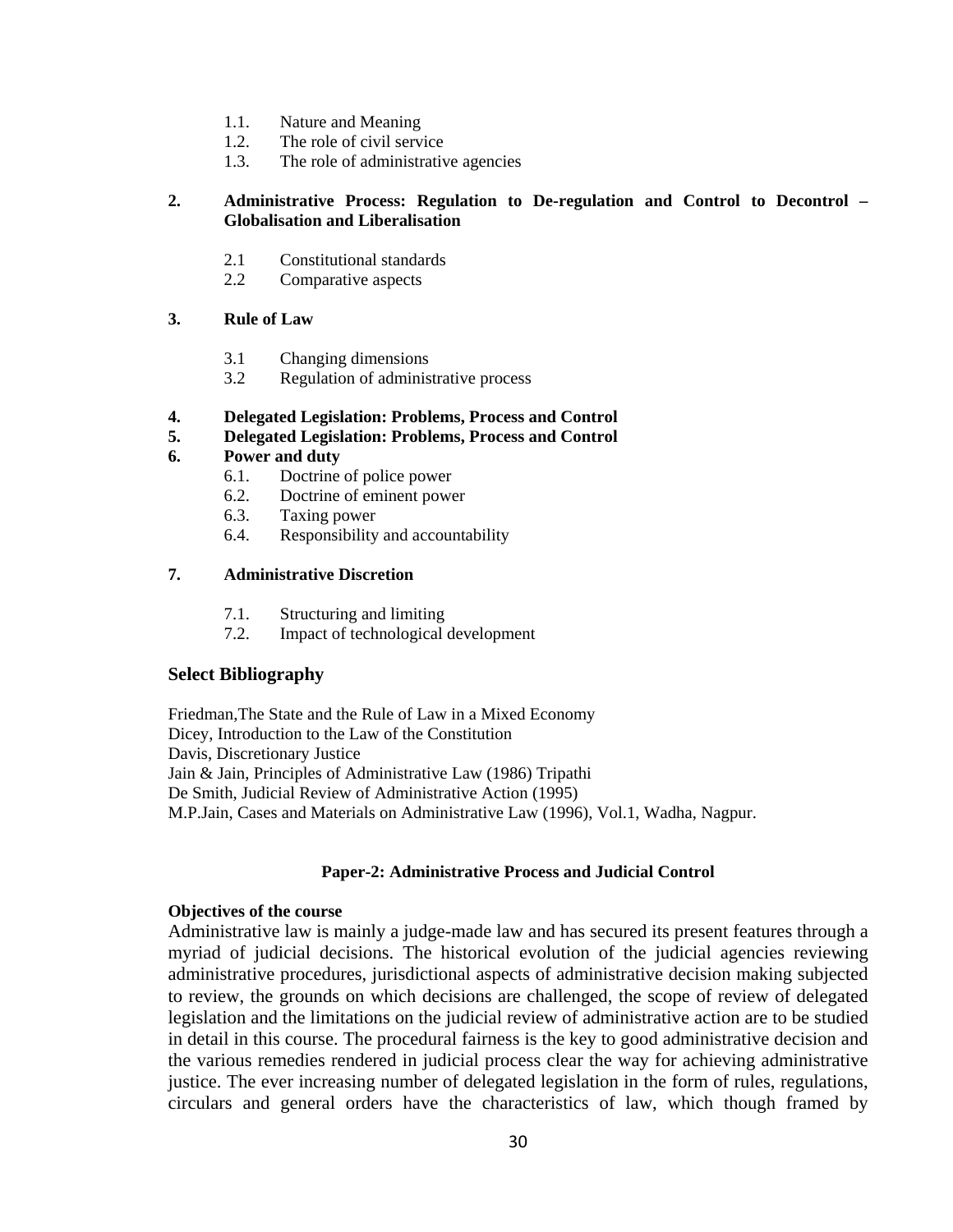1.1. Nature and Meaning
1.2. The role of civil service
1.3. The role of administrative agencies

**2. Administrative Process: Regulation to De-regulation and Control to Decontrol – Globalisation and Liberalisation**

2.1 Constitutional standards
2.2 Comparative aspects

**3. Rule of Law**

3.1 Changing dimensions
3.2 Regulation of administrative process

**4. Delegated Legislation: Problems, Process and Control**

**5. Delegated Legislation: Problems, Process and Control**

**6. Power and duty**

6.1. Doctrine of police power
6.2. Doctrine of eminent power
6.3. Taxing power
6.4. Responsibility and accountability

**7. Administrative Discretion**

7.1. Structuring and limiting
7.2. Impact of technological development

### Select Bibliography

Friedman,The State and the Rule of Law in a Mixed Economy
Dicey, Introduction to the Law of the Constitution
Davis, Discretionary Justice
Jain & Jain, Principles of Administrative Law (1986) Tripathi
De Smith, Judicial Review of Administrative Action (1995)
M.P.Jain, Cases and Materials on Administrative Law (1996), Vol.1, Wadha, Nagpur.

## Paper-2: Administrative Process and Judicial Control

**Objectives of the course**

Administrative law is mainly a judge-made law and has secured its present features through a myriad of judicial decisions. The historical evolution of the judicial agencies reviewing administrative procedures, jurisdictional aspects of administrative decision making subjected to review, the grounds on which decisions are challenged, the scope of review of delegated legislation and the limitations on the judicial review of administrative action are to be studied in detail in this course. The procedural fairness is the key to good administrative decision and the various remedies rendered in judicial process clear the way for achieving administrative justice. The ever increasing number of delegated legislation in the form of rules, regulations, circulars and general orders have the characteristics of law, which though framed by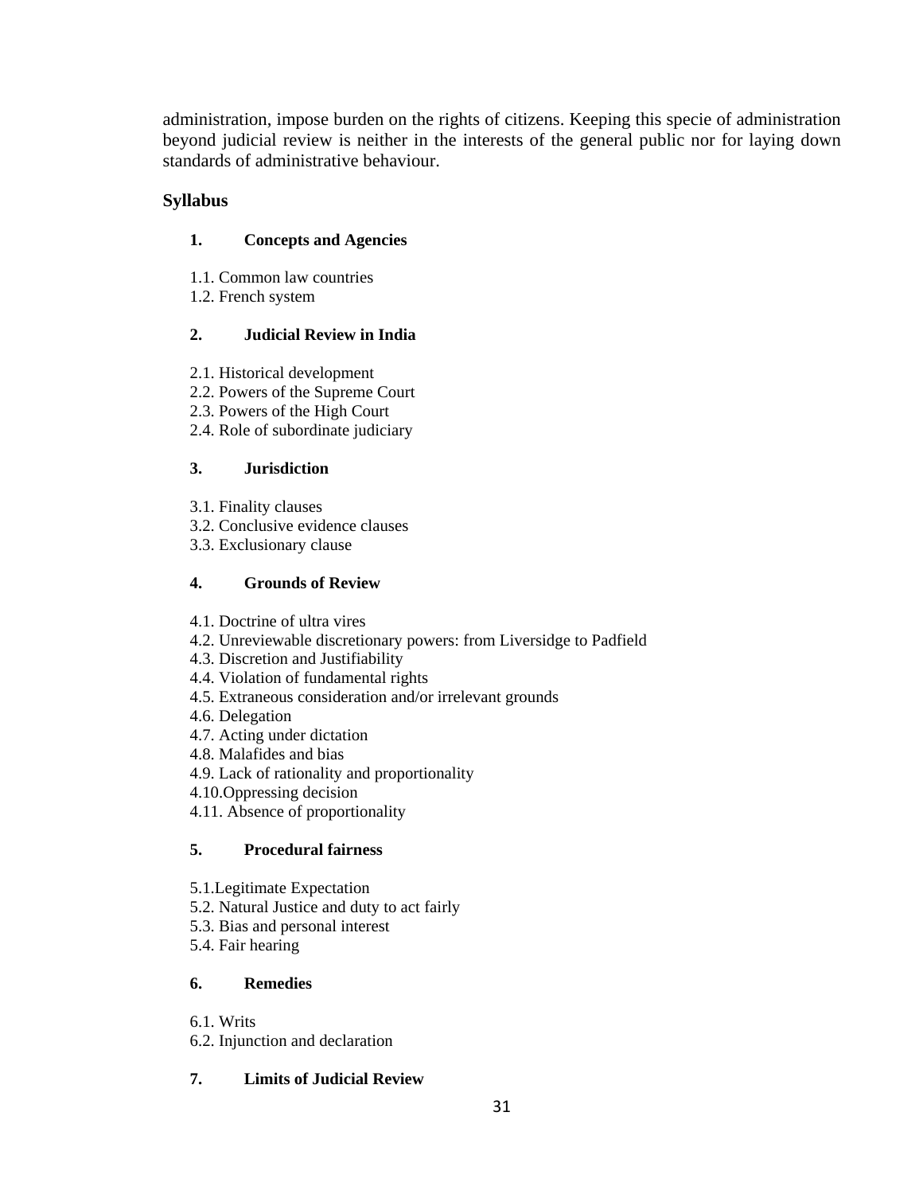administration, impose burden on the rights of citizens. Keeping this specie of administration beyond judicial review is neither in the interests of the general public nor for laying down standards of administrative behaviour.

## Syllabus

### 1. Concepts and Agencies

1.1. Common law countries
1.2. French system

### 2. Judicial Review in India

2.1. Historical development
2.2. Powers of the Supreme Court
2.3. Powers of the High Court
2.4. Role of subordinate judiciary

### 3. Jurisdiction

3.1. Finality clauses
3.2. Conclusive evidence clauses
3.3. Exclusionary clause

### 4. Grounds of Review

4.1. Doctrine of ultra vires
4.2. Unreviewable discretionary powers: from Liversidge to Padfield
4.3. Discretion and Justifiability
4.4. Violation of fundamental rights
4.5. Extraneous consideration and/or irrelevant grounds
4.6. Delegation
4.7. Acting under dictation
4.8. Malafides and bias
4.9. Lack of rationality and proportionality
4.10.Oppressing decision
4.11. Absence of proportionality

### 5. Procedural fairness

5.1.Legitimate Expectation
5.2. Natural Justice and duty to act fairly
5.3. Bias and personal interest
5.4. Fair hearing

### 6. Remedies

6.1. Writs
6.2. Injunction and declaration

### 7. Limits of Judicial Review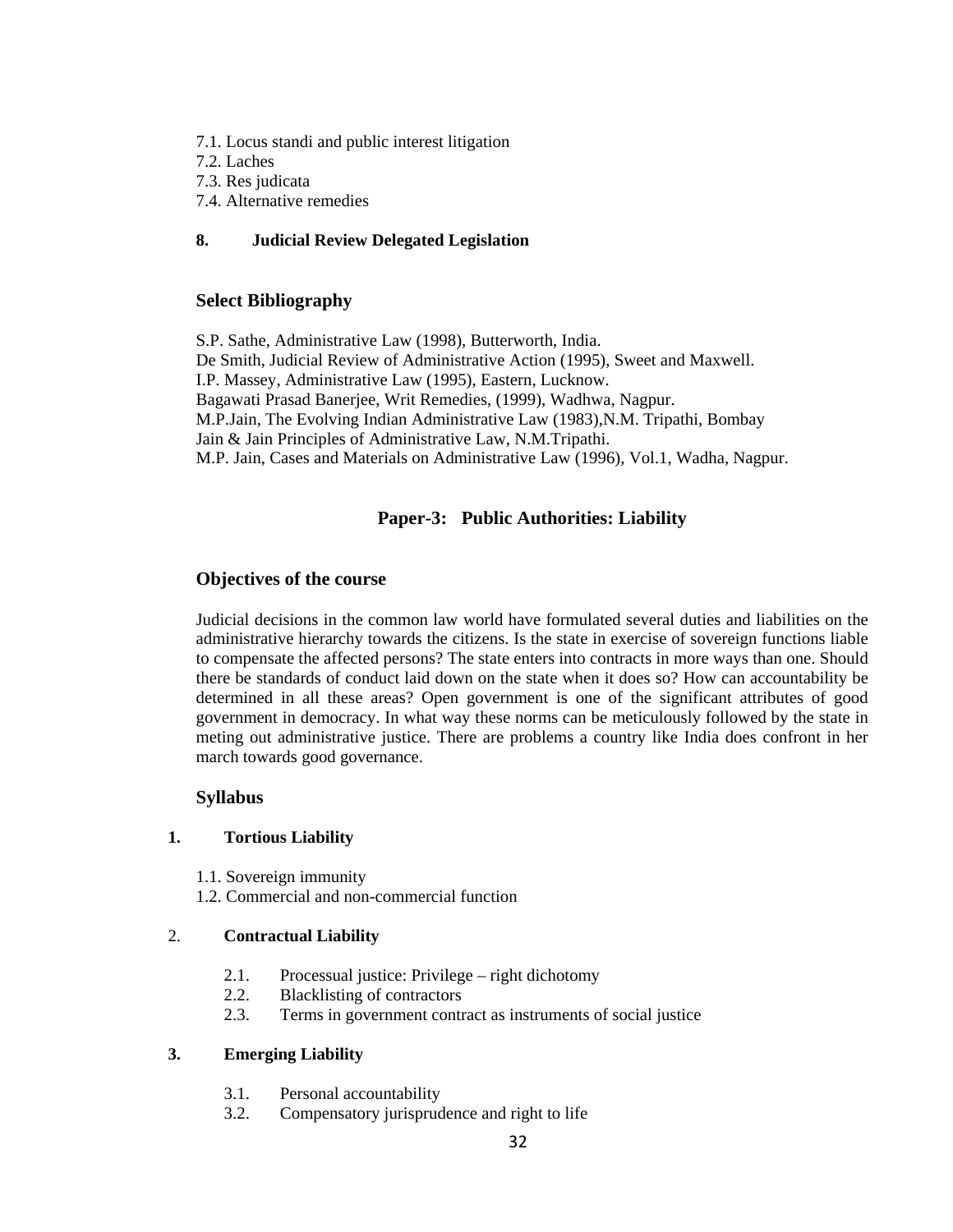7.1. Locus standi and public interest litigation
7.2. Laches
7.3. Res judicata
7.4. Alternative remedies

**8. Judicial Review Delegated Legislation**

### Select Bibliography

S.P. Sathe, Administrative Law (1998), Butterworth, India.
De Smith, Judicial Review of Administrative Action (1995), Sweet and Maxwell.
I.P. Massey, Administrative Law (1995), Eastern, Lucknow.
Bagawati Prasad Banerjee, Writ Remedies, (1999), Wadhwa, Nagpur.
M.P.Jain, The Evolving Indian Administrative Law (1983),N.M. Tripathi, Bombay
Jain & Jain Principles of Administrative Law, N.M.Tripathi.
M.P. Jain, Cases and Materials on Administrative Law (1996), Vol.1, Wadha, Nagpur.

## Paper-3: Public Authorities: Liability

### Objectives of the course

Judicial decisions in the common law world have formulated several duties and liabilities on the administrative hierarchy towards the citizens. Is the state in exercise of sovereign functions liable to compensate the affected persons? The state enters into contracts in more ways than one. Should there be standards of conduct laid down on the state when it does so? How can accountability be determined in all these areas? Open government is one of the significant attributes of good government in democracy. In what way these norms can be meticulously followed by the state in meting out administrative justice. There are problems a country like India does confront in her march towards good governance.

### Syllabus

**1. Tortious Liability**

1.1. Sovereign immunity
1.2. Commercial and non-commercial function

**2. Contractual Liability**

2.1. Processual justice: Privilege – right dichotomy
2.2. Blacklisting of contractors
2.3. Terms in government contract as instruments of social justice

**3. Emerging Liability**

3.1. Personal accountability
3.2. Compensatory jurisprudence and right to life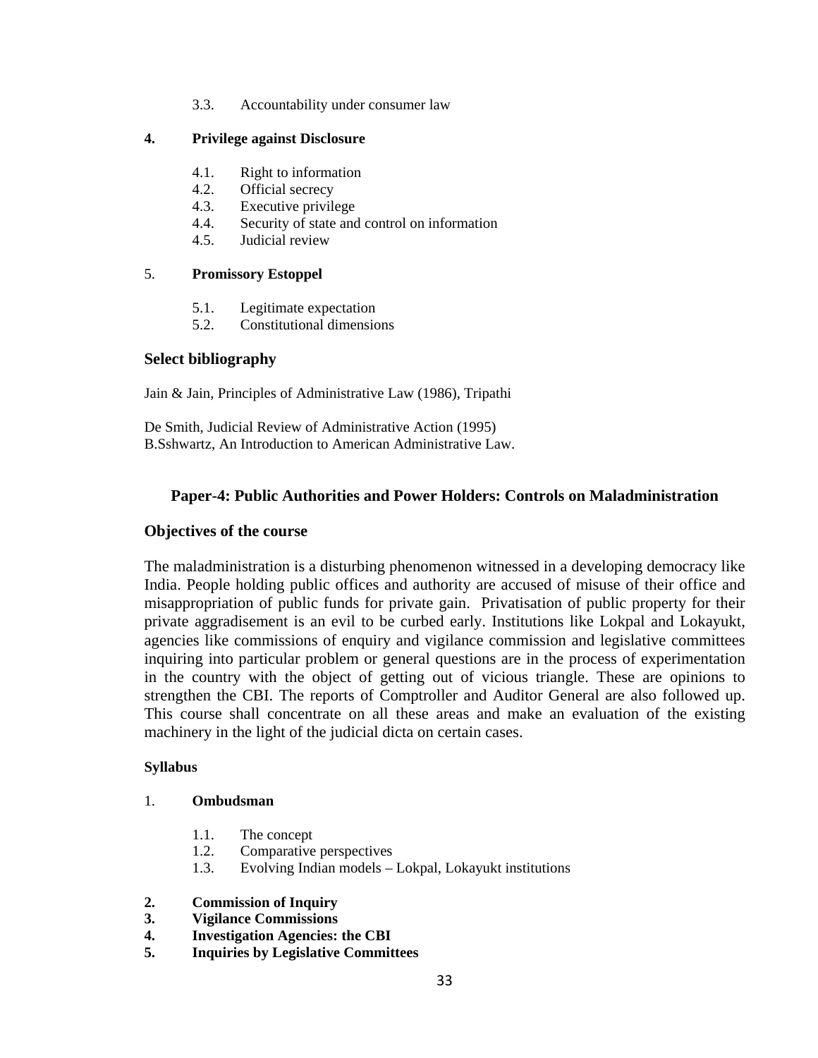3.3. Accountability under consumer law

**4. Privilege against Disclosure**

4.1. Right to information
4.2. Official secrecy
4.3. Executive privilege
4.4. Security of state and control on information
4.5. Judicial review

5. **Promissory Estoppel**

5.1. Legitimate expectation
5.2. Constitutional dimensions

## Select bibliography

Jain & Jain, Principles of Administrative Law (1986), Tripathi

De Smith, Judicial Review of Administrative Action (1995)
B.Sshwartz, An Introduction to American Administrative Law.

## Paper-4: Public Authorities and Power Holders: Controls on Maladministration

## Objectives of the course

The maladministration is a disturbing phenomenon witnessed in a developing democracy like India. People holding public offices and authority are accused of misuse of their office and misappropriation of public funds for private gain. Privatisation of public property for their private aggradisement is an evil to be curbed early. Institutions like Lokpal and Lokayukt, agencies like commissions of enquiry and vigilance commission and legislative committees inquiring into particular problem or general questions are in the process of experimentation in the country with the object of getting out of vicious triangle. These are opinions to strengthen the CBI. The reports of Comptroller and Auditor General are also followed up. This course shall concentrate on all these areas and make an evaluation of the existing machinery in the light of the judicial dicta on certain cases.

**Syllabus**

1. **Ombudsman**

1.1. The concept
1.2. Comparative perspectives
1.3. Evolving Indian models – Lokpal, Lokayukt institutions

**2. Commission of Inquiry**
**3. Vigilance Commissions**
**4. Investigation Agencies: the CBI**
**5. Inquiries by Legislative Committees**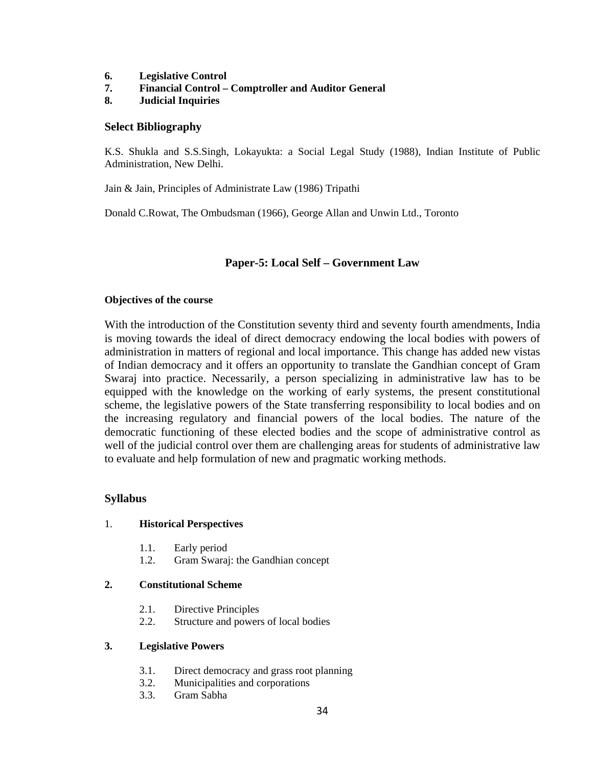6. **Legislative Control**
7. **Financial Control – Comptroller and Auditor General**
8. **Judicial Inquiries**

### Select Bibliography

K.S. Shukla and S.S.Singh, Lokayukta: a Social Legal Study (1988), Indian Institute of Public Administration, New Delhi.

Jain & Jain, Principles of Administrate Law (1986) Tripathi

Donald C.Rowat, The Ombudsman (1966), George Allan and Unwin Ltd., Toronto

## Paper-5: Local Self – Government Law

#### Objectives of the course

With the introduction of the Constitution seventy third and seventy fourth amendments, India is moving towards the ideal of direct democracy endowing the local bodies with powers of administration in matters of regional and local importance. This change has added new vistas of Indian democracy and it offers an opportunity to translate the Gandhian concept of Gram Swaraj into practice. Necessarily, a person specializing in administrative law has to be equipped with the knowledge on the working of early systems, the present constitutional scheme, the legislative powers of the State transferring responsibility to local bodies and on the increasing regulatory and financial powers of the local bodies. The nature of the democratic functioning of these elected bodies and the scope of administrative control as well of the judicial control over them are challenging areas for students of administrative law to evaluate and help formulation of new and pragmatic working methods.

### Syllabus

1. **Historical Perspectives**
   - 1.1. Early period
   - 1.2. Gram Swaraj: the Gandhian concept

2. **Constitutional Scheme**
   - 2.1. Directive Principles
   - 2.2. Structure and powers of local bodies

3. **Legislative Powers**
   - 3.1. Direct democracy and grass root planning
   - 3.2. Municipalities and corporations
   - 3.3. Gram Sabha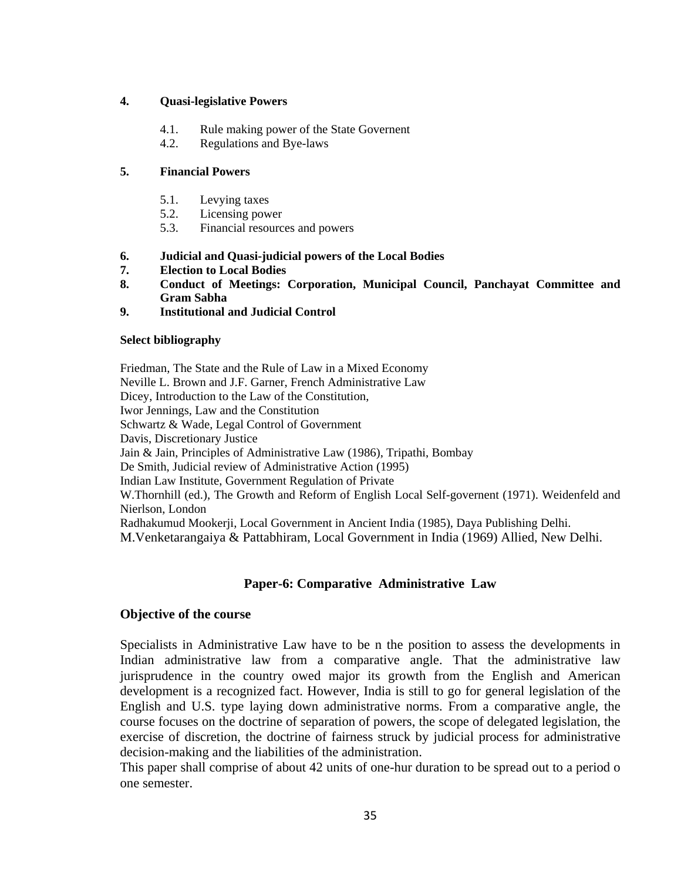**4. Quasi-legislative Powers**

- 4.1. Rule making power of the State Governent
- 4.2. Regulations and Bye-laws

**5. Financial Powers**

- 5.1. Levying taxes
- 5.2. Licensing power
- 5.3. Financial resources and powers

**6. Judicial and Quasi-judicial powers of the Local Bodies**

**7. Election to Local Bodies**

**8. Conduct of Meetings: Corporation, Municipal Council, Panchayat Committee and Gram Sabha**

**9. Institutional and Judicial Control**

**Select bibliography**

Friedman, The State and the Rule of Law in a Mixed Economy
Neville L. Brown and J.F. Garner, French Administrative Law
Dicey, Introduction to the Law of the Constitution,
Iwor Jennings, Law and the Constitution
Schwartz & Wade, Legal Control of Government
Davis, Discretionary Justice
Jain & Jain, Principles of Administrative Law (1986), Tripathi, Bombay
De Smith, Judicial review of Administrative Action (1995)
Indian Law Institute, Government Regulation of Private
W.Thornhill (ed.), The Growth and Reform of English Local Self-governent (1971). Weidenfeld and Nierlson, London
Radhakumud Mookerji, Local Government in Ancient India (1985), Daya Publishing Delhi.
M.Venketarangaiya & Pattabhiram, Local Government in India (1969) Allied, New Delhi.

## Paper-6: Comparative Administrative Law

### Objective of the course

Specialists in Administrative Law have to be n the position to assess the developments in Indian administrative law from a comparative angle. That the administrative law jurisprudence in the country owed major its growth from the English and American development is a recognized fact. However, India is still to go for general legislation of the English and U.S. type laying down administrative norms. From a comparative angle, the course focuses on the doctrine of separation of powers, the scope of delegated legislation, the exercise of discretion, the doctrine of fairness struck by judicial process for administrative decision-making and the liabilities of the administration.
This paper shall comprise of about 42 units of one-hur duration to be spread out to a period o one semester.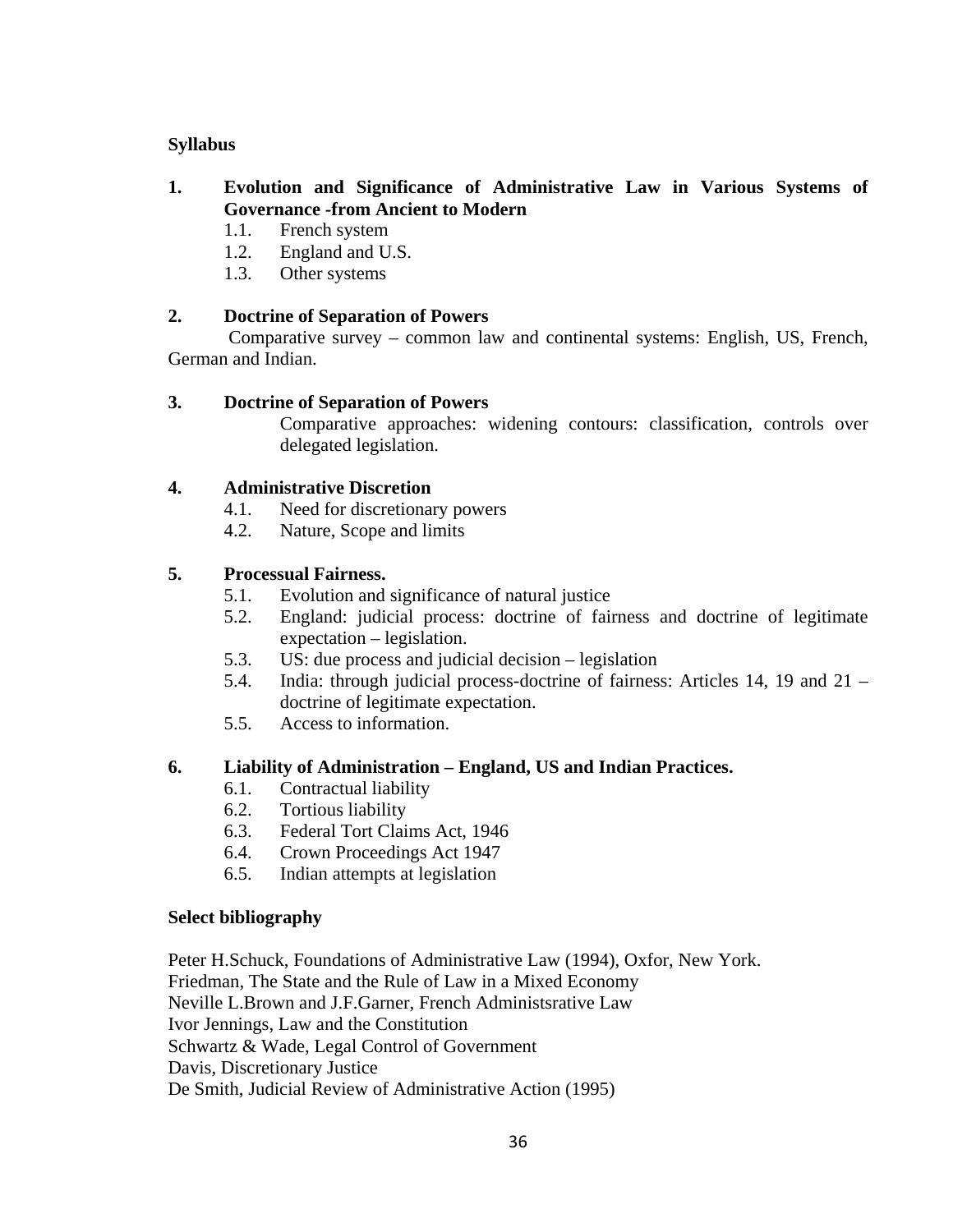**Syllabus**

**1. Evolution and Significance of Administrative Law in Various Systems of Governance -from Ancient to Modern**

- 1.1. French system
- 1.2. England and U.S.
- 1.3. Other systems

**2. Doctrine of Separation of Powers**

Comparative survey – common law and continental systems: English, US, French, German and Indian.

**3. Doctrine of Separation of Powers**

Comparative approaches: widening contours: classification, controls over delegated legislation.

**4. Administrative Discretion**

- 4.1. Need for discretionary powers
- 4.2. Nature, Scope and limits

**5. Processual Fairness.**

- 5.1. Evolution and significance of natural justice
- 5.2. England: judicial process: doctrine of fairness and doctrine of legitimate expectation – legislation.
- 5.3. US: due process and judicial decision – legislation
- 5.4. India: through judicial process-doctrine of fairness: Articles 14, 19 and 21 – doctrine of legitimate expectation.
- 5.5. Access to information.

**6. Liability of Administration – England, US and Indian Practices.**

- 6.1. Contractual liability
- 6.2. Tortious liability
- 6.3. Federal Tort Claims Act, 1946
- 6.4. Crown Proceedings Act 1947
- 6.5. Indian attempts at legislation

**Select bibliography**

Peter H.Schuck, Foundations of Administrative Law (1994), Oxfor, New York.
Friedman, The State and the Rule of Law in a Mixed Economy
Neville L.Brown and J.F.Garner, French Administsrative Law
Ivor Jennings, Law and the Constitution
Schwartz & Wade, Legal Control of Government
Davis, Discretionary Justice
De Smith, Judicial Review of Administrative Action (1995)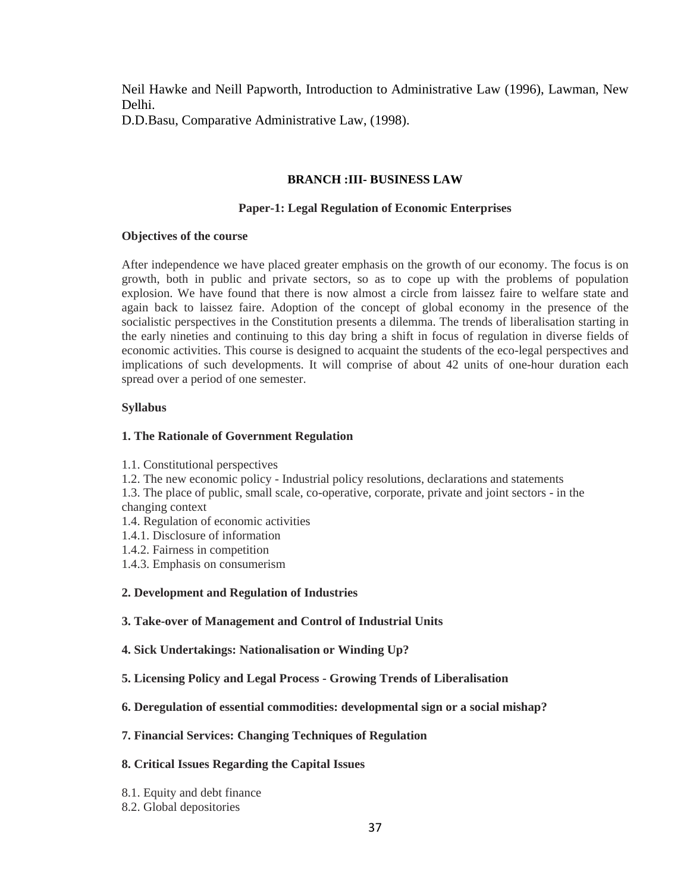Neil Hawke and Neill Papworth, Introduction to Administrative Law (1996), Lawman, New Delhi.
D.D.Basu, Comparative Administrative Law, (1998).

## BRANCH :III- BUSINESS LAW

### Paper-1: Legal Regulation of Economic Enterprises

**Objectives of the course**

After independence we have placed greater emphasis on the growth of our economy. The focus is on growth, both in public and private sectors, so as to cope up with the problems of population explosion. We have found that there is now almost a circle from laissez faire to welfare state and again back to laissez faire. Adoption of the concept of global economy in the presence of the socialistic perspectives in the Constitution presents a dilemma. The trends of liberalisation starting in the early nineties and continuing to this day bring a shift in focus of regulation in diverse fields of economic activities. This course is designed to acquaint the students of the eco-legal perspectives and implications of such developments. It will comprise of about 42 units of one-hour duration each spread over a period of one semester.

**Syllabus**

**1. The Rationale of Government Regulation**

1.1. Constitutional perspectives
1.2. The new economic policy - Industrial policy resolutions, declarations and statements
1.3. The place of public, small scale, co-operative, corporate, private and joint sectors - in the changing context
1.4. Regulation of economic activities
1.4.1. Disclosure of information
1.4.2. Fairness in competition
1.4.3. Emphasis on consumerism

**2. Development and Regulation of Industries**

**3. Take-over of Management and Control of Industrial Units**

**4. Sick Undertakings: Nationalisation or Winding Up?**

**5. Licensing Policy and Legal Process - Growing Trends of Liberalisation**

**6. Deregulation of essential commodities: developmental sign or a social mishap?**

**7. Financial Services: Changing Techniques of Regulation**

**8. Critical Issues Regarding the Capital Issues**

8.1. Equity and debt finance
8.2. Global depositories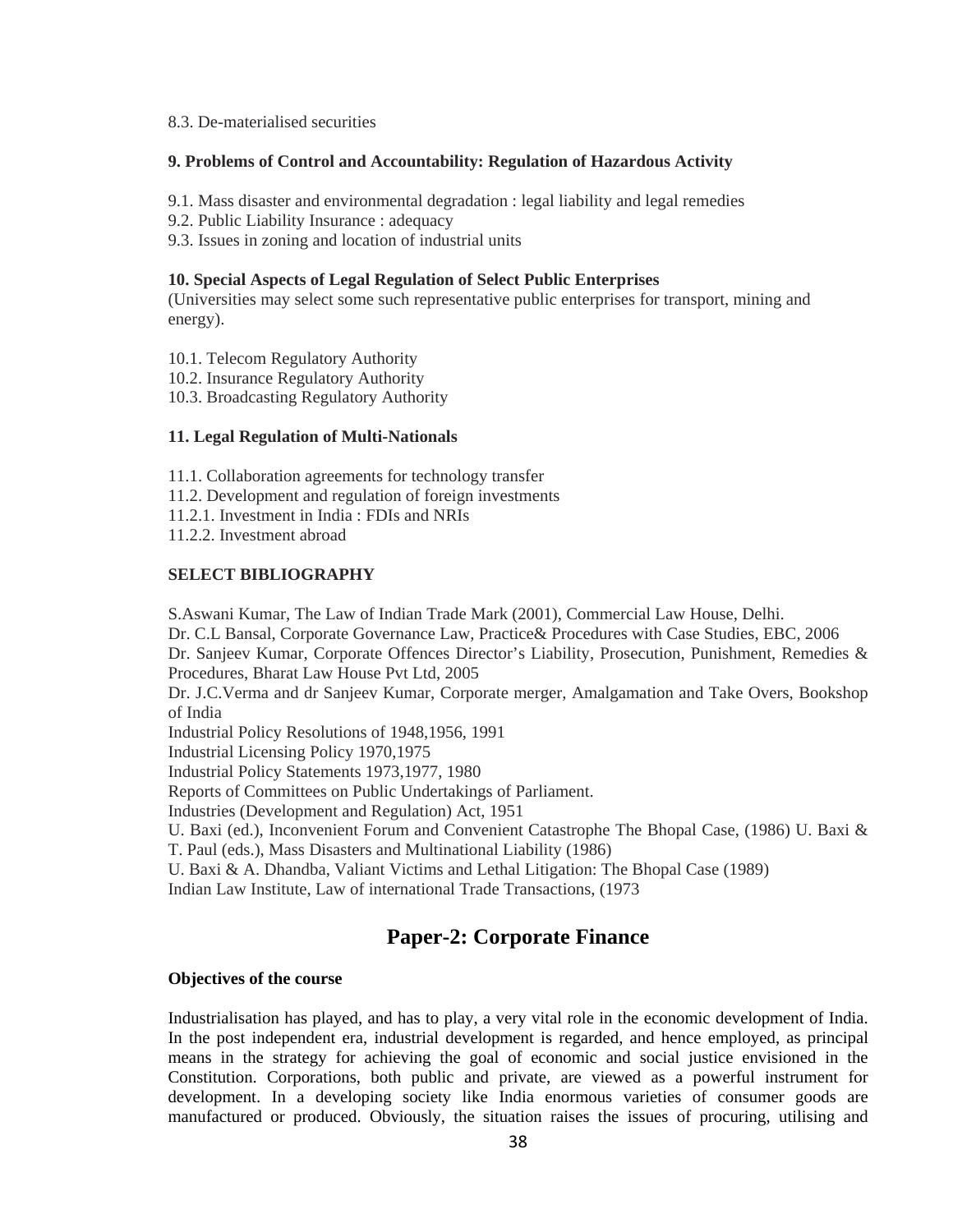8.3. De-materialised securities

**9. Problems of Control and Accountability: Regulation of Hazardous Activity**

9.1. Mass disaster and environmental degradation : legal liability and legal remedies
9.2. Public Liability Insurance : adequacy
9.3. Issues in zoning and location of industrial units

**10. Special Aspects of Legal Regulation of Select Public Enterprises**
(Universities may select some such representative public enterprises for transport, mining and energy).

10.1. Telecom Regulatory Authority
10.2. Insurance Regulatory Authority
10.3. Broadcasting Regulatory Authority

**11. Legal Regulation of Multi-Nationals**

11.1. Collaboration agreements for technology transfer
11.2. Development and regulation of foreign investments
11.2.1. Investment in India : FDIs and NRIs
11.2.2. Investment abroad

**SELECT BIBLIOGRAPHY**

S.Aswani Kumar, The Law of Indian Trade Mark (2001), Commercial Law House, Delhi.
Dr. C.L Bansal, Corporate Governance Law, Practice& Procedures with Case Studies, EBC, 2006
Dr. Sanjeev Kumar, Corporate Offences Director's Liability, Prosecution, Punishment, Remedies & Procedures, Bharat Law House Pvt Ltd, 2005
Dr. J.C.Verma and dr Sanjeev Kumar, Corporate merger, Amalgamation and Take Overs, Bookshop of India
Industrial Policy Resolutions of 1948,1956, 1991
Industrial Licensing Policy 1970,1975
Industrial Policy Statements 1973,1977, 1980
Reports of Committees on Public Undertakings of Parliament.
Industries (Development and Regulation) Act, 1951
U. Baxi (ed.), Inconvenient Forum and Convenient Catastrophe The Bhopal Case, (1986) U. Baxi & T. Paul (eds.), Mass Disasters and Multinational Liability (1986)
U. Baxi & A. Dhandba, Valiant Victims and Lethal Litigation: The Bhopal Case (1989)
Indian Law Institute, Law of international Trade Transactions, (1973

## Paper-2: Corporate Finance

**Objectives of the course**

Industrialisation has played, and has to play, a very vital role in the economic development of India. In the post independent era, industrial development is regarded, and hence employed, as principal means in the strategy for achieving the goal of economic and social justice envisioned in the Constitution. Corporations, both public and private, are viewed as a powerful instrument for development. In a developing society like India enormous varieties of consumer goods are manufactured or produced. Obviously, the situation raises the issues of procuring, utilising and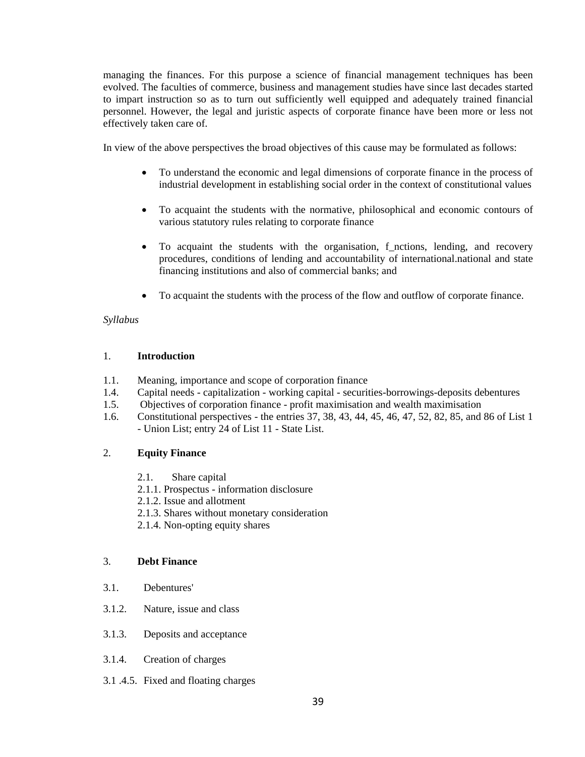managing the finances. For this purpose a science of financial management techniques has been evolved. The faculties of commerce, business and management studies have since last decades started to impart instruction so as to turn out sufficiently well equipped and adequately trained financial personnel. However, the legal and juristic aspects of corporate finance have been more or less not effectively taken care of.

In view of the above perspectives the broad objectives of this cause may be formulated as follows:

- To understand the economic and legal dimensions of corporate finance in the process of industrial development in establishing social order in the context of constitutional values
- To acquaint the students with the normative, philosophical and economic contours of various statutory rules relating to corporate finance
- To acquaint the students with the organisation, f_nctions, lending, and recovery procedures, conditions of lending and accountability of international.national and state financing institutions and also of commercial banks; and
- To acquaint the students with the process of the flow and outflow of corporate finance.

*Syllabus*

1. **Introduction**

1.1. Meaning, importance and scope of corporation finance
1.4. Capital needs - capitalization - working capital - securities-borrowings-deposits debentures
1.5. Objectives of corporation finance - profit maximisation and wealth maximisation
1.6. Constitutional perspectives - the entries 37, 38, 43, 44, 45, 46, 47, 52, 82, 85, and 86 of List 1 - Union List; entry 24 of List 11 - State List.

2. **Equity Finance**

2.1. Share capital
2.1.1. Prospectus - information disclosure
2.1.2. Issue and allotment
2.1.3. Shares without monetary consideration
2.1.4. Non-opting equity shares

3. **Debt Finance**

3.1. Debentures'

3.1.2. Nature, issue and class

3.1.3. Deposits and acceptance

3.1.4. Creation of charges

3.1 .4.5. Fixed and floating charges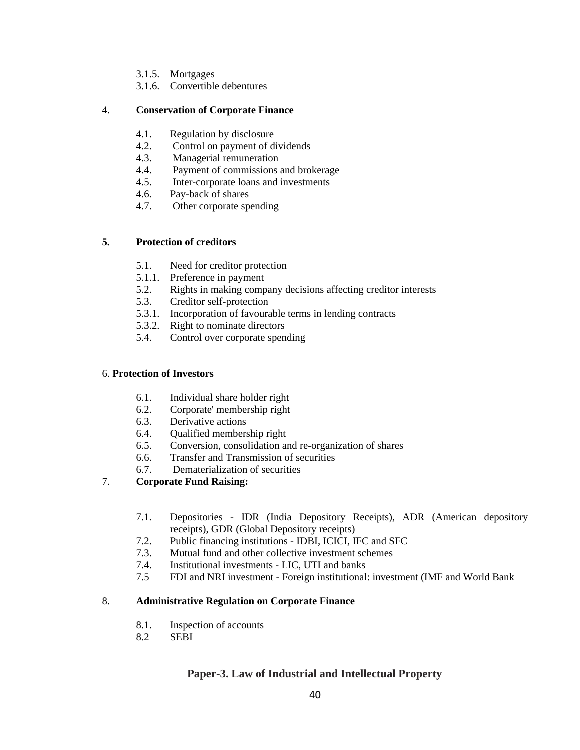3.1.5. Mortgages
3.1.6. Convertible debentures

4. **Conservation of Corporate Finance**

4.1. Regulation by disclosure
4.2. Control on payment of dividends
4.3. Managerial remuneration
4.4. Payment of commissions and brokerage
4.5. Inter-corporate loans and investments
4.6. Pay-back of shares
4.7. Other corporate spending

**5. Protection of creditors**

5.1. Need for creditor protection
5.1.1. Preference in payment
5.2. Rights in making company decisions affecting creditor interests
5.3. Creditor self-protection
5.3.1. Incorporation of favourable terms in lending contracts
5.3.2. Right to nominate directors
5.4. Control over corporate spending

6. **Protection of Investors**

6.1. Individual share holder right
6.2. Corporate' membership right
6.3. Derivative actions
6.4. Qualified membership right
6.5. Conversion, consolidation and re-organization of shares
6.6. Transfer and Transmission of securities
6.7. Dematerialization of securities

7. **Corporate Fund Raising:**

7.1. Depositories - IDR (India Depository Receipts), ADR (American depository receipts), GDR (Global Depository receipts)
7.2. Public financing institutions - IDBI, ICICI, IFC and SFC
7.3. Mutual fund and other collective investment schemes
7.4. Institutional investments - LIC, UTI and banks
7.5 FDI and NRI investment - Foreign institutional: investment (IMF and World Bank

8. **Administrative Regulation on Corporate Finance**

8.1. Inspection of accounts
8.2 SEBI

## Paper-3. Law of Industrial and Intellectual Property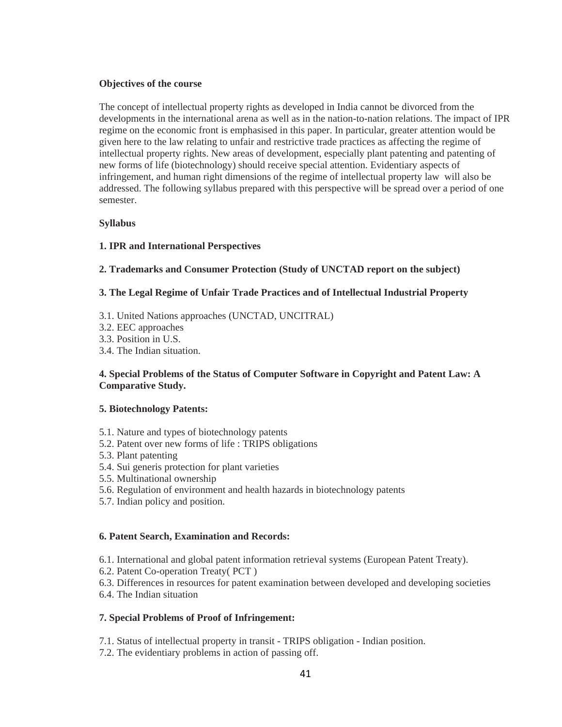**Objectives of the course**

The concept of intellectual property rights as developed in India cannot be divorced from the developments in the international arena as well as in the nation-to-nation relations. The impact of IPR regime on the economic front is emphasised in this paper. In particular, greater attention would be given here to the law relating to unfair and restrictive trade practices as affecting the regime of intellectual property rights. New areas of development, especially plant patenting and patenting of new forms of life (biotechnology) should receive special attention. Evidentiary aspects of infringement, and human right dimensions of the regime of intellectual property law will also be addressed. The following syllabus prepared with this perspective will be spread over a period of one semester.

**Syllabus**

**1. IPR and International Perspectives**

**2. Trademarks and Consumer Protection (Study of UNCTAD report on the subject)**

**3. The Legal Regime of Unfair Trade Practices and of Intellectual Industrial Property**

3.1. United Nations approaches (UNCTAD, UNCITRAL)
3.2. EEC approaches
3.3. Position in U.S.
3.4. The Indian situation.

**4. Special Problems of the Status of Computer Software in Copyright and Patent Law: A Comparative Study.**

**5. Biotechnology Patents:**

5.1. Nature and types of biotechnology patents
5.2. Patent over new forms of life : TRIPS obligations
5.3. Plant patenting
5.4. Sui generis protection for plant varieties
5.5. Multinational ownership
5.6. Regulation of environment and health hazards in biotechnology patents
5.7. Indian policy and position.

**6. Patent Search, Examination and Records:**

6.1. International and global patent information retrieval systems (European Patent Treaty).
6.2. Patent Co-operation Treaty( PCT )
6.3. Differences in resources for patent examination between developed and developing societies
6.4. The Indian situation

**7. Special Problems of Proof of Infringement:**

7.1. Status of intellectual property in transit - TRIPS obligation - Indian position.
7.2. The evidentiary problems in action of passing off.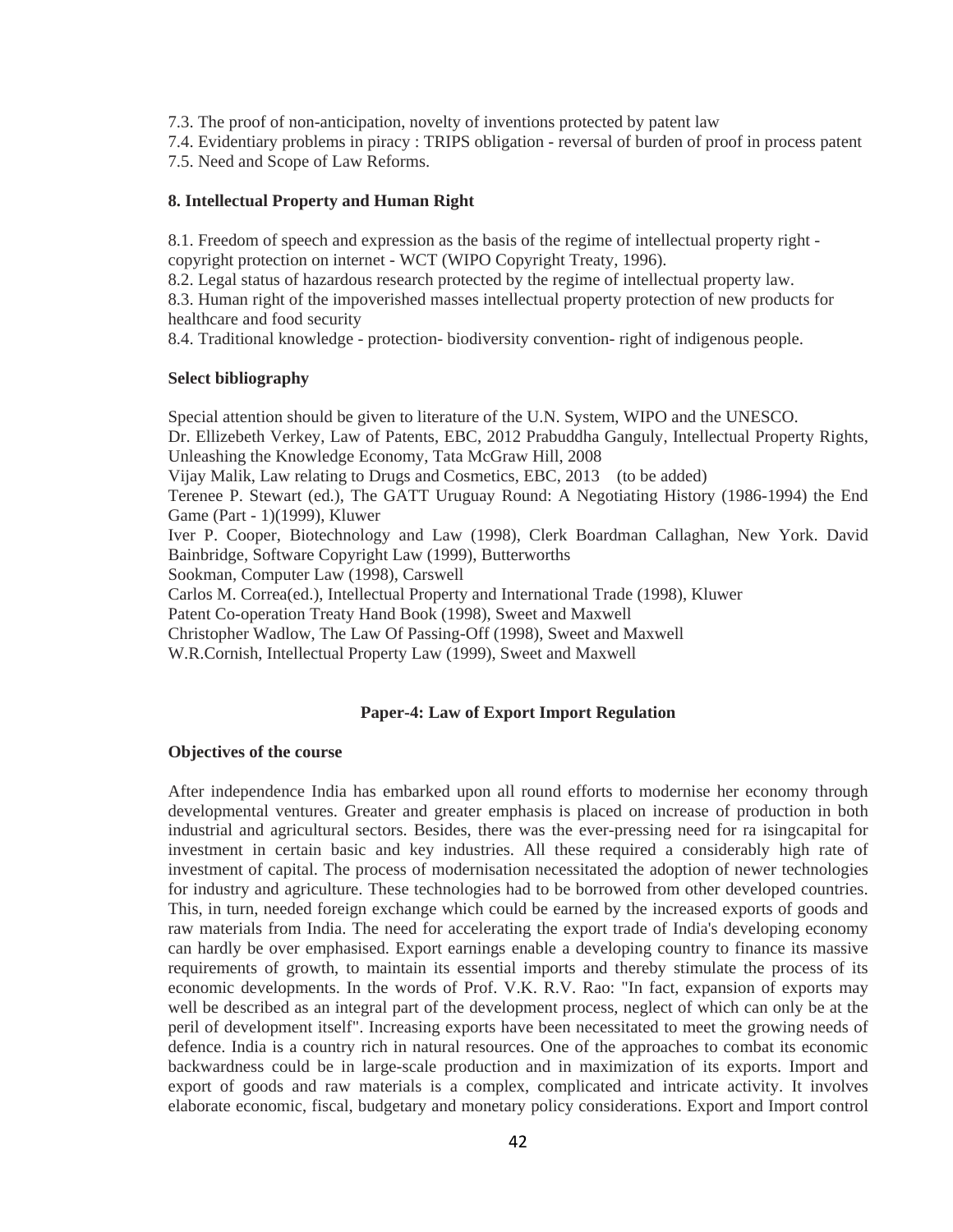7.3. The proof of non-anticipation, novelty of inventions protected by patent law
7.4. Evidentiary problems in piracy : TRIPS obligation - reversal of burden of proof in process patent
7.5. Need and Scope of Law Reforms.

**8. Intellectual Property and Human Right**

8.1. Freedom of speech and expression as the basis of the regime of intellectual property right - copyright protection on internet - WCT (WIPO Copyright Treaty, 1996).
8.2. Legal status of hazardous research protected by the regime of intellectual property law.
8.3. Human right of the impoverished masses intellectual property protection of new products for healthcare and food security
8.4. Traditional knowledge - protection- biodiversity convention- right of indigenous people.

**Select bibliography**

Special attention should be given to literature of the U.N. System, WIPO and the UNESCO.
Dr. Ellizebeth Verkey, Law of Patents, EBC, 2012 Prabuddha Ganguly, Intellectual Property Rights, Unleashing the Knowledge Economy, Tata McGraw Hill, 2008
Vijay Malik, Law relating to Drugs and Cosmetics, EBC, 2013 (to be added)
Terenee P. Stewart (ed.), The GATT Uruguay Round: A Negotiating History (1986-1994) the End Game (Part - 1)(1999), Kluwer
Iver P. Cooper, Biotechnology and Law (1998), Clerk Boardman Callaghan, New York. David Bainbridge, Software Copyright Law (1999), Butterworths
Sookman, Computer Law (1998), Carswell
Carlos M. Correa(ed.), Intellectual Property and International Trade (1998), Kluwer
Patent Co-operation Treaty Hand Book (1998), Sweet and Maxwell
Christopher Wadlow, The Law Of Passing-Off (1998), Sweet and Maxwell
W.R.Cornish, Intellectual Property Law (1999), Sweet and Maxwell

## Paper-4: Law of Export Import Regulation

**Objectives of the course**

After independence India has embarked upon all round efforts to modernise her economy through developmental ventures. Greater and greater emphasis is placed on increase of production in both industrial and agricultural sectors. Besides, there was the ever-pressing need for ra isingcapital for investment in certain basic and key industries. All these required a considerably high rate of investment of capital. The process of modernisation necessitated the adoption of newer technologies for industry and agriculture. These technologies had to be borrowed from other developed countries. This, in turn, needed foreign exchange which could be earned by the increased exports of goods and raw materials from India. The need for accelerating the export trade of India's developing economy can hardly be over emphasised. Export earnings enable a developing country to finance its massive requirements of growth, to maintain its essential imports and thereby stimulate the process of its economic developments. In the words of Prof. V.K. R.V. Rao: "In fact, expansion of exports may well be described as an integral part of the development process, neglect of which can only be at the peril of development itself". Increasing exports have been necessitated to meet the growing needs of defence. India is a country rich in natural resources. One of the approaches to combat its economic backwardness could be in large-scale production and in maximization of its exports. Import and export of goods and raw materials is a complex, complicated and intricate activity. It involves elaborate economic, fiscal, budgetary and monetary policy considerations. Export and Import control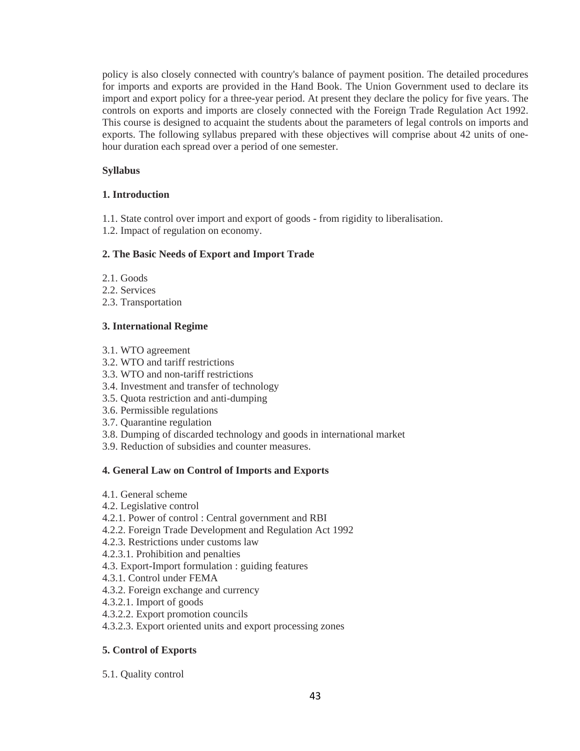policy is also closely connected with country's balance of payment position. The detailed procedures for imports and exports are provided in the Hand Book. The Union Government used to declare its import and export policy for a three-year period. At present they declare the policy for five years. The controls on exports and imports are closely connected with the Foreign Trade Regulation Act 1992. This course is designed to acquaint the students about the parameters of legal controls on imports and exports. The following syllabus prepared with these objectives will comprise about 42 units of one-hour duration each spread over a period of one semester.

**Syllabus**

**1. Introduction**

1.1. State control over import and export of goods - from rigidity to liberalisation.
1.2. Impact of regulation on economy.

**2. The Basic Needs of Export and Import Trade**

2.1. Goods
2.2. Services
2.3. Transportation

**3. International Regime**

3.1. WTO agreement
3.2. WTO and tariff restrictions
3.3. WTO and non-tariff restrictions
3.4. Investment and transfer of technology
3.5. Quota restriction and anti-dumping
3.6. Permissible regulations
3.7. Quarantine regulation
3.8. Dumping of discarded technology and goods in international market
3.9. Reduction of subsidies and counter measures.

**4. General Law on Control of Imports and Exports**

4.1. General scheme
4.2. Legislative control
4.2.1. Power of control : Central government and RBI
4.2.2. Foreign Trade Development and Regulation Act 1992
4.2.3. Restrictions under customs law
4.2.3.1. Prohibition and penalties
4.3. Export-Import formulation : guiding features
4.3.1. Control under FEMA
4.3.2. Foreign exchange and currency
4.3.2.1. Import of goods
4.3.2.2. Export promotion councils
4.3.2.3. Export oriented units and export processing zones

**5. Control of Exports**

5.1. Quality control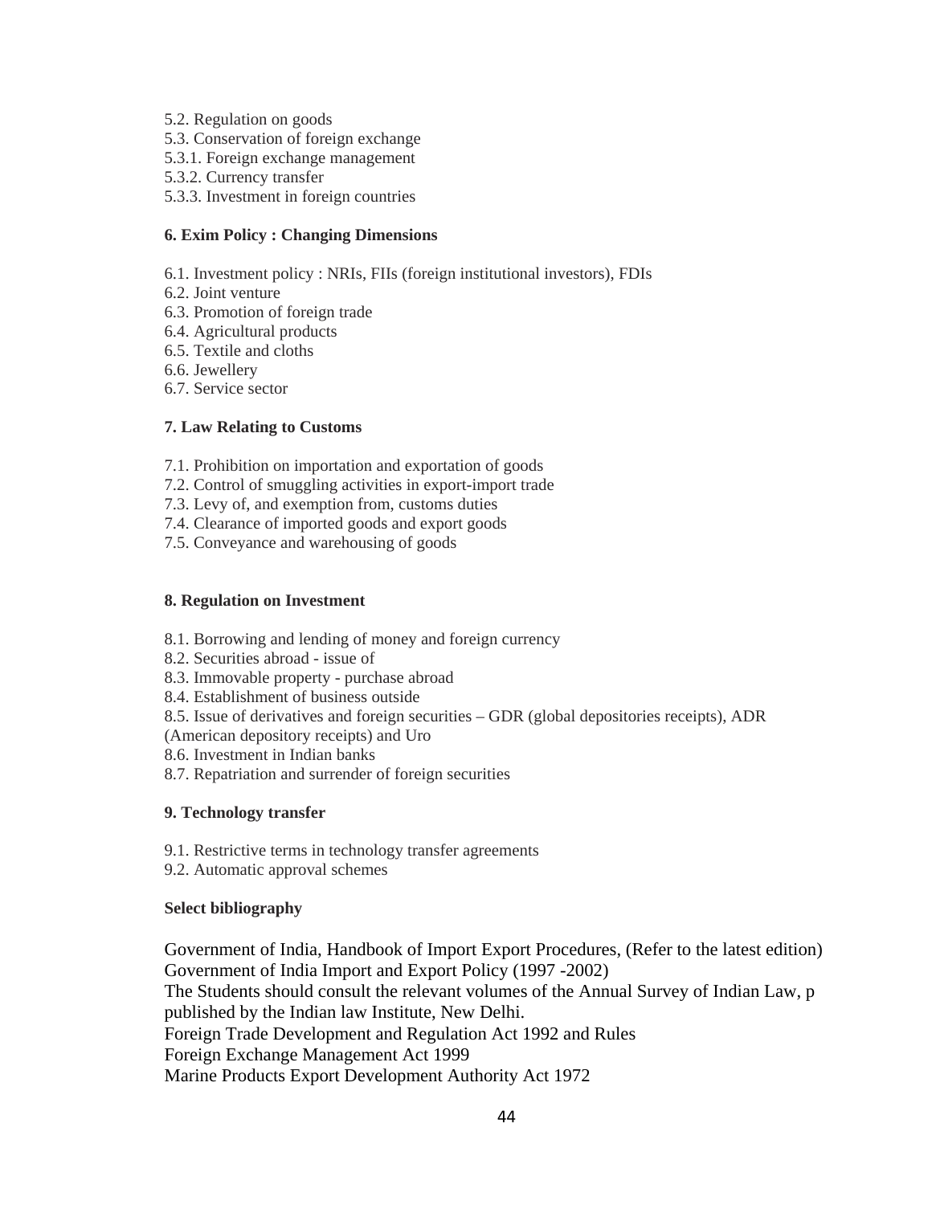5.2. Regulation on goods
5.3. Conservation of foreign exchange
5.3.1. Foreign exchange management
5.3.2. Currency transfer
5.3.3. Investment in foreign countries

**6. Exim Policy : Changing Dimensions**

6.1. Investment policy : NRIs, FIIs (foreign institutional investors), FDIs
6.2. Joint venture
6.3. Promotion of foreign trade
6.4. Agricultural products
6.5. Textile and cloths
6.6. Jewellery
6.7. Service sector

**7. Law Relating to Customs**

7.1. Prohibition on importation and exportation of goods
7.2. Control of smuggling activities in export-import trade
7.3. Levy of, and exemption from, customs duties
7.4. Clearance of imported goods and export goods
7.5. Conveyance and warehousing of goods

**8. Regulation on Investment**

8.1. Borrowing and lending of money and foreign currency
8.2. Securities abroad - issue of
8.3. Immovable property - purchase abroad
8.4. Establishment of business outside
8.5. Issue of derivatives and foreign securities – GDR (global depositories receipts), ADR (American depository receipts) and Uro
8.6. Investment in Indian banks
8.7. Repatriation and surrender of foreign securities

**9. Technology transfer**

9.1. Restrictive terms in technology transfer agreements
9.2. Automatic approval schemes

**Select bibliography**

Government of India, Handbook of Import Export Procedures, (Refer to the latest edition)
Government of India Import and Export Policy (1997 -2002)
The Students should consult the relevant volumes of the Annual Survey of Indian Law, p published by the Indian law Institute, New Delhi.
Foreign Trade Development and Regulation Act 1992 and Rules
Foreign Exchange Management Act 1999
Marine Products Export Development Authority Act 1972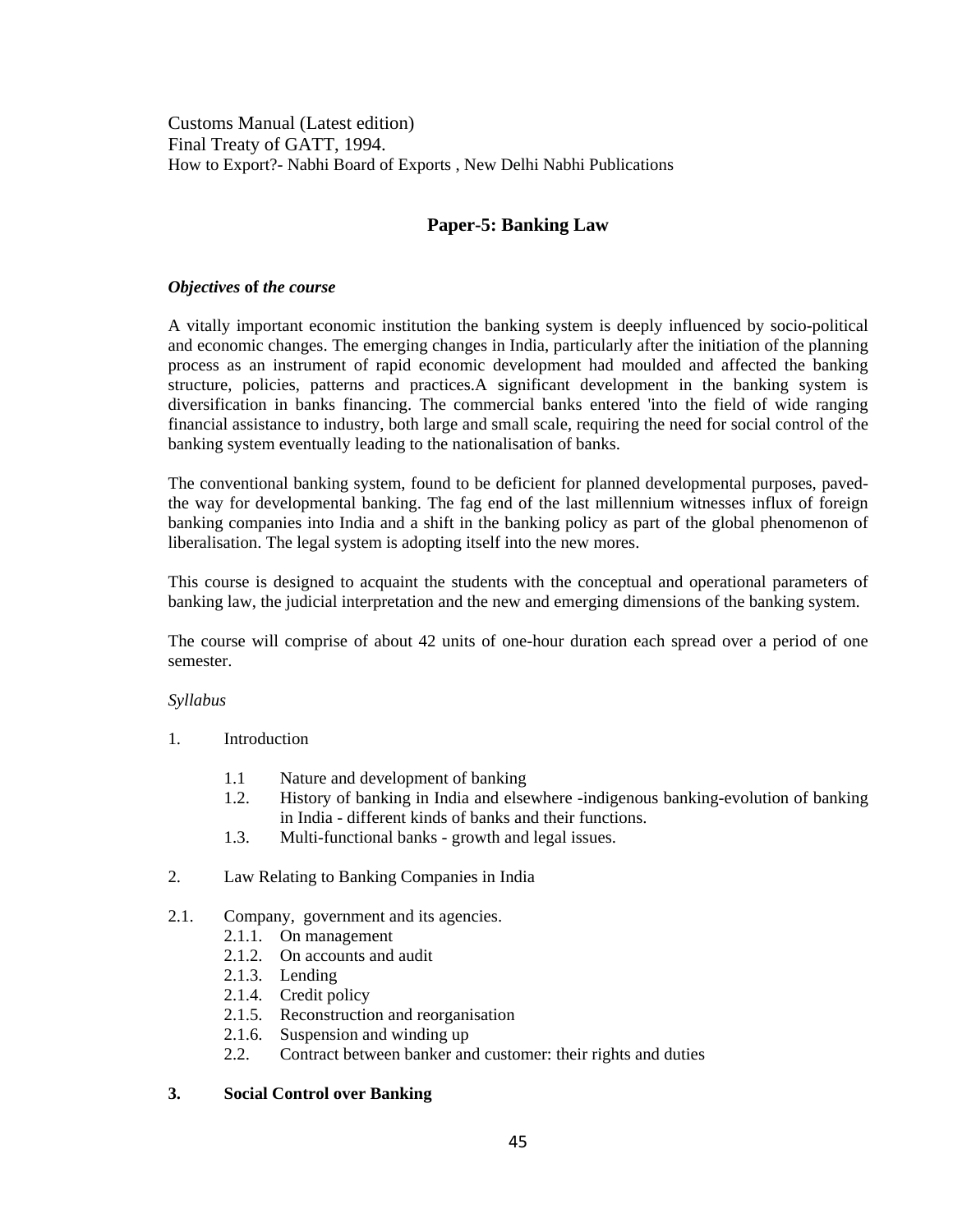Customs Manual (Latest edition)
Final Treaty of GATT, 1994.
How to Export?- Nabhi Board of Exports , New Delhi Nabhi Publications

## Paper-5: Banking Law

***Objectives* of *the course***

A vitally important economic institution the banking system is deeply influenced by socio-political and economic changes. The emerging changes in India, particularly after the initiation of the planning process as an instrument of rapid economic development had moulded and affected the banking structure, policies, patterns and practices.A significant development in the banking system is diversification in banks financing. The commercial banks entered 'into the field of wide ranging financial assistance to industry, both large and small scale, requiring the need for social control of the banking system eventually leading to the nationalisation of banks.

The conventional banking system, found to be deficient for planned developmental purposes, paved-the way for developmental banking. The fag end of the last millennium witnesses influx of foreign banking companies into India and a shift in the banking policy as part of the global phenomenon of liberalisation. The legal system is adopting itself into the new mores.

This course is designed to acquaint the students with the conceptual and operational parameters of banking law, the judicial interpretation and the new and emerging dimensions of the banking system.

The course will comprise of about 42 units of one-hour duration each spread over a period of one semester.

*Syllabus*

1. Introduction

   1.1 Nature and development of banking
   1.2. History of banking in India and elsewhere -indigenous banking-evolution of banking in India - different kinds of banks and their functions.
   1.3. Multi-functional banks - growth and legal issues.

2. Law Relating to Banking Companies in India

2.1. Company, government and its agencies.
   2.1.1. On management
   2.1.2. On accounts and audit
   2.1.3. Lending
   2.1.4. Credit policy
   2.1.5. Reconstruction and reorganisation
   2.1.6. Suspension and winding up
   2.2. Contract between banker and customer: their rights and duties

**3. Social Control over Banking**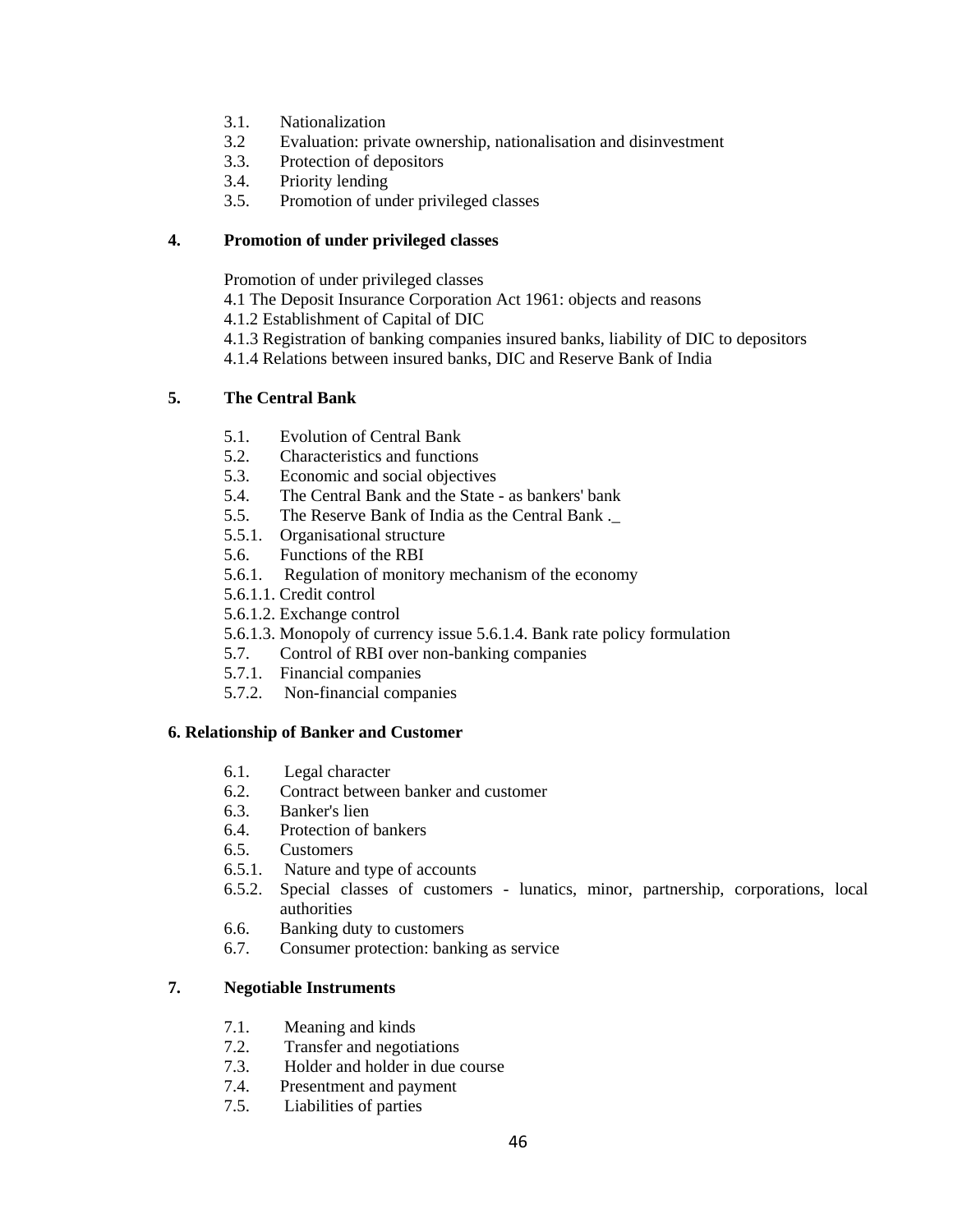- 3.1. Nationalization
- 3.2 Evaluation: private ownership, nationalisation and disinvestment
- 3.3. Protection of depositors
- 3.4. Priority lending
- 3.5. Promotion of under privileged classes

**4. Promotion of under privileged classes**

Promotion of under privileged classes

4.1 The Deposit Insurance Corporation Act 1961: objects and reasons

4.1.2 Establishment of Capital of DIC

4.1.3 Registration of banking companies insured banks, liability of DIC to depositors

4.1.4 Relations between insured banks, DIC and Reserve Bank of India

**5. The Central Bank**

- 5.1. Evolution of Central Bank
- 5.2. Characteristics and functions
- 5.3. Economic and social objectives
- 5.4. The Central Bank and the State - as bankers' bank
- 5.5. The Reserve Bank of India as the Central Bank ._
- 5.5.1. Organisational structure
- 5.6. Functions of the RBI
- 5.6.1. Regulation of monitory mechanism of the economy
- 5.6.1.1. Credit control
- 5.6.1.2. Exchange control
- 5.6.1.3. Monopoly of currency issue 5.6.1.4. Bank rate policy formulation
- 5.7. Control of RBI over non-banking companies
- 5.7.1. Financial companies
- 5.7.2. Non-financial companies

**6. Relationship of Banker and Customer**

- 6.1. Legal character
- 6.2. Contract between banker and customer
- 6.3. Banker's lien
- 6.4. Protection of bankers
- 6.5. Customers
- 6.5.1. Nature and type of accounts
- 6.5.2. Special classes of customers - lunatics, minor, partnership, corporations, local authorities
- 6.6. Banking duty to customers
- 6.7. Consumer protection: banking as service

**7. Negotiable Instruments**

- 7.1. Meaning and kinds
- 7.2. Transfer and negotiations
- 7.3. Holder and holder in due course
- 7.4. Presentment and payment
- 7.5. Liabilities of parties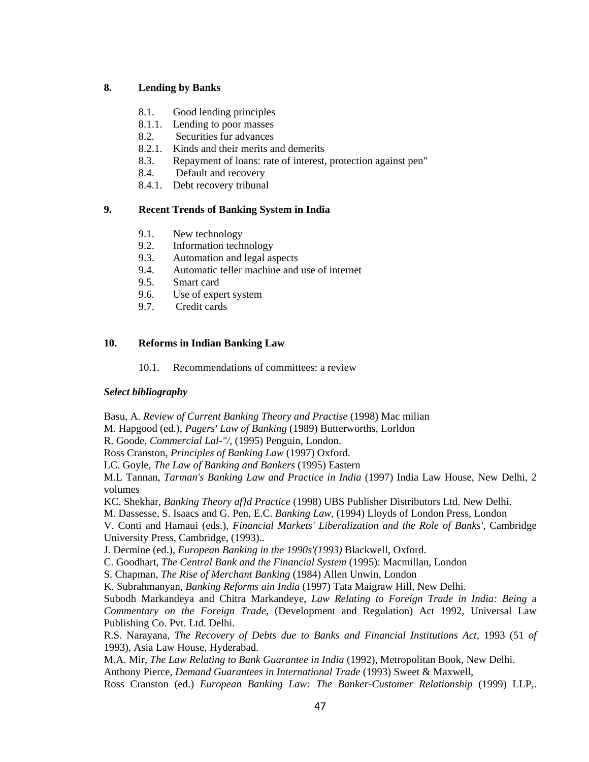**8. Lending by Banks**

- 8.1. Good lending principles
- 8.1.1. Lending to poor masses
- 8.2. Securities fur advances
- 8.2.1. Kinds and their merits and demerits
- 8.3. Repayment of loans: rate of interest, protection against pen"
- 8.4. Default and recovery
- 8.4.1. Debt recovery tribunal

**9. Recent Trends of Banking System in India**

- 9.1. New technology
- 9.2. Information technology
- 9.3. Automation and legal aspects
- 9.4. Automatic teller machine and use of internet
- 9.5. Smart card
- 9.6. Use of expert system
- 9.7. Credit cards

**10. Reforms in Indian Banking Law**

- 10.1. Recommendations of committees: a review

***Select bibliography***

Basu, A. *Review of Current Banking Theory and Practise* (1998) Mac milian

M. Hapgood (ed.), *Pagers' Law of Banking* (1989) Butterworths, Lorldon

R. Goode, *Commercial Lal-"/,* (1995) Penguin, London.

Ross Cranston, *Principles of Banking Law* (1997) Oxford.

LC. Goyle, *The Law of Banking and Bankers* (1995) Eastern

M.L Tannan, *Tarman's Banking Law and Practice in India* (1997) India Law House, New Delhi, 2 volumes

KC. Shekhar, *Banking Theory af}d Practice* (1998) UBS Publisher Distributors Ltd. New Delhi.

M. Dassesse, S. Isaacs and G. Pen, E.C. *Banking Law,* (1994) Lloyds of London Press, London

V. Conti and Hamaui (eds.), *Financial Markets' Liberalization and the Role of Banks',* Cambridge University Press, Cambridge, (1993)..

J. Dermine (ed.), *European Banking in the 1990s'(1993)* Blackwell, Oxford.

C. Goodhart, *The Central Bank and the Financial System* (1995): Macmillan, London

S. Chapman, *The Rise of Merchant Banking* (1984) Allen Unwin, London

K. Subrahmanyan, *Banking Reforms ain India* (1997) Tata Maigraw Hill, New Delhi.

Subodh Markandeya and Chitra Markandeye, *Law Relating to Foreign Trade in India: Being* a *Commentary on the Foreign Trade,* (Development and Regulation) Act 1992, Universal Law Publishing Co. Pvt. Ltd. Delhi.

R.S. Narayana, *The Recovery of Debts due to Banks and Financial Institutions Act*, 1993 (51 *of* 1993), Asia Law House, Hyderabad.

M.A. Mir, *The Law Relating to Bank Guarantee in India* (1992), Metropolitan Book, New Delhi.

Anthony Pierce, *Demand Guarantees in International Trade* (1993) Sweet & Maxwell,

Ross Cranston (ed.) *European Banking Law: The Banker-Customer Relationship* (1999) LLP,.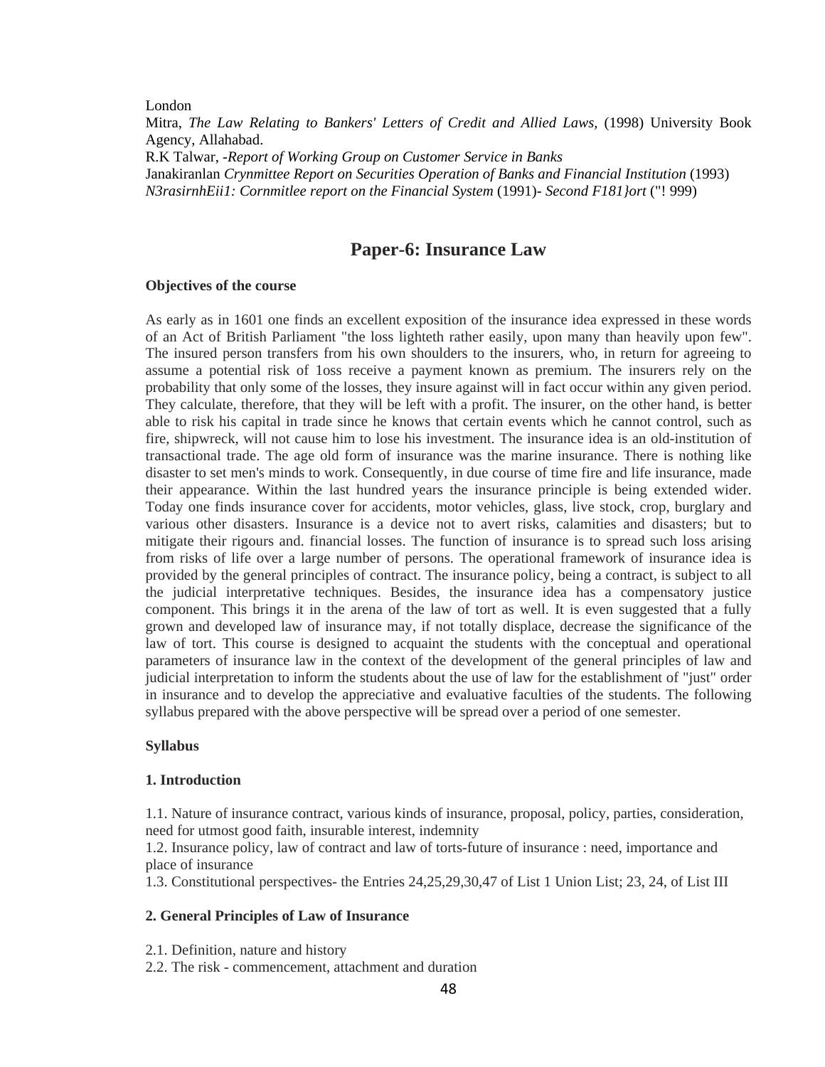London
Mitra, *The Law Relating to Bankers' Letters of Credit and Allied Laws*, (1998) University Book Agency, Allahabad.
R.K Talwar, -*Report of Working Group on Customer Service in Banks*
Janakiranlan *Crynmittee Report on Securities Operation of Banks and Financial Institution* (1993)
*N3rasirnhEii1: Cornmitlee report on the Financial System* (1991)- *Second F181}ort* ("! 999)

## Paper-6: Insurance Law

**Objectives of the course**

As early as in 1601 one finds an excellent exposition of the insurance idea expressed in these words of an Act of British Parliament "the loss lighteth rather easily, upon many than heavily upon few". The insured person transfers from his own shoulders to the insurers, who, in return for agreeing to assume a potential risk of 1oss receive a payment known as premium. The insurers rely on the probability that only some of the losses, they insure against will in fact occur within any given period. They calculate, therefore, that they will be left with a profit. The insurer, on the other hand, is better able to risk his capital in trade since he knows that certain events which he cannot control, such as fire, shipwreck, will not cause him to lose his investment. The insurance idea is an old-institution of transactional trade. The age old form of insurance was the marine insurance. There is nothing like disaster to set men's minds to work. Consequently, in due course of time fire and life insurance, made their appearance. Within the last hundred years the insurance principle is being extended wider. Today one finds insurance cover for accidents, motor vehicles, glass, live stock, crop, burglary and various other disasters. Insurance is a device not to avert risks, calamities and disasters; but to mitigate their rigours and. financial losses. The function of insurance is to spread such loss arising from risks of life over a large number of persons. The operational framework of insurance idea is provided by the general principles of contract. The insurance policy, being a contract, is subject to all the judicial interpretative techniques. Besides, the insurance idea has a compensatory justice component. This brings it in the arena of the law of tort as well. It is even suggested that a fully grown and developed law of insurance may, if not totally displace, decrease the significance of the law of tort. This course is designed to acquaint the students with the conceptual and operational parameters of insurance law in the context of the development of the general principles of law and judicial interpretation to inform the students about the use of law for the establishment of "just" order in insurance and to develop the appreciative and evaluative faculties of the students. The following syllabus prepared with the above perspective will be spread over a period of one semester.

**Syllabus**

**1. Introduction**

1.1. Nature of insurance contract, various kinds of insurance, proposal, policy, parties, consideration, need for utmost good faith, insurable interest, indemnity
1.2. Insurance policy, law of contract and law of torts-future of insurance : need, importance and place of insurance
1.3. Constitutional perspectives- the Entries 24,25,29,30,47 of List 1 Union List; 23, 24, of List III

**2. General Principles of Law of Insurance**

2.1. Definition, nature and history
2.2. The risk - commencement, attachment and duration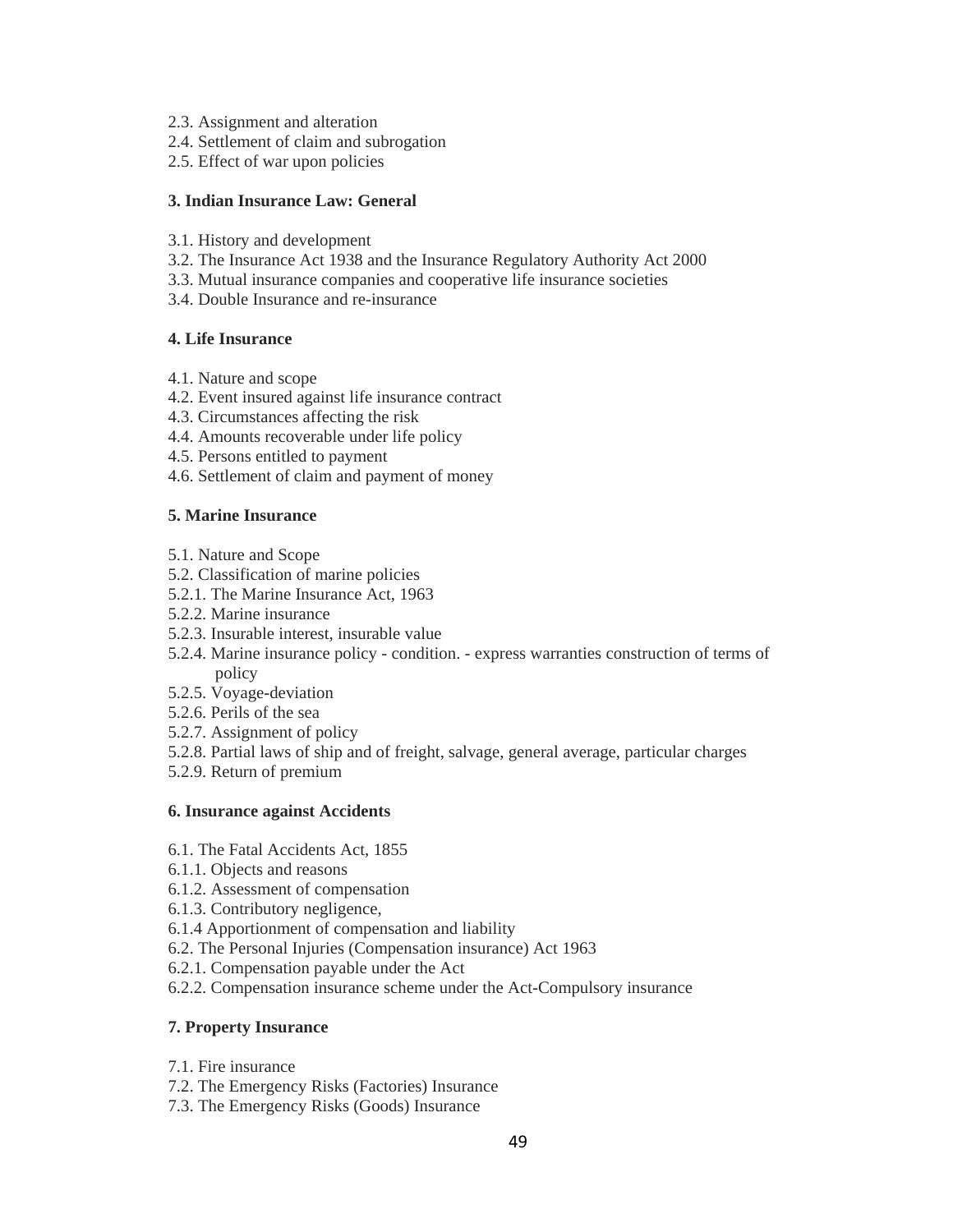2.3. Assignment and alteration
2.4. Settlement of claim and subrogation
2.5. Effect of war upon policies

**3. Indian Insurance Law: General**

3.1. History and development
3.2. The Insurance Act 1938 and the Insurance Regulatory Authority Act 2000
3.3. Mutual insurance companies and cooperative life insurance societies
3.4. Double Insurance and re-insurance

**4. Life Insurance**

4.1. Nature and scope
4.2. Event insured against life insurance contract
4.3. Circumstances affecting the risk
4.4. Amounts recoverable under life policy
4.5. Persons entitled to payment
4.6. Settlement of claim and payment of money

**5. Marine Insurance**

5.1. Nature and Scope
5.2. Classification of marine policies
5.2.1. The Marine Insurance Act, 1963
5.2.2. Marine insurance
5.2.3. Insurable interest, insurable value
5.2.4. Marine insurance policy - condition. - express warranties construction of terms of policy
5.2.5. Voyage-deviation
5.2.6. Perils of the sea
5.2.7. Assignment of policy
5.2.8. Partial laws of ship and of freight, salvage, general average, particular charges
5.2.9. Return of premium

**6. Insurance against Accidents**

6.1. The Fatal Accidents Act, 1855
6.1.1. Objects and reasons
6.1.2. Assessment of compensation
6.1.3. Contributory negligence,
6.1.4 Apportionment of compensation and liability
6.2. The Personal Injuries (Compensation insurance) Act 1963
6.2.1. Compensation payable under the Act
6.2.2. Compensation insurance scheme under the Act-Compulsory insurance

**7. Property Insurance**

7.1. Fire insurance
7.2. The Emergency Risks (Factories) Insurance
7.3. The Emergency Risks (Goods) Insurance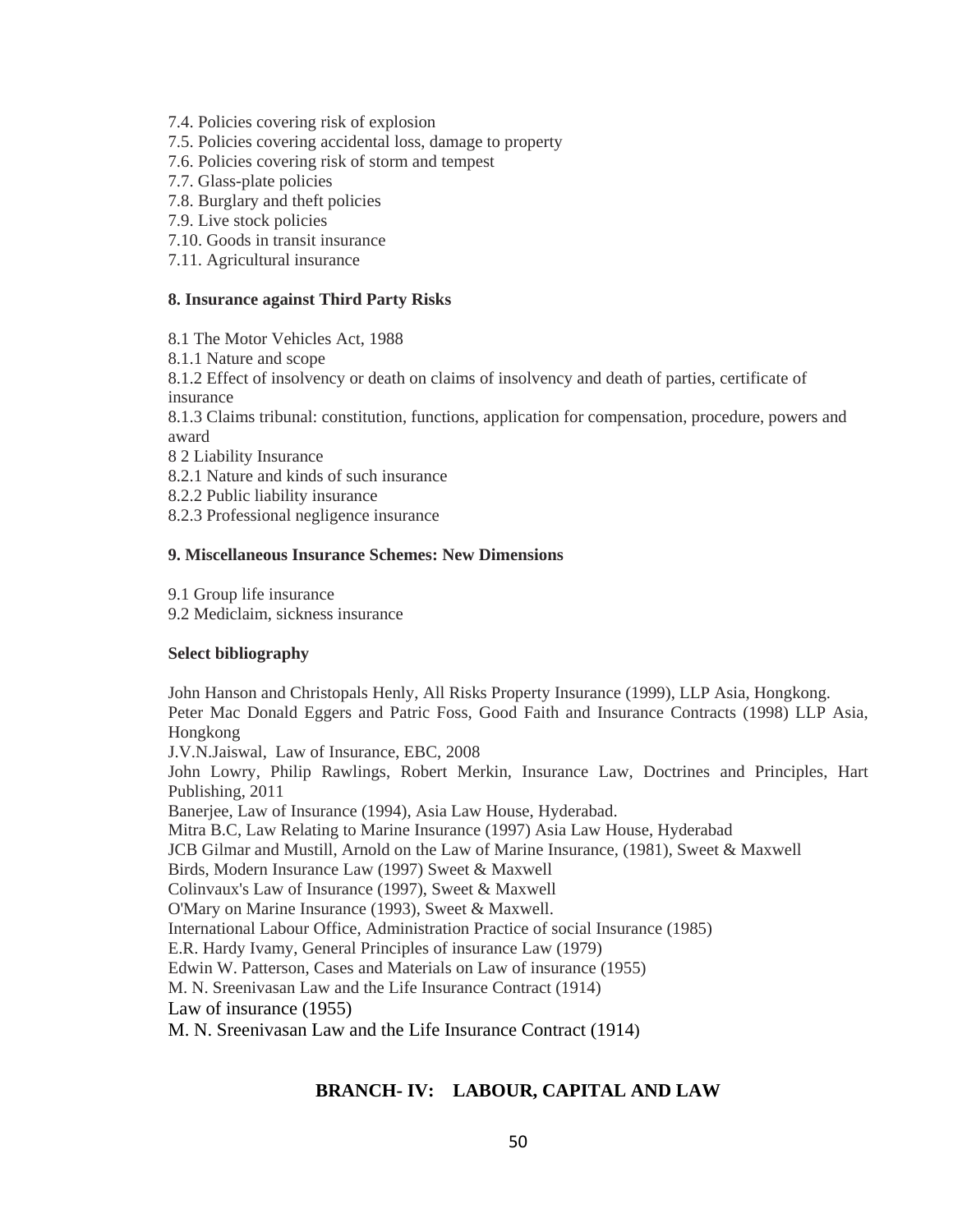7.4. Policies covering risk of explosion
7.5. Policies covering accidental loss, damage to property
7.6. Policies covering risk of storm and tempest
7.7. Glass-plate policies
7.8. Burglary and theft policies
7.9. Live stock policies
7.10. Goods in transit insurance
7.11. Agricultural insurance

**8. Insurance against Third Party Risks**

8.1 The Motor Vehicles Act, 1988
8.1.1 Nature and scope
8.1.2 Effect of insolvency or death on claims of insolvency and death of parties, certificate of insurance
8.1.3 Claims tribunal: constitution, functions, application for compensation, procedure, powers and award
8 2 Liability Insurance
8.2.1 Nature and kinds of such insurance
8.2.2 Public liability insurance
8.2.3 Professional negligence insurance

**9. Miscellaneous Insurance Schemes: New Dimensions**

9.1 Group life insurance
9.2 Mediclaim, sickness insurance

**Select bibliography**

John Hanson and Christopals Henly, All Risks Property Insurance (1999), LLP Asia, Hongkong.
Peter Mac Donald Eggers and Patric Foss, Good Faith and Insurance Contracts (1998) LLP Asia, Hongkong
J.V.N.Jaiswal, Law of Insurance, EBC, 2008
John Lowry, Philip Rawlings, Robert Merkin, Insurance Law, Doctrines and Principles, Hart Publishing, 2011
Banerjee, Law of Insurance (1994), Asia Law House, Hyderabad.
Mitra B.C, Law Relating to Marine Insurance (1997) Asia Law House, Hyderabad
JCB Gilmar and Mustill, Arnold on the Law of Marine Insurance, (1981), Sweet & Maxwell
Birds, Modern Insurance Law (1997) Sweet & Maxwell
Colinvaux's Law of Insurance (1997), Sweet & Maxwell
O'Mary on Marine Insurance (1993), Sweet & Maxwell.
International Labour Office, Administration Practice of social Insurance (1985)
E.R. Hardy Ivamy, General Principles of insurance Law (1979)
Edwin W. Patterson, Cases and Materials on Law of insurance (1955)
M. N. Sreenivasan Law and the Life Insurance Contract (1914)
Law of insurance (1955)
M. N. Sreenivasan Law and the Life Insurance Contract (1914)

## BRANCH- IV: LABOUR, CAPITAL AND LAW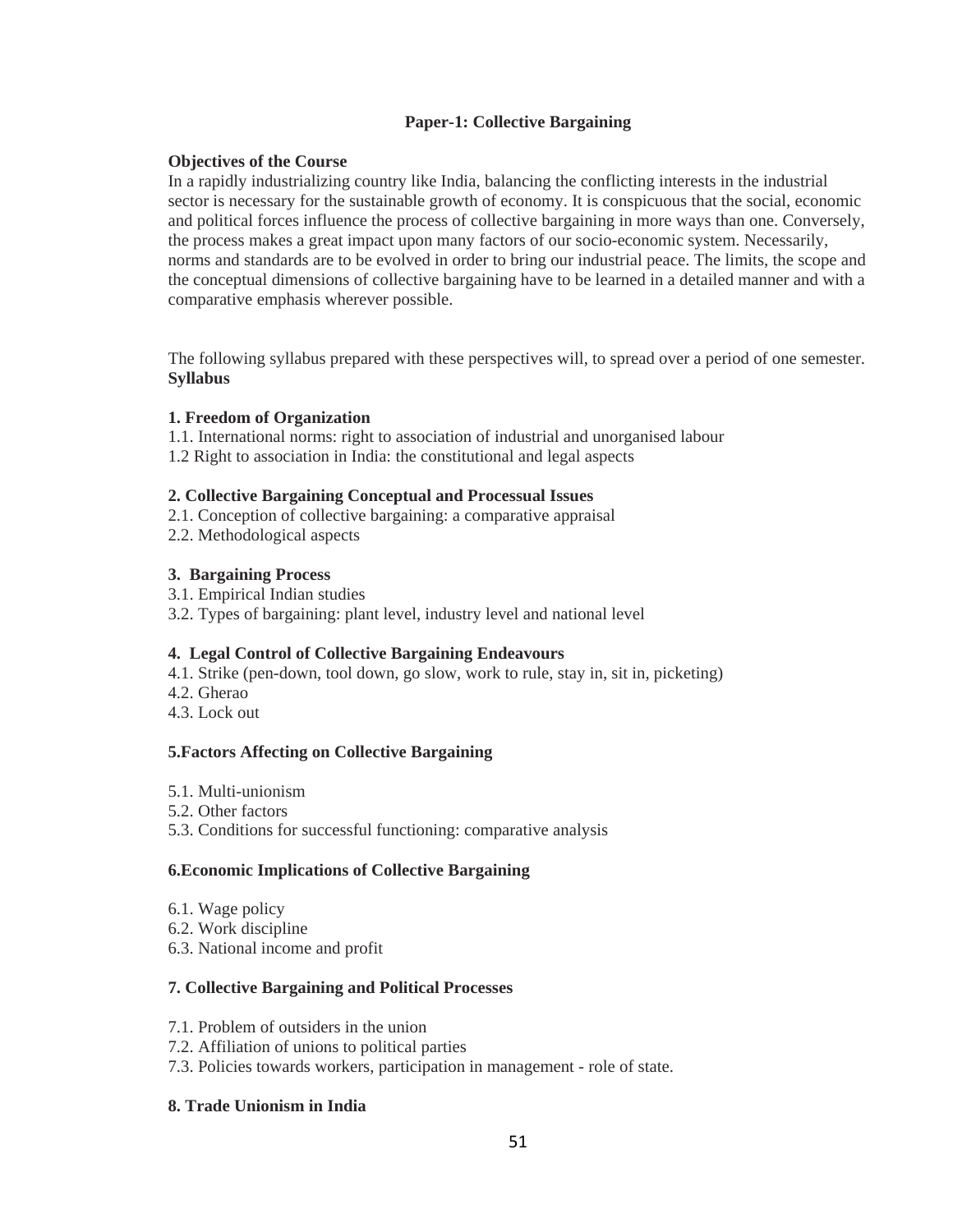## Paper-1: Collective Bargaining

**Objectives of the Course**

In a rapidly industrializing country like India, balancing the conflicting interests in the industrial sector is necessary for the sustainable growth of economy. It is conspicuous that the social, economic and political forces influence the process of collective bargaining in more ways than one. Conversely, the process makes a great impact upon many factors of our socio-economic system. Necessarily, norms and standards are to be evolved in order to bring our industrial peace. The limits, the scope and the conceptual dimensions of collective bargaining have to be learned in a detailed manner and with a comparative emphasis wherever possible.

The following syllabus prepared with these perspectives will, to spread over a period of one semester.

**Syllabus**

**1. Freedom of Organization**

1.1. International norms: right to association of industrial and unorganised labour

1.2 Right to association in India: the constitutional and legal aspects

**2. Collective Bargaining Conceptual and Processual Issues**

2.1. Conception of collective bargaining: a comparative appraisal

2.2. Methodological aspects

**3. Bargaining Process**

3.1. Empirical Indian studies

3.2. Types of bargaining: plant level, industry level and national level

**4. Legal Control of Collective Bargaining Endeavours**

4.1. Strike (pen-down, tool down, go slow, work to rule, stay in, sit in, picketing)

4.2. Gherao

4.3. Lock out

**5.Factors Affecting on Collective Bargaining**

5.1. Multi-unionism

5.2. Other factors

5.3. Conditions for successful functioning: comparative analysis

**6.Economic Implications of Collective Bargaining**

6.1. Wage policy

6.2. Work discipline

6.3. National income and profit

**7. Collective Bargaining and Political Processes**

7.1. Problem of outsiders in the union

7.2. Affiliation of unions to political parties

7.3. Policies towards workers, participation in management - role of state.

**8. Trade Unionism in India**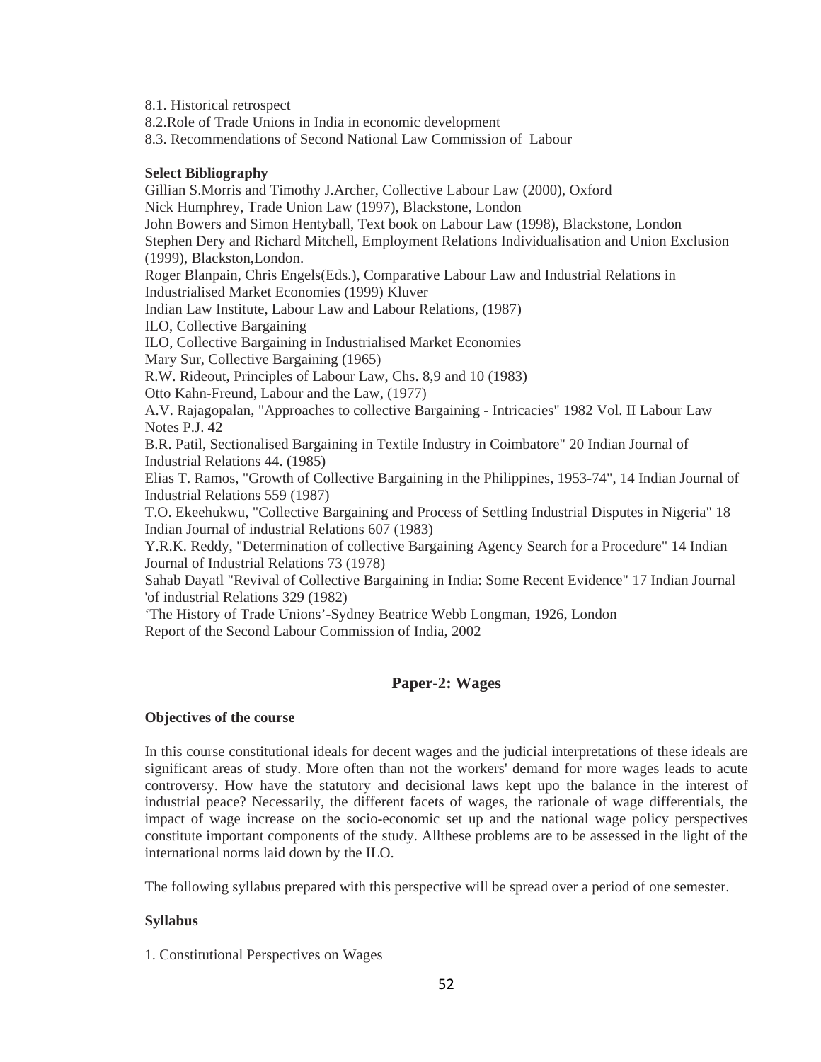8.1. Historical retrospect
8.2.Role of Trade Unions in India in economic development
8.3. Recommendations of Second National Law Commission of Labour

**Select Bibliography**

Gillian S.Morris and Timothy J.Archer, Collective Labour Law (2000), Oxford
Nick Humphrey, Trade Union Law (1997), Blackstone, London
John Bowers and Simon Hentyball, Text book on Labour Law (1998), Blackstone, London
Stephen Dery and Richard Mitchell, Employment Relations Individualisation and Union Exclusion (1999), Blackston,London.
Roger Blanpain, Chris Engels(Eds.), Comparative Labour Law and Industrial Relations in Industrialised Market Economies (1999) Kluver
Indian Law Institute, Labour Law and Labour Relations, (1987)
ILO, Collective Bargaining
ILO, Collective Bargaining in Industrialised Market Economies
Mary Sur, Collective Bargaining (1965)
R.W. Rideout, Principles of Labour Law, Chs. 8,9 and 10 (1983)
Otto Kahn-Freund, Labour and the Law, (1977)
A.V. Rajagopalan, "Approaches to collective Bargaining - Intricacies" 1982 Vol. II Labour Law Notes P.J. 42
B.R. Patil, Sectionalised Bargaining in Textile Industry in Coimbatore" 20 Indian Journal of Industrial Relations 44. (1985)
Elias T. Ramos, "Growth of Collective Bargaining in the Philippines, 1953-74", 14 Indian Journal of Industrial Relations 559 (1987)
T.O. Ekeehukwu, "Collective Bargaining and Process of Settling Industrial Disputes in Nigeria" 18 Indian Journal of industrial Relations 607 (1983)
Y.R.K. Reddy, "Determination of collective Bargaining Agency Search for a Procedure" 14 Indian Journal of Industrial Relations 73 (1978)
Sahab Dayatl "Revival of Collective Bargaining in India: Some Recent Evidence" 17 Indian Journal 'of industrial Relations 329 (1982)
'The History of Trade Unions'-Sydney Beatrice Webb Longman, 1926, London
Report of the Second Labour Commission of India, 2002

## Paper-2: Wages

**Objectives of the course**

In this course constitutional ideals for decent wages and the judicial interpretations of these ideals are significant areas of study. More often than not the workers' demand for more wages leads to acute controversy. How have the statutory and decisional laws kept upo the balance in the interest of industrial peace? Necessarily, the different facets of wages, the rationale of wage differentials, the impact of wage increase on the socio-economic set up and the national wage policy perspectives constitute important components of the study. Allthese problems are to be assessed in the light of the international norms laid down by the ILO.

The following syllabus prepared with this perspective will be spread over a period of one semester.

**Syllabus**

1. Constitutional Perspectives on Wages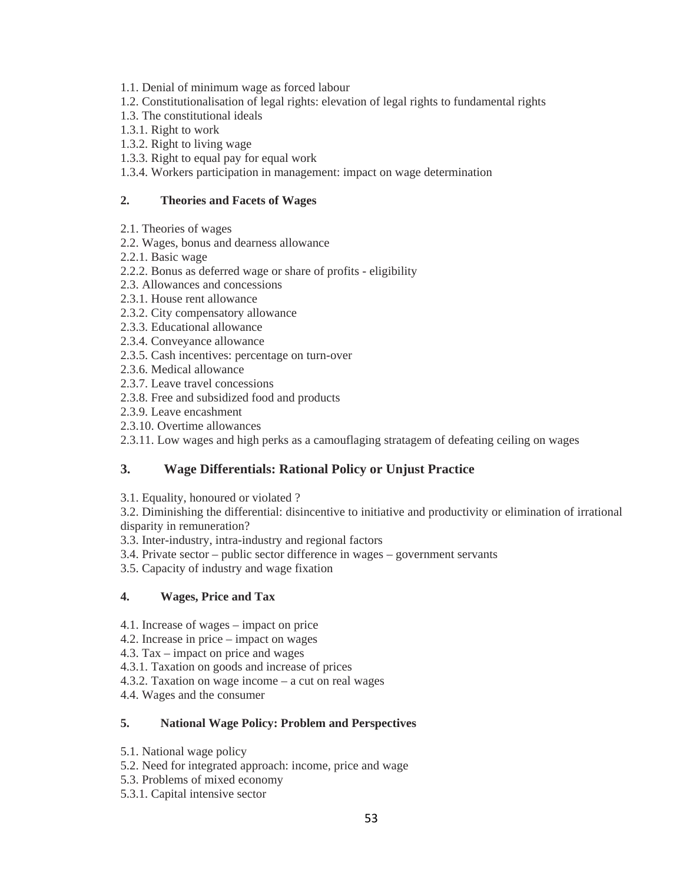1.1. Denial of minimum wage as forced labour
1.2. Constitutionalisation of legal rights: elevation of legal rights to fundamental rights
1.3. The constitutional ideals
1.3.1. Right to work
1.3.2. Right to living wage
1.3.3. Right to equal pay for equal work
1.3.4. Workers participation in management: impact on wage determination

**2. Theories and Facets of Wages**

2.1. Theories of wages
2.2. Wages, bonus and dearness allowance
2.2.1. Basic wage
2.2.2. Bonus as deferred wage or share of profits - eligibility
2.3. Allowances and concessions
2.3.1. House rent allowance
2.3.2. City compensatory allowance
2.3.3. Educational allowance
2.3.4. Conveyance allowance
2.3.5. Cash incentives: percentage on turn-over
2.3.6. Medical allowance
2.3.7. Leave travel concessions
2.3.8. Free and subsidized food and products
2.3.9. Leave encashment
2.3.10. Overtime allowances
2.3.11. Low wages and high perks as a camouflaging stratagem of defeating ceiling on wages

## 3. Wage Differentials: Rational Policy or Unjust Practice

3.1. Equality, honoured or violated ?
3.2. Diminishing the differential: disincentive to initiative and productivity or elimination of irrational disparity in remuneration?
3.3. Inter-industry, intra-industry and regional factors
3.4. Private sector – public sector difference in wages – government servants
3.5. Capacity of industry and wage fixation

**4. Wages, Price and Tax**

4.1. Increase of wages – impact on price
4.2. Increase in price – impact on wages
4.3. Tax – impact on price and wages
4.3.1. Taxation on goods and increase of prices
4.3.2. Taxation on wage income – a cut on real wages
4.4. Wages and the consumer

**5. National Wage Policy: Problem and Perspectives**

5.1. National wage policy
5.2. Need for integrated approach: income, price and wage
5.3. Problems of mixed economy
5.3.1. Capital intensive sector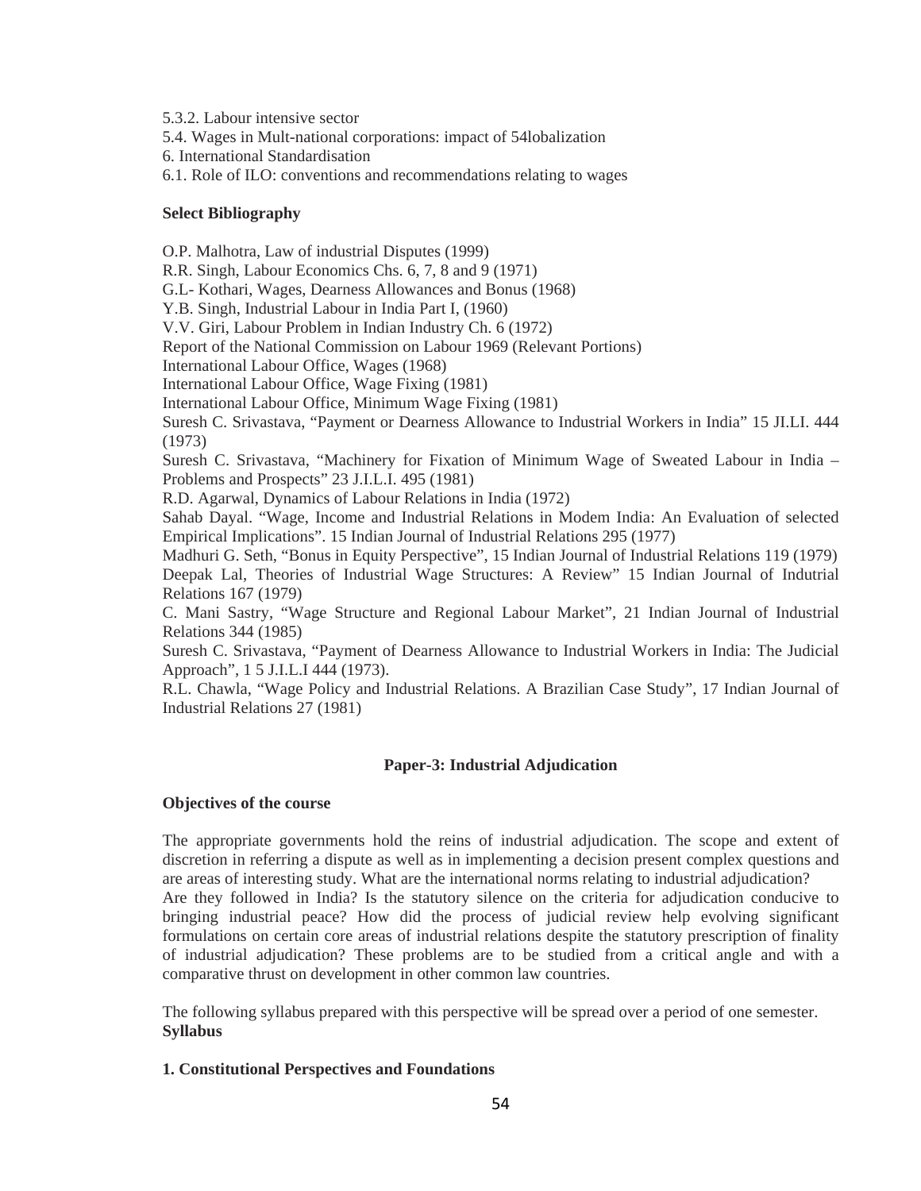5.3.2. Labour intensive sector

5.4. Wages in Mult-national corporations: impact of 54lobalization

6. International Standardisation

6.1. Role of ILO: conventions and recommendations relating to wages

**Select Bibliography**

O.P. Malhotra, Law of industrial Disputes (1999)

R.R. Singh, Labour Economics Chs. 6, 7, 8 and 9 (1971)

G.L- Kothari, Wages, Dearness Allowances and Bonus (1968)

Y.B. Singh, Industrial Labour in India Part I, (1960)

V.V. Giri, Labour Problem in Indian Industry Ch. 6 (1972)

Report of the National Commission on Labour 1969 (Relevant Portions)

International Labour Office, Wages (1968)

International Labour Office, Wage Fixing (1981)

International Labour Office, Minimum Wage Fixing (1981)

Suresh C. Srivastava, "Payment or Dearness Allowance to Industrial Workers in India" 15 JI.LI. 444 (1973)

Suresh C. Srivastava, "Machinery for Fixation of Minimum Wage of Sweated Labour in India – Problems and Prospects" 23 J.I.L.I. 495 (1981)

R.D. Agarwal, Dynamics of Labour Relations in India (1972)

Sahab Dayal. "Wage, Income and Industrial Relations in Modem India: An Evaluation of selected Empirical Implications". 15 Indian Journal of Industrial Relations 295 (1977)

Madhuri G. Seth, "Bonus in Equity Perspective", 15 Indian Journal of Industrial Relations 119 (1979)

Deepak Lal, Theories of Industrial Wage Structures: A Review" 15 Indian Journal of Indutrial Relations 167 (1979)

C. Mani Sastry, "Wage Structure and Regional Labour Market", 21 Indian Journal of Industrial Relations 344 (1985)

Suresh C. Srivastava, "Payment of Dearness Allowance to Industrial Workers in India: The Judicial Approach", 1 5 J.I.L.I 444 (1973).

R.L. Chawla, "Wage Policy and Industrial Relations. A Brazilian Case Study", 17 Indian Journal of Industrial Relations 27 (1981)

## Paper-3: Industrial Adjudication

**Objectives of the course**

The appropriate governments hold the reins of industrial adjudication. The scope and extent of discretion in referring a dispute as well as in implementing a decision present complex questions and are areas of interesting study. What are the international norms relating to industrial adjudication? Are they followed in India? Is the statutory silence on the criteria for adjudication conducive to bringing industrial peace? How did the process of judicial review help evolving significant formulations on certain core areas of industrial relations despite the statutory prescription of finality of industrial adjudication? These problems are to be studied from a critical angle and with a comparative thrust on development in other common law countries.

The following syllabus prepared with this perspective will be spread over a period of one semester.

**Syllabus**

**1. Constitutional Perspectives and Foundations**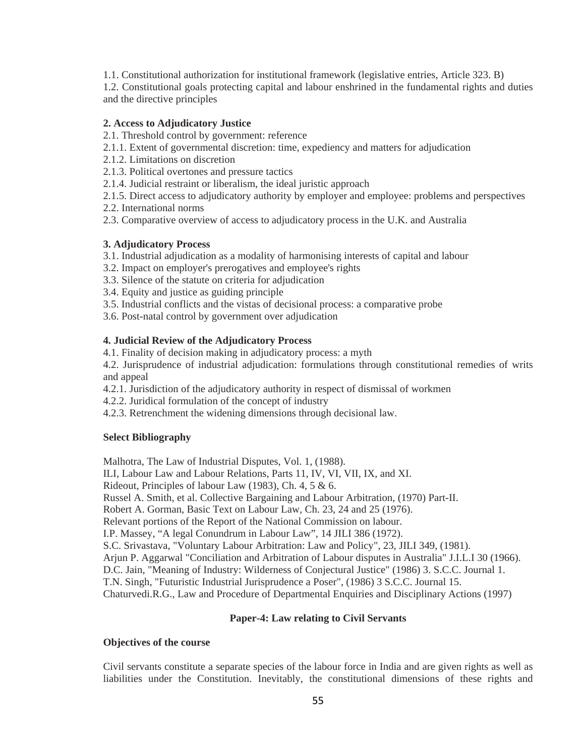1.1. Constitutional authorization for institutional framework (legislative entries, Article 323. B)

1.2. Constitutional goals protecting capital and labour enshrined in the fundamental rights and duties and the directive principles

**2. Access to Adjudicatory Justice**

2.1. Threshold control by government: reference

2.1.1. Extent of governmental discretion: time, expediency and matters for adjudication

2.1.2. Limitations on discretion

2.1.3. Political overtones and pressure tactics

2.1.4. Judicial restraint or liberalism, the ideal juristic approach

2.1.5. Direct access to adjudicatory authority by employer and employee: problems and perspectives

2.2. International norms

2.3. Comparative overview of access to adjudicatory process in the U.K. and Australia

**3. Adjudicatory Process**

3.1. Industrial adjudication as a modality of harmonising interests of capital and labour

3.2. Impact on employer's prerogatives and employee's rights

3.3. Silence of the statute on criteria for adjudication

3.4. Equity and justice as guiding principle

3.5. Industrial conflicts and the vistas of decisional process: a comparative probe

3.6. Post-natal control by government over adjudication

**4. Judicial Review of the Adjudicatory Process**

4.1. Finality of decision making in adjudicatory process: a myth

4.2. Jurisprudence of industrial adjudication: formulations through constitutional remedies of writs and appeal

4.2.1. Jurisdiction of the adjudicatory authority in respect of dismissal of workmen

4.2.2. Juridical formulation of the concept of industry

4.2.3. Retrenchment the widening dimensions through decisional law.

**Select Bibliography**

Malhotra, The Law of Industrial Disputes, Vol. 1, (1988).

ILI, Labour Law and Labour Relations, Parts 11, IV, VI, VII, IX, and XI.

Rideout, Principles of labour Law (1983), Ch. 4, 5 & 6.

Russel A. Smith, et al. Collective Bargaining and Labour Arbitration, (1970) Part-II.

Robert A. Gorman, Basic Text on Labour Law, Ch. 23, 24 and 25 (1976).

Relevant portions of the Report of the National Commission on labour.

I.P. Massey, "A legal Conundrum in Labour Law", 14 JILI 386 (1972).

S.C. Srivastava, "Voluntary Labour Arbitration: Law and Policy", 23, JILI 349, (1981).

Arjun P. Aggarwal "Conciliation and Arbitration of Labour disputes in Australia" J.I.L.I 30 (1966).

D.C. Jain, "Meaning of Industry: Wilderness of Conjectural Justice" (1986) 3. S.C.C. Journal 1.

T.N. Singh, "Futuristic Industrial Jurisprudence a Poser", (1986) 3 S.C.C. Journal 15.

Chaturvedi.R.G., Law and Procedure of Departmental Enquiries and Disciplinary Actions (1997)

## Paper-4: Law relating to Civil Servants

**Objectives of the course**

Civil servants constitute a separate species of the labour force in India and are given rights as well as liabilities under the Constitution. Inevitably, the constitutional dimensions of these rights and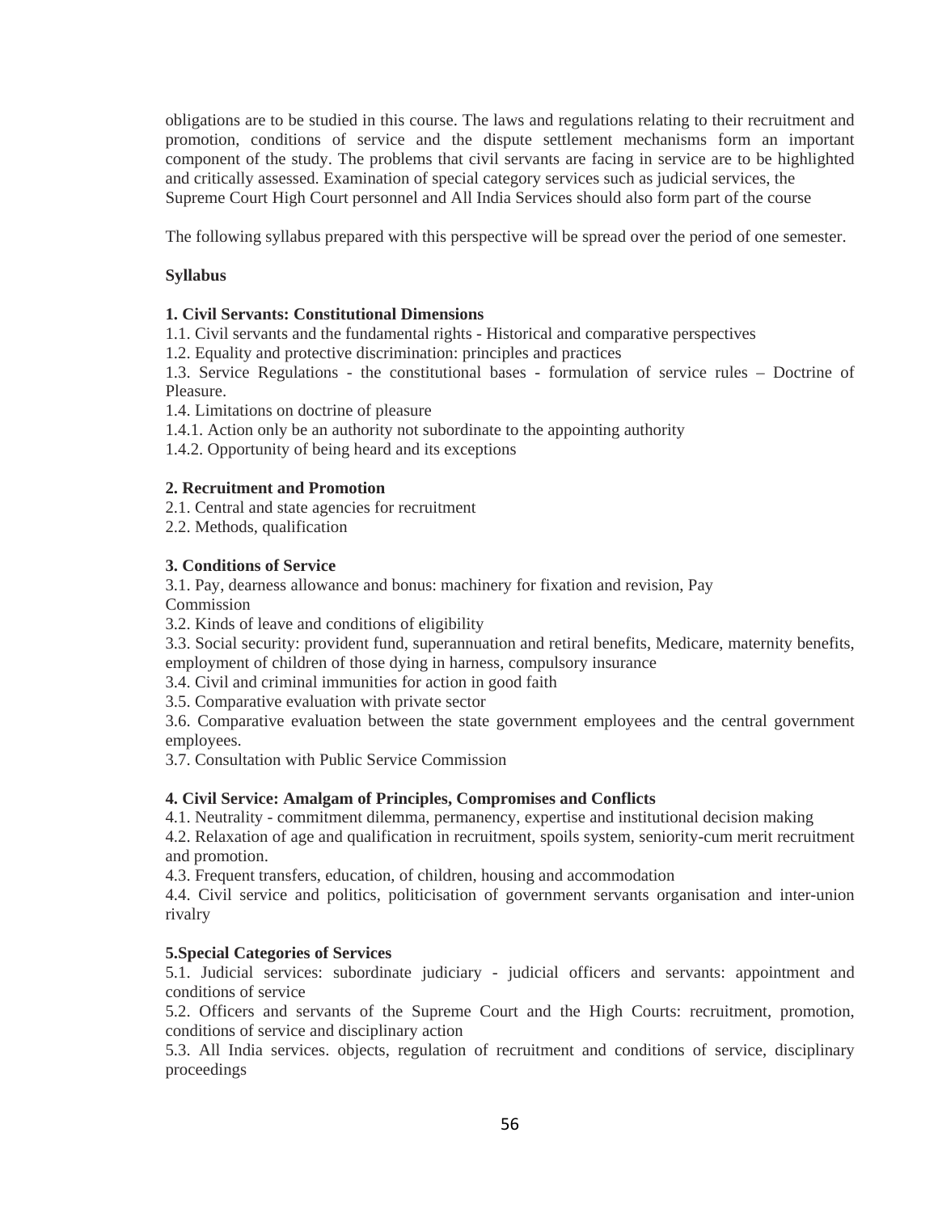obligations are to be studied in this course. The laws and regulations relating to their recruitment and promotion, conditions of service and the dispute settlement mechanisms form an important component of the study. The problems that civil servants are facing in service are to be highlighted and critically assessed. Examination of special category services such as judicial services, the Supreme Court High Court personnel and All India Services should also form part of the course

The following syllabus prepared with this perspective will be spread over the period of one semester.

**Syllabus**

**1. Civil Servants: Constitutional Dimensions**

1.1. Civil servants and the fundamental rights - Historical and comparative perspectives

1.2. Equality and protective discrimination: principles and practices

1.3. Service Regulations - the constitutional bases - formulation of service rules – Doctrine of Pleasure.

1.4. Limitations on doctrine of pleasure

1.4.1. Action only be an authority not subordinate to the appointing authority

1.4.2. Opportunity of being heard and its exceptions

**2. Recruitment and Promotion**

2.1. Central and state agencies for recruitment

2.2. Methods, qualification

**3. Conditions of Service**

3.1. Pay, dearness allowance and bonus: machinery for fixation and revision, Pay Commission

3.2. Kinds of leave and conditions of eligibility

3.3. Social security: provident fund, superannuation and retiral benefits, Medicare, maternity benefits, employment of children of those dying in harness, compulsory insurance

3.4. Civil and criminal immunities for action in good faith

3.5. Comparative evaluation with private sector

3.6. Comparative evaluation between the state government employees and the central government employees.

3.7. Consultation with Public Service Commission

**4. Civil Service: Amalgam of Principles, Compromises and Conflicts**

4.1. Neutrality - commitment dilemma, permanency, expertise and institutional decision making

4.2. Relaxation of age and qualification in recruitment, spoils system, seniority-cum merit recruitment and promotion.

4.3. Frequent transfers, education, of children, housing and accommodation

4.4. Civil service and politics, politicisation of government servants organisation and inter-union rivalry

**5.Special Categories of Services**

5.1. Judicial services: subordinate judiciary - judicial officers and servants: appointment and conditions of service

5.2. Officers and servants of the Supreme Court and the High Courts: recruitment, promotion, conditions of service and disciplinary action

5.3. All India services. objects, regulation of recruitment and conditions of service, disciplinary proceedings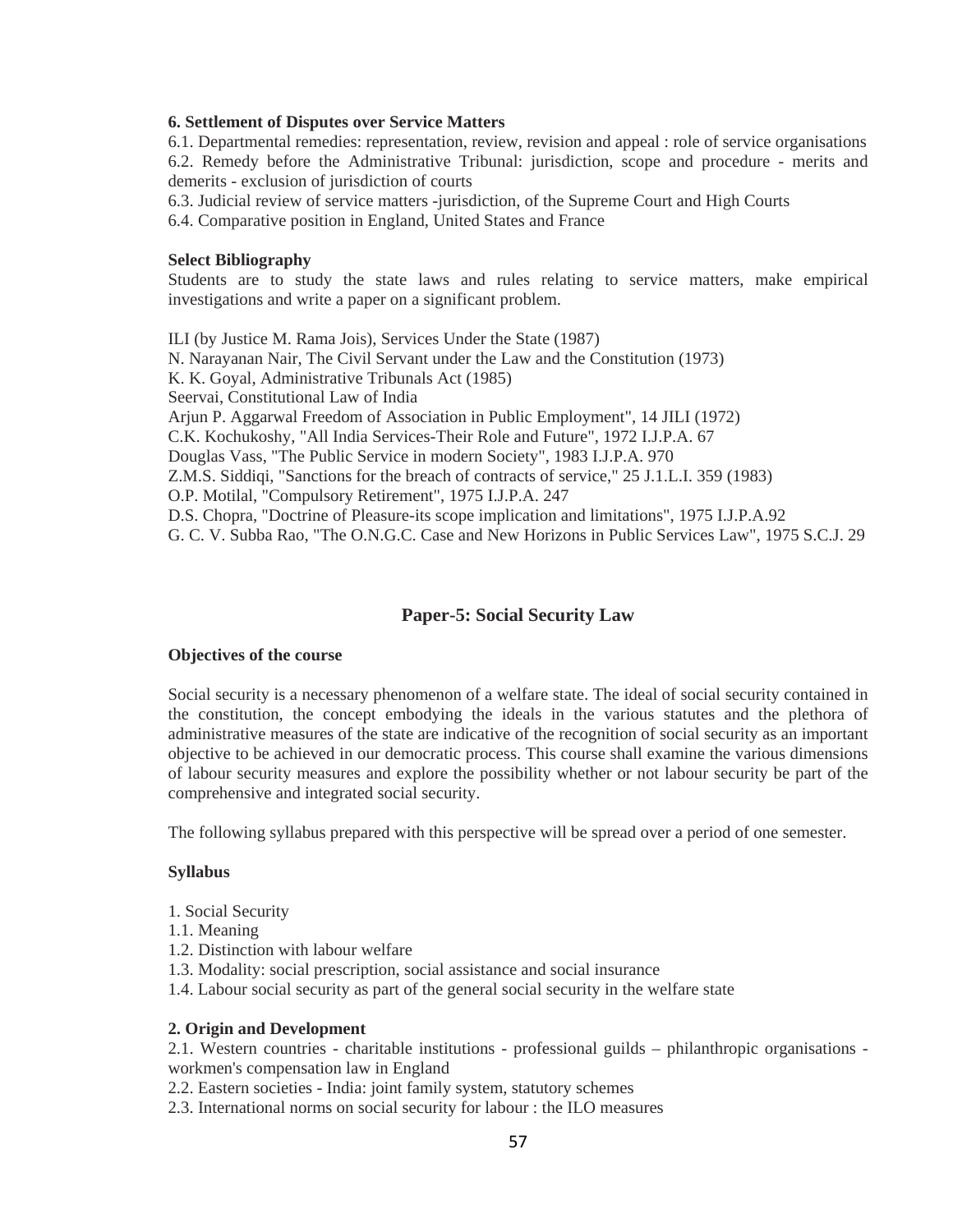**6. Settlement of Disputes over Service Matters**

6.1. Departmental remedies: representation, review, revision and appeal : role of service organisations
6.2. Remedy before the Administrative Tribunal: jurisdiction, scope and procedure - merits and demerits - exclusion of jurisdiction of courts
6.3. Judicial review of service matters -jurisdiction, of the Supreme Court and High Courts
6.4. Comparative position in England, United States and France

**Select Bibliography**

Students are to study the state laws and rules relating to service matters, make empirical investigations and write a paper on a significant problem.

ILI (by Justice M. Rama Jois), Services Under the State (1987)
N. Narayanan Nair, The Civil Servant under the Law and the Constitution (1973)
K. K. Goyal, Administrative Tribunals Act (1985)
Seervai, Constitutional Law of India
Arjun P. Aggarwal Freedom of Association in Public Employment", 14 JILI (1972)
C.K. Kochukoshy, "All India Services-Their Role and Future", 1972 I.J.P.A. 67
Douglas Vass, "The Public Service in modern Society", 1983 I.J.P.A. 970
Z.M.S. Siddiqi, "Sanctions for the breach of contracts of service," 25 J.1.L.I. 359 (1983)
O.P. Motilal, "Compulsory Retirement", 1975 I.J.P.A. 247
D.S. Chopra, "Doctrine of Pleasure-its scope implication and limitations", 1975 I.J.P.A.92
G. C. V. Subba Rao, "The O.N.G.C. Case and New Horizons in Public Services Law", 1975 S.C.J. 29

## Paper-5: Social Security Law

**Objectives of the course**

Social security is a necessary phenomenon of a welfare state. The ideal of social security contained in the constitution, the concept embodying the ideals in the various statutes and the plethora of administrative measures of the state are indicative of the recognition of social security as an important objective to be achieved in our democratic process. This course shall examine the various dimensions of labour security measures and explore the possibility whether or not labour security be part of the comprehensive and integrated social security.

The following syllabus prepared with this perspective will be spread over a period of one semester.

**Syllabus**

1. Social Security
1.1. Meaning
1.2. Distinction with labour welfare
1.3. Modality: social prescription, social assistance and social insurance
1.4. Labour social security as part of the general social security in the welfare state

**2. Origin and Development**

2.1. Western countries - charitable institutions - professional guilds – philanthropic organisations - workmen's compensation law in England
2.2. Eastern societies - India: joint family system, statutory schemes
2.3. International norms on social security for labour : the ILO measures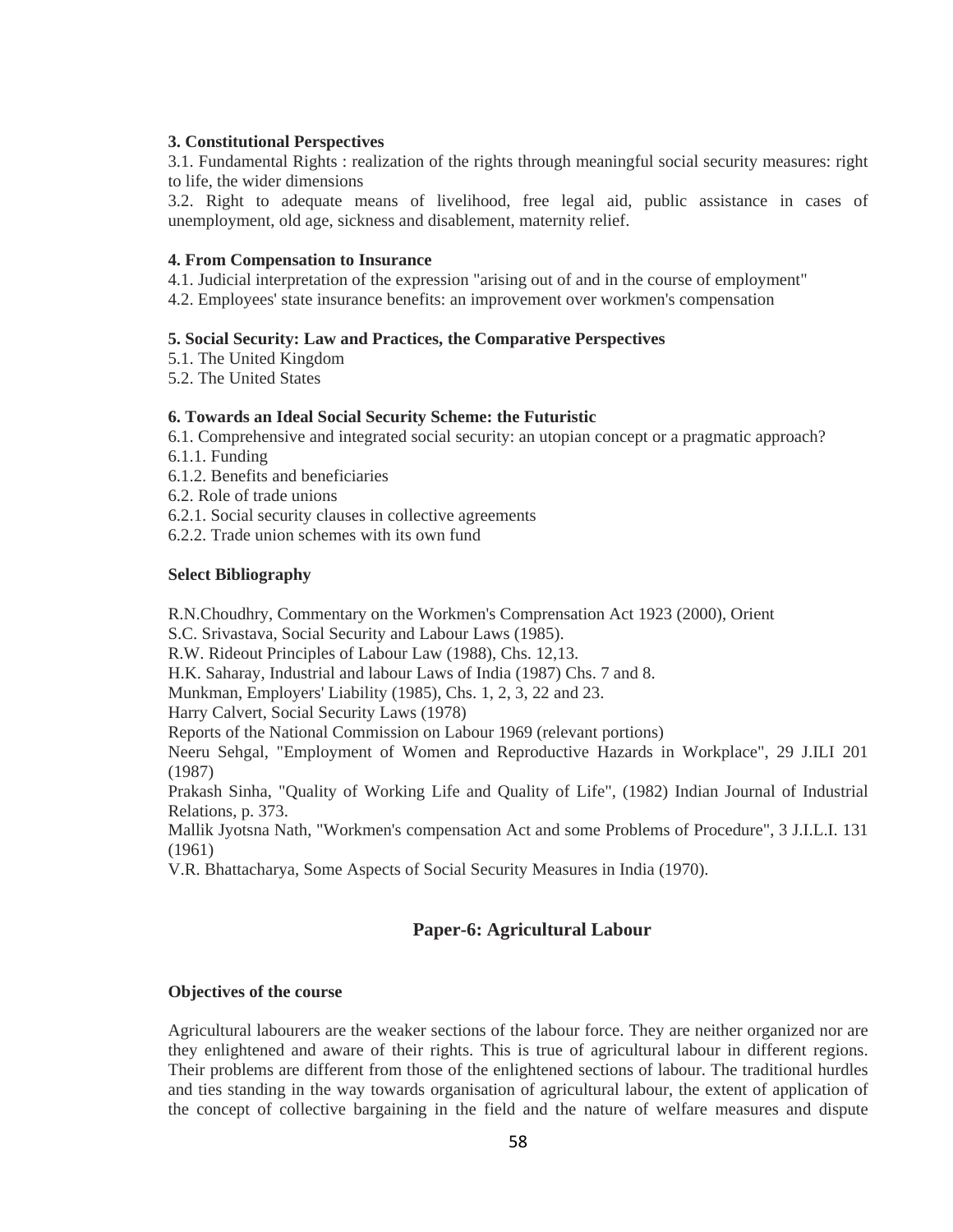**3. Constitutional Perspectives**

3.1. Fundamental Rights : realization of the rights through meaningful social security measures: right to life, the wider dimensions

3.2. Right to adequate means of livelihood, free legal aid, public assistance in cases of unemployment, old age, sickness and disablement, maternity relief.

**4. From Compensation to Insurance**

4.1. Judicial interpretation of the expression "arising out of and in the course of employment"

4.2. Employees' state insurance benefits: an improvement over workmen's compensation

**5. Social Security: Law and Practices, the Comparative Perspectives**

5.1. The United Kingdom

5.2. The United States

**6. Towards an Ideal Social Security Scheme: the Futuristic**

6.1. Comprehensive and integrated social security: an utopian concept or a pragmatic approach?

6.1.1. Funding

6.1.2. Benefits and beneficiaries

6.2. Role of trade unions

6.2.1. Social security clauses in collective agreements

6.2.2. Trade union schemes with its own fund

**Select Bibliography**

R.N.Choudhry, Commentary on the Workmen's Comprensation Act 1923 (2000), Orient

S.C. Srivastava, Social Security and Labour Laws (1985).

R.W. Rideout Principles of Labour Law (1988), Chs. 12,13.

H.K. Saharay, Industrial and labour Laws of India (1987) Chs. 7 and 8.

Munkman, Employers' Liability (1985), Chs. 1, 2, 3, 22 and 23.

Harry Calvert, Social Security Laws (1978)

Reports of the National Commission on Labour 1969 (relevant portions)

Neeru Sehgal, "Employment of Women and Reproductive Hazards in Workplace", 29 J.ILI 201 (1987)

Prakash Sinha, "Quality of Working Life and Quality of Life", (1982) Indian Journal of Industrial Relations, p. 373.

Mallik Jyotsna Nath, "Workmen's compensation Act and some Problems of Procedure", 3 J.I.L.I. 131 (1961)

V.R. Bhattacharya, Some Aspects of Social Security Measures in India (1970).

## Paper-6: Agricultural Labour

**Objectives of the course**

Agricultural labourers are the weaker sections of the labour force. They are neither organized nor are they enlightened and aware of their rights. This is true of agricultural labour in different regions. Their problems are different from those of the enlightened sections of labour. The traditional hurdles and ties standing in the way towards organisation of agricultural labour, the extent of application of the concept of collective bargaining in the field and the nature of welfare measures and dispute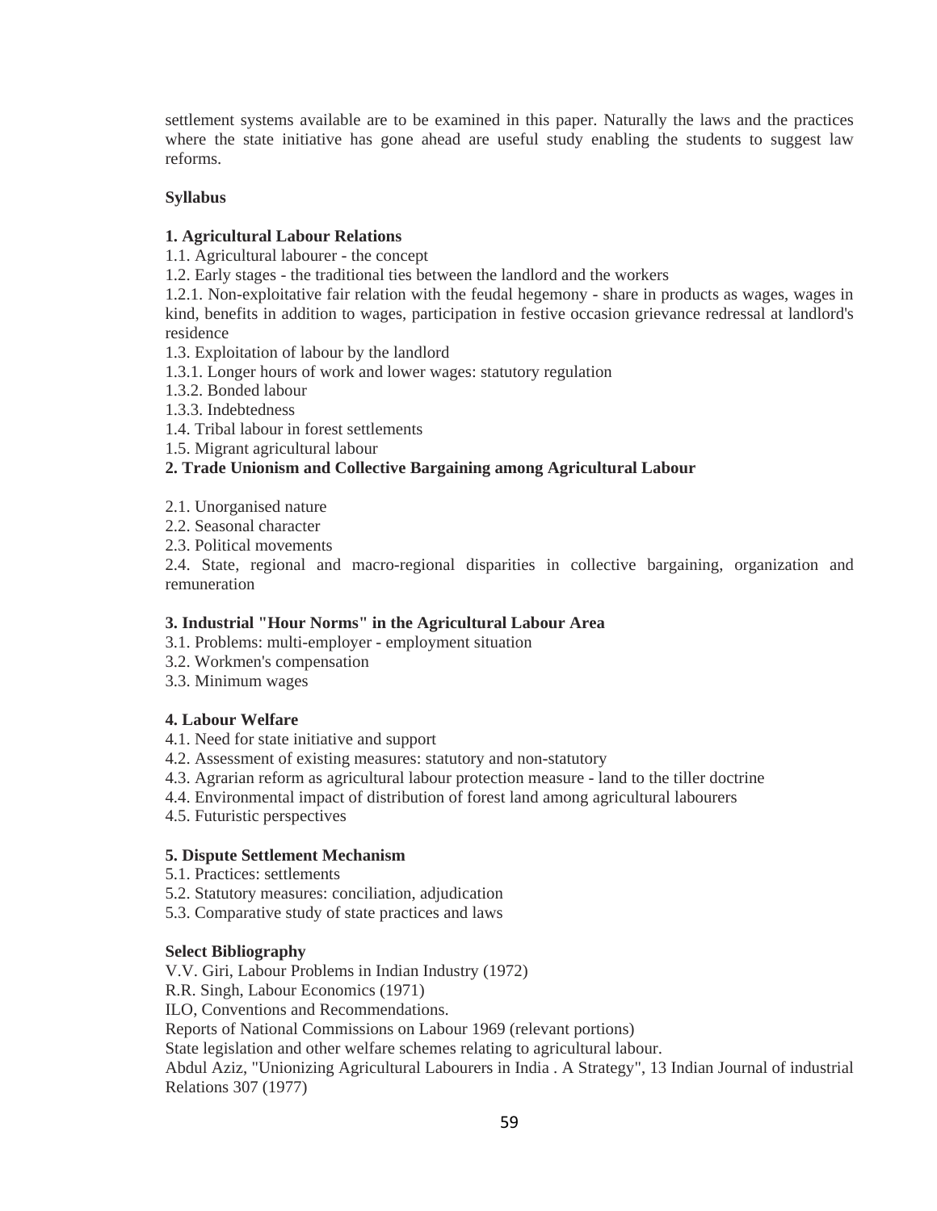settlement systems available are to be examined in this paper. Naturally the laws and the practices where the state initiative has gone ahead are useful study enabling the students to suggest law reforms.

**Syllabus**

**1. Agricultural Labour Relations**

1.1. Agricultural labourer - the concept
1.2. Early stages - the traditional ties between the landlord and the workers
1.2.1. Non-exploitative fair relation with the feudal hegemony - share in products as wages, wages in kind, benefits in addition to wages, participation in festive occasion grievance redressal at landlord's residence
1.3. Exploitation of labour by the landlord
1.3.1. Longer hours of work and lower wages: statutory regulation
1.3.2. Bonded labour
1.3.3. Indebtedness
1.4. Tribal labour in forest settlements
1.5. Migrant agricultural labour

**2. Trade Unionism and Collective Bargaining among Agricultural Labour**

2.1. Unorganised nature
2.2. Seasonal character
2.3. Political movements
2.4. State, regional and macro-regional disparities in collective bargaining, organization and remuneration

**3. Industrial "Hour Norms" in the Agricultural Labour Area**

3.1. Problems: multi-employer - employment situation
3.2. Workmen's compensation
3.3. Minimum wages

**4. Labour Welfare**

4.1. Need for state initiative and support
4.2. Assessment of existing measures: statutory and non-statutory
4.3. Agrarian reform as agricultural labour protection measure - land to the tiller doctrine
4.4. Environmental impact of distribution of forest land among agricultural labourers
4.5. Futuristic perspectives

**5. Dispute Settlement Mechanism**

5.1. Practices: settlements
5.2. Statutory measures: conciliation, adjudication
5.3. Comparative study of state practices and laws

**Select Bibliography**

V.V. Giri, Labour Problems in Indian Industry (1972)
R.R. Singh, Labour Economics (1971)
ILO, Conventions and Recommendations.
Reports of National Commissions on Labour 1969 (relevant portions)
State legislation and other welfare schemes relating to agricultural labour.
Abdul Aziz, "Unionizing Agricultural Labourers in India . A Strategy", 13 Indian Journal of industrial Relations 307 (1977)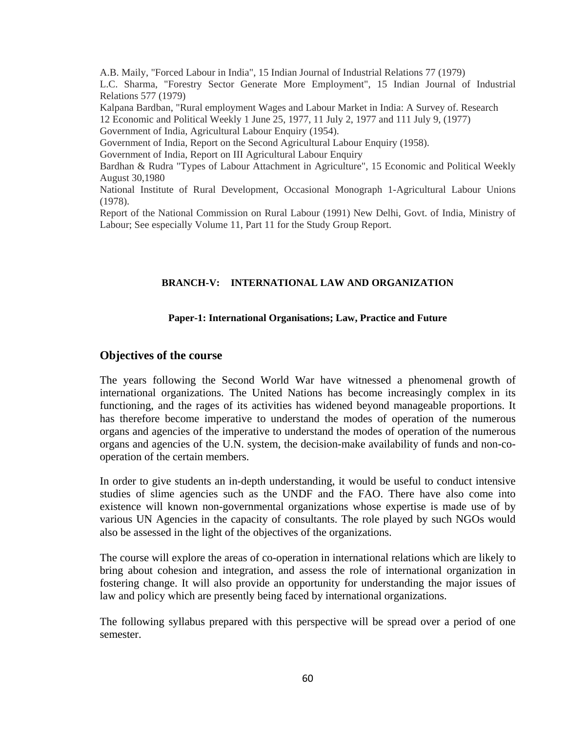A.B. Maily, "Forced Labour in India", 15 Indian Journal of Industrial Relations 77 (1979)

L.C. Sharma, "Forestry Sector Generate More Employment", 15 Indian Journal of Industrial Relations 577 (1979)

Kalpana Bardban, "Rural employment Wages and Labour Market in India: A Survey of. Research 12 Economic and Political Weekly 1 June 25, 1977, 11 July 2, 1977 and 111 July 9, (1977)

Government of India, Agricultural Labour Enquiry (1954).

Government of India, Report on the Second Agricultural Labour Enquiry (1958).

Government of India, Report on III Agricultural Labour Enquiry

Bardhan & Rudra "Types of Labour Attachment in Agriculture", 15 Economic and Political Weekly August 30,1980

National Institute of Rural Development, Occasional Monograph 1-Agricultural Labour Unions (1978).

Report of the National Commission on Rural Labour (1991) New Delhi, Govt. of India, Ministry of Labour; See especially Volume 11, Part 11 for the Study Group Report.

## BRANCH-V: INTERNATIONAL LAW AND ORGANIZATION

### Paper-1: International Organisations; Law, Practice and Future

## Objectives of the course

The years following the Second World War have witnessed a phenomenal growth of international organizations. The United Nations has become increasingly complex in its functioning, and the rages of its activities has widened beyond manageable proportions. It has therefore become imperative to understand the modes of operation of the numerous organs and agencies of the imperative to understand the modes of operation of the numerous organs and agencies of the U.N. system, the decision-make availability of funds and non-co-operation of the certain members.

In order to give students an in-depth understanding, it would be useful to conduct intensive studies of slime agencies such as the UNDF and the FAO. There have also come into existence will known non-governmental organizations whose expertise is made use of by various UN Agencies in the capacity of consultants. The role played by such NGOs would also be assessed in the light of the objectives of the organizations.

The course will explore the areas of co-operation in international relations which are likely to bring about cohesion and integration, and assess the role of international organization in fostering change. It will also provide an opportunity for understanding the major issues of law and policy which are presently being faced by international organizations.

The following syllabus prepared with this perspective will be spread over a period of one semester.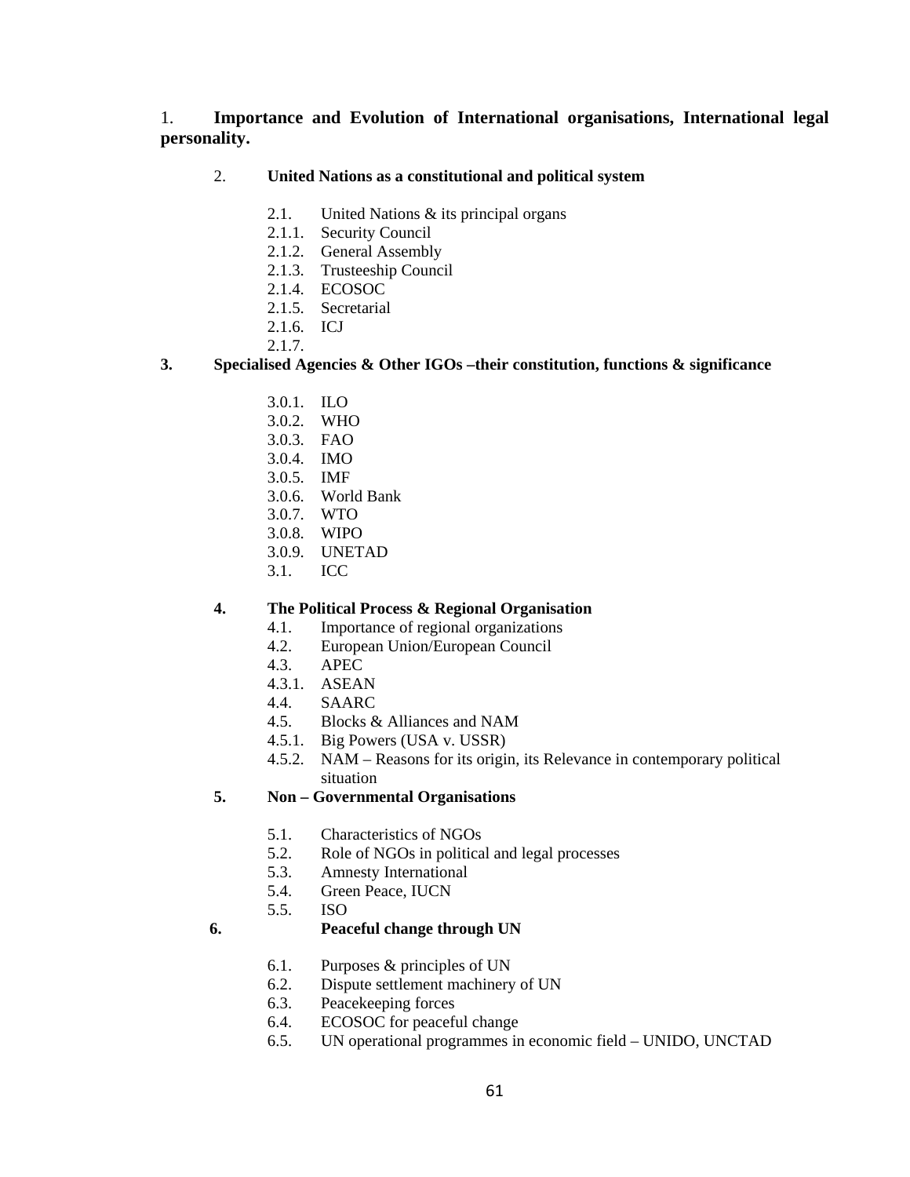1. **Importance and Evolution of International organisations, International legal personality.**

2. **United Nations as a constitutional and political system**

- 2.1. United Nations & its principal organs
- 2.1.1. Security Council
- 2.1.2. General Assembly
- 2.1.3. Trusteeship Council
- 2.1.4. ECOSOC
- 2.1.5. Secretarial
- 2.1.6. ICJ
- 2.1.7.

3. **Specialised Agencies & Other IGOs –their constitution, functions & significance**

- 3.0.1. ILO
- 3.0.2. WHO
- 3.0.3. FAO
- 3.0.4. IMO
- 3.0.5. IMF
- 3.0.6. World Bank
- 3.0.7. WTO
- 3.0.8. WIPO
- 3.0.9. UNETAD
- 3.1. ICC

4. **The Political Process & Regional Organisation**

- 4.1. Importance of regional organizations
- 4.2. European Union/European Council
- 4.3. APEC
- 4.3.1. ASEAN
- 4.4. SAARC
- 4.5. Blocks & Alliances and NAM
- 4.5.1. Big Powers (USA v. USSR)
- 4.5.2. NAM – Reasons for its origin, its Relevance in contemporary political situation

5. **Non – Governmental Organisations**

- 5.1. Characteristics of NGOs
- 5.2. Role of NGOs in political and legal processes
- 5.3. Amnesty International
- 5.4. Green Peace, IUCN
- 5.5. ISO

6. **Peaceful change through UN**

- 6.1. Purposes & principles of UN
- 6.2. Dispute settlement machinery of UN
- 6.3. Peacekeeping forces
- 6.4. ECOSOC for peaceful change
- 6.5. UN operational programmes in economic field – UNIDO, UNCTAD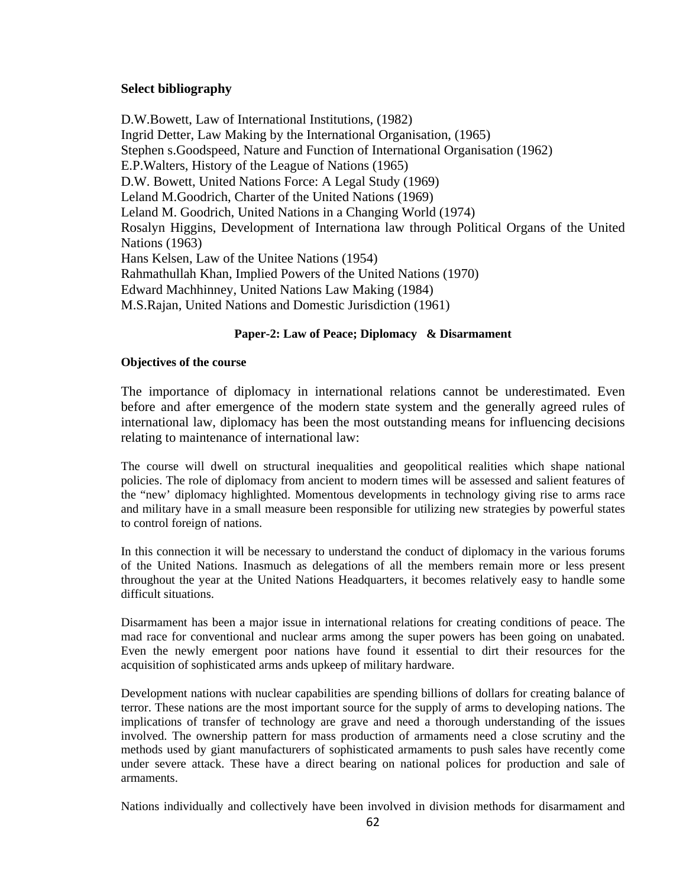**Select bibliography**

D.W.Bowett, Law of International Institutions, (1982)
Ingrid Detter, Law Making by the International Organisation, (1965)
Stephen s.Goodspeed, Nature and Function of International Organisation (1962)
E.P.Walters, History of the League of Nations (1965)
D.W. Bowett, United Nations Force: A Legal Study (1969)
Leland M.Goodrich, Charter of the United Nations (1969)
Leland M. Goodrich, United Nations in a Changing World (1974)
Rosalyn Higgins, Development of Internationa law through Political Organs of the United Nations (1963)
Hans Kelsen, Law of the Unitee Nations (1954)
Rahmathullah Khan, Implied Powers of the United Nations (1970)
Edward Machhinney, United Nations Law Making (1984)
M.S.Rajan, United Nations and Domestic Jurisdiction (1961)

## Paper-2: Law of Peace; Diplomacy & Disarmament

**Objectives of the course**

The importance of diplomacy in international relations cannot be underestimated. Even before and after emergence of the modern state system and the generally agreed rules of international law, diplomacy has been the most outstanding means for influencing decisions relating to maintenance of international law:

The course will dwell on structural inequalities and geopolitical realities which shape national policies. The role of diplomacy from ancient to modern times will be assessed and salient features of the "new' diplomacy highlighted. Momentous developments in technology giving rise to arms race and military have in a small measure been responsible for utilizing new strategies by powerful states to control foreign of nations.

In this connection it will be necessary to understand the conduct of diplomacy in the various forums of the United Nations. Inasmuch as delegations of all the members remain more or less present throughout the year at the United Nations Headquarters, it becomes relatively easy to handle some difficult situations.

Disarmament has been a major issue in international relations for creating conditions of peace. The mad race for conventional and nuclear arms among the super powers has been going on unabated. Even the newly emergent poor nations have found it essential to dirt their resources for the acquisition of sophisticated arms ands upkeep of military hardware.

Development nations with nuclear capabilities are spending billions of dollars for creating balance of terror. These nations are the most important source for the supply of arms to developing nations. The implications of transfer of technology are grave and need a thorough understanding of the issues involved. The ownership pattern for mass production of armaments need a close scrutiny and the methods used by giant manufacturers of sophisticated armaments to push sales have recently come under severe attack. These have a direct bearing on national polices for production and sale of armaments.

Nations individually and collectively have been involved in division methods for disarmament and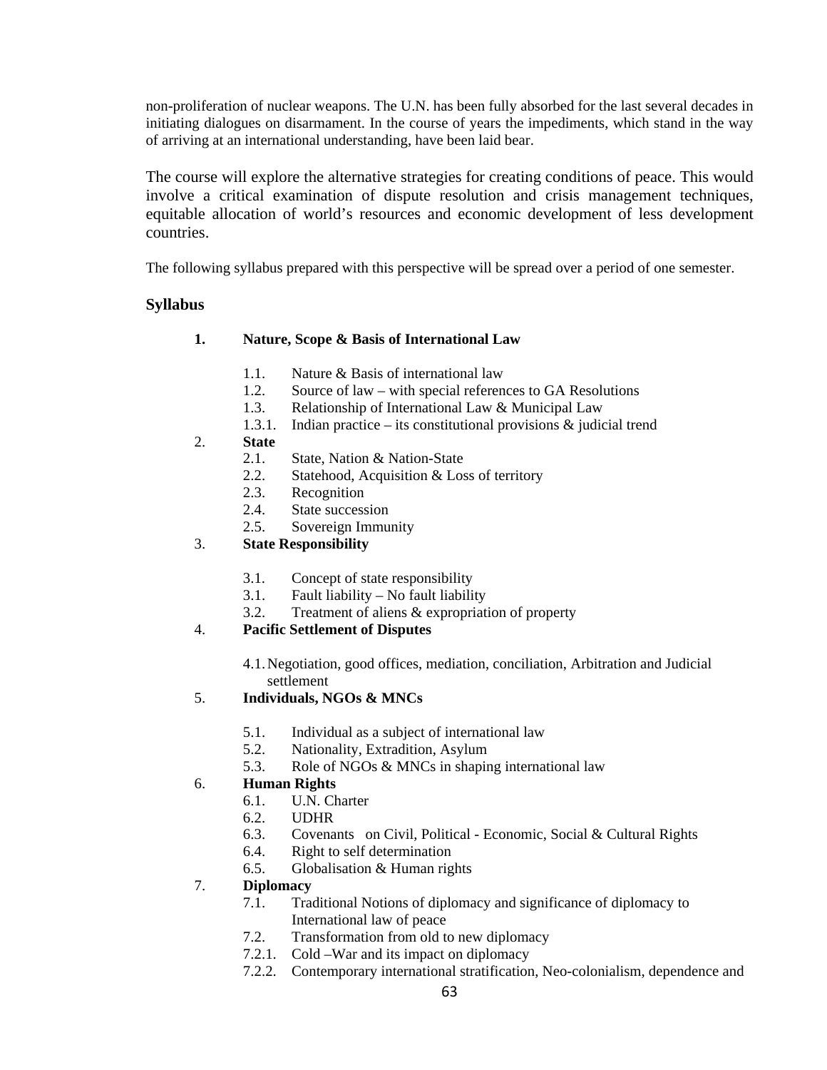non-proliferation of nuclear weapons. The U.N. has been fully absorbed for the last several decades in initiating dialogues on disarmament. In the course of years the impediments, which stand in the way of arriving at an international understanding, have been laid bear.

The course will explore the alternative strategies for creating conditions of peace. This would involve a critical examination of dispute resolution and crisis management techniques, equitable allocation of world's resources and economic development of less development countries.

The following syllabus prepared with this perspective will be spread over a period of one semester.

**Syllabus**

**1. Nature, Scope & Basis of International Law**

- 1.1. Nature & Basis of international law
- 1.2. Source of law – with special references to GA Resolutions
- 1.3. Relationship of International Law & Municipal Law
- 1.3.1. Indian practice – its constitutional provisions & judicial trend

2. **State**

- 2.1. State, Nation & Nation-State
- 2.2. Statehood, Acquisition & Loss of territory
- 2.3. Recognition
- 2.4. State succession
- 2.5. Sovereign Immunity

3. **State Responsibility**

- 3.1. Concept of state responsibility
- 3.1. Fault liability – No fault liability
- 3.2. Treatment of aliens & expropriation of property

4. **Pacific Settlement of Disputes**

- 4.1. Negotiation, good offices, mediation, conciliation, Arbitration and Judicial settlement

5. **Individuals, NGOs & MNCs**

- 5.1. Individual as a subject of international law
- 5.2. Nationality, Extradition, Asylum
- 5.3. Role of NGOs & MNCs in shaping international law

6. **Human Rights**

- 6.1. U.N. Charter
- 6.2. UDHR
- 6.3. Covenants on Civil, Political - Economic, Social & Cultural Rights
- 6.4. Right to self determination
- 6.5. Globalisation & Human rights

7. **Diplomacy**

- 7.1. Traditional Notions of diplomacy and significance of diplomacy to International law of peace
- 7.2. Transformation from old to new diplomacy
- 7.2.1. Cold –War and its impact on diplomacy
- 7.2.2. Contemporary international stratification, Neo-colonialism, dependence and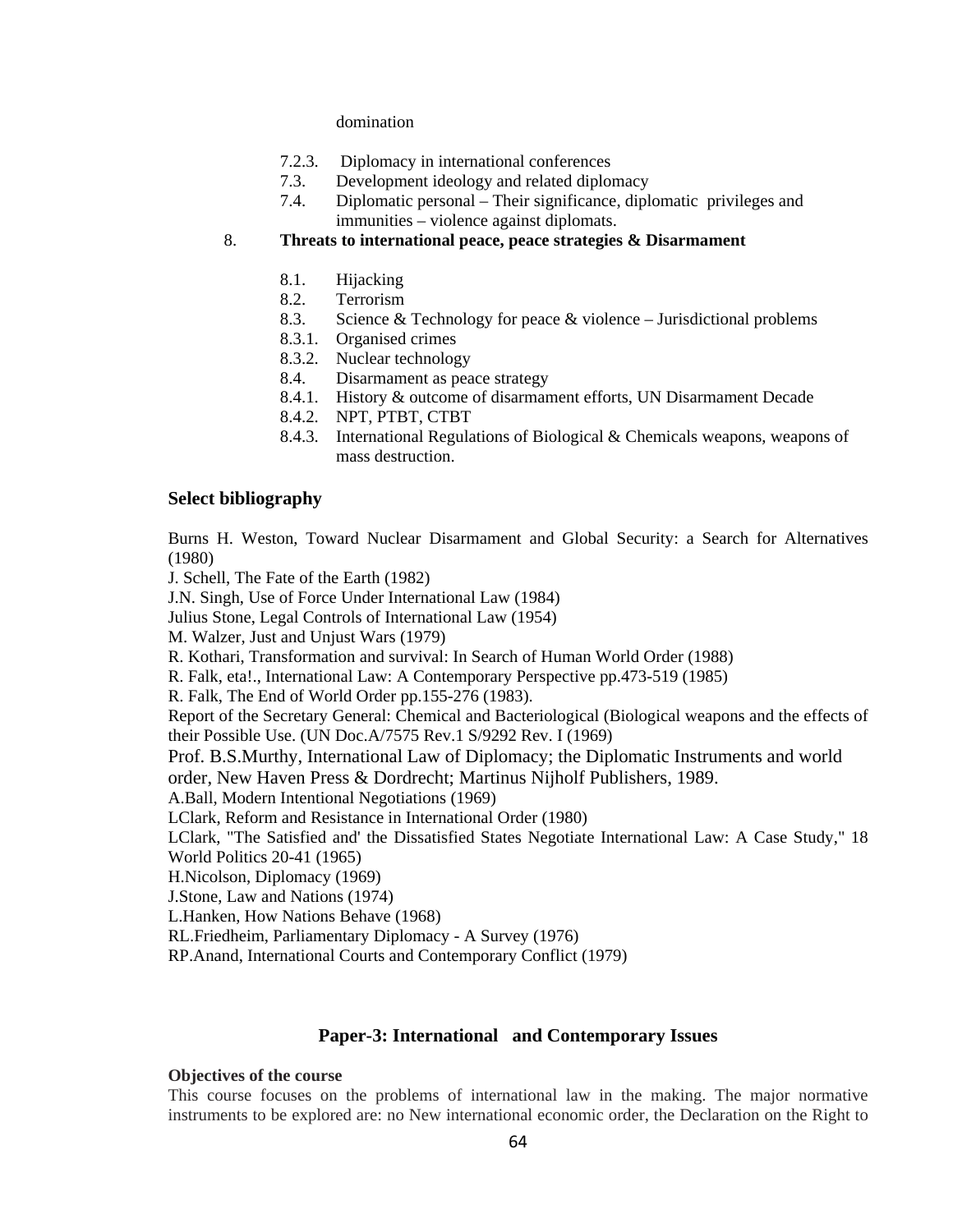domination

- 7.2.3. Diplomacy in international conferences
- 7.3. Development ideology and related diplomacy
- 7.4. Diplomatic personal – Their significance, diplomatic privileges and immunities – violence against diplomats.

8. **Threats to international peace, peace strategies & Disarmament**

- 8.1. Hijacking
- 8.2. Terrorism
- 8.3. Science & Technology for peace & violence – Jurisdictional problems
- 8.3.1. Organised crimes
- 8.3.2. Nuclear technology
- 8.4. Disarmament as peace strategy
- 8.4.1. History & outcome of disarmament efforts, UN Disarmament Decade
- 8.4.2. NPT, PTBT, CTBT
- 8.4.3. International Regulations of Biological & Chemicals weapons, weapons of mass destruction.

### Select bibliography

Burns H. Weston, Toward Nuclear Disarmament and Global Security: a Search for Alternatives (1980)
J. Schell, The Fate of the Earth (1982)
J.N. Singh, Use of Force Under International Law (1984)
Julius Stone, Legal Controls of International Law (1954)
M. Walzer, Just and Unjust Wars (1979)
R. Kothari, Transformation and survival: In Search of Human World Order (1988)
R. Falk, eta!., International Law: A Contemporary Perspective pp.473-519 (1985)
R. Falk, The End of World Order pp.155-276 (1983).
Report of the Secretary General: Chemical and Bacteriological (Biological weapons and the effects of their Possible Use. (UN Doc.A/7575 Rev.1 S/9292 Rev. I (1969)
Prof. B.S.Murthy, International Law of Diplomacy; the Diplomatic Instruments and world order, New Haven Press & Dordrecht; Martinus Nijholf Publishers, 1989.
A.Ball, Modern Intentional Negotiations (1969)
LClark, Reform and Resistance in International Order (1980)
LClark, "The Satisfied and' the Dissatisfied States Negotiate International Law: A Case Study," 18 World Politics 20-41 (1965)
H.Nicolson, Diplomacy (1969)
J.Stone, Law and Nations (1974)
L.Hanken, How Nations Behave (1968)
RL.Friedheim, Parliamentary Diplomacy - A Survey (1976)
RP.Anand, International Courts and Contemporary Conflict (1979)

## Paper-3: International and Contemporary Issues

**Objectives of the course**

This course focuses on the problems of international law in the making. The major normative instruments to be explored are: no New international economic order, the Declaration on the Right to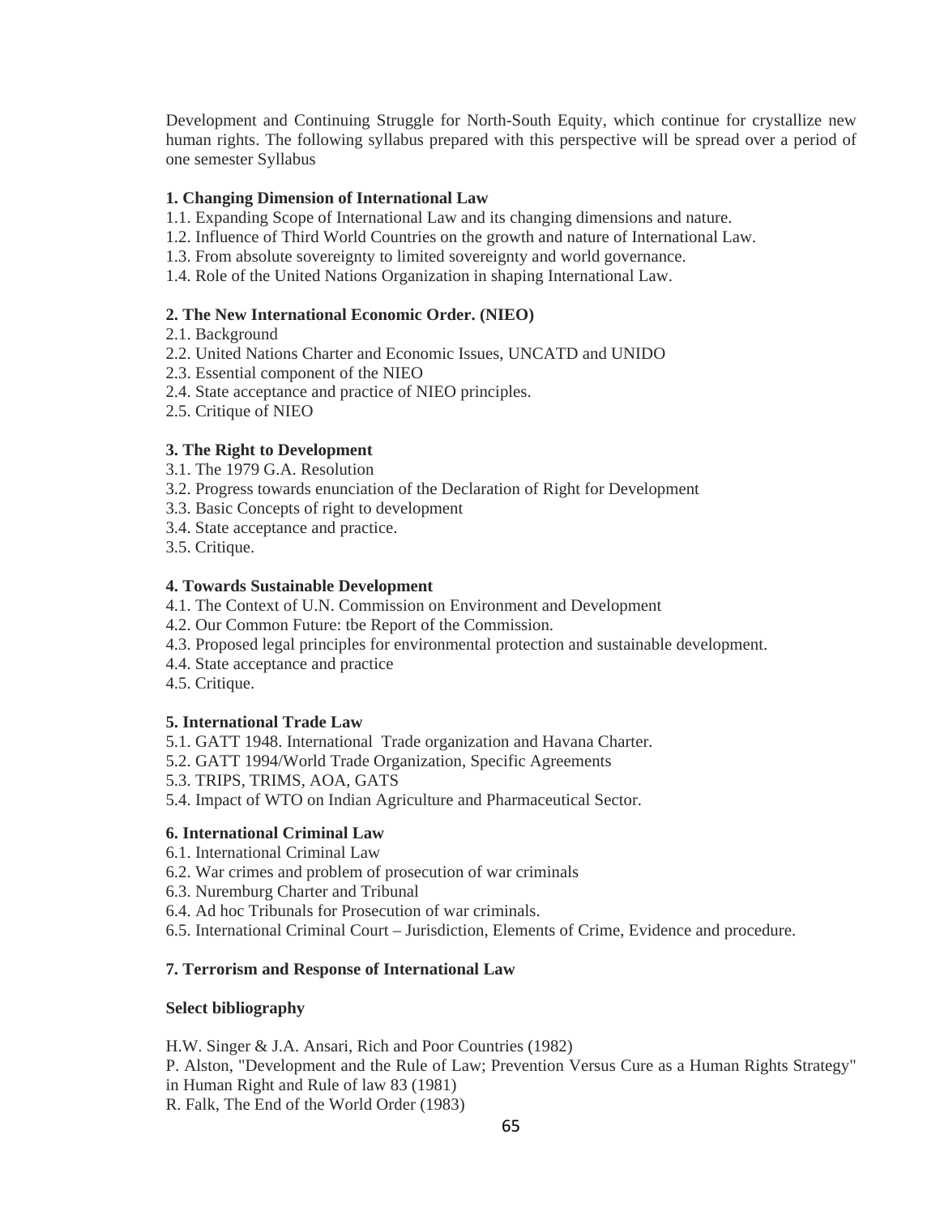Development and Continuing Struggle for North-South Equity, which continue for crystallize new human rights. The following syllabus prepared with this perspective will be spread over a period of one semester Syllabus

**1. Changing Dimension of International Law**

1.1. Expanding Scope of International Law and its changing dimensions and nature.
1.2. Influence of Third World Countries on the growth and nature of International Law.
1.3. From absolute sovereignty to limited sovereignty and world governance.
1.4. Role of the United Nations Organization in shaping International Law.

**2. The New International Economic Order. (NIEO)**

2.1. Background
2.2. United Nations Charter and Economic Issues, UNCATD and UNIDO
2.3. Essential component of the NIEO
2.4. State acceptance and practice of NIEO principles.
2.5. Critique of NIEO

**3. The Right to Development**

3.1. The 1979 G.A. Resolution
3.2. Progress towards enunciation of the Declaration of Right for Development
3.3. Basic Concepts of right to development
3.4. State acceptance and practice.
3.5. Critique.

**4. Towards Sustainable Development**

4.1. The Context of U.N. Commission on Environment and Development
4.2. Our Common Future: tbe Report of the Commission.
4.3. Proposed legal principles for environmental protection and sustainable development.
4.4. State acceptance and practice
4.5. Critique.

**5. International Trade Law**

5.1. GATT 1948. International Trade organization and Havana Charter.
5.2. GATT 1994/World Trade Organization, Specific Agreements
5.3. TRIPS, TRIMS, AOA, GATS
5.4. Impact of WTO on Indian Agriculture and Pharmaceutical Sector.

**6. International Criminal Law**

6.1. International Criminal Law
6.2. War crimes and problem of prosecution of war criminals
6.3. Nuremburg Charter and Tribunal
6.4. Ad hoc Tribunals for Prosecution of war criminals.
6.5. International Criminal Court – Jurisdiction, Elements of Crime, Evidence and procedure.

**7. Terrorism and Response of International Law**

**Select bibliography**

H.W. Singer & J.A. Ansari, Rich and Poor Countries (1982)
P. Alston, "Development and the Rule of Law; Prevention Versus Cure as a Human Rights Strategy" in Human Right and Rule of law 83 (1981)
R. Falk, The End of the World Order (1983)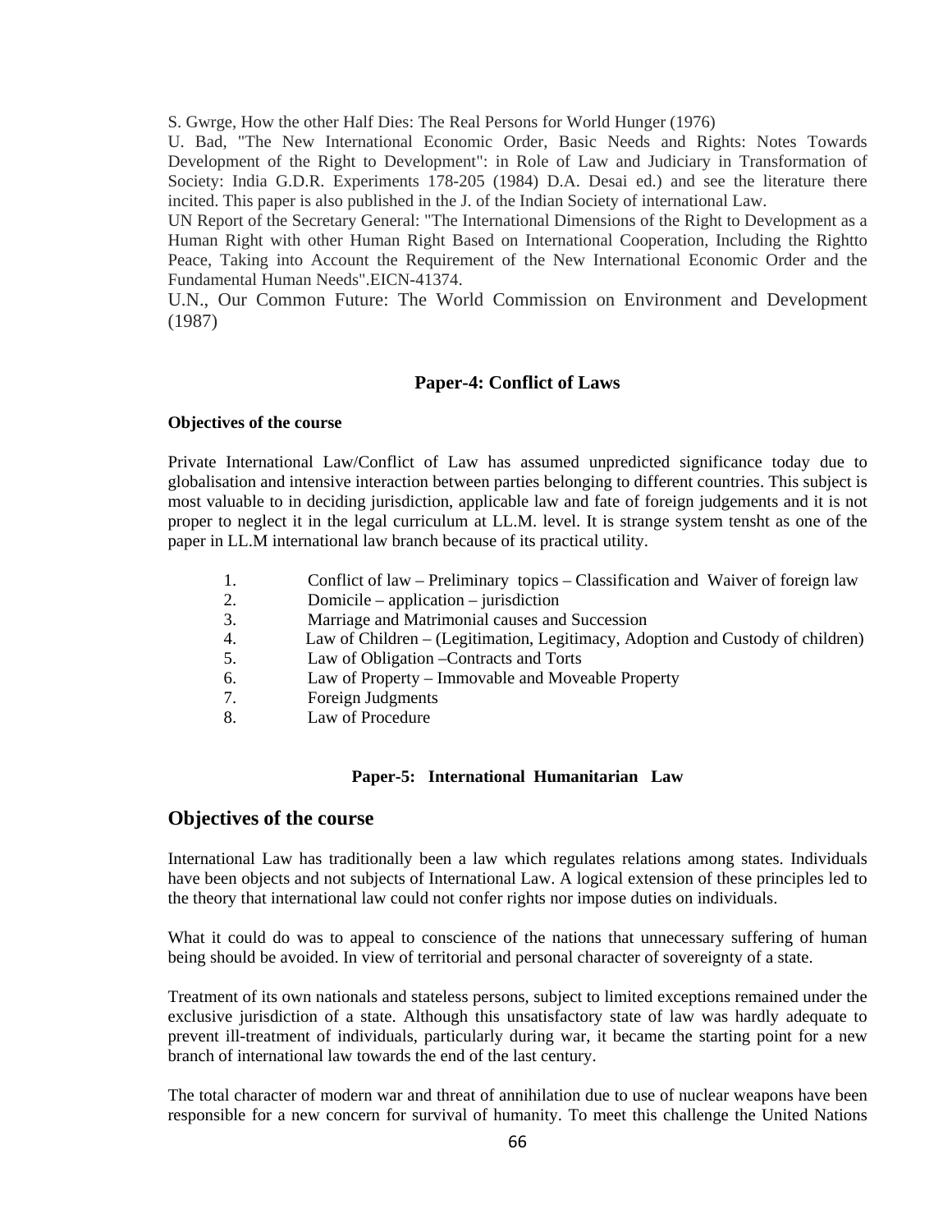S. Gwrge, How the other Half Dies: The Real Persons for World Hunger (1976)

U. Bad, "The New International Economic Order, Basic Needs and Rights: Notes Towards Development of the Right to Development": in Role of Law and Judiciary in Transformation of Society: India G.D.R. Experiments 178-205 (1984) D.A. Desai ed.) and see the literature there incited. This paper is also published in the J. of the Indian Society of international Law.

UN Report of the Secretary General: "The International Dimensions of the Right to Development as a Human Right with other Human Right Based on International Cooperation, Including the Rightto Peace, Taking into Account the Requirement of the New International Economic Order and the Fundamental Human Needs".EICN-41374.

U.N., Our Common Future: The World Commission on Environment and Development (1987)

## Paper-4: Conflict of Laws

**Objectives of the course**

Private International Law/Conflict of Law has assumed unpredicted significance today due to globalisation and intensive interaction between parties belonging to different countries. This subject is most valuable to in deciding jurisdiction, applicable law and fate of foreign judgements and it is not proper to neglect it in the legal curriculum at LL.M. level. It is strange system tensht as one of the paper in LL.M international law branch because of its practical utility.

1. Conflict of law – Preliminary topics – Classification and Waiver of foreign law
2. Domicile – application – jurisdiction
3. Marriage and Matrimonial causes and Succession
4. Law of Children – (Legitimation, Legitimacy, Adoption and Custody of children)
5. Law of Obligation –Contracts and Torts
6. Law of Property – Immovable and Moveable Property
7. Foreign Judgments
8. Law of Procedure

## Paper-5: International Humanitarian Law

## Objectives of the course

International Law has traditionally been a law which regulates relations among states. Individuals have been objects and not subjects of International Law. A logical extension of these principles led to the theory that international law could not confer rights nor impose duties on individuals.

What it could do was to appeal to conscience of the nations that unnecessary suffering of human being should be avoided. In view of territorial and personal character of sovereignty of a state.

Treatment of its own nationals and stateless persons, subject to limited exceptions remained under the exclusive jurisdiction of a state. Although this unsatisfactory state of law was hardly adequate to prevent ill-treatment of individuals, particularly during war, it became the starting point for a new branch of international law towards the end of the last century.

The total character of modern war and threat of annihilation due to use of nuclear weapons have been responsible for a new concern for survival of humanity. To meet this challenge the United Nations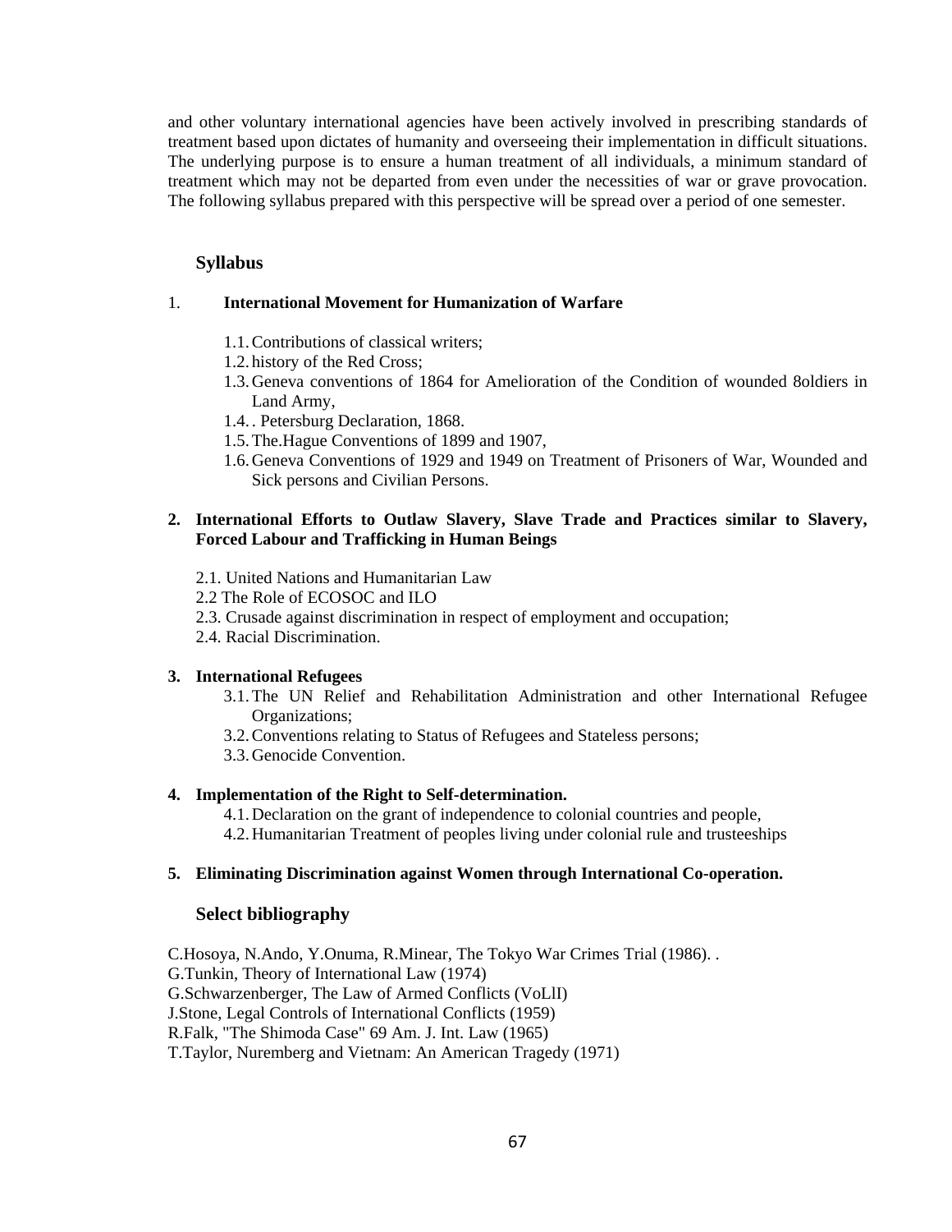and other voluntary international agencies have been actively involved in prescribing standards of treatment based upon dictates of humanity and overseeing their implementation in difficult situations. The underlying purpose is to ensure a human treatment of all individuals, a minimum standard of treatment which may not be departed from even under the necessities of war or grave provocation. The following syllabus prepared with this perspective will be spread over a period of one semester.

### Syllabus

1. **International Movement for Humanization of Warfare**

   1.1. Contributions of classical writers;
   1.2. history of the Red Cross;
   1.3. Geneva conventions of 1864 for Amelioration of the Condition of wounded 8oldiers in Land Army,
   1.4. . Petersburg Declaration, 1868.
   1.5. The.Hague Conventions of 1899 and 1907,
   1.6. Geneva Conventions of 1929 and 1949 on Treatment of Prisoners of War, Wounded and Sick persons and Civilian Persons.

2. **International Efforts to Outlaw Slavery, Slave Trade and Practices similar to Slavery, Forced Labour and Trafficking in Human Beings**

   2.1. United Nations and Humanitarian Law
   2.2 The Role of ECOSOC and ILO
   2.3. Crusade against discrimination in respect of employment and occupation;
   2.4. Racial Discrimination.

3. **International Refugees**
   3.1. The UN Relief and Rehabilitation Administration and other International Refugee Organizations;
   3.2. Conventions relating to Status of Refugees and Stateless persons;
   3.3. Genocide Convention.

4. **Implementation of the Right to Self-determination.**
   4.1. Declaration on the grant of independence to colonial countries and people,
   4.2. Humanitarian Treatment of peoples living under colonial rule and trusteeships

5. **Eliminating Discrimination against Women through International Co-operation.**

### Select bibliography

C.Hosoya, N.Ando, Y.Onuma, R.Minear, The Tokyo War Crimes Trial (1986). .
G.Tunkin, Theory of International Law (1974)
G.Schwarzenberger, The Law of Armed Conflicts (VoLlI)
J.Stone, Legal Controls of International Conflicts (1959)
R.Falk, "The Shimoda Case" 69 Am. J. Int. Law (1965)
T.Taylor, Nuremberg and Vietnam: An American Tragedy (1971)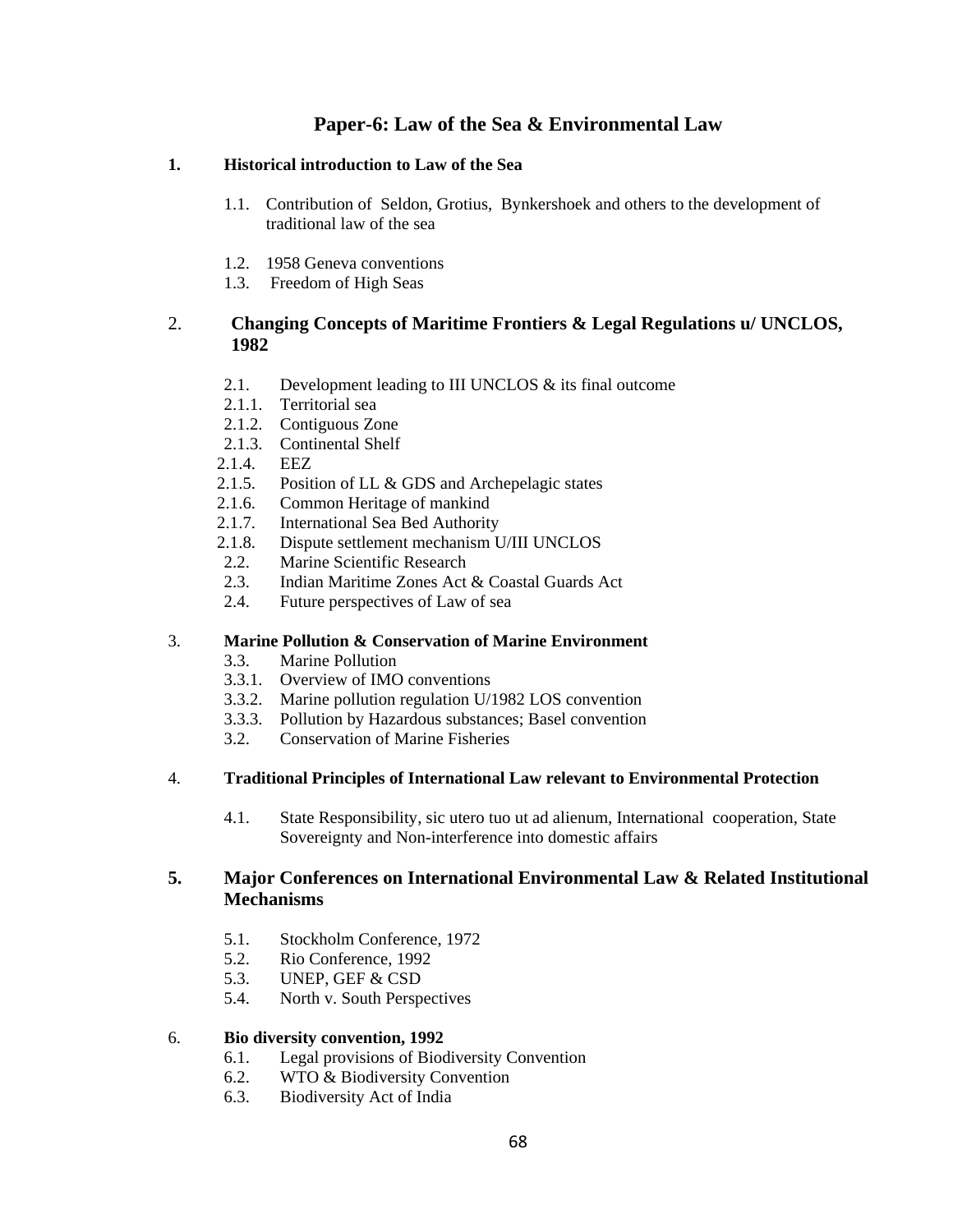# Paper-6: Law of the Sea & Environmental Law

## 1. Historical introduction to Law of the Sea

- 1.1. Contribution of Seldon, Grotius, Bynkershoek and others to the development of traditional law of the sea
- 1.2. 1958 Geneva conventions
- 1.3. Freedom of High Seas

## 2. Changing Concepts of Maritime Frontiers & Legal Regulations u/ UNCLOS, 1982

- 2.1. Development leading to III UNCLOS & its final outcome
- 2.1.1. Territorial sea
- 2.1.2. Contiguous Zone
- 2.1.3. Continental Shelf
- 2.1.4. EEZ
- 2.1.5. Position of LL & GDS and Archepelagic states
- 2.1.6. Common Heritage of mankind
- 2.1.7. International Sea Bed Authority
- 2.1.8. Dispute settlement mechanism U/III UNCLOS
- 2.2. Marine Scientific Research
- 2.3. Indian Maritime Zones Act & Coastal Guards Act
- 2.4. Future perspectives of Law of sea

## 3. Marine Pollution & Conservation of Marine Environment

- 3.3. Marine Pollution
- 3.3.1. Overview of IMO conventions
- 3.3.2. Marine pollution regulation U/1982 LOS convention
- 3.3.3. Pollution by Hazardous substances; Basel convention
- 3.2. Conservation of Marine Fisheries

## 4. Traditional Principles of International Law relevant to Environmental Protection

- 4.1. State Responsibility, sic utero tuo ut ad alienum, International cooperation, State Sovereignty and Non-interference into domestic affairs

## 5. Major Conferences on International Environmental Law & Related Institutional Mechanisms

- 5.1. Stockholm Conference, 1972
- 5.2. Rio Conference, 1992
- 5.3. UNEP, GEF & CSD
- 5.4. North v. South Perspectives

## 6. Bio diversity convention, 1992

- 6.1. Legal provisions of Biodiversity Convention
- 6.2. WTO & Biodiversity Convention
- 6.3. Biodiversity Act of India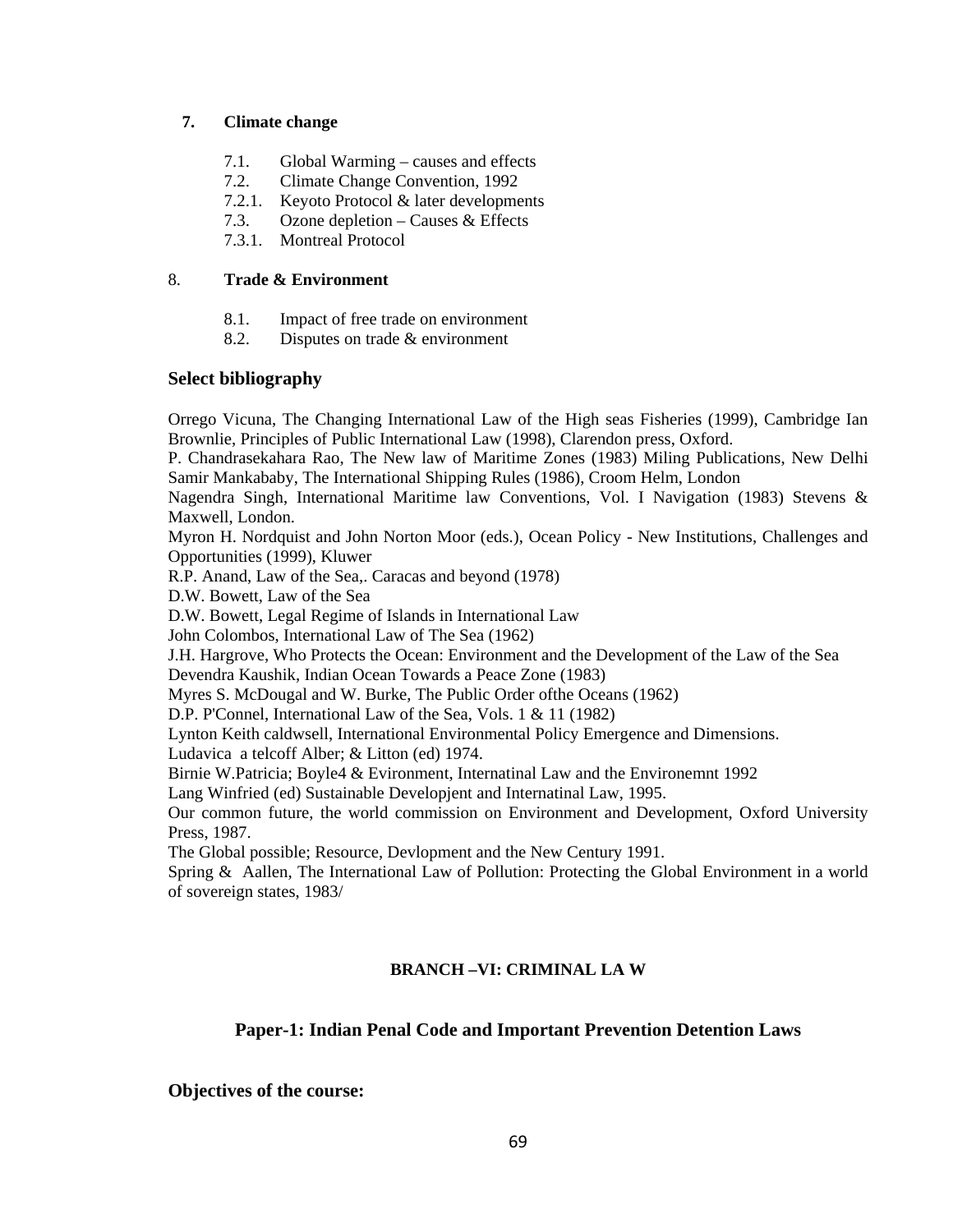**7. Climate change**

- 7.1. Global Warming – causes and effects
- 7.2. Climate Change Convention, 1992
- 7.2.1. Keyoto Protocol & later developments
- 7.3. Ozone depletion – Causes & Effects
- 7.3.1. Montreal Protocol

**8. Trade & Environment**

- 8.1. Impact of free trade on environment
- 8.2. Disputes on trade & environment

## Select bibliography

Orrego Vicuna, The Changing International Law of the High seas Fisheries (1999), Cambridge Ian Brownlie, Principles of Public International Law (1998), Clarendon press, Oxford.
P. Chandrasekahara Rao, The New law of Maritime Zones (1983) Miling Publications, New Delhi Samir Mankababy, The International Shipping Rules (1986), Croom Helm, London
Nagendra Singh, International Maritime law Conventions, Vol. I Navigation (1983) Stevens & Maxwell, London.
Myron H. Nordquist and John Norton Moor (eds.), Ocean Policy - New Institutions, Challenges and Opportunities (1999), Kluwer
R.P. Anand, Law of the Sea,. Caracas and beyond (1978)
D.W. Bowett, Law of the Sea
D.W. Bowett, Legal Regime of Islands in International Law
John Colombos, International Law of The Sea (1962)
J.H. Hargrove, Who Protects the Ocean: Environment and the Development of the Law of the Sea
Devendra Kaushik, Indian Ocean Towards a Peace Zone (1983)
Myres S. McDougal and W. Burke, The Public Order ofthe Oceans (1962)
D.P. P'Connel, International Law of the Sea, Vols. 1 & 11 (1982)
Lynton Keith caldwsell, International Environmental Policy Emergence and Dimensions.
Ludavica a telcoff Alber; & Litton (ed) 1974.
Birnie W.Patricia; Boyle4 & Evironment, Internatinal Law and the Environemnt 1992
Lang Winfried (ed) Sustainable Developjent and Internatinal Law, 1995.
Our common future, the world commission on Environment and Development, Oxford University Press, 1987.
The Global possible; Resource, Devlopment and the New Century 1991.
Spring & Aallen, The International Law of Pollution: Protecting the Global Environment in a world of sovereign states, 1983/

## BRANCH –VI: CRIMINAL LA W

## Paper-1: Indian Penal Code and Important Prevention Detention Laws

### Objectives of the course: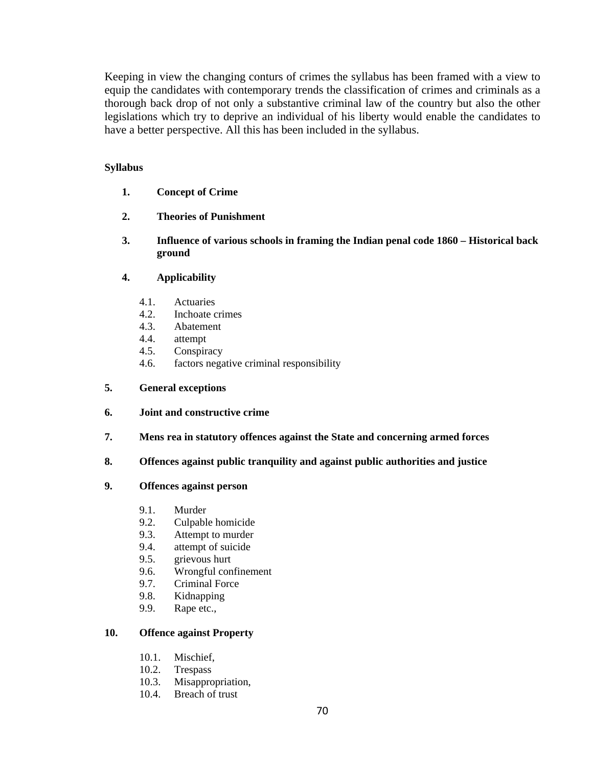Keeping in view the changing conturs of crimes the syllabus has been framed with a view to equip the candidates with contemporary trends the classification of crimes and criminals as a thorough back drop of not only a substantive criminal law of the country but also the other legislations which try to deprive an individual of his liberty would enable the candidates to have a better perspective. All this has been included in the syllabus.

**Syllabus**

1. **Concept of Crime**

2. **Theories of Punishment**

3. **Influence of various schools in framing the Indian penal code 1860 – Historical back ground**

4. **Applicability**

   4.1. Actuaries
   4.2. Inchoate crimes
   4.3. Abatement
   4.4. attempt
   4.5. Conspiracy
   4.6. factors negative criminal responsibility

5. **General exceptions**

6. **Joint and constructive crime**

7. **Mens rea in statutory offences against the State and concerning armed forces**

8. **Offences against public tranquility and against public authorities and justice**

9. **Offences against person**

   9.1. Murder
   9.2. Culpable homicide
   9.3. Attempt to murder
   9.4. attempt of suicide
   9.5. grievous hurt
   9.6. Wrongful confinement
   9.7. Criminal Force
   9.8. Kidnapping
   9.9. Rape etc.,

10. **Offence against Property**

    10.1. Mischief,
    10.2. Trespass
    10.3. Misappropriation,
    10.4. Breach of trust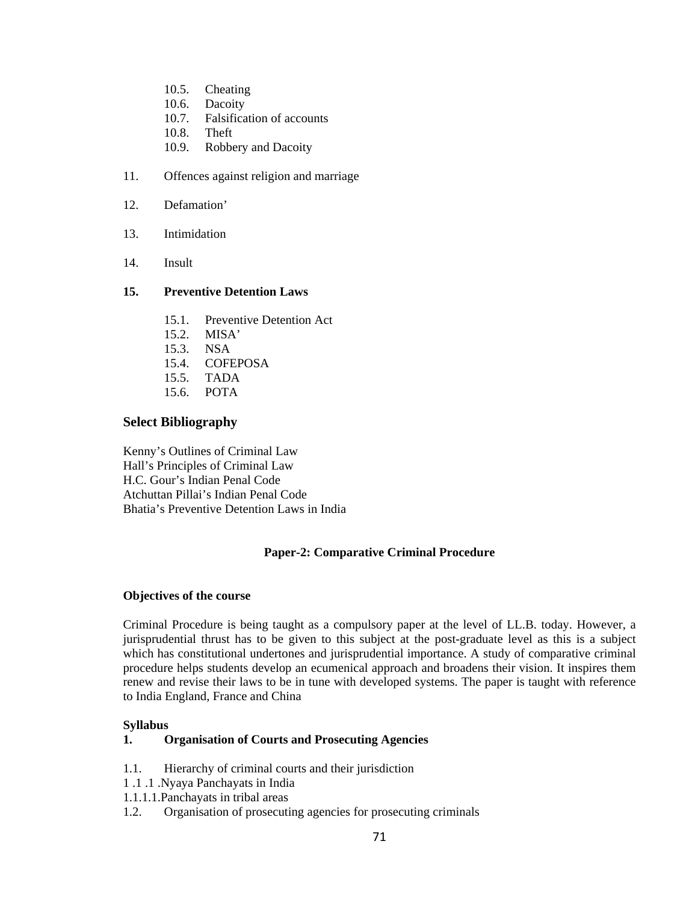- 10.5. Cheating
- 10.6. Dacoity
- 10.7. Falsification of accounts
- 10.8. Theft
- 10.9. Robbery and Dacoity

11. Offences against religion and marriage

12. Defamation'

13. Intimidation

14. Insult

**15. Preventive Detention Laws**

- 15.1. Preventive Detention Act
- 15.2. MISA'
- 15.3. NSA
- 15.4. COFEPOSA
- 15.5. TADA
- 15.6. POTA

## Select Bibliography

Kenny's Outlines of Criminal Law
Hall's Principles of Criminal Law
H.C. Gour's Indian Penal Code
Atchuttan Pillai's Indian Penal Code
Bhatia's Preventive Detention Laws in India

### Paper-2: Comparative Criminal Procedure

**Objectives of the course**

Criminal Procedure is being taught as a compulsory paper at the level of LL.B. today. However, a jurisprudential thrust has to be given to this subject at the post-graduate level as this is a subject which has constitutional undertones and jurisprudential importance. A study of comparative criminal procedure helps students develop an ecumenical approach and broadens their vision. It inspires them renew and revise their laws to be in tune with developed systems. The paper is taught with reference to India England, France and China

**Syllabus**

**1. Organisation of Courts and Prosecuting Agencies**

1.1. Hierarchy of criminal courts and their jurisdiction
1 .1 .1 .Nyaya Panchayats in India
1.1.1.1.Panchayats in tribal areas
1.2. Organisation of prosecuting agencies for prosecuting criminals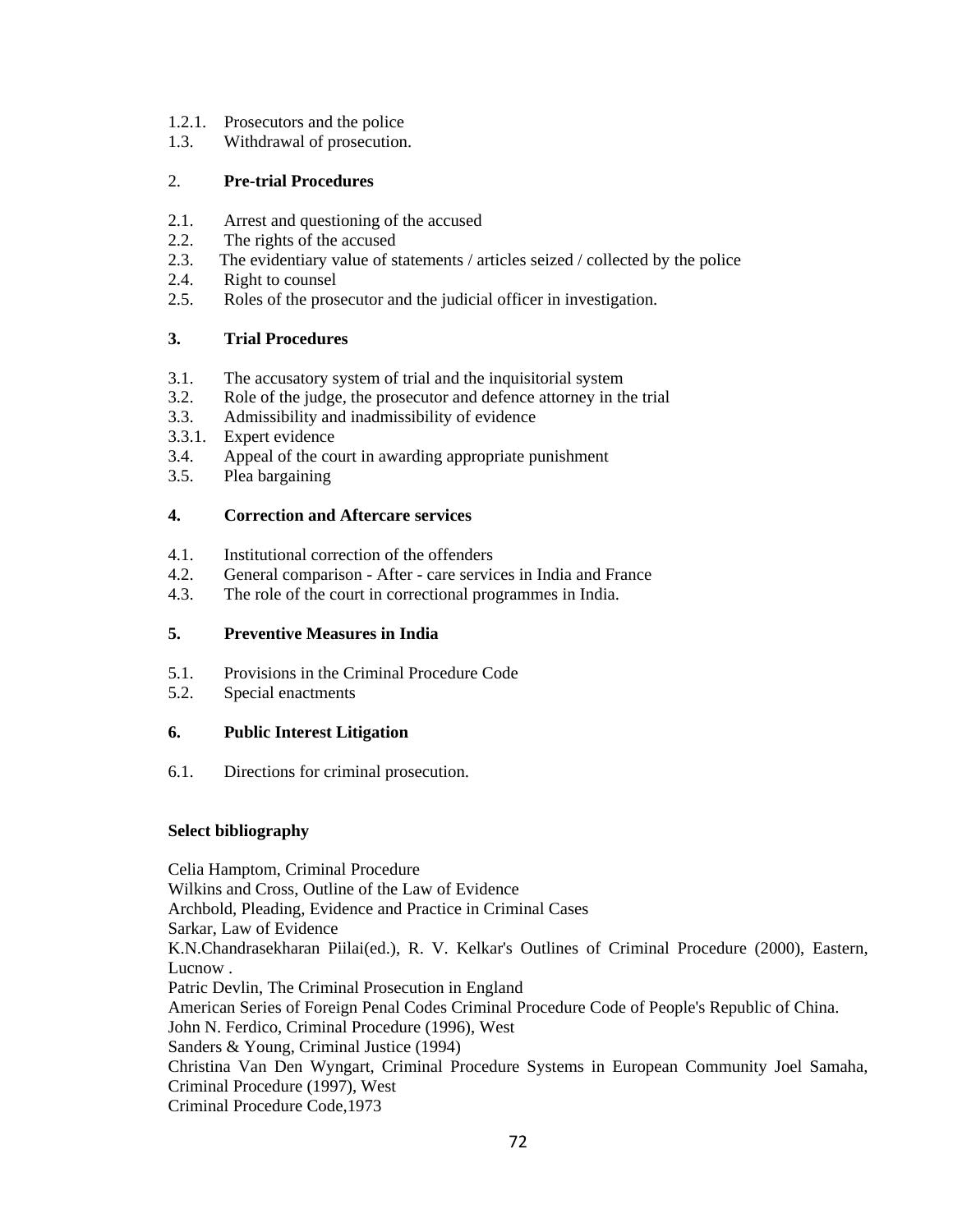1.2.1. Prosecutors and the police
1.3. Withdrawal of prosecution.

**2. Pre-trial Procedures**

2.1. Arrest and questioning of the accused
2.2. The rights of the accused
2.3. The evidentiary value of statements / articles seized / collected by the police
2.4. Right to counsel
2.5. Roles of the prosecutor and the judicial officer in investigation.

**3. Trial Procedures**

3.1. The accusatory system of trial and the inquisitorial system
3.2. Role of the judge, the prosecutor and defence attorney in the trial
3.3. Admissibility and inadmissibility of evidence
3.3.1. Expert evidence
3.4. Appeal of the court in awarding appropriate punishment
3.5. Plea bargaining

**4. Correction and Aftercare services**

4.1. Institutional correction of the offenders
4.2. General comparison - After - care services in India and France
4.3. The role of the court in correctional programmes in India.

**5. Preventive Measures in India**

5.1. Provisions in the Criminal Procedure Code
5.2. Special enactments

**6. Public Interest Litigation**

6.1. Directions for criminal prosecution.

**Select bibliography**

Celia Hamptom, Criminal Procedure
Wilkins and Cross, Outline of the Law of Evidence
Archbold, Pleading, Evidence and Practice in Criminal Cases
Sarkar, Law of Evidence
K.N.Chandrasekharan Piilai(ed.), R. V. Kelkar's Outlines of Criminal Procedure (2000), Eastern, Lucnow .
Patric Devlin, The Criminal Prosecution in England
American Series of Foreign Penal Codes Criminal Procedure Code of People's Republic of China.
John N. Ferdico, Criminal Procedure (1996), West
Sanders & Young, Criminal Justice (1994)
Christina Van Den Wyngart, Criminal Procedure Systems in European Community Joel Samaha, Criminal Procedure (1997), West
Criminal Procedure Code,1973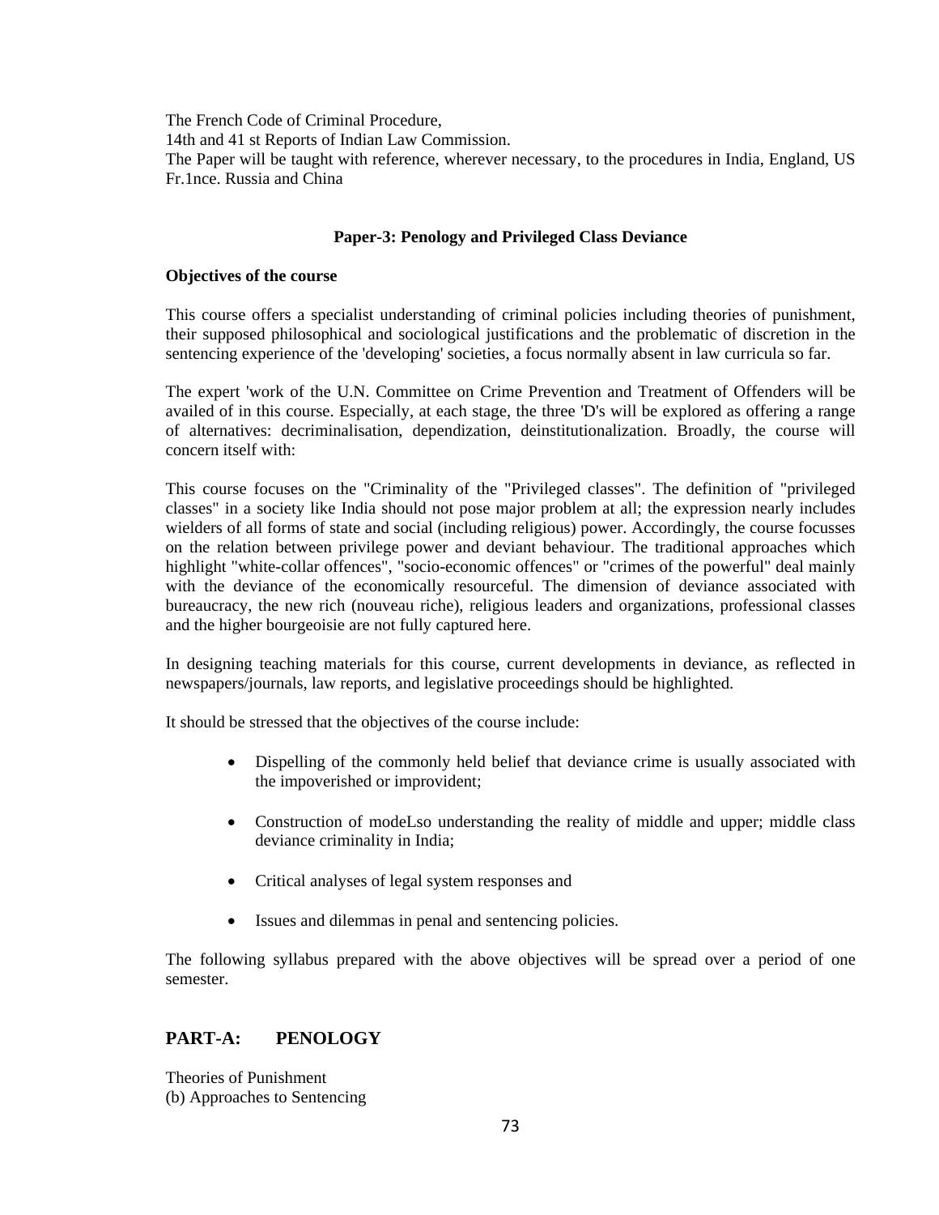The French Code of Criminal Procedure,

14th and 41 st Reports of Indian Law Commission.

The Paper will be taught with reference, wherever necessary, to the procedures in India, England, US Fr.1nce. Russia and China

### Paper-3: Penology and Privileged Class Deviance

**Objectives of the course**

This course offers a specialist understanding of criminal policies including theories of punishment, their supposed philosophical and sociological justifications and the problematic of discretion in the sentencing experience of the 'developing' societies, a focus normally absent in law curricula so far.

The expert 'work of the U.N. Committee on Crime Prevention and Treatment of Offenders will be availed of in this course. Especially, at each stage, the three 'D's will be explored as offering a range of alternatives: decriminalisation, dependization, deinstitutionalization. Broadly, the course will concern itself with:

This course focuses on the "Criminality of the "Privileged classes". The definition of "privileged classes" in a society like India should not pose major problem at all; the expression nearly includes wielders of all forms of state and social (including religious) power. Accordingly, the course focusses on the relation between privilege power and deviant behaviour. The traditional approaches which highlight "white-collar offences", "socio-economic offences" or "crimes of the powerful" deal mainly with the deviance of the economically resourceful. The dimension of deviance associated with bureaucracy, the new rich (nouveau riche), religious leaders and organizations, professional classes and the higher bourgeoisie are not fully captured here.

In designing teaching materials for this course, current developments in deviance, as reflected in newspapers/journals, law reports, and legislative proceedings should be highlighted.

It should be stressed that the objectives of the course include:

- Dispelling of the commonly held belief that deviance crime is usually associated with the impoverished or improvident;
- Construction of modeLso understanding the reality of middle and upper; middle class deviance criminality in India;
- Critical analyses of legal system responses and
- Issues and dilemmas in penal and sentencing policies.

The following syllabus prepared with the above objectives will be spread over a period of one semester.

## PART-A: PENOLOGY

Theories of Punishment

(b) Approaches to Sentencing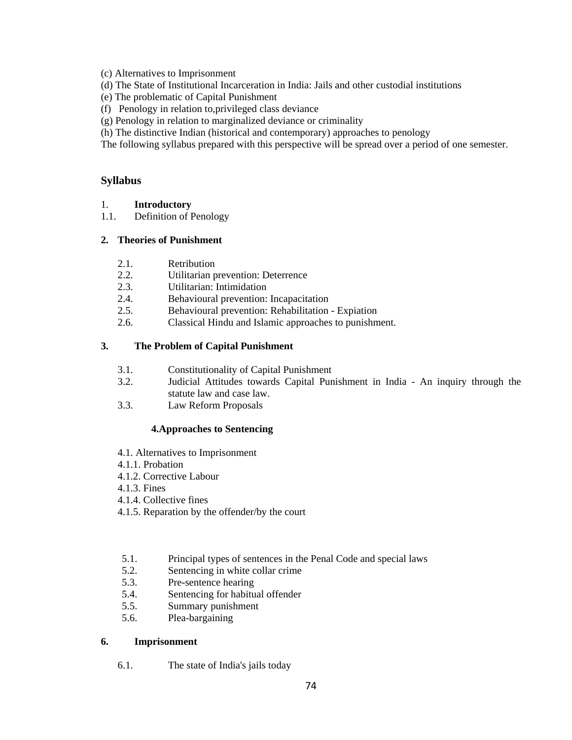(c) Alternatives to Imprisonment
(d) The State of Institutional Incarceration in India: Jails and other custodial institutions
(e) The problematic of Capital Punishment
(f) Penology in relation to,privileged class deviance
(g) Penology in relation to marginalized deviance or criminality
(h) The distinctive Indian (historical and contemporary) approaches to penology
The following syllabus prepared with this perspective will be spread over a period of one semester.

## Syllabus

1. **Introductory**

1.1. Definition of Penology

**2. Theories of Punishment**

2.1. Retribution
2.2. Utilitarian prevention: Deterrence
2.3. Utilitarian: Intimidation
2.4. Behavioural prevention: Incapacitation
2.5. Behavioural prevention: Rehabilitation - Expiation
2.6. Classical Hindu and Islamic approaches to punishment.

**3. The Problem of Capital Punishment**

3.1. Constitutionality of Capital Punishment
3.2. Judicial Attitudes towards Capital Punishment in India - An inquiry through the statute law and case law.
3.3. Law Reform Proposals

**4.Approaches to Sentencing**

4.1. Alternatives to Imprisonment
4.1.1. Probation
4.1.2. Corrective Labour
4.1.3. Fines
4.1.4. Collective fines
4.1.5. Reparation by the offender/by the court

5.1. Principal types of sentences in the Penal Code and special laws
5.2. Sentencing in white collar crime
5.3. Pre-sentence hearing
5.4. Sentencing for habitual offender
5.5. Summary punishment
5.6. Plea-bargaining

**6. Imprisonment**

6.1. The state of India's jails today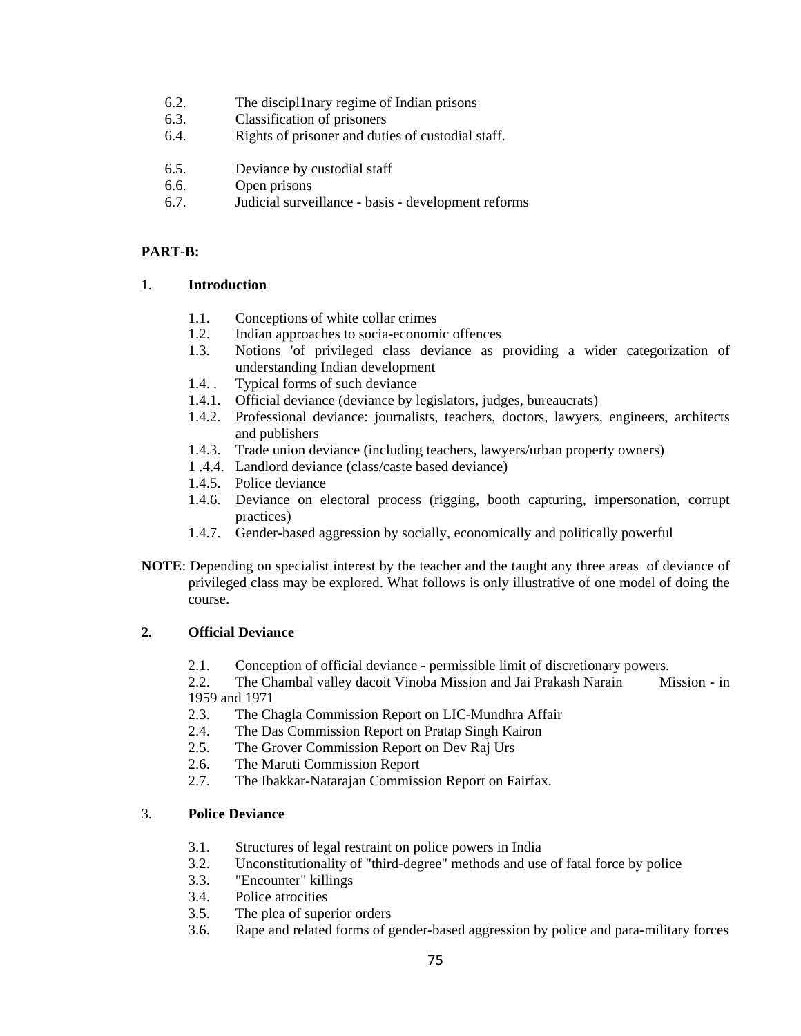- 6.2. The discipl1nary regime of Indian prisons
- 6.3. Classification of prisoners
- 6.4. Rights of prisoner and duties of custodial staff.
- 6.5. Deviance by custodial staff
- 6.6. Open prisons
- 6.7. Judicial surveillance - basis - development reforms

**PART-B:**

1. **Introduction**

- 1.1. Conceptions of white collar crimes
- 1.2. Indian approaches to socia-economic offences
- 1.3. Notions 'of privileged class deviance as providing a wider categorization of understanding Indian development
- 1.4. . Typical forms of such deviance
- 1.4.1. Official deviance (deviance by legislators, judges, bureaucrats)
- 1.4.2. Professional deviance: journalists, teachers, doctors, lawyers, engineers, architects and publishers
- 1.4.3. Trade union deviance (including teachers, lawyers/urban property owners)
- 1 .4.4. Landlord deviance (class/caste based deviance)
- 1.4.5. Police deviance
- 1.4.6. Deviance on electoral process (rigging, booth capturing, impersonation, corrupt practices)
- 1.4.7. Gender-based aggression by socially, economically and politically powerful

**NOTE**: Depending on specialist interest by the teacher and the taught any three areas of deviance of privileged class may be explored. What follows is only illustrative of one model of doing the course.

**2. Official Deviance**

- 2.1. Conception of official deviance - permissible limit of discretionary powers.
- 2.2. The Chambal valley dacoit Vinoba Mission and Jai Prakash Narain Mission - in 1959 and 1971
- 2.3. The Chagla Commission Report on LIC-Mundhra Affair
- 2.4. The Das Commission Report on Pratap Singh Kairon
- 2.5. The Grover Commission Report on Dev Raj Urs
- 2.6. The Maruti Commission Report
- 2.7. The Ibakkar-Natarajan Commission Report on Fairfax.

3. **Police Deviance**

- 3.1. Structures of legal restraint on police powers in India
- 3.2. Unconstitutionality of "third-degree" methods and use of fatal force by police
- 3.3. "Encounter" killings
- 3.4. Police atrocities
- 3.5. The plea of superior orders
- 3.6. Rape and related forms of gender-based aggression by police and para-military forces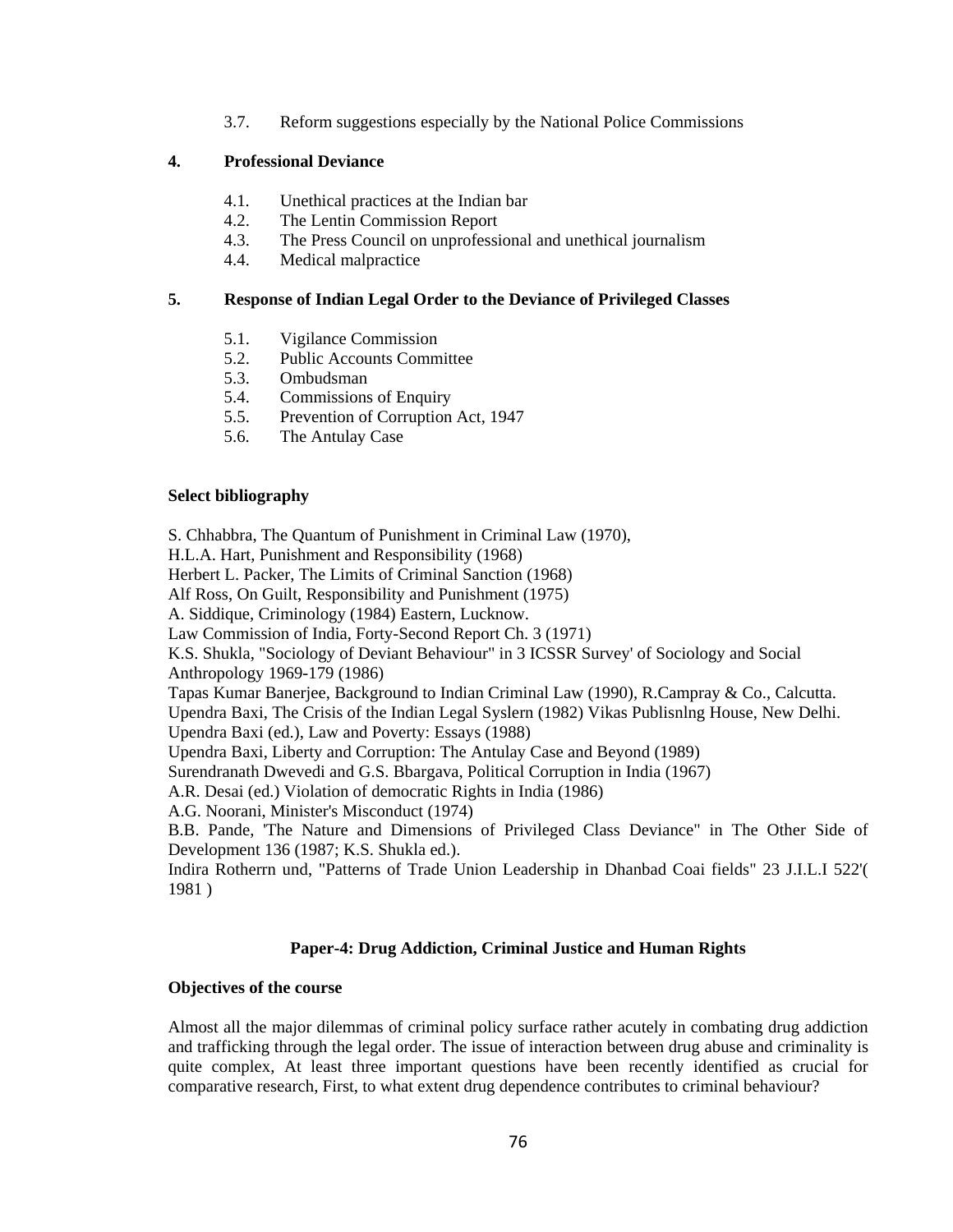3.7. Reform suggestions especially by the National Police Commissions

**4. Professional Deviance**

4.1. Unethical practices at the Indian bar
4.2. The Lentin Commission Report
4.3. The Press Council on unprofessional and unethical journalism
4.4. Medical malpractice

**5. Response of Indian Legal Order to the Deviance of Privileged Classes**

5.1. Vigilance Commission
5.2. Public Accounts Committee
5.3. Ombudsman
5.4. Commissions of Enquiry
5.5. Prevention of Corruption Act, 1947
5.6. The Antulay Case

**Select bibliography**

S. Chhabbra, The Quantum of Punishment in Criminal Law (1970),
H.L.A. Hart, Punishment and Responsibility (1968)
Herbert L. Packer, The Limits of Criminal Sanction (1968)
Alf Ross, On Guilt, Responsibility and Punishment (1975)
A. Siddique, Criminology (1984) Eastern, Lucknow.
Law Commission of India, Forty-Second Report Ch. 3 (1971)
K.S. Shukla, "Sociology of Deviant Behaviour" in 3 ICSSR Survey' of Sociology and Social Anthropology 1969-179 (1986)
Tapas Kumar Banerjee, Background to Indian Criminal Law (1990), R.Campray & Co., Calcutta.
Upendra Baxi, The Crisis of the Indian Legal Syslern (1982) Vikas Publisnlng House, New Delhi.
Upendra Baxi (ed.), Law and Poverty: Essays (1988)
Upendra Baxi, Liberty and Corruption: The Antulay Case and Beyond (1989)
Surendranath Dwevedi and G.S. Bbargava, Political Corruption in India (1967)
A.R. Desai (ed.) Violation of democratic Rights in India (1986)
A.G. Noorani, Minister's Misconduct (1974)
B.B. Pande, 'The Nature and Dimensions of Privileged Class Deviance" in The Other Side of Development 136 (1987; K.S. Shukla ed.).
Indira Rotherrn und, "Patterns of Trade Union Leadership in Dhanbad Coai fields" 23 J.I.L.I 522'( 1981 )

## Paper-4: Drug Addiction, Criminal Justice and Human Rights

**Objectives of the course**

Almost all the major dilemmas of criminal policy surface rather acutely in combating drug addiction and trafficking through the legal order. The issue of interaction between drug abuse and criminality is quite complex, At least three important questions have been recently identified as crucial for comparative research, First, to what extent drug dependence contributes to criminal behaviour?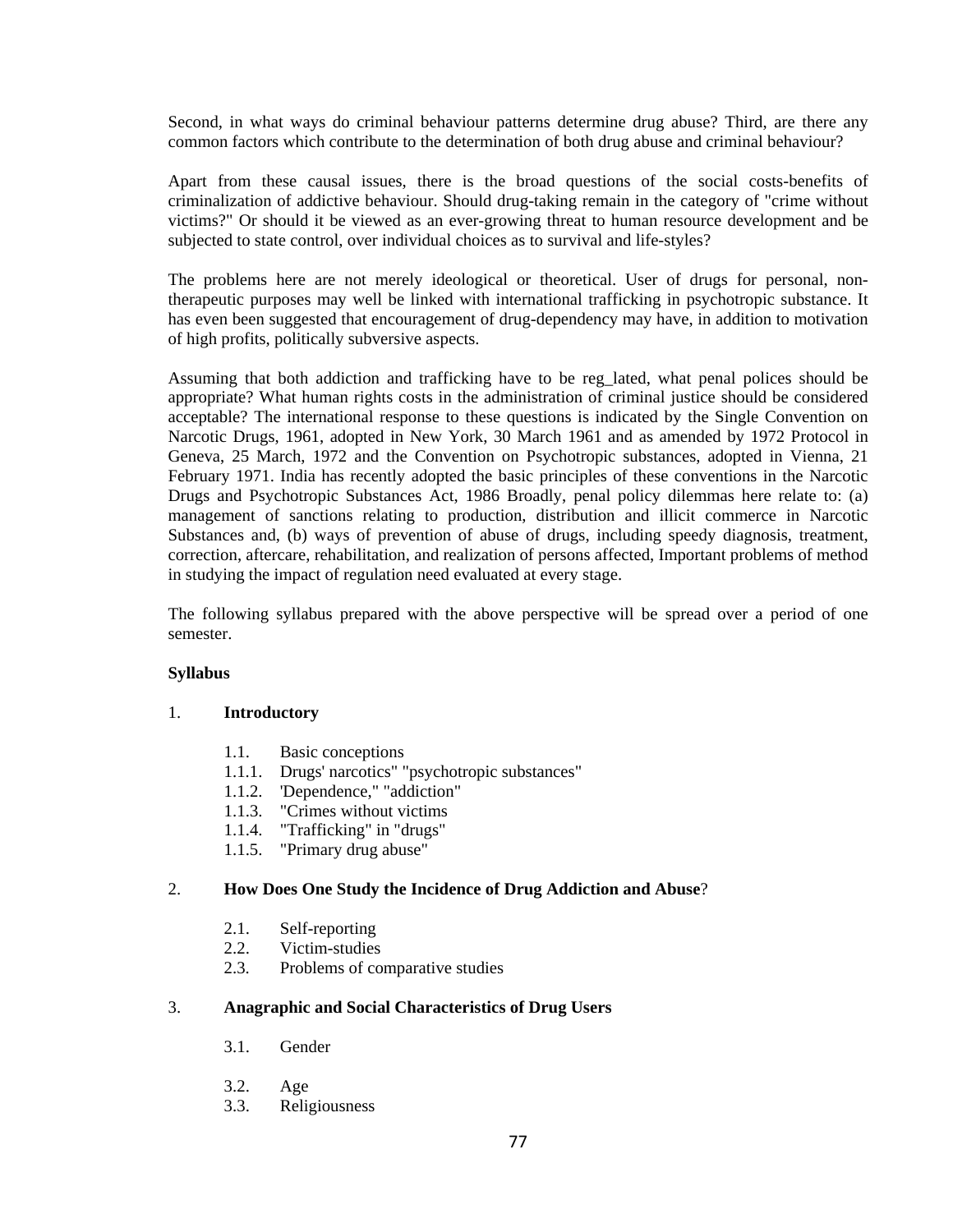Second, in what ways do criminal behaviour patterns determine drug abuse? Third, are there any common factors which contribute to the determination of both drug abuse and criminal behaviour?

Apart from these causal issues, there is the broad questions of the social costs-benefits of criminalization of addictive behaviour. Should drug-taking remain in the category of "crime without victims?" Or should it be viewed as an ever-growing threat to human resource development and be subjected to state control, over individual choices as to survival and life-styles?

The problems here are not merely ideological or theoretical. User of drugs for personal, non-therapeutic purposes may well be linked with international trafficking in psychotropic substance. It has even been suggested that encouragement of drug-dependency may have, in addition to motivation of high profits, politically subversive aspects.

Assuming that both addiction and trafficking have to be reg_lated, what penal polices should be appropriate? What human rights costs in the administration of criminal justice should be considered acceptable? The international response to these questions is indicated by the Single Convention on Narcotic Drugs, 1961, adopted in New York, 30 March 1961 and as amended by 1972 Protocol in Geneva, 25 March, 1972 and the Convention on Psychotropic substances, adopted in Vienna, 21 February 1971. India has recently adopted the basic principles of these conventions in the Narcotic Drugs and Psychotropic Substances Act, 1986 Broadly, penal policy dilemmas here relate to: (a) management of sanctions relating to production, distribution and illicit commerce in Narcotic Substances and, (b) ways of prevention of abuse of drugs, including speedy diagnosis, treatment, correction, aftercare, rehabilitation, and realization of persons affected, Important problems of method in studying the impact of regulation need evaluated at every stage.

The following syllabus prepared with the above perspective will be spread over a period of one semester.

**Syllabus**

1. **Introductory**

   1.1. Basic conceptions

   1.1.1. Drugs' narcotics" "psychotropic substances"

   1.1.2. 'Dependence," "addiction"

   1.1.3. "Crimes without victims

   1.1.4. "Trafficking" in "drugs"

   1.1.5. "Primary drug abuse"

2. **How Does One Study the Incidence of Drug Addiction and Abuse**?

   2.1. Self-reporting

   2.2. Victim-studies

   2.3. Problems of comparative studies

3. **Anagraphic and Social Characteristics of Drug Users**

   3.1. Gender

   3.2. Age

   3.3. Religiousness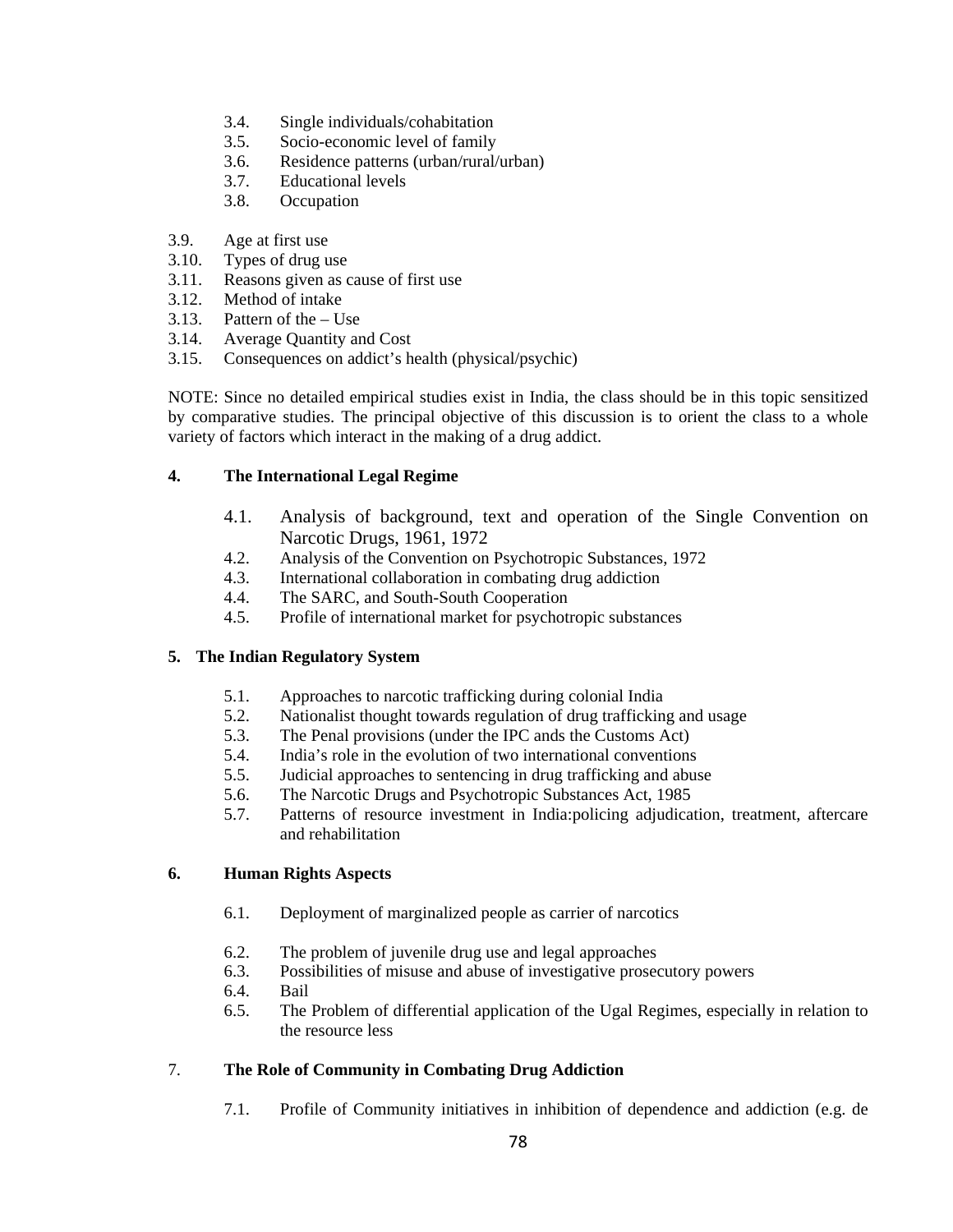3.4. Single individuals/cohabitation
3.5. Socio-economic level of family
3.6. Residence patterns (urban/rural/urban)
3.7. Educational levels
3.8. Occupation

3.9. Age at first use
3.10. Types of drug use
3.11. Reasons given as cause of first use
3.12. Method of intake
3.13. Pattern of the – Use
3.14. Average Quantity and Cost
3.15. Consequences on addict's health (physical/psychic)

NOTE: Since no detailed empirical studies exist in India, the class should be in this topic sensitized by comparative studies. The principal objective of this discussion is to orient the class to a whole variety of factors which interact in the making of a drug addict.

**4. The International Legal Regime**

4.1. Analysis of background, text and operation of the Single Convention on Narcotic Drugs, 1961, 1972
4.2. Analysis of the Convention on Psychotropic Substances, 1972
4.3. International collaboration in combating drug addiction
4.4. The SARC, and South-South Cooperation
4.5. Profile of international market for psychotropic substances

**5. The Indian Regulatory System**

5.1. Approaches to narcotic trafficking during colonial India
5.2. Nationalist thought towards regulation of drug trafficking and usage
5.3. The Penal provisions (under the IPC ands the Customs Act)
5.4. India's role in the evolution of two international conventions
5.5. Judicial approaches to sentencing in drug trafficking and abuse
5.6. The Narcotic Drugs and Psychotropic Substances Act, 1985
5.7. Patterns of resource investment in India:policing adjudication, treatment, aftercare and rehabilitation

**6. Human Rights Aspects**

6.1. Deployment of marginalized people as carrier of narcotics

6.2. The problem of juvenile drug use and legal approaches
6.3. Possibilities of misuse and abuse of investigative prosecutory powers
6.4. Bail
6.5. The Problem of differential application of the Ugal Regimes, especially in relation to the resource less

7. **The Role of Community in Combating Drug Addiction**

7.1. Profile of Community initiatives in inhibition of dependence and addiction (e.g. de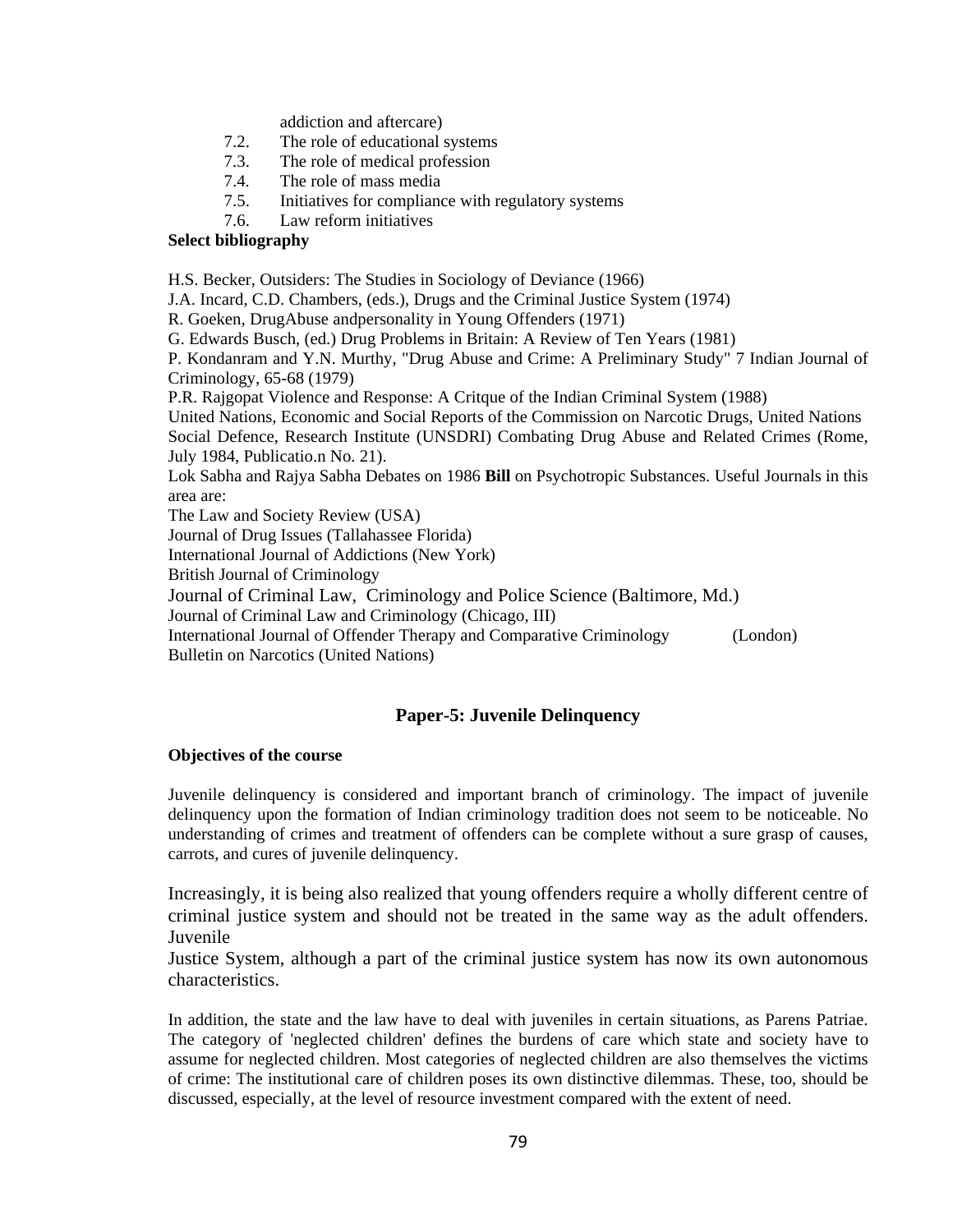addiction and aftercare)

7.2. The role of educational systems
7.3. The role of medical profession
7.4. The role of mass media
7.5. Initiatives for compliance with regulatory systems
7.6. Law reform initiatives

**Select bibliography**

H.S. Becker, Outsiders: The Studies in Sociology of Deviance (1966)
J.A. Incard, C.D. Chambers, (eds.), Drugs and the Criminal Justice System (1974)
R. Goeken, DrugAbuse andpersonality in Young Offenders (1971)
G. Edwards Busch, (ed.) Drug Problems in Britain: A Review of Ten Years (1981)
P. Kondanram and Y.N. Murthy, "Drug Abuse and Crime: A Preliminary Study" 7 Indian Journal of Criminology, 65-68 (1979)
P.R. Rajgopat Violence and Response: A Critque of the Indian Criminal System (1988)
United Nations, Economic and Social Reports of the Commission on Narcotic Drugs, United Nations Social Defence, Research Institute (UNSDRI) Combating Drug Abuse and Related Crimes (Rome, July 1984, Publicatio.n No. 21).
Lok Sabha and Rajya Sabha Debates on 1986 **Bill** on Psychotropic Substances. Useful Journals in this area are:
The Law and Society Review (USA)
Journal of Drug Issues (Tallahassee Florida)
International Journal of Addictions (New York)
British Journal of Criminology
Journal of Criminal Law, Criminology and Police Science (Baltimore, Md.)
Journal of Criminal Law and Criminology (Chicago, III)
International Journal of Offender Therapy and Comparative Criminology (London)
Bulletin on Narcotics (United Nations)

## Paper-5: Juvenile Delinquency

**Objectives of the course**

Juvenile delinquency is considered and important branch of criminology. The impact of juvenile delinquency upon the formation of Indian criminology tradition does not seem to be noticeable. No understanding of crimes and treatment of offenders can be complete without a sure grasp of causes, carrots, and cures of juvenile delinquency.

Increasingly, it is being also realized that young offenders require a wholly different centre of criminal justice system and should not be treated in the same way as the adult offenders. Juvenile
Justice System, although a part of the criminal justice system has now its own autonomous characteristics.

In addition, the state and the law have to deal with juveniles in certain situations, as Parens Patriae. The category of 'neglected children' defines the burdens of care which state and society have to assume for neglected children. Most categories of neglected children are also themselves the victims of crime: The institutional care of children poses its own distinctive dilemmas. These, too, should be discussed, especially, at the level of resource investment compared with the extent of need.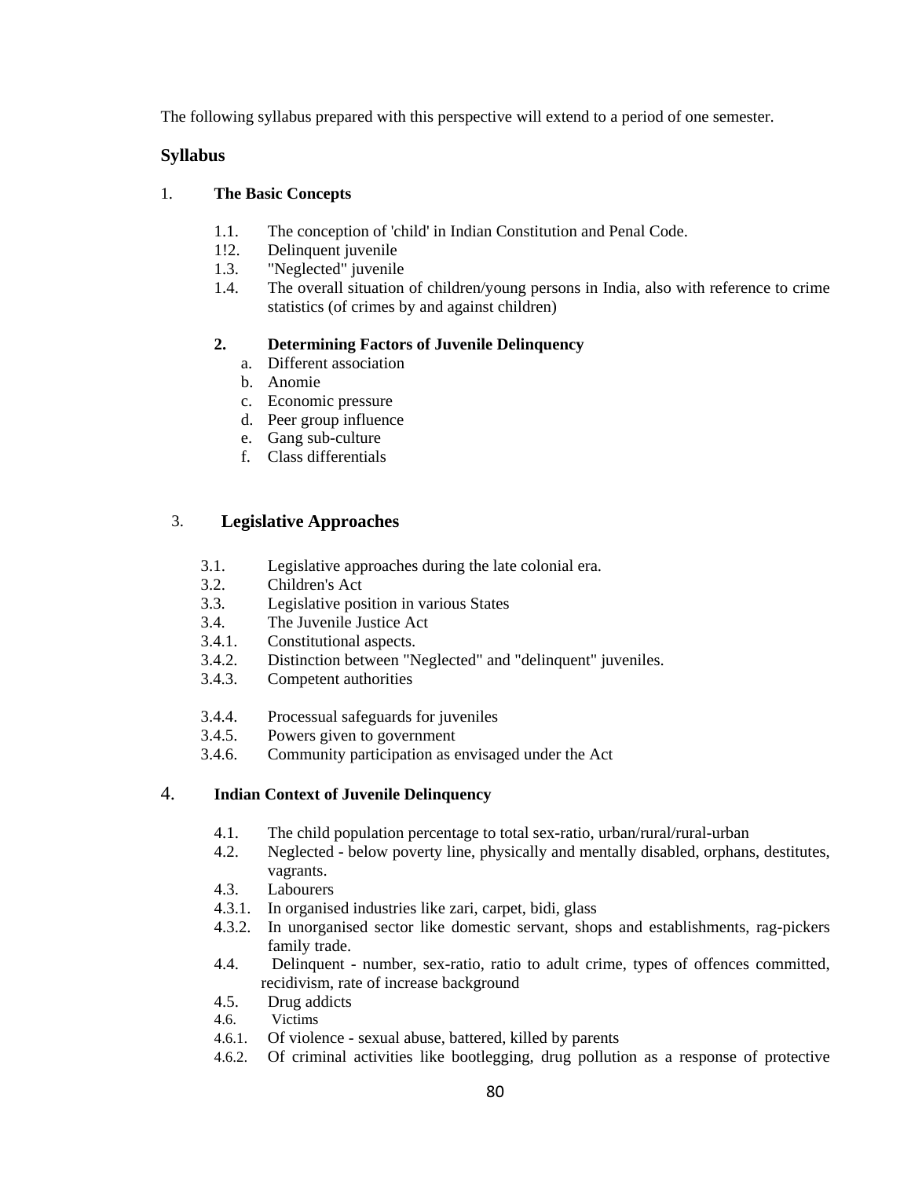The following syllabus prepared with this perspective will extend to a period of one semester.

## Syllabus

### 1. The Basic Concepts

- 1.1. The conception of 'child' in Indian Constitution and Penal Code.
- 1!2. Delinquent juvenile
- 1.3. "Neglected" juvenile
- 1.4. The overall situation of children/young persons in India, also with reference to crime statistics (of crimes by and against children)

### 2. Determining Factors of Juvenile Delinquency

- a. Different association
- b. Anomie
- c. Economic pressure
- d. Peer group influence
- e. Gang sub-culture
- f. Class differentials

### 3. Legislative Approaches

- 3.1. Legislative approaches during the late colonial era.
- 3.2. Children's Act
- 3.3. Legislative position in various States
- 3.4. The Juvenile Justice Act
- 3.4.1. Constitutional aspects.
- 3.4.2. Distinction between "Neglected" and "delinquent" juveniles.
- 3.4.3. Competent authorities
- 3.4.4. Processual safeguards for juveniles
- 3.4.5. Powers given to government
- 3.4.6. Community participation as envisaged under the Act

### 4. Indian Context of Juvenile Delinquency

- 4.1. The child population percentage to total sex-ratio, urban/rural/rural-urban
- 4.2. Neglected - below poverty line, physically and mentally disabled, orphans, destitutes, vagrants.
- 4.3. Labourers
- 4.3.1. In organised industries like zari, carpet, bidi, glass
- 4.3.2. In unorganised sector like domestic servant, shops and establishments, rag-pickers family trade.
- 4.4. Delinquent - number, sex-ratio, ratio to adult crime, types of offences committed, recidivism, rate of increase background
- 4.5. Drug addicts
- 4.6. Victims
- 4.6.1. Of violence - sexual abuse, battered, killed by parents
- 4.6.2. Of criminal activities like bootlegging, drug pollution as a response of protective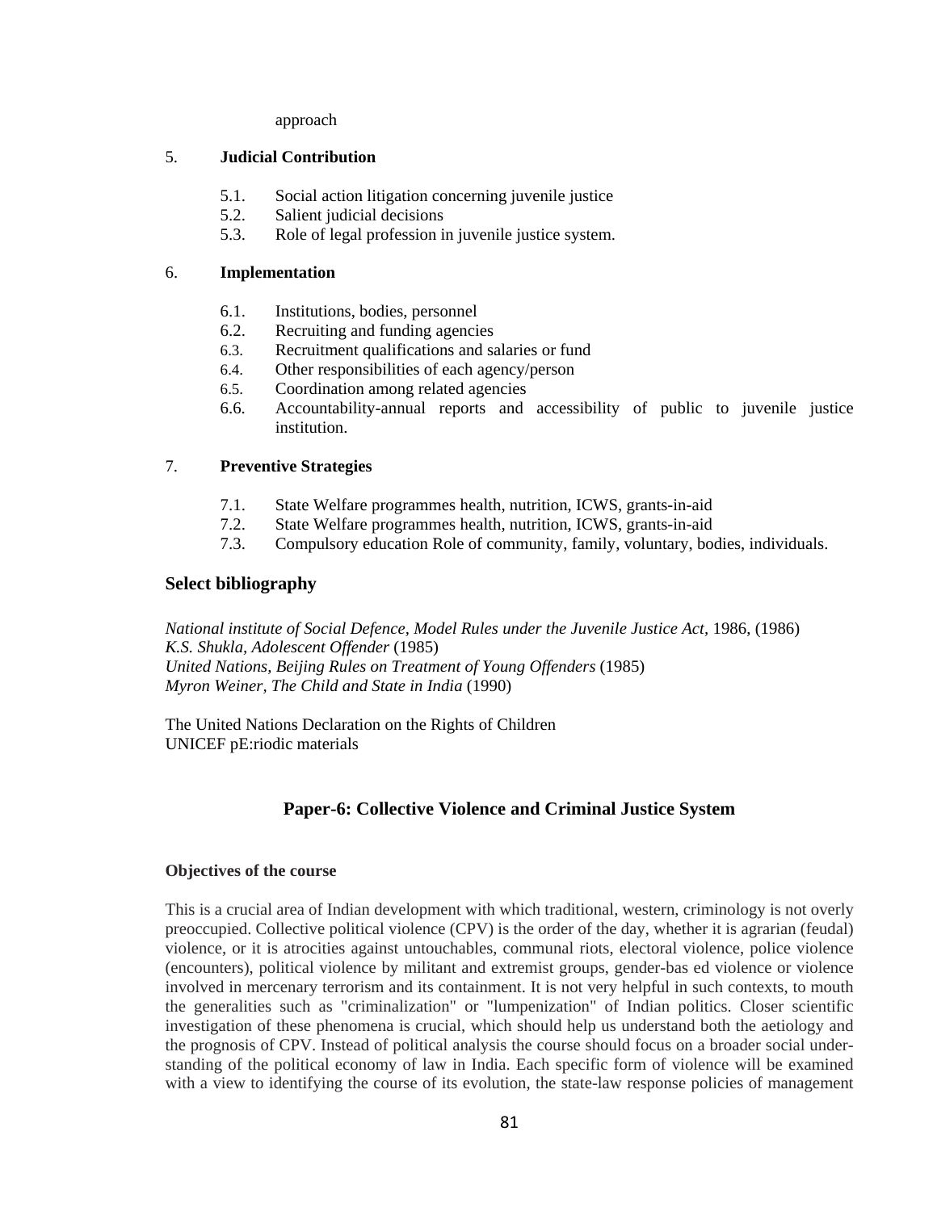approach

5. **Judicial Contribution**

   5.1. Social action litigation concerning juvenile justice
   5.2. Salient judicial decisions
   5.3. Role of legal profession in juvenile justice system.

6. **Implementation**

   6.1. Institutions, bodies, personnel
   6.2. Recruiting and funding agencies
   6.3. Recruitment qualifications and salaries or fund
   6.4. Other responsibilities of each agency/person
   6.5. Coordination among related agencies
   6.6. Accountability-annual reports and accessibility of public to juvenile justice institution.

7. **Preventive Strategies**

   7.1. State Welfare programmes health, nutrition, ICWS, grants-in-aid
   7.2. State Welfare programmes health, nutrition, ICWS, grants-in-aid
   7.3. Compulsory education Role of community, family, voluntary, bodies, individuals.

### Select bibliography

*National institute of Social Defence, Model Rules under the Juvenile Justice Act,* 1986, (1986)
*K.S. Shukla, Adolescent Offender* (1985)
*United Nations, Beijing Rules on Treatment of Young Offenders* (1985)
*Myron Weiner, The Child and State in India* (1990)

The United Nations Declaration on the Rights of Children
UNICEF pE:riodic materials

## Paper-6: Collective Violence and Criminal Justice System

**Objectives of the course**

This is a crucial area of Indian development with which traditional, western, criminology is not overly preoccupied. Collective political violence (CPV) is the order of the day, whether it is agrarian (feudal) violence, or it is atrocities against untouchables, communal riots, electoral violence, police violence (encounters), political violence by militant and extremist groups, gender-bas ed violence or violence involved in mercenary terrorism and its containment. It is not very helpful in such contexts, to mouth the generalities such as "criminalization" or "lumpenization" of Indian politics. Closer scientific investigation of these phenomena is crucial, which should help us understand both the aetiology and the prognosis of CPV. Instead of political analysis the course should focus on a broader social understanding of the political economy of law in India. Each specific form of violence will be examined with a view to identifying the course of its evolution, the state-law response policies of management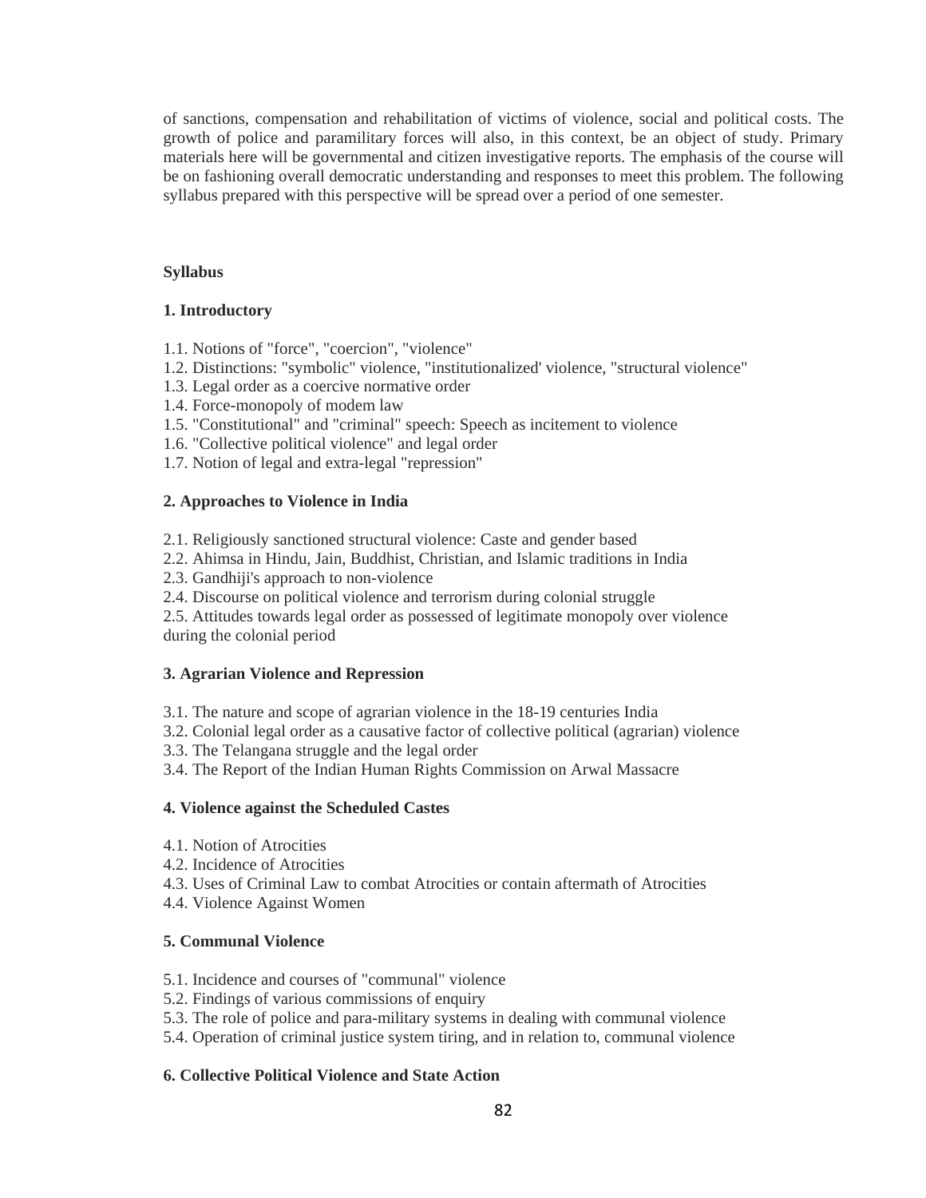of sanctions, compensation and rehabilitation of victims of violence, social and political costs. The growth of police and paramilitary forces will also, in this context, be an object of study. Primary materials here will be governmental and citizen investigative reports. The emphasis of the course will be on fashioning overall democratic understanding and responses to meet this problem. The following syllabus prepared with this perspective will be spread over a period of one semester.

**Syllabus**

**1. Introductory**

1.1. Notions of "force", "coercion", "violence"
1.2. Distinctions: "symbolic" violence, "institutionalized' violence, "structural violence"
1.3. Legal order as a coercive normative order
1.4. Force-monopoly of modem law
1.5. "Constitutional" and "criminal" speech: Speech as incitement to violence
1.6. "Collective political violence" and legal order
1.7. Notion of legal and extra-legal "repression"

**2. Approaches to Violence in India**

2.1. Religiously sanctioned structural violence: Caste and gender based
2.2. Ahimsa in Hindu, Jain, Buddhist, Christian, and Islamic traditions in India
2.3. Gandhiji's approach to non-violence
2.4. Discourse on political violence and terrorism during colonial struggle
2.5. Attitudes towards legal order as possessed of legitimate monopoly over violence during the colonial period

**3. Agrarian Violence and Repression**

3.1. The nature and scope of agrarian violence in the 18-19 centuries India
3.2. Colonial legal order as a causative factor of collective political (agrarian) violence
3.3. The Telangana struggle and the legal order
3.4. The Report of the Indian Human Rights Commission on Arwal Massacre

**4. Violence against the Scheduled Castes**

4.1. Notion of Atrocities
4.2. Incidence of Atrocities
4.3. Uses of Criminal Law to combat Atrocities or contain aftermath of Atrocities
4.4. Violence Against Women

**5. Communal Violence**

5.1. Incidence and courses of "communal" violence
5.2. Findings of various commissions of enquiry
5.3. The role of police and para-military systems in dealing with communal violence
5.4. Operation of criminal justice system tiring, and in relation to, communal violence

**6. Collective Political Violence and State Action**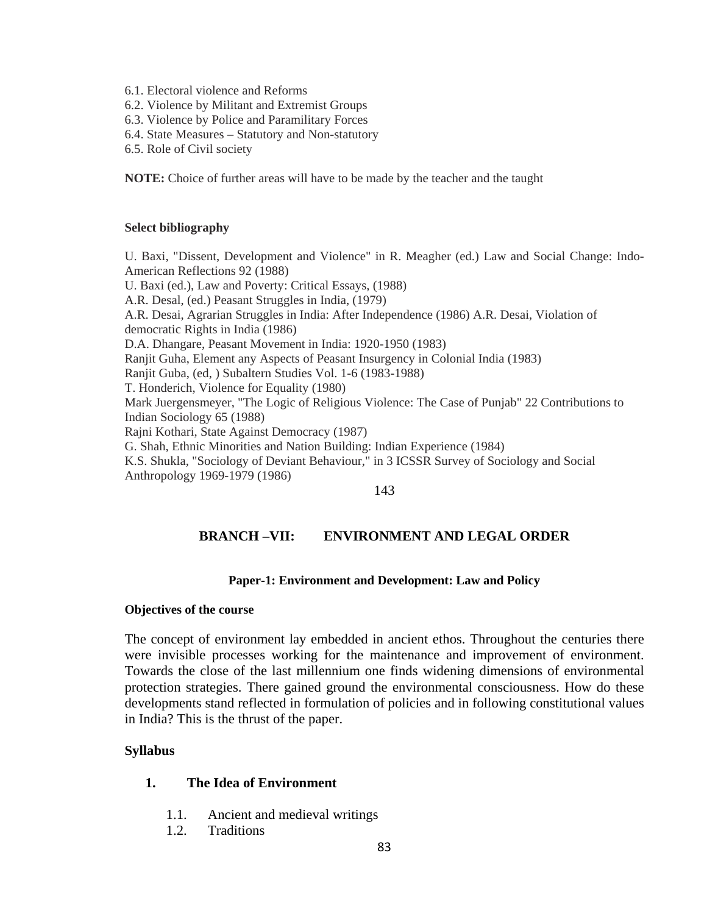6.1. Electoral violence and Reforms
6.2. Violence by Militant and Extremist Groups
6.3. Violence by Police and Paramilitary Forces
6.4. State Measures – Statutory and Non-statutory
6.5. Role of Civil society

**NOTE:** Choice of further areas will have to be made by the teacher and the taught

**Select bibliography**

U. Baxi, "Dissent, Development and Violence" in R. Meagher (ed.) Law and Social Change: Indo-American Reflections 92 (1988)
U. Baxi (ed.), Law and Poverty: Critical Essays, (1988)
A.R. Desal, (ed.) Peasant Struggles in India, (1979)
A.R. Desai, Agrarian Struggles in India: After Independence (1986) A.R. Desai, Violation of democratic Rights in India (1986)
D.A. Dhangare, Peasant Movement in India: 1920-1950 (1983)
Ranjit Guha, Element any Aspects of Peasant Insurgency in Colonial India (1983)
Ranjit Guba, (ed, ) Subaltern Studies Vol. 1-6 (1983-1988)
T. Honderich, Violence for Equality (1980)
Mark Juergensmeyer, "The Logic of Religious Violence: The Case of Punjab" 22 Contributions to Indian Sociology 65 (1988)
Rajni Kothari, State Against Democracy (1987)
G. Shah, Ethnic Minorities and Nation Building: Indian Experience (1984)
K.S. Shukla, "Sociology of Deviant Behaviour," in 3 ICSSR Survey of Sociology and Social Anthropology 1969-1979 (1986)

## BRANCH –VII: ENVIRONMENT AND LEGAL ORDER

### Paper-1: Environment and Development: Law and Policy

**Objectives of the course**

The concept of environment lay embedded in ancient ethos. Throughout the centuries there were invisible processes working for the maintenance and improvement of environment. Towards the close of the last millennium one finds widening dimensions of environmental protection strategies. There gained ground the environmental consciousness. How do these developments stand reflected in formulation of policies and in following constitutional values in India? This is the thrust of the paper.

**Syllabus**

**1. The Idea of Environment**

1.1. Ancient and medieval writings
1.2. Traditions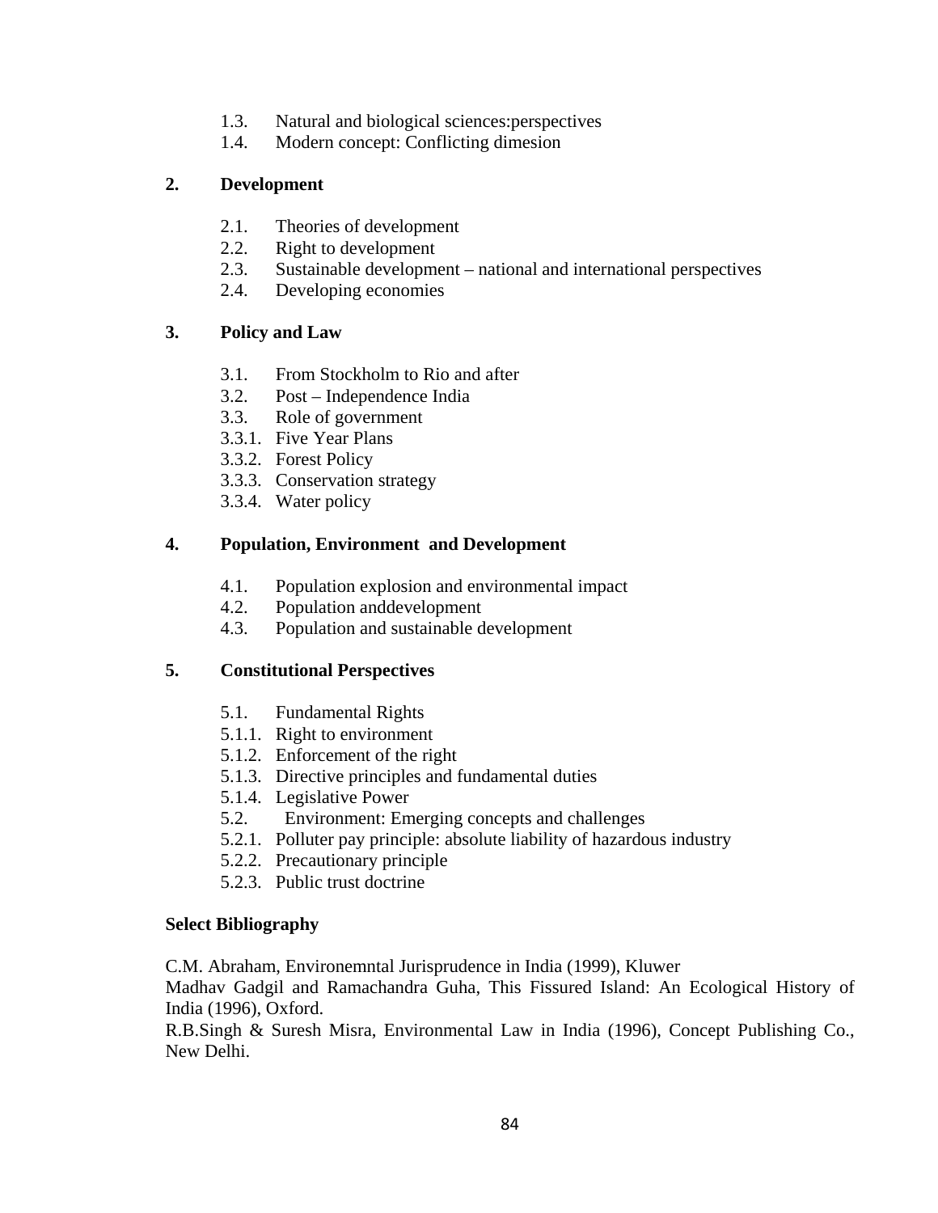1.3. Natural and biological sciences:perspectives
1.4. Modern concept: Conflicting dimesion

**2. Development**

2.1. Theories of development
2.2. Right to development
2.3. Sustainable development – national and international perspectives
2.4. Developing economies

**3. Policy and Law**

3.1. From Stockholm to Rio and after
3.2. Post – Independence India
3.3. Role of government
3.3.1. Five Year Plans
3.3.2. Forest Policy
3.3.3. Conservation strategy
3.3.4. Water policy

**4. Population, Environment and Development**

4.1. Population explosion and environmental impact
4.2. Population anddevelopment
4.3. Population and sustainable development

**5. Constitutional Perspectives**

5.1. Fundamental Rights
5.1.1. Right to environment
5.1.2. Enforcement of the right
5.1.3. Directive principles and fundamental duties
5.1.4. Legislative Power
5.2. Environment: Emerging concepts and challenges
5.2.1. Polluter pay principle: absolute liability of hazardous industry
5.2.2. Precautionary principle
5.2.3. Public trust doctrine

**Select Bibliography**

C.M. Abraham, Environemntal Jurisprudence in India (1999), Kluwer
Madhav Gadgil and Ramachandra Guha, This Fissured Island: An Ecological History of India (1996), Oxford.
R.B.Singh & Suresh Misra, Environmental Law in India (1996), Concept Publishing Co., New Delhi.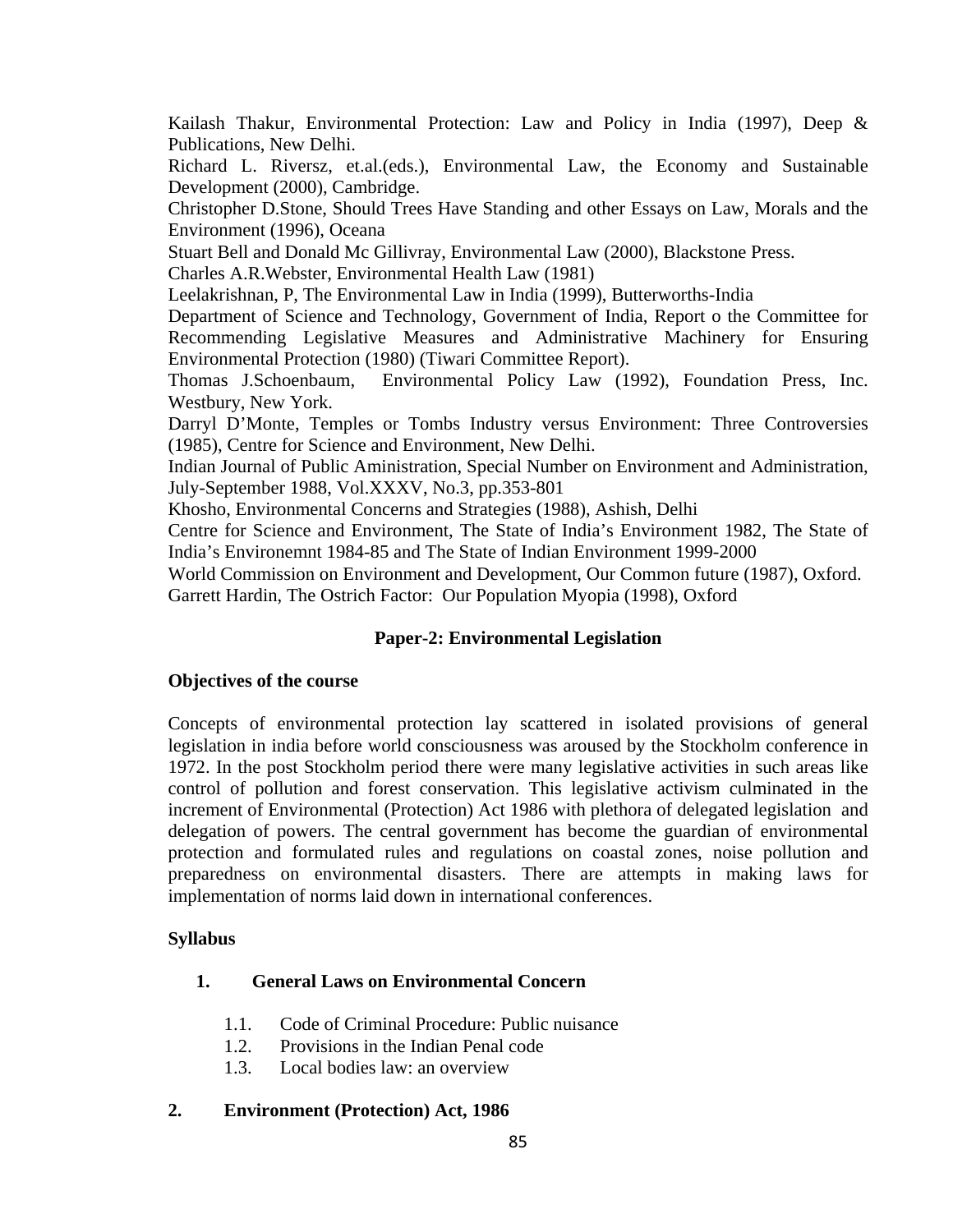Kailash Thakur, Environmental Protection: Law and Policy in India (1997), Deep & Publications, New Delhi.

Richard L. Riversz, et.al.(eds.), Environmental Law, the Economy and Sustainable Development (2000), Cambridge.

Christopher D.Stone, Should Trees Have Standing and other Essays on Law, Morals and the Environment (1996), Oceana

Stuart Bell and Donald Mc Gillivray, Environmental Law (2000), Blackstone Press.

Charles A.R.Webster, Environmental Health Law (1981)

Leelakrishnan, P, The Environmental Law in India (1999), Butterworths-India

Department of Science and Technology, Government of India, Report o the Committee for Recommending Legislative Measures and Administrative Machinery for Ensuring Environmental Protection (1980) (Tiwari Committee Report).

Thomas J.Schoenbaum, Environmental Policy Law (1992), Foundation Press, Inc. Westbury, New York.

Darryl D'Monte, Temples or Tombs Industry versus Environment: Three Controversies (1985), Centre for Science and Environment, New Delhi.

Indian Journal of Public Aministration, Special Number on Environment and Administration, July-September 1988, Vol.XXXV, No.3, pp.353-801

Khosho, Environmental Concerns and Strategies (1988), Ashish, Delhi

Centre for Science and Environment, The State of India's Environment 1982, The State of India's Environemnt 1984-85 and The State of Indian Environment 1999-2000

World Commission on Environment and Development, Our Common future (1987), Oxford.

Garrett Hardin, The Ostrich Factor: Our Population Myopia (1998), Oxford

## Paper-2: Environmental Legislation

**Objectives of the course**

Concepts of environmental protection lay scattered in isolated provisions of general legislation in india before world consciousness was aroused by the Stockholm conference in 1972. In the post Stockholm period there were many legislative activities in such areas like control of pollution and forest conservation. This legislative activism culminated in the increment of Environmental (Protection) Act 1986 with plethora of delegated legislation and delegation of powers. The central government has become the guardian of environmental protection and formulated rules and regulations on coastal zones, noise pollution and preparedness on environmental disasters. There are attempts in making laws for implementation of norms laid down in international conferences.

**Syllabus**

1. **General Laws on Environmental Concern**

    1.1. Code of Criminal Procedure: Public nuisance
    1.2. Provisions in the Indian Penal code
    1.3. Local bodies law: an overview

2. **Environment (Protection) Act, 1986**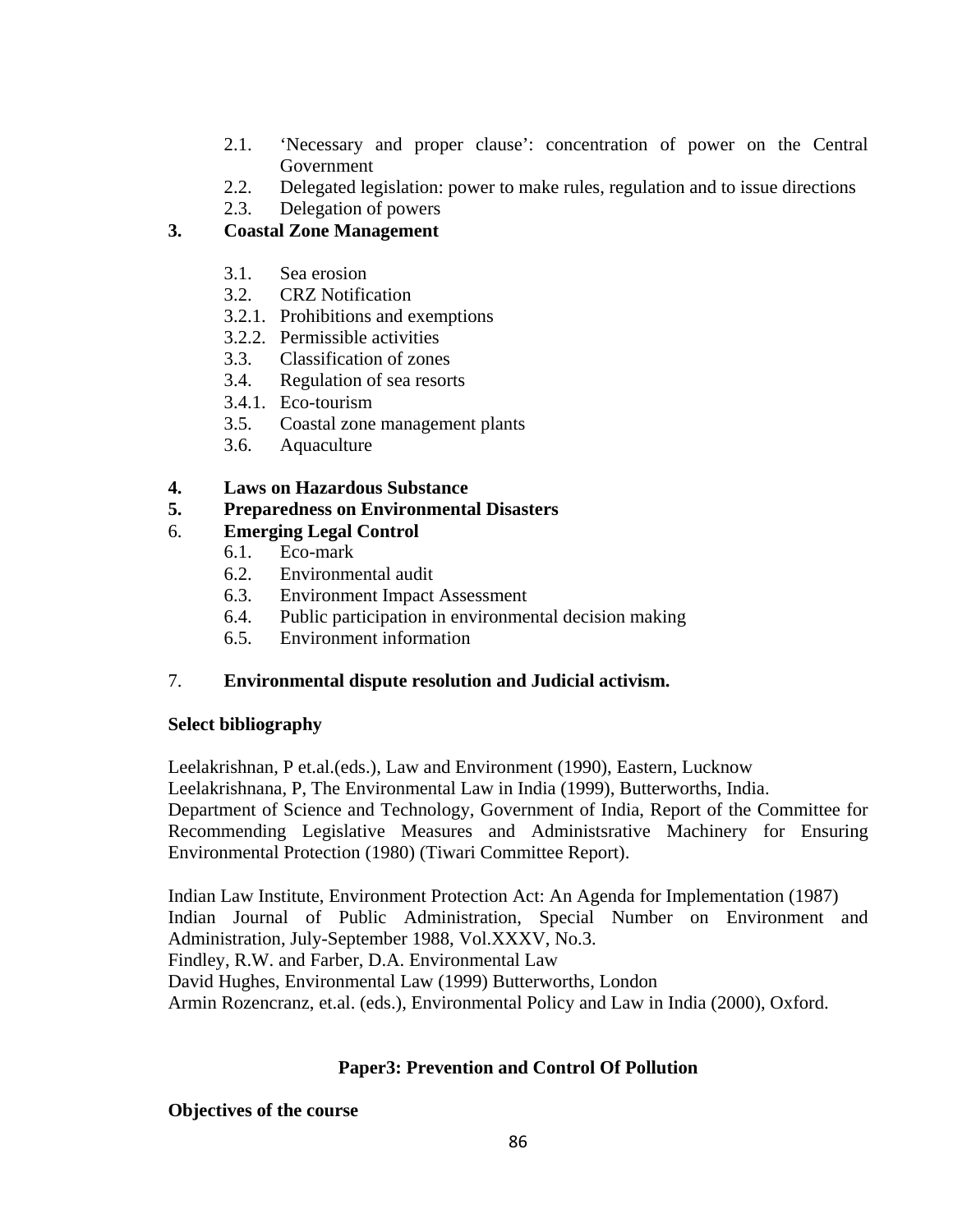- 2.1. 'Necessary and proper clause': concentration of power on the Central Government
- 2.2. Delegated legislation: power to make rules, regulation and to issue directions
- 2.3. Delegation of powers

**3. Coastal Zone Management**

- 3.1. Sea erosion
- 3.2. CRZ Notification
- 3.2.1. Prohibitions and exemptions
- 3.2.2. Permissible activities
- 3.3. Classification of zones
- 3.4. Regulation of sea resorts
- 3.4.1. Eco-tourism
- 3.5. Coastal zone management plants
- 3.6. Aquaculture

**4. Laws on Hazardous Substance**

**5. Preparedness on Environmental Disasters**

6. **Emerging Legal Control**

- 6.1. Eco-mark
- 6.2. Environmental audit
- 6.3. Environment Impact Assessment
- 6.4. Public participation in environmental decision making
- 6.5. Environment information

7. **Environmental dispute resolution and Judicial activism.**

**Select bibliography**

Leelakrishnan, P et.al.(eds.), Law and Environment (1990), Eastern, Lucknow
Leelakrishnana, P, The Environmental Law in India (1999), Butterworths, India.
Department of Science and Technology, Government of India, Report of the Committee for Recommending Legislative Measures and Administsrative Machinery for Ensuring Environmental Protection (1980) (Tiwari Committee Report).

Indian Law Institute, Environment Protection Act: An Agenda for Implementation (1987)
Indian Journal of Public Administration, Special Number on Environment and Administration, July-September 1988, Vol.XXXV, No.3.
Findley, R.W. and Farber, D.A. Environmental Law
David Hughes, Environmental Law (1999) Butterworths, London
Armin Rozencranz, et.al. (eds.), Environmental Policy and Law in India (2000), Oxford.

## Paper3: Prevention and Control Of Pollution

**Objectives of the course**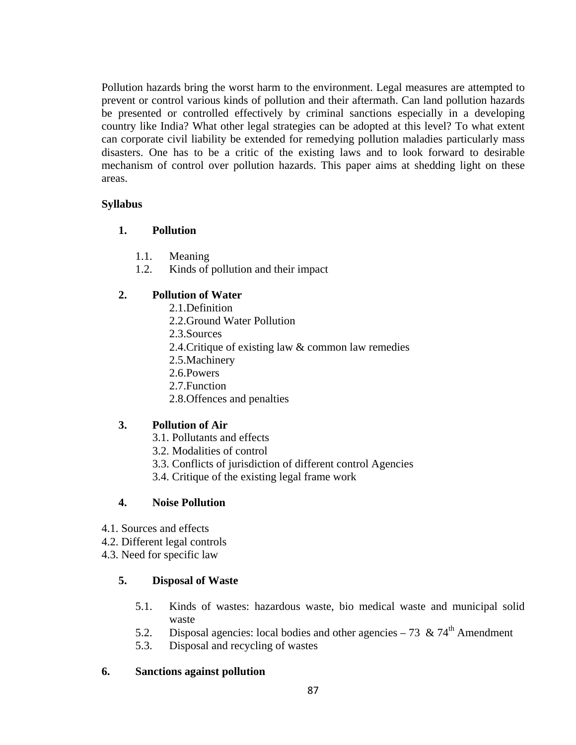Pollution hazards bring the worst harm to the environment. Legal measures are attempted to prevent or control various kinds of pollution and their aftermath. Can land pollution hazards be presented or controlled effectively by criminal sanctions especially in a developing country like India? What other legal strategies can be adopted at this level? To what extent can corporate civil liability be extended for remedying pollution maladies particularly mass disasters. One has to be a critic of the existing laws and to look forward to desirable mechanism of control over pollution hazards. This paper aims at shedding light on these areas.

**Syllabus**

**1. Pollution**

- 1.1. Meaning
- 1.2. Kinds of pollution and their impact

**2. Pollution of Water**

- 2.1.Definition
- 2.2.Ground Water Pollution
- 2.3.Sources
- 2.4.Critique of existing law & common law remedies
- 2.5.Machinery
- 2.6.Powers
- 2.7.Function
- 2.8.Offences and penalties

**3. Pollution of Air**

- 3.1. Pollutants and effects
- 3.2. Modalities of control
- 3.3. Conflicts of jurisdiction of different control Agencies
- 3.4. Critique of the existing legal frame work

**4. Noise Pollution**

- 4.1. Sources and effects
- 4.2. Different legal controls
- 4.3. Need for specific law

**5. Disposal of Waste**

- 5.1. Kinds of wastes: hazardous waste, bio medical waste and municipal solid waste
- 5.2. Disposal agencies: local bodies and other agencies – 73 & 74th Amendment
- 5.3. Disposal and recycling of wastes

**6. Sanctions against pollution**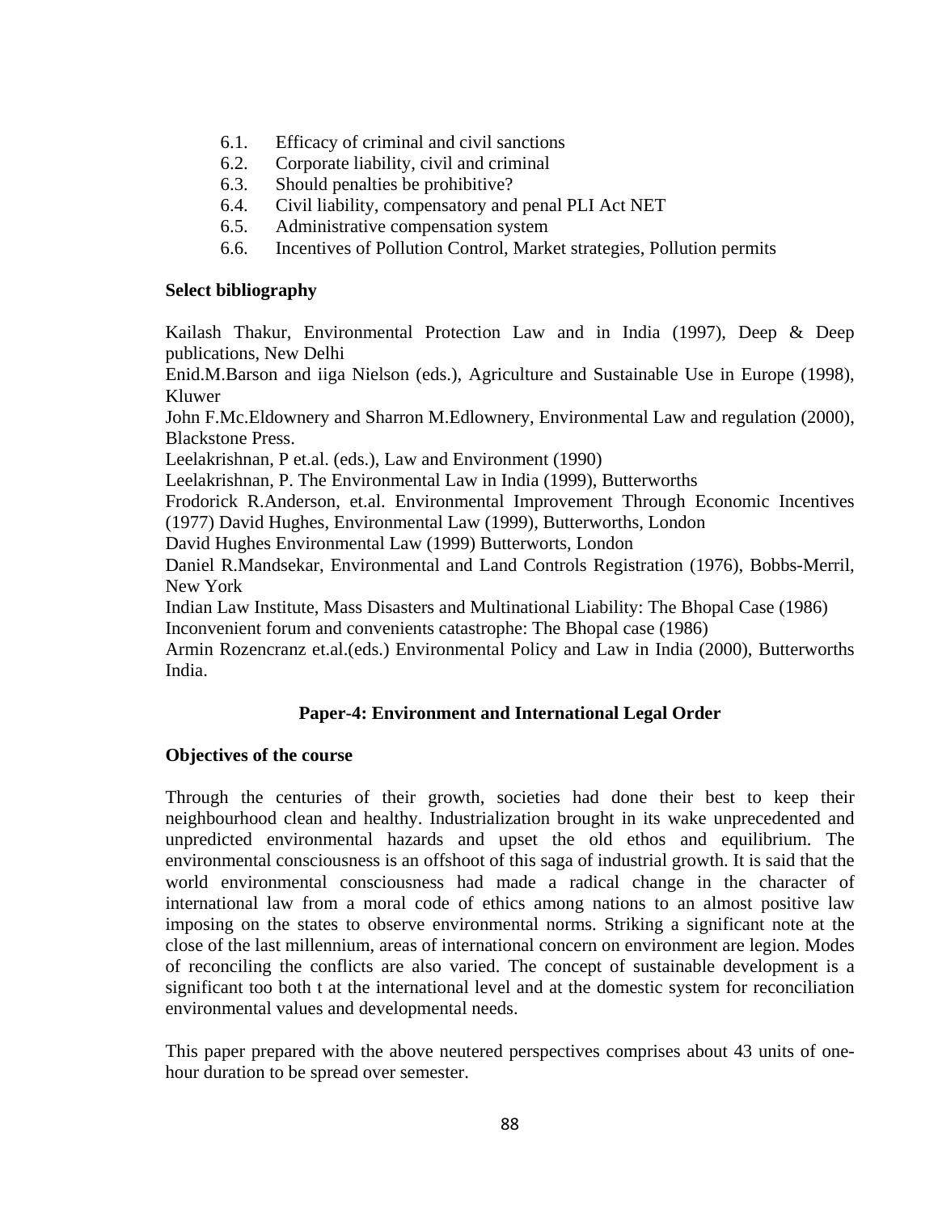6.1. Efficacy of criminal and civil sanctions
6.2. Corporate liability, civil and criminal
6.3. Should penalties be prohibitive?
6.4. Civil liability, compensatory and penal PLI Act NET
6.5. Administrative compensation system
6.6. Incentives of Pollution Control, Market strategies, Pollution permits

**Select bibliography**

Kailash Thakur, Environmental Protection Law and in India (1997), Deep & Deep publications, New Delhi
Enid.M.Barson and iiga Nielson (eds.), Agriculture and Sustainable Use in Europe (1998), Kluwer
John F.Mc.Eldownery and Sharron M.Edlownery, Environmental Law and regulation (2000), Blackstone Press.
Leelakrishnan, P et.al. (eds.), Law and Environment (1990)
Leelakrishnan, P. The Environmental Law in India (1999), Butterworths
Frodorick R.Anderson, et.al. Environmental Improvement Through Economic Incentives (1977) David Hughes, Environmental Law (1999), Butterworths, London
David Hughes Environmental Law (1999) Butterworts, London
Daniel R.Mandsekar, Environmental and Land Controls Registration (1976), Bobbs-Merril, New York
Indian Law Institute, Mass Disasters and Multinational Liability: The Bhopal Case (1986)
Inconvenient forum and convenients catastrophe: The Bhopal case (1986)
Armin Rozencranz et.al.(eds.) Environmental Policy and Law in India (2000), Butterworths India.

## Paper-4: Environment and International Legal Order

**Objectives of the course**

Through the centuries of their growth, societies had done their best to keep their neighbourhood clean and healthy. Industrialization brought in its wake unprecedented and unpredicted environmental hazards and upset the old ethos and equilibrium. The environmental consciousness is an offshoot of this saga of industrial growth. It is said that the world environmental consciousness had made a radical change in the character of international law from a moral code of ethics among nations to an almost positive law imposing on the states to observe environmental norms. Striking a significant note at the close of the last millennium, areas of international concern on environment are legion. Modes of reconciling the conflicts are also varied. The concept of sustainable development is a significant too both t at the international level and at the domestic system for reconciliation environmental values and developmental needs.

This paper prepared with the above neutered perspectives comprises about 43 units of one-hour duration to be spread over semester.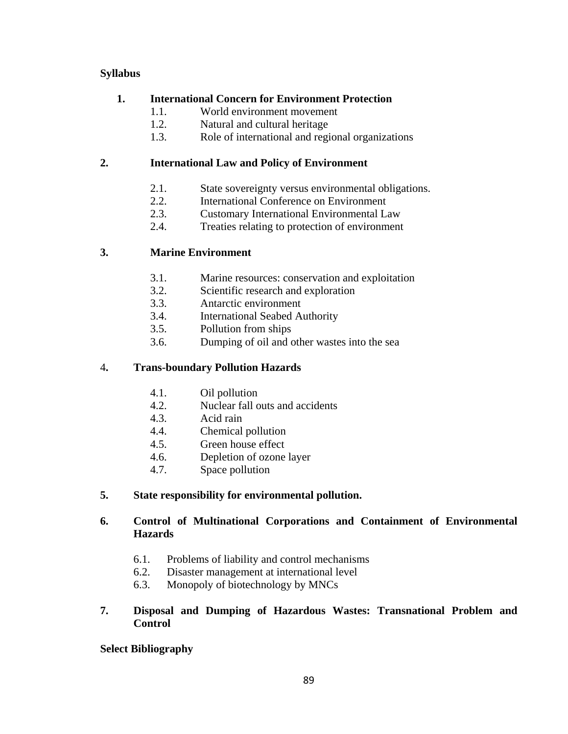**Syllabus**

**1. International Concern for Environment Protection**

- 1.1. World environment movement
- 1.2. Natural and cultural heritage
- 1.3. Role of international and regional organizations

**2. International Law and Policy of Environment**

- 2.1. State sovereignty versus environmental obligations.
- 2.2. International Conference on Environment
- 2.3. Customary International Environmental Law
- 2.4. Treaties relating to protection of environment

**3. Marine Environment**

- 3.1. Marine resources: conservation and exploitation
- 3.2. Scientific research and exploration
- 3.3. Antarctic environment
- 3.4. International Seabed Authority
- 3.5. Pollution from ships
- 3.6. Dumping of oil and other wastes into the sea

**4. Trans-boundary Pollution Hazards**

- 4.1. Oil pollution
- 4.2. Nuclear fall outs and accidents
- 4.3. Acid rain
- 4.4. Chemical pollution
- 4.5. Green house effect
- 4.6. Depletion of ozone layer
- 4.7. Space pollution

**5. State responsibility for environmental pollution.**

**6. Control of Multinational Corporations and Containment of Environmental Hazards**

- 6.1. Problems of liability and control mechanisms
- 6.2. Disaster management at international level
- 6.3. Monopoly of biotechnology by MNCs

**7. Disposal and Dumping of Hazardous Wastes: Transnational Problem and Control**

**Select Bibliography**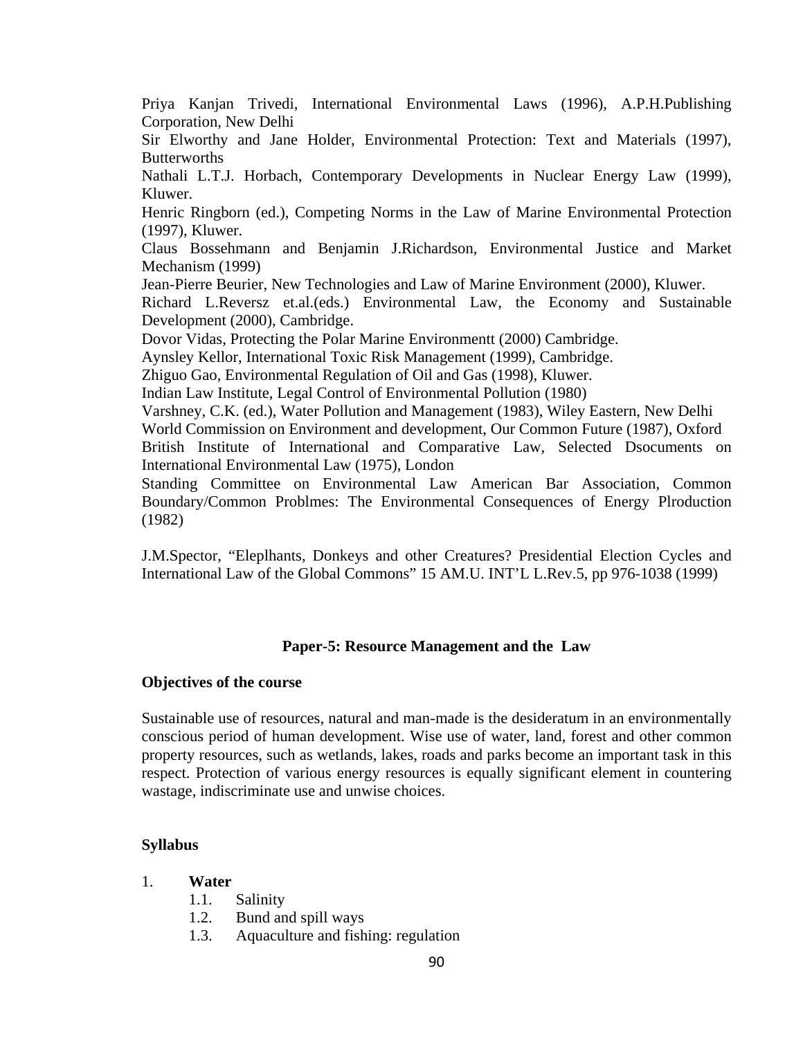Priya Kanjan Trivedi, International Environmental Laws (1996), A.P.H.Publishing Corporation, New Delhi

Sir Elworthy and Jane Holder, Environmental Protection: Text and Materials (1997), Butterworths

Nathali L.T.J. Horbach, Contemporary Developments in Nuclear Energy Law (1999), Kluwer.

Henric Ringborn (ed.), Competing Norms in the Law of Marine Environmental Protection (1997), Kluwer.

Claus Bossehmann and Benjamin J.Richardson, Environmental Justice and Market Mechanism (1999)

Jean-Pierre Beurier, New Technologies and Law of Marine Environment (2000), Kluwer.

Richard L.Reversz et.al.(eds.) Environmental Law, the Economy and Sustainable Development (2000), Cambridge.

Dovor Vidas, Protecting the Polar Marine Environmentt (2000) Cambridge.

Aynsley Kellor, International Toxic Risk Management (1999), Cambridge.

Zhiguo Gao, Environmental Regulation of Oil and Gas (1998), Kluwer.

Indian Law Institute, Legal Control of Environmental Pollution (1980)

Varshney, C.K. (ed.), Water Pollution and Management (1983), Wiley Eastern, New Delhi

World Commission on Environment and development, Our Common Future (1987), Oxford

British Institute of International and Comparative Law, Selected Dsocuments on International Environmental Law (1975), London

Standing Committee on Environmental Law American Bar Association, Common Boundary/Common Problmes: The Environmental Consequences of Energy Plroduction (1982)

J.M.Spector, "Eleplhants, Donkeys and other Creatures? Presidential Election Cycles and International Law of the Global Commons" 15 AM.U. INT'L L.Rev.5, pp 976-1038 (1999)

## Paper-5: Resource Management and the Law

### Objectives of the course

Sustainable use of resources, natural and man-made is the desideratum in an environmentally conscious period of human development. Wise use of water, land, forest and other common property resources, such as wetlands, lakes, roads and parks become an important task in this respect. Protection of various energy resources is equally significant element in countering wastage, indiscriminate use and unwise choices.

### Syllabus

1. **Water**
   - 1.1. Salinity
   - 1.2. Bund and spill ways
   - 1.3. Aquaculture and fishing: regulation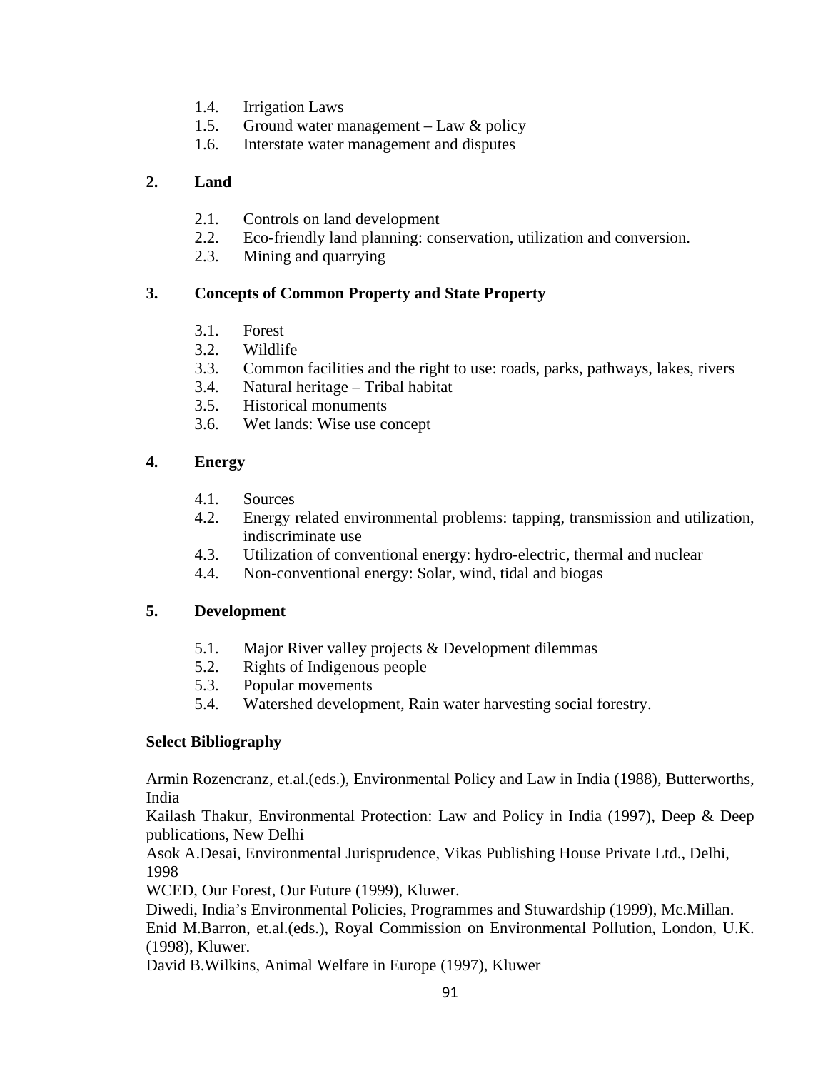- 1.4. Irrigation Laws
- 1.5. Ground water management – Law & policy
- 1.6. Interstate water management and disputes

**2. Land**

- 2.1. Controls on land development
- 2.2. Eco-friendly land planning: conservation, utilization and conversion.
- 2.3. Mining and quarrying

**3. Concepts of Common Property and State Property**

- 3.1. Forest
- 3.2. Wildlife
- 3.3. Common facilities and the right to use: roads, parks, pathways, lakes, rivers
- 3.4. Natural heritage – Tribal habitat
- 3.5. Historical monuments
- 3.6. Wet lands: Wise use concept

**4. Energy**

- 4.1. Sources
- 4.2. Energy related environmental problems: tapping, transmission and utilization, indiscriminate use
- 4.3. Utilization of conventional energy: hydro-electric, thermal and nuclear
- 4.4. Non-conventional energy: Solar, wind, tidal and biogas

**5. Development**

- 5.1. Major River valley projects & Development dilemmas
- 5.2. Rights of Indigenous people
- 5.3. Popular movements
- 5.4. Watershed development, Rain water harvesting social forestry.

**Select Bibliography**

Armin Rozencranz, et.al.(eds.), Environmental Policy and Law in India (1988), Butterworths, India

Kailash Thakur, Environmental Protection: Law and Policy in India (1997), Deep & Deep publications, New Delhi

Asok A.Desai, Environmental Jurisprudence, Vikas Publishing House Private Ltd., Delhi, 1998

WCED, Our Forest, Our Future (1999), Kluwer.

Diwedi, India's Environmental Policies, Programmes and Stuwardship (1999), Mc.Millan.

Enid M.Barron, et.al.(eds.), Royal Commission on Environmental Pollution, London, U.K. (1998), Kluwer.

David B.Wilkins, Animal Welfare in Europe (1997), Kluwer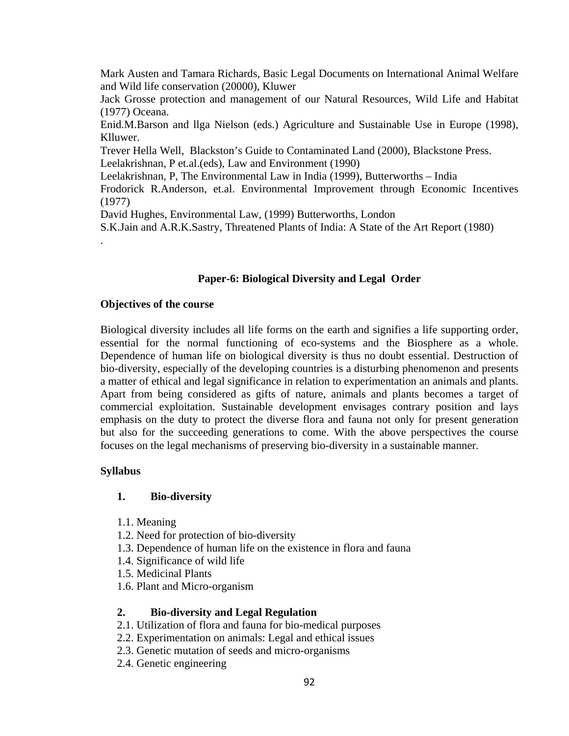Mark Austen and Tamara Richards, Basic Legal Documents on International Animal Welfare and Wild life conservation (20000), Kluwer

Jack Grosse protection and management of our Natural Resources, Wild Life and Habitat (1977) Oceana.

Enid.M.Barson and llga Nielson (eds.) Agriculture and Sustainable Use in Europe (1998), Klluwer.

Trever Hella Well, Blackston's Guide to Contaminated Land (2000), Blackstone Press.

Leelakrishnan, P et.al.(eds), Law and Environment (1990)

Leelakrishnan, P, The Environmental Law in India (1999), Butterworths – India

Frodorick R.Anderson, et.al. Environmental Improvement through Economic Incentives (1977)

David Hughes, Environmental Law, (1999) Butterworths, London

S.K.Jain and A.R.K.Sastry, Threatened Plants of India: A State of the Art Report (1980)

.

## Paper-6: Biological Diversity and Legal Order

**Objectives of the course**

Biological diversity includes all life forms on the earth and signifies a life supporting order, essential for the normal functioning of eco-systems and the Biosphere as a whole. Dependence of human life on biological diversity is thus no doubt essential. Destruction of bio-diversity, especially of the developing countries is a disturbing phenomenon and presents a matter of ethical and legal significance in relation to experimentation an animals and plants. Apart from being considered as gifts of nature, animals and plants becomes a target of commercial exploitation. Sustainable development envisages contrary position and lays emphasis on the duty to protect the diverse flora and fauna not only for present generation but also for the succeeding generations to come. With the above perspectives the course focuses on the legal mechanisms of preserving bio-diversity in a sustainable manner.

**Syllabus**

**1. Bio-diversity**

1.1. Meaning
1.2. Need for protection of bio-diversity
1.3. Dependence of human life on the existence in flora and fauna
1.4. Significance of wild life
1.5. Medicinal Plants
1.6. Plant and Micro-organism

**2. Bio-diversity and Legal Regulation**

2.1. Utilization of flora and fauna for bio-medical purposes
2.2. Experimentation on animals: Legal and ethical issues
2.3. Genetic mutation of seeds and micro-organisms
2.4. Genetic engineering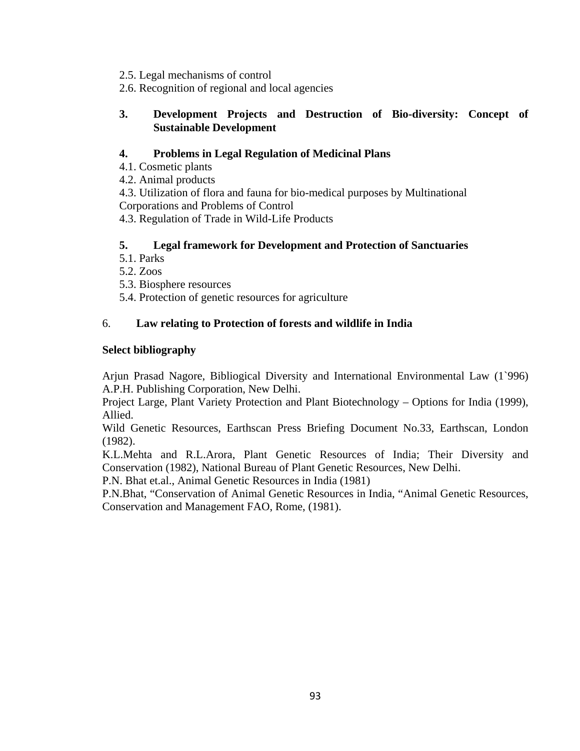2.5. Legal mechanisms of control
2.6. Recognition of regional and local agencies

**3. Development Projects and Destruction of Bio-diversity: Concept of Sustainable Development**

**4. Problems in Legal Regulation of Medicinal Plans**

4.1. Cosmetic plants
4.2. Animal products
4.3. Utilization of flora and fauna for bio-medical purposes by Multinational Corporations and Problems of Control
4.3. Regulation of Trade in Wild-Life Products

**5. Legal framework for Development and Protection of Sanctuaries**

5.1. Parks
5.2. Zoos
5.3. Biosphere resources
5.4. Protection of genetic resources for agriculture

6. **Law relating to Protection of forests and wildlife in India**

**Select bibliography**

Arjun Prasad Nagore, Bibliogical Diversity and International Environmental Law (1`996) A.P.H. Publishing Corporation, New Delhi.
Project Large, Plant Variety Protection and Plant Biotechnology – Options for India (1999), Allied.
Wild Genetic Resources, Earthscan Press Briefing Document No.33, Earthscan, London (1982).
K.L.Mehta and R.L.Arora, Plant Genetic Resources of India; Their Diversity and Conservation (1982), National Bureau of Plant Genetic Resources, New Delhi.
P.N. Bhat et.al., Animal Genetic Resources in India (1981)
P.N.Bhat, "Conservation of Animal Genetic Resources in India, "Animal Genetic Resources, Conservation and Management FAO, Rome, (1981).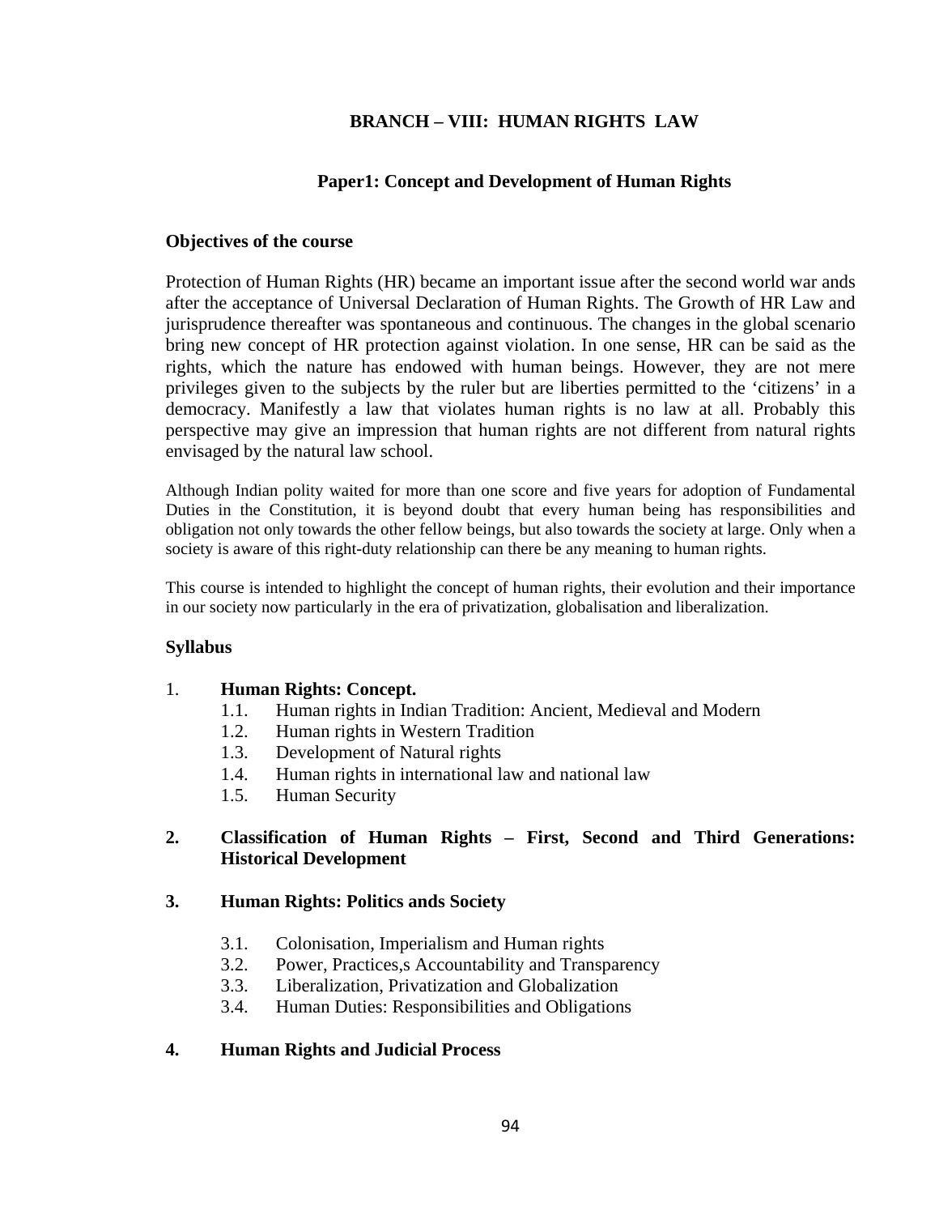## BRANCH – VIII: HUMAN RIGHTS LAW

### Paper1: Concept and Development of Human Rights

**Objectives of the course**

Protection of Human Rights (HR) became an important issue after the second world war ands after the acceptance of Universal Declaration of Human Rights. The Growth of HR Law and jurisprudence thereafter was spontaneous and continuous. The changes in the global scenario bring new concept of HR protection against violation. In one sense, HR can be said as the rights, which the nature has endowed with human beings. However, they are not mere privileges given to the subjects by the ruler but are liberties permitted to the 'citizens' in a democracy. Manifestly a law that violates human rights is no law at all. Probably this perspective may give an impression that human rights are not different from natural rights envisaged by the natural law school.

Although Indian polity waited for more than one score and five years for adoption of Fundamental Duties in the Constitution, it is beyond doubt that every human being has responsibilities and obligation not only towards the other fellow beings, but also towards the society at large. Only when a society is aware of this right-duty relationship can there be any meaning to human rights.

This course is intended to highlight the concept of human rights, their evolution and their importance in our society now particularly in the era of privatization, globalisation and liberalization.

**Syllabus**

1. **Human Rights: Concept.**
   - 1.1. Human rights in Indian Tradition: Ancient, Medieval and Modern
   - 1.2. Human rights in Western Tradition
   - 1.3. Development of Natural rights
   - 1.4. Human rights in international law and national law
   - 1.5. Human Security

2. **Classification of Human Rights – First, Second and Third Generations: Historical Development**

3. **Human Rights: Politics ands Society**
   - 3.1. Colonisation, Imperialism and Human rights
   - 3.2. Power, Practices,s Accountability and Transparency
   - 3.3. Liberalization, Privatization and Globalization
   - 3.4. Human Duties: Responsibilities and Obligations

4. **Human Rights and Judicial Process**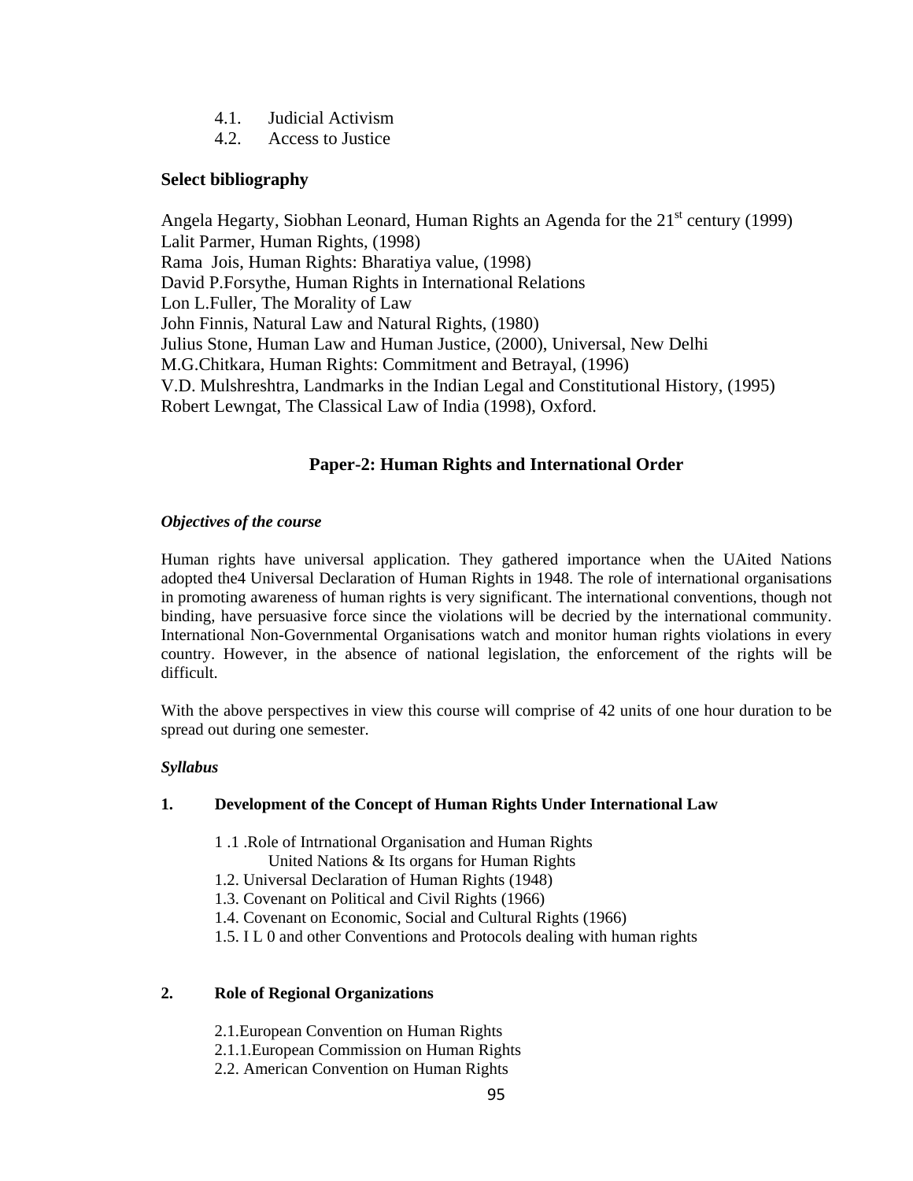4.1. Judicial Activism
4.2. Access to Justice

**Select bibliography**

Angela Hegarty, Siobhan Leonard, Human Rights an Agenda for the 21st century (1999)
Lalit Parmer, Human Rights, (1998)
Rama Jois, Human Rights: Bharatiya value, (1998)
David P.Forsythe, Human Rights in International Relations
Lon L.Fuller, The Morality of Law
John Finnis, Natural Law and Natural Rights, (1980)
Julius Stone, Human Law and Human Justice, (2000), Universal, New Delhi
M.G.Chitkara, Human Rights: Commitment and Betrayal, (1996)
V.D. Mulshreshtra, Landmarks in the Indian Legal and Constitutional History, (1995)
Robert Lewngat, The Classical Law of India (1998), Oxford.

## Paper-2: Human Rights and International Order

***Objectives of the course***

Human rights have universal application. They gathered importance when the UAited Nations adopted the4 Universal Declaration of Human Rights in 1948. The role of international organisations in promoting awareness of human rights is very significant. The international conventions, though not binding, have persuasive force since the violations will be decried by the international community. International Non-Governmental Organisations watch and monitor human rights violations in every country. However, in the absence of national legislation, the enforcement of the rights will be difficult.

With the above perspectives in view this course will comprise of 42 units of one hour duration to be spread out during one semester.

***Syllabus***

**1. Development of the Concept of Human Rights Under International Law**

1 .1 .Role of Intrnational Organisation and Human Rights
United Nations & Its organs for Human Rights
1.2. Universal Declaration of Human Rights (1948)
1.3. Covenant on Political and Civil Rights (1966)
1.4. Covenant on Economic, Social and Cultural Rights (1966)
1.5. I L 0 and other Conventions and Protocols dealing with human rights

**2. Role of Regional Organizations**

2.1.European Convention on Human Rights
2.1.1.European Commission on Human Rights
2.2. American Convention on Human Rights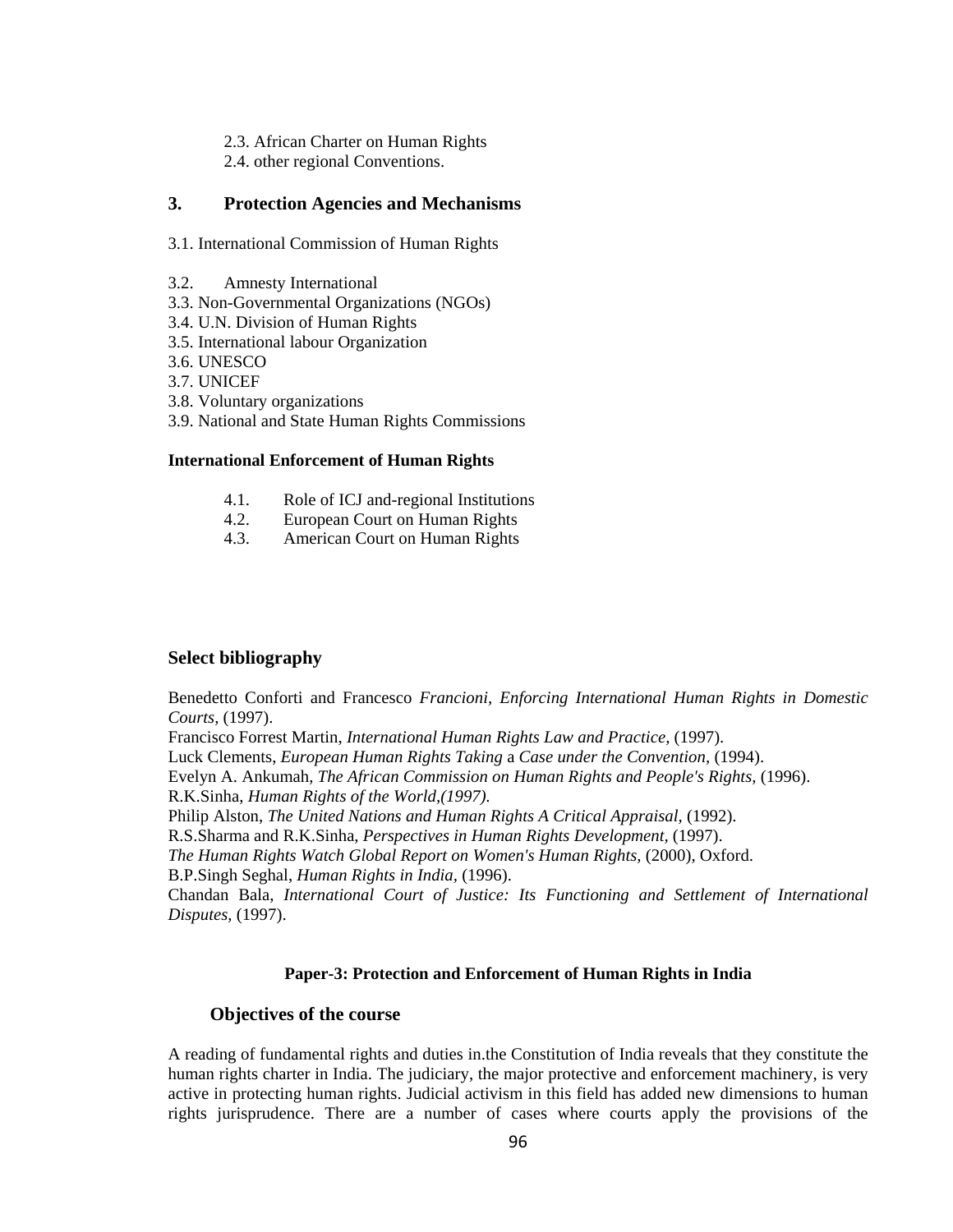2.3. African Charter on Human Rights
2.4. other regional Conventions.

### 3. Protection Agencies and Mechanisms

3.1. International Commission of Human Rights

3.2. Amnesty International
3.3. Non-Governmental Organizations (NGOs)
3.4. U.N. Division of Human Rights
3.5. International labour Organization
3.6. UNESCO
3.7. UNICEF
3.8. Voluntary organizations
3.9. National and State Human Rights Commissions

**International Enforcement of Human Rights**

4.1. Role of ICJ and-regional Institutions
4.2. European Court on Human Rights
4.3. American Court on Human Rights

### Select bibliography

Benedetto Conforti and Francesco *Francioni, Enforcing International Human Rights in Domestic Courts,* (1997).
Francisco Forrest Martin, *International Human Rights Law and Practice,* (1997).
Luck Clements, *European Human Rights Taking* a *Case under the Convention,* (1994).
Evelyn A. Ankumah, *The African Commission on Human Rights and People's Rights,* (1996).
R.K.Sinha, *Human Rights of the World,(1997).*
Philip Alston, *The United Nations and Human Rights A Critical Appraisal,* (1992).
R.S.Sharma and R.K.Sinha, *Perspectives in Human Rights Development,* (1997).
*The Human Rights Watch Global Report on Women's Human Rights,* (2000), Oxford.
B.P.Singh Seghal, *Human Rights in India,* (1996).
Chandan Bala, *International Court of Justice: Its Functioning and Settlement of International Disputes,* (1997).

**Paper-3: Protection and Enforcement of Human Rights in India**

### Objectives of the course

A reading of fundamental rights and duties in.the Constitution of India reveals that they constitute the human rights charter in India. The judiciary, the major protective and enforcement machinery, is very active in protecting human rights. Judicial activism in this field has added new dimensions to human rights jurisprudence. There are a number of cases where courts apply the provisions of the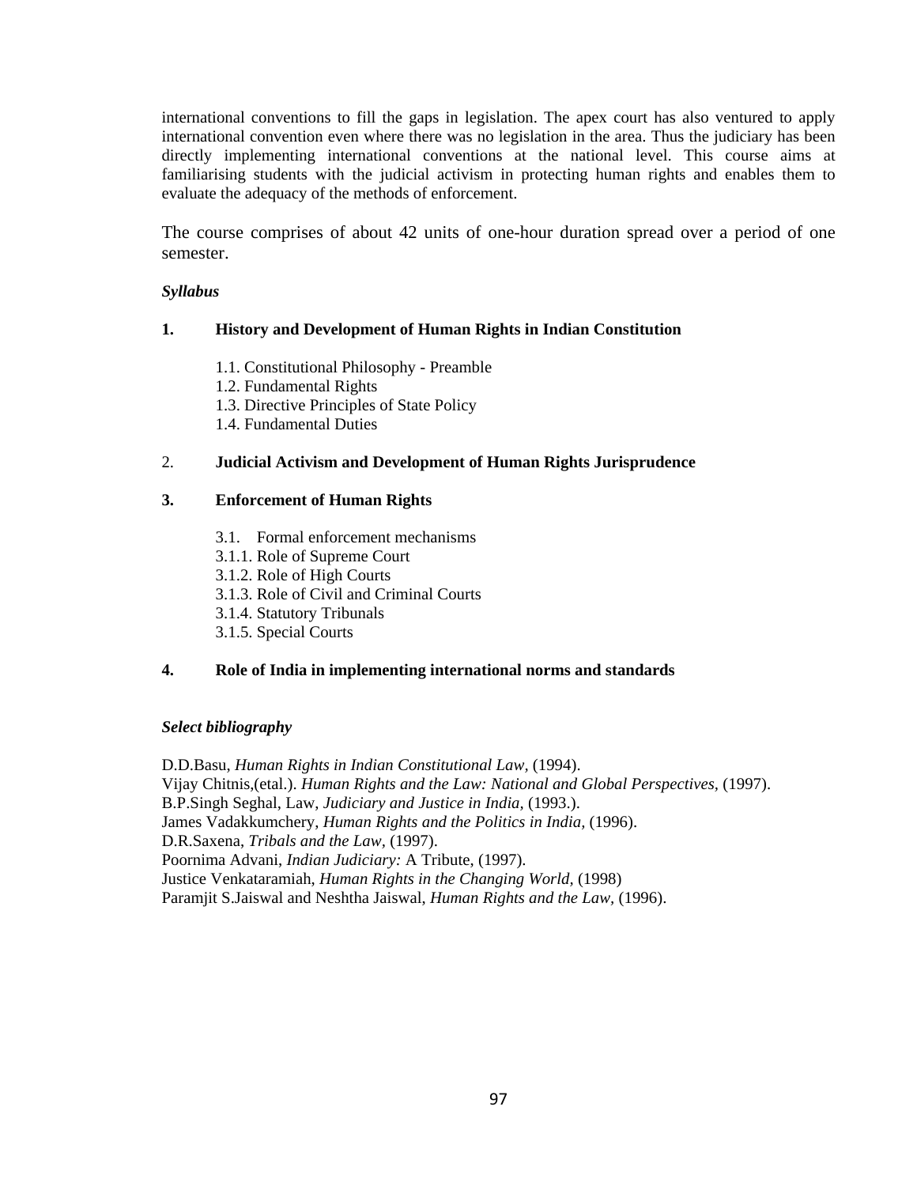international conventions to fill the gaps in legislation. The apex court has also ventured to apply international convention even where there was no legislation in the area. Thus the judiciary has been directly implementing international conventions at the national level. This course aims at familiarising students with the judicial activism in protecting human rights and enables them to evaluate the adequacy of the methods of enforcement.

The course comprises of about 42 units of one-hour duration spread over a period of one semester.

***Syllabus***

**1. History and Development of Human Rights in Indian Constitution**

- 1.1. Constitutional Philosophy - Preamble
- 1.2. Fundamental Rights
- 1.3. Directive Principles of State Policy
- 1.4. Fundamental Duties

2. **Judicial Activism and Development of Human Rights Jurisprudence**

**3. Enforcement of Human Rights**

- 3.1. Formal enforcement mechanisms
- 3.1.1. Role of Supreme Court
- 3.1.2. Role of High Courts
- 3.1.3. Role of Civil and Criminal Courts
- 3.1.4. Statutory Tribunals
- 3.1.5. Special Courts

**4. Role of India in implementing international norms and standards**

***Select bibliography***

D.D.Basu, *Human Rights in Indian Constitutional Law,* (1994).
Vijay Chitnis,(etal.). *Human Rights and the Law: National and Global Perspectives,* (1997).
B.P.Singh Seghal, Law, *Judiciary and Justice in India,* (1993.).
James Vadakkumchery, *Human Rights and the Politics in India,* (1996).
D.R.Saxena, *Tribals and the Law,* (1997).
Poornima Advani, *Indian Judiciary:* A Tribute, (1997).
Justice Venkataramiah, *Human Rights in the Changing World,* (1998)
Paramjit S.Jaiswal and Neshtha Jaiswal, *Human Rights and the Law,* (1996).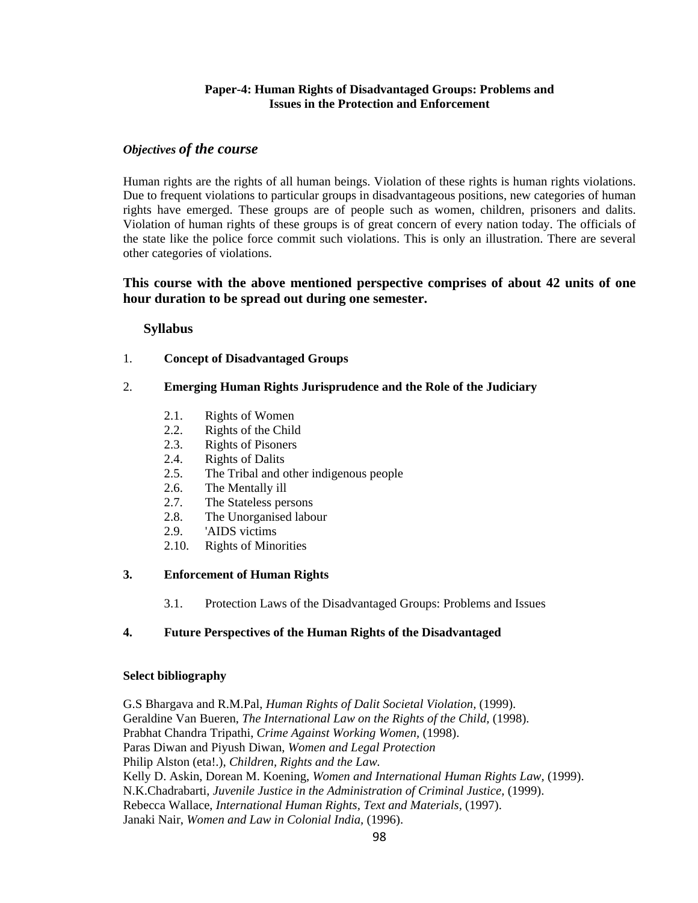**Paper-4: Human Rights of Disadvantaged Groups: Problems and Issues in the Protection and Enforcement**

***Objectives of the course***

Human rights are the rights of all human beings. Violation of these rights is human rights violations. Due to frequent violations to particular groups in disadvantageous positions, new categories of human rights have emerged. These groups are of people such as women, children, prisoners and dalits. Violation of human rights of these groups is of great concern of every nation today. The officials of the state like the police force commit such violations. This is only an illustration. There are several other categories of violations.

**This course with the above mentioned perspective comprises of about 42 units of one hour duration to be spread out during one semester.**

**Syllabus**

1. **Concept of Disadvantaged Groups**

2. **Emerging Human Rights Jurisprudence and the Role of the Judiciary**

   2.1. Rights of Women
   2.2. Rights of the Child
   2.3. Rights of Pisoners
   2.4. Rights of Dalits
   2.5. The Tribal and other indigenous people
   2.6. The Mentally ill
   2.7. The Stateless persons
   2.8. The Unorganised labour
   2.9. 'AIDS victims
   2.10. Rights of Minorities

3. **Enforcement of Human Rights**

   3.1. Protection Laws of the Disadvantaged Groups: Problems and Issues

4. **Future Perspectives of the Human Rights of the Disadvantaged**

**Select bibliography**

G.S Bhargava and R.M.Pal, *Human Rights of Dalit Societal Violation*, (1999).
Geraldine Van Bueren, *The International Law on the Rights of the Child*, (1998).
Prabhat Chandra Tripathi, *Crime Against Working Women,* (1998).
Paras Diwan and Piyush Diwan, *Women and Legal Protection*
Philip Alston (eta!.), *Children, Rights and the Law.*
Kelly D. Askin, Dorean M. Koening, *Women and International Human Rights Law,* (1999).
N.K.Chadrabarti, *Juvenile Justice in the Administration of Criminal Justice,* (1999).
Rebecca Wallace, *International Human Rights, Text and Materials,* (1997).
Janaki Nair, *Women and Law in Colonial India,* (1996).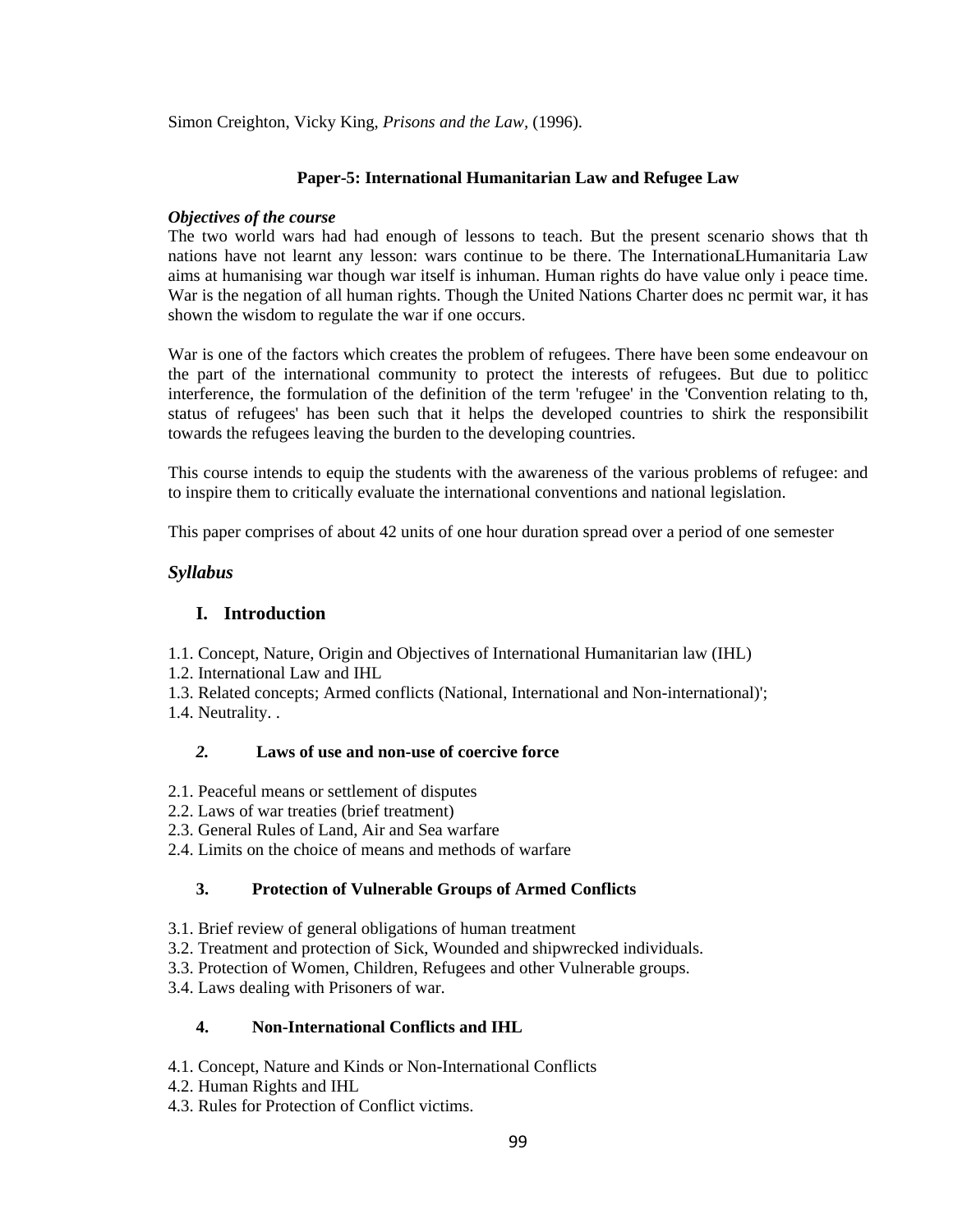Simon Creighton, Vicky King, *Prisons and the Law*, (1996).

**Paper-5: International Humanitarian Law and Refugee Law**

***Objectives of the course***

The two world wars had had enough of lessons to teach. But the present scenario shows that th nations have not learnt any lesson: wars continue to be there. The InternationaLHumanitaria Law aims at humanising war though war itself is inhuman. Human rights do have value only i peace time. War is the negation of all human rights. Though the United Nations Charter does nc permit war, it has shown the wisdom to regulate the war if one occurs.

War is one of the factors which creates the problem of refugees. There have been some endeavour on the part of the international community to protect the interests of refugees. But due to politicc interference, the formulation of the definition of the term 'refugee' in the 'Convention relating to th, status of refugees' has been such that it helps the developed countries to shirk the responsibilit towards the refugees leaving the burden to the developing countries.

This course intends to equip the students with the awareness of the various problems of refugee: and to inspire them to critically evaluate the international conventions and national legislation.

This paper comprises of about 42 units of one hour duration spread over a period of one semester

## *Syllabus*

### I. Introduction

1.1. Concept, Nature, Origin and Objectives of International Humanitarian law (IHL)
1.2. International Law and IHL
1.3. Related concepts; Armed conflicts (National, International and Non-international)';
1.4. Neutrality. .

### *2.* Laws of use and non-use of coercive force

2.1. Peaceful means or settlement of disputes
2.2. Laws of war treaties (brief treatment)
2.3. General Rules of Land, Air and Sea warfare
2.4. Limits on the choice of means and methods of warfare

### 3. Protection of Vulnerable Groups of Armed Conflicts

3.1. Brief review of general obligations of human treatment
3.2. Treatment and protection of Sick, Wounded and shipwrecked individuals.
3.3. Protection of Women, Children, Refugees and other Vulnerable groups.
3.4. Laws dealing with Prisoners of war.

### 4. Non-International Conflicts and IHL

4.1. Concept, Nature and Kinds or Non-International Conflicts
4.2. Human Rights and IHL
4.3. Rules for Protection of Conflict victims.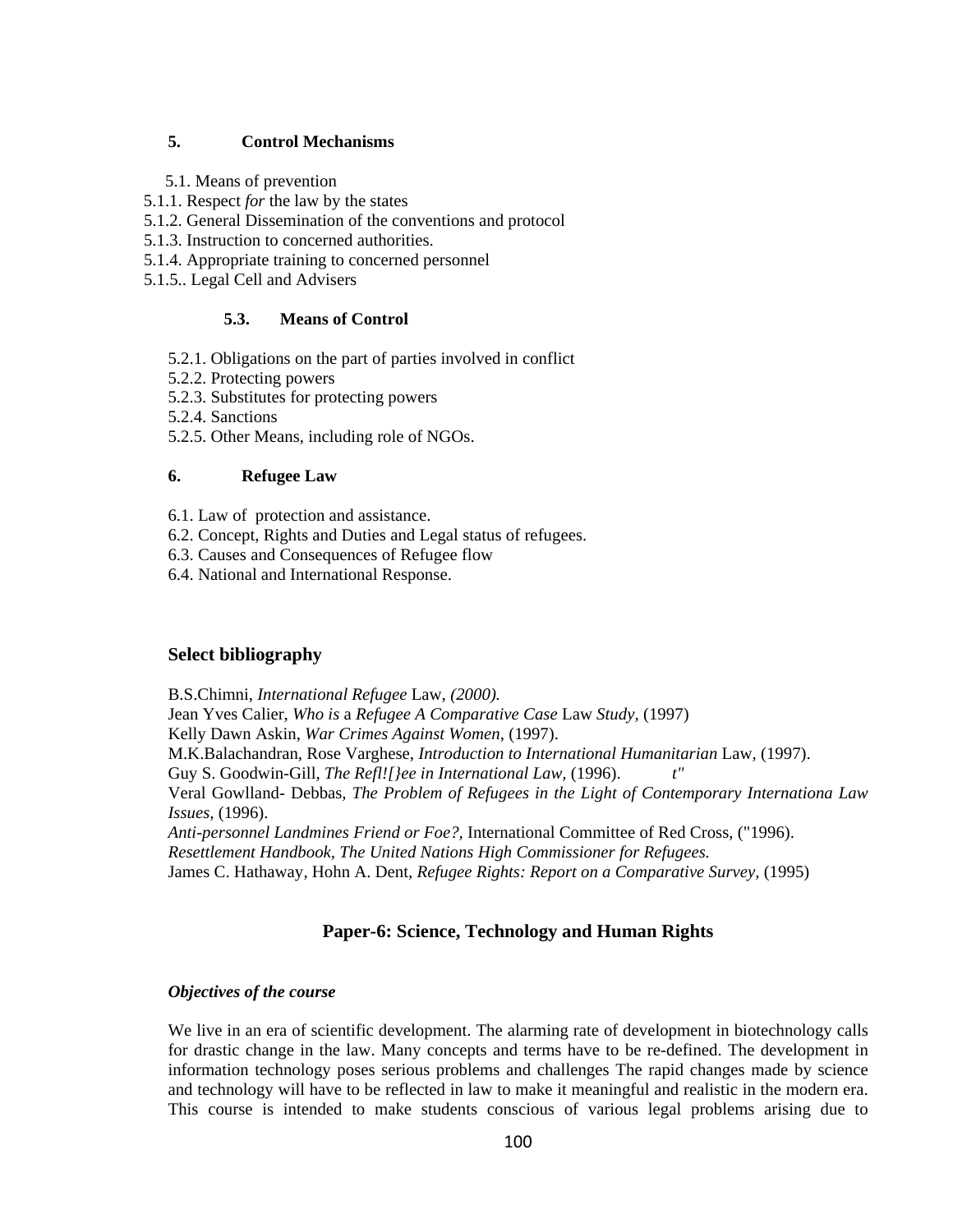### 5. Control Mechanisms

5.1. Means of prevention

5.1.1. Respect *for* the law by the states

5.1.2. General Dissemination of the conventions and protocol

5.1.3. Instruction to concerned authorities.

5.1.4. Appropriate training to concerned personnel

5.1.5.. Legal Cell and Advisers

#### 5.3. Means of Control

5.2.1. Obligations on the part of parties involved in conflict

5.2.2. Protecting powers

5.2.3. Substitutes for protecting powers

5.2.4. Sanctions

5.2.5. Other Means, including role of NGOs.

### 6. Refugee Law

6.1. Law of protection and assistance.

6.2. Concept, Rights and Duties and Legal status of refugees.

6.3. Causes and Consequences of Refugee flow

6.4. National and International Response.

## Select bibliography

B.S.Chimni, *International Refugee* Law, *(2000).*

Jean Yves Calier, *Who is* a *Refugee A Comparative Case* Law *Study,* (1997)

Kelly Dawn Askin, *War Crimes Against Women,* (1997).

M.K.Balachandran, Rose Varghese, *Introduction to International Humanitarian* Law, (1997).

Guy S. Goodwin-Gill, *The Refl![}ee in International Law,* (1996). *t"*

Veral Gowlland- Debbas, *The Problem of Refugees in the Light of Contemporary Internationa Law Issues,* (1996).

*Anti-personnel Landmines Friend or Foe?,* International Committee of Red Cross, ("1996).

*Resettlement Handbook, The United Nations High Commissioner for Refugees.*

James C. Hathaway, Hohn A. Dent, *Refugee Rights: Report on a Comparative Survey,* (1995)

## Paper-6: Science, Technology and Human Rights

***Objectives of the course***

We live in an era of scientific development. The alarming rate of development in biotechnology calls for drastic change in the law. Many concepts and terms have to be re-defined. The development in information technology poses serious problems and challenges The rapid changes made by science and technology will have to be reflected in law to make it meaningful and realistic in the modern era. This course is intended to make students conscious of various legal problems arising due to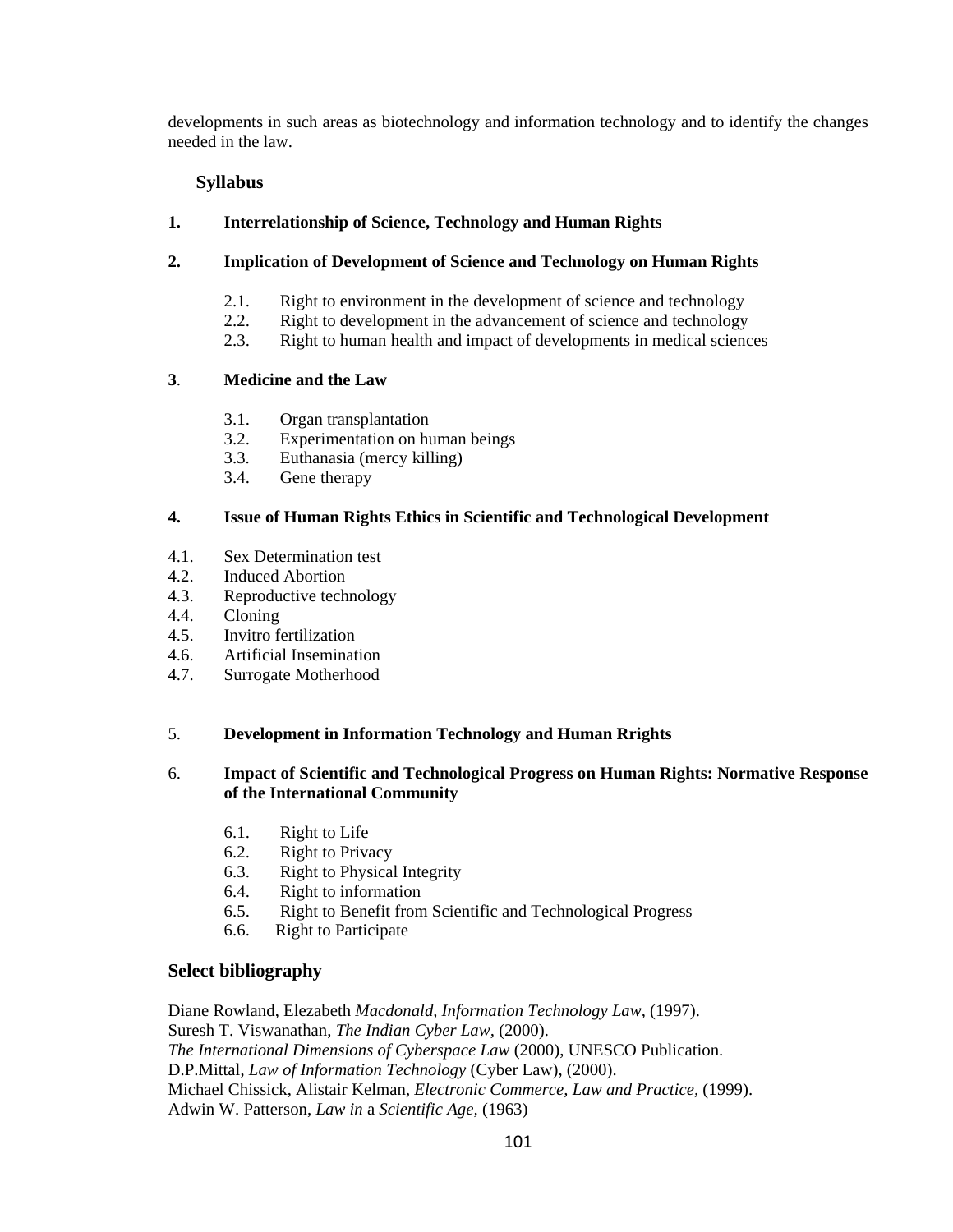developments in such areas as biotechnology and information technology and to identify the changes needed in the law.

**Syllabus**

**1. Interrelationship of Science, Technology and Human Rights**

**2. Implication of Development of Science and Technology on Human Rights**

- 2.1. Right to environment in the development of science and technology
- 2.2. Right to development in the advancement of science and technology
- 2.3. Right to human health and impact of developments in medical sciences

**3. Medicine and the Law**

- 3.1. Organ transplantation
- 3.2. Experimentation on human beings
- 3.3. Euthanasia (mercy killing)
- 3.4. Gene therapy

**4. Issue of Human Rights Ethics in Scientific and Technological Development**

- 4.1. Sex Determination test
- 4.2. Induced Abortion
- 4.3. Reproductive technology
- 4.4. Cloning
- 4.5. Invitro fertilization
- 4.6. Artificial Insemination
- 4.7. Surrogate Motherhood

5. **Development in Information Technology and Human Rrights**

6. **Impact of Scientific and Technological Progress on Human Rights: Normative Response of the International Community**

- 6.1. Right to Life
- 6.2. Right to Privacy
- 6.3. Right to Physical Integrity
- 6.4. Right to information
- 6.5. Right to Benefit from Scientific and Technological Progress
- 6.6. Right to Participate

## Select bibliography

Diane Rowland, Elezabeth *Macdonald, Information Technology Law*, (1997).
Suresh T. Viswanathan, *The Indian Cyber Law*, (2000).
*The International Dimensions of Cyberspace Law* (2000), UNESCO Publication.
D.P.Mittal, *Law of Information Technology* (Cyber Law), (2000).
Michael Chissick, Alistair Kelman, *Electronic Commerce, Law and Practice*, (1999).
Adwin W. Patterson, *Law in* a *Scientific Age*, (1963)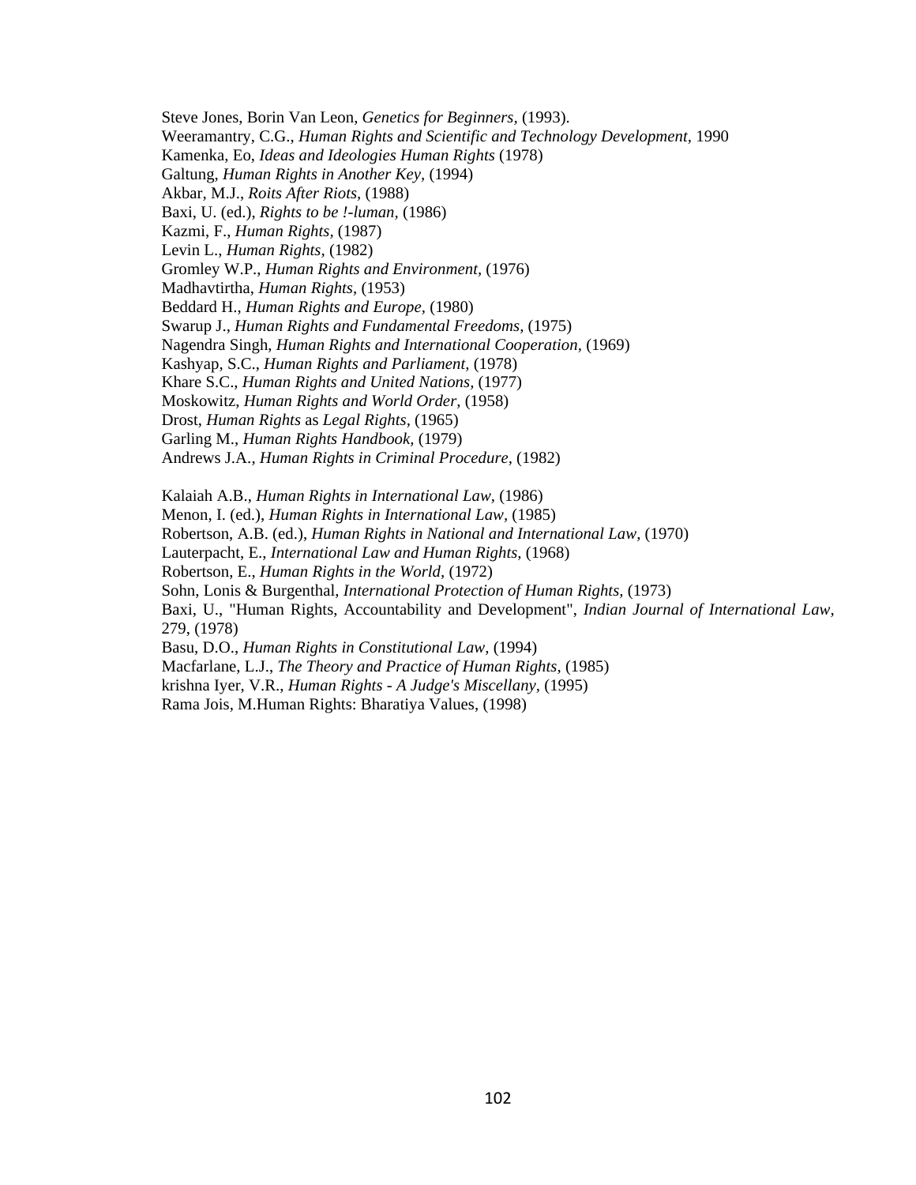Steve Jones, Borin Van Leon, *Genetics for Beginners,* (1993).
Weeramantry, C.G., *Human Rights and Scientific and Technology Development*, 1990
Kamenka, Eo, *Ideas and Ideologies Human Rights* (1978)
Galtung, *Human Rights in Another Key,* (1994)
Akbar, M.J., *Roits After Riots,* (1988)
Baxi, U. (ed.), *Rights to be !-luman,* (1986)
Kazmi, F., *Human Rights,* (1987)
Levin L., *Human Rights*, (1982)
Gromley W.P., *Human Rights and Environment,* (1976)
Madhavtirtha, *Human Rights,* (1953)
Beddard H., *Human Rights and Europe,* (1980)
Swarup J., *Human Rights and Fundamental Freedoms,* (1975)
Nagendra Singh, *Human Rights and International Cooperation,* (1969)
Kashyap, S.C., *Human Rights and Parliament,* (1978)
Khare S.C., *Human Rights and United Nations,* (1977)
Moskowitz, *Human Rights and World Order,* (1958)
Drost, *Human Rights* as *Legal Rights,* (1965)
Garling M., *Human Rights Handbook,* (1979)
Andrews J.A., *Human Rights in Criminal Procedure,* (1982)

Kalaiah A.B., *Human Rights in International Law*, (1986)
Menon, I. (ed.), *Human Rights in International Law,* (1985)
Robertson, A.B. (ed.), *Human Rights in National and International Law,* (1970)
Lauterpacht, E., *International Law and Human Rights,* (1968)
Robertson, E., *Human Rights in the World,* (1972)
Sohn, Lonis & Burgenthal, *International Protection of Human Rights*, (1973)
Baxi, U., "Human Rights, Accountability and Development", *Indian Journal of International Law,* 279, (1978)
Basu, D.O., *Human Rights in Constitutional Law,* (1994)
Macfarlane, L.J., *The Theory and Practice of Human Rights,* (1985)
krishna Iyer, V.R., *Human Rights - A Judge's Miscellany,* (1995)
Rama Jois, M.Human Rights: Bharatiya Values, (1998)